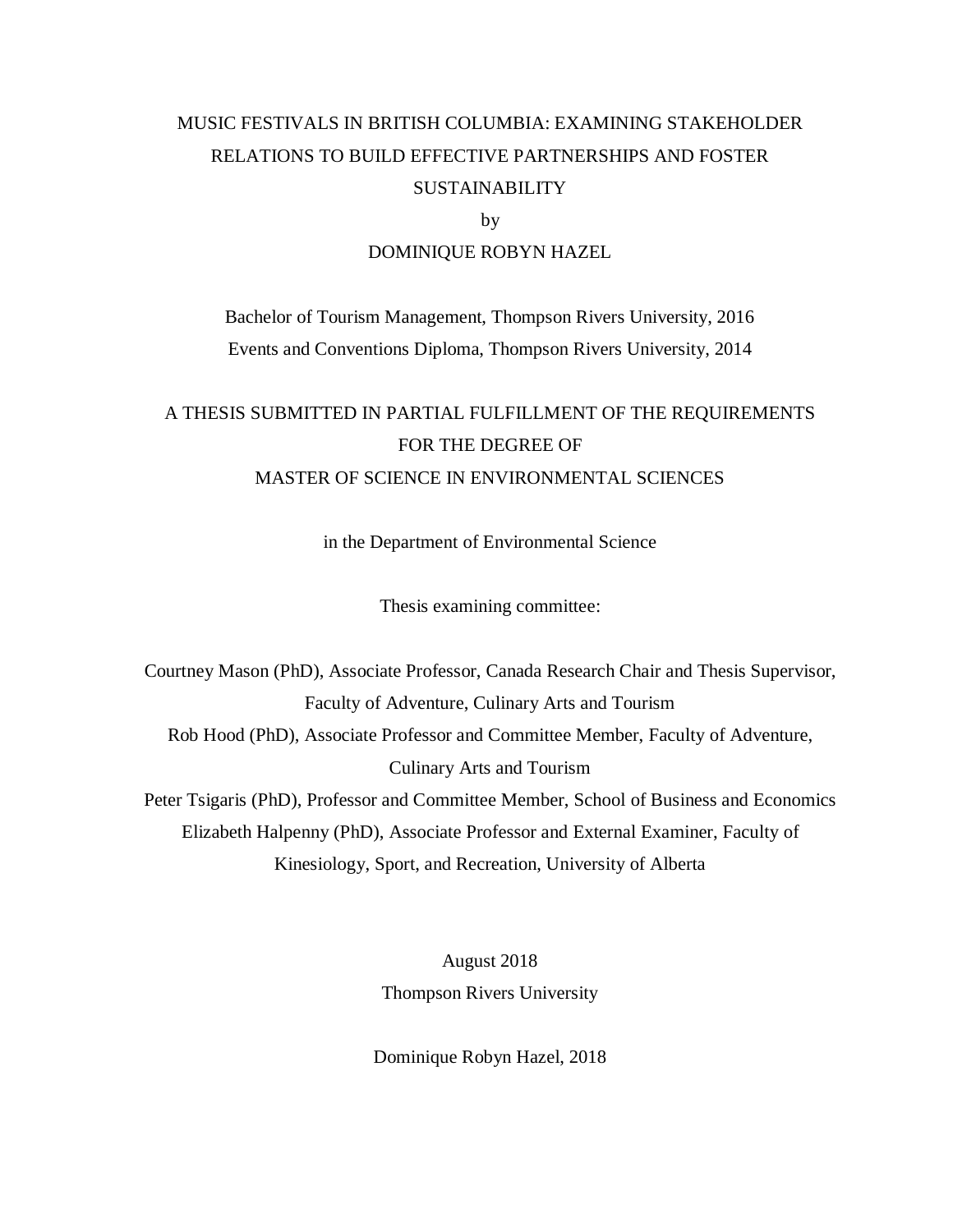# MUSIC FESTIVALS IN BRITISH COLUMBIA: EXAMINING STAKEHOLDER RELATIONS TO BUILD EFFECTIVE PARTNERSHIPS AND FOSTER SUSTAINABILITY

by

DOMINIQUE ROBYN HAZEL

Bachelor of Tourism Management, Thompson Rivers University, 2016

Events and Conventions Diploma, Thompson Rivers University, 2014

A THESIS SUBMITTED IN PARTIAL FULFILLMENT OF THE REQUIREMENTS FOR THE DEGREE OF MASTER OF SCIENCE IN ENVIRONMENTAL SCIENCES

in the Department of Environmental Science

Thesis examining committee:

Courtney Mason (PhD), Associate Professor, Canada Research Chair and Thesis Supervisor, Faculty of Adventure, Culinary Arts and Tourism

Rob Hood (PhD), Associate Professor and Committee Member, Faculty of Adventure, Culinary Arts and Tourism

Peter Tsigaris (PhD), Professor and Committee Member, School of Business and Economics

Elizabeth Halpenny (PhD), Associate Professor and External Examiner, Faculty of Kinesiology, Sport, and Recreation, University of Alberta

August 2018

Thompson Rivers University

Dominique Robyn Hazel, 2018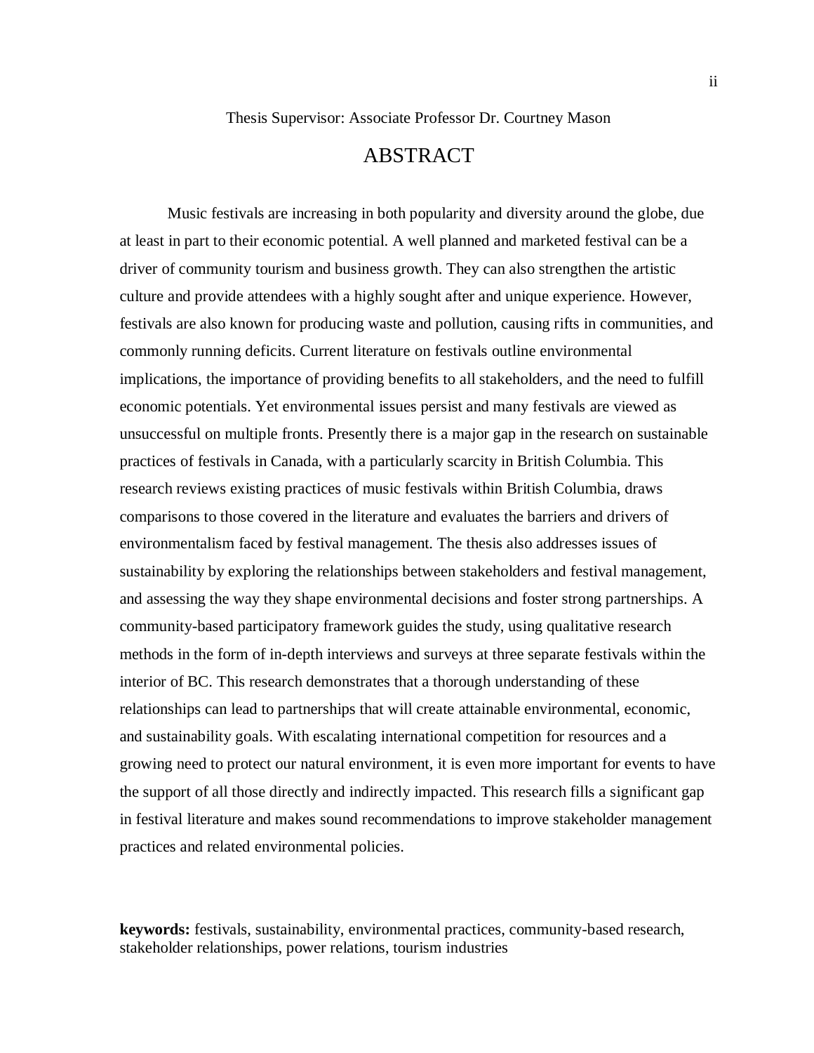Thesis Supervisor: Associate Professor Dr. Courtney Mason

# ABSTRACT

Music festivals are increasing in both popularity and diversity around the globe, due at least in part to their economic potential. A well planned and marketed festival can be a driver of community tourism and business growth. They can also strengthen the artistic culture and provide attendees with a highly sought after and unique experience. However, festivals are also known for producing waste and pollution, causing rifts in communities, and commonly running deficits. Current literature on festivals outline environmental implications, the importance of providing benefits to all stakeholders, and the need to fulfill economic potentials. Yet environmental issues persist and many festivals are viewed as unsuccessful on multiple fronts. Presently there is a major gap in the research on sustainable practices of festivals in Canada, with a particularly scarcity in British Columbia. This research reviews existing practices of music festivals within British Columbia, draws comparisons to those covered in the literature and evaluates the barriers and drivers of environmentalism faced by festival management. The thesis also addresses issues of sustainability by exploring the relationships between stakeholders and festival management, and assessing the way they shape environmental decisions and foster strong partnerships. A community-based participatory framework guides the study, using qualitative research methods in the form of in-depth interviews and surveys at three separate festivals within the interior of BC. This research demonstrates that a thorough understanding of these relationships can lead to partnerships that will create attainable environmental, economic, and sustainability goals. With escalating international competition for resources and a growing need to protect our natural environment, it is even more important for events to have the support of all those directly and indirectly impacted. This research fills a significant gap in festival literature and makes sound recommendations to improve stakeholder management practices and related environmental policies.

**keywords:** festivals, sustainability, environmental practices, community-based research, stakeholder relationships, power relations, tourism industries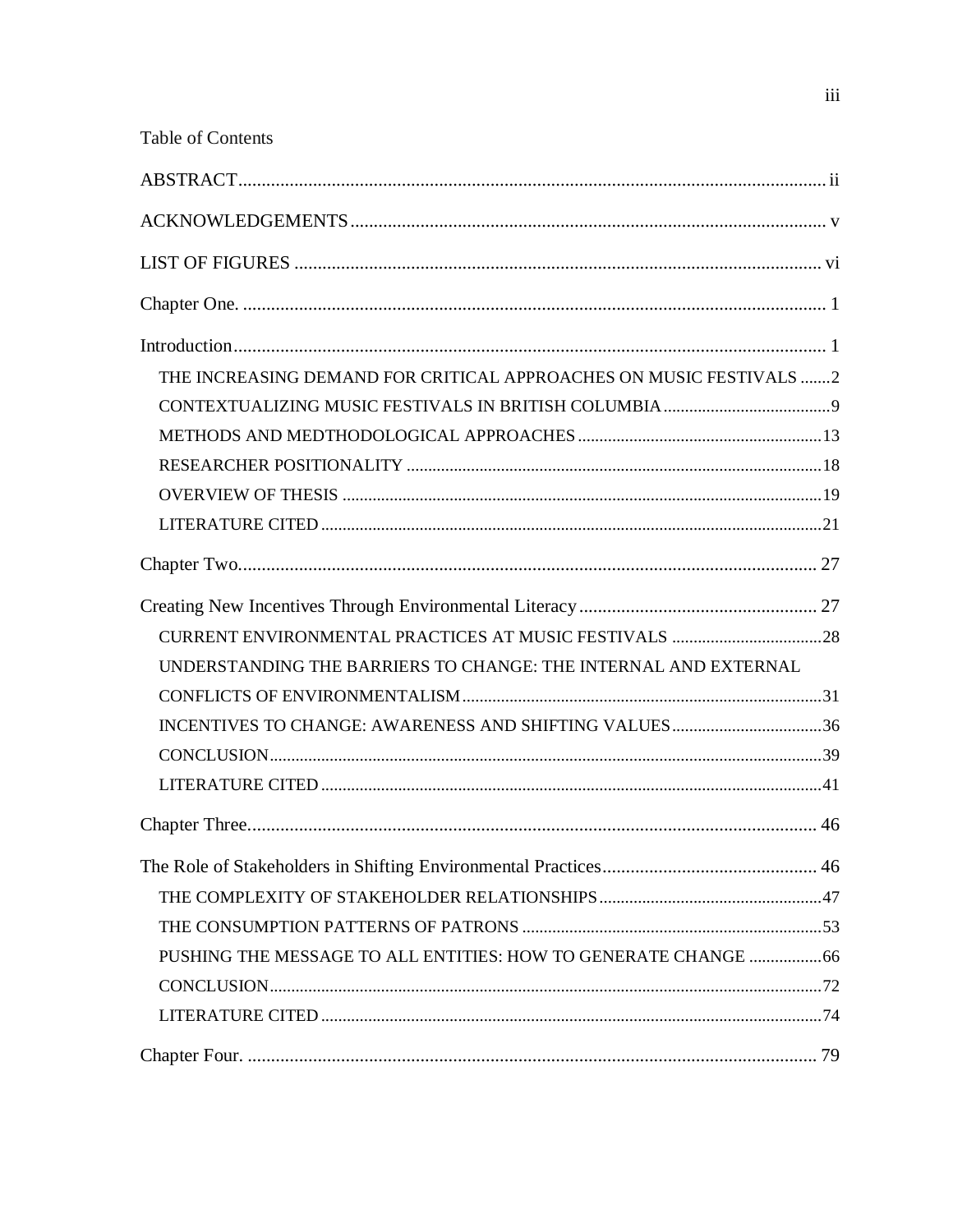Table of Contents

ABSTRACT ..... ii

ACKNOWLEDGEMENTS ..... v

LIST OF FIGURES ..... vi

Chapter One. ..... 1

Introduction ..... 1

- THE INCREASING DEMAND FOR CRITICAL APPROACHES ON MUSIC FESTIVALS ..... 2
- CONTEXTUALIZING MUSIC FESTIVALS IN BRITISH COLUMBIA ..... 9
- METHODS AND MEDTHODOLOGICAL APPROACHES ..... 13
- RESEARCHER POSITIONALITY ..... 18
- OVERVIEW OF THESIS ..... 19
- LITERATURE CITED ..... 21

Chapter Two. ..... 27

Creating New Incentives Through Environmental Literacy ..... 27

- CURRENT ENVIRONMENTAL PRACTICES AT MUSIC FESTIVALS ..... 28
- UNDERSTANDING THE BARRIERS TO CHANGE: THE INTERNAL AND EXTERNAL CONFLICTS OF ENVIRONMENTALISM ..... 31
- INCENTIVES TO CHANGE: AWARENESS AND SHIFTING VALUES ..... 36
- CONCLUSION ..... 39
- LITERATURE CITED ..... 41

Chapter Three ..... 46

The Role of Stakeholders in Shifting Environmental Practices ..... 46

- THE COMPLEXITY OF STAKEHOLDER RELATIONSHIPS ..... 47
- THE CONSUMPTION PATTERNS OF PATRONS ..... 53
- PUSHING THE MESSAGE TO ALL ENTITIES: HOW TO GENERATE CHANGE ..... 66
- CONCLUSION ..... 72
- LITERATURE CITED ..... 74

Chapter Four. ..... 79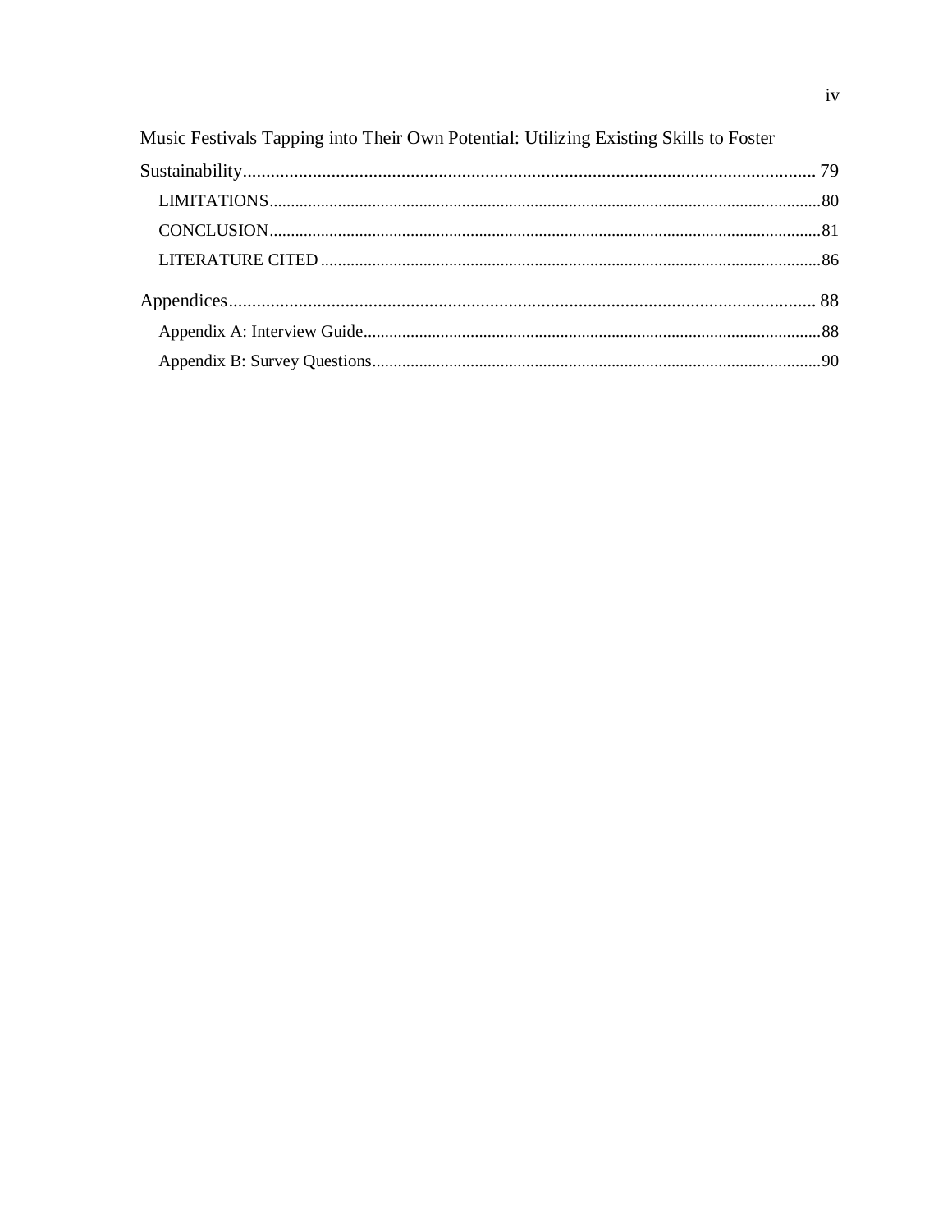Music Festivals Tapping into Their Own Potential: Utilizing Existing Skills to Foster Sustainability ........................................................................................................................ 79

- LIMITATIONS ........................................................................................................................ 80
- CONCLUSION ........................................................................................................................ 81
- LITERATURE CITED ............................................................................................................. 86

Appendices ............................................................................................................................. 88

- Appendix A: Interview Guide ................................................................................................. 88
- Appendix B: Survey Questions ............................................................................................... 90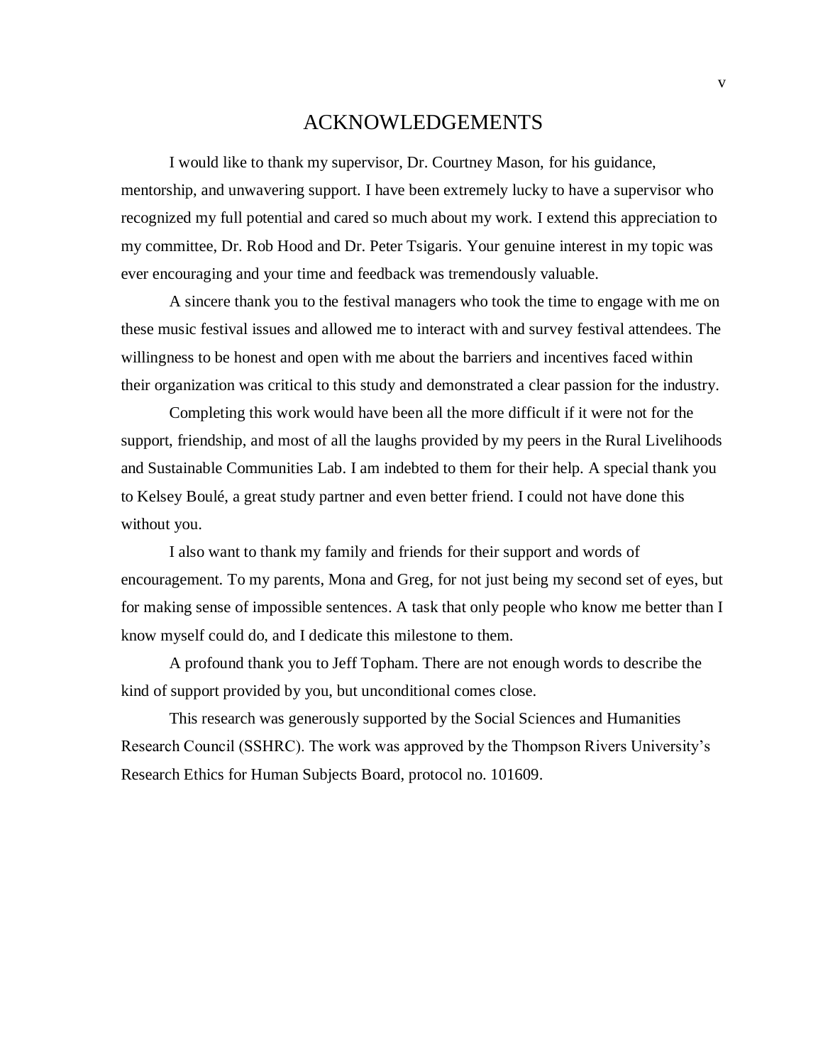# ACKNOWLEDGEMENTS

I would like to thank my supervisor, Dr. Courtney Mason, for his guidance, mentorship, and unwavering support. I have been extremely lucky to have a supervisor who recognized my full potential and cared so much about my work. I extend this appreciation to my committee, Dr. Rob Hood and Dr. Peter Tsigaris. Your genuine interest in my topic was ever encouraging and your time and feedback was tremendously valuable.

A sincere thank you to the festival managers who took the time to engage with me on these music festival issues and allowed me to interact with and survey festival attendees. The willingness to be honest and open with me about the barriers and incentives faced within their organization was critical to this study and demonstrated a clear passion for the industry.

Completing this work would have been all the more difficult if it were not for the support, friendship, and most of all the laughs provided by my peers in the Rural Livelihoods and Sustainable Communities Lab. I am indebted to them for their help. A special thank you to Kelsey Boulé, a great study partner and even better friend. I could not have done this without you.

I also want to thank my family and friends for their support and words of encouragement. To my parents, Mona and Greg, for not just being my second set of eyes, but for making sense of impossible sentences. A task that only people who know me better than I know myself could do, and I dedicate this milestone to them.

A profound thank you to Jeff Topham. There are not enough words to describe the kind of support provided by you, but unconditional comes close.

This research was generously supported by the Social Sciences and Humanities Research Council (SSHRC). The work was approved by the Thompson Rivers University's Research Ethics for Human Subjects Board, protocol no. 101609.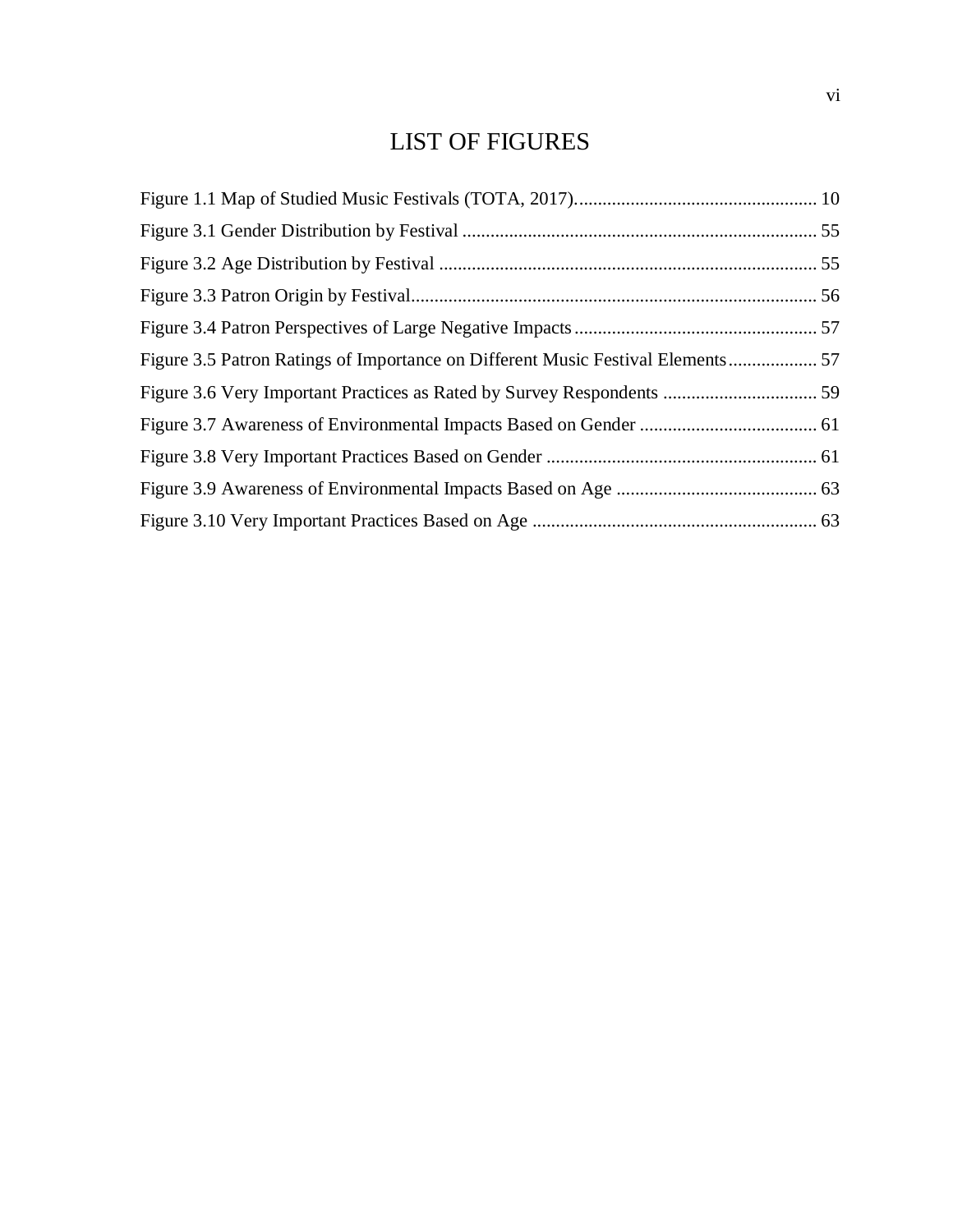# LIST OF FIGURES

Figure 1.1 Map of Studied Music Festivals (TOTA, 2017)....................................................... 10

Figure 3.1 Gender Distribution by Festival ........................................................................... 55

Figure 3.2 Age Distribution by Festival ................................................................................ 55

Figure 3.3 Patron Origin by Festival...................................................................................... 56

Figure 3.4 Patron Perspectives of Large Negative Impacts .................................................... 57

Figure 3.5 Patron Ratings of Importance on Different Music Festival Elements.................. 57

Figure 3.6 Very Important Practices as Rated by Survey Respondents ................................. 59

Figure 3.7 Awareness of Environmental Impacts Based on Gender ...................................... 61

Figure 3.8 Very Important Practices Based on Gender .......................................................... 61

Figure 3.9 Awareness of Environmental Impacts Based on Age ........................................... 63

Figure 3.10 Very Important Practices Based on Age ............................................................. 63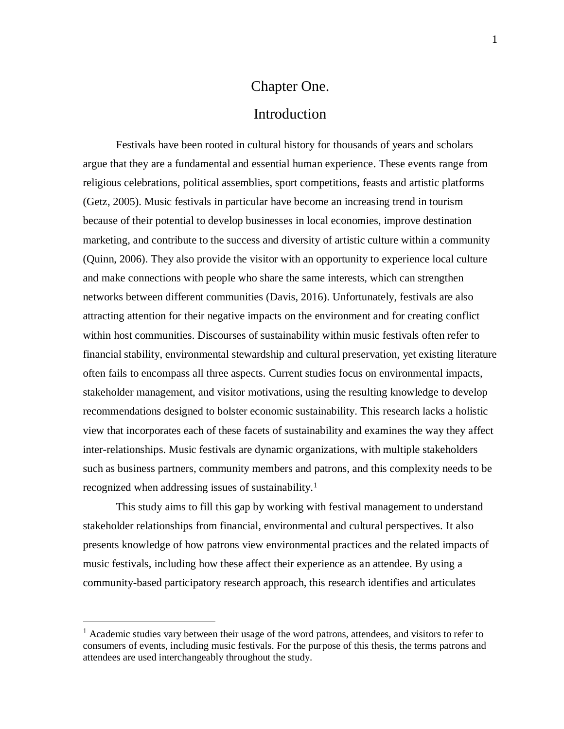# Chapter One.

# Introduction

Festivals have been rooted in cultural history for thousands of years and scholars argue that they are a fundamental and essential human experience. These events range from religious celebrations, political assemblies, sport competitions, feasts and artistic platforms (Getz, 2005). Music festivals in particular have become an increasing trend in tourism because of their potential to develop businesses in local economies, improve destination marketing, and contribute to the success and diversity of artistic culture within a community (Quinn, 2006). They also provide the visitor with an opportunity to experience local culture and make connections with people who share the same interests, which can strengthen networks between different communities (Davis, 2016). Unfortunately, festivals are also attracting attention for their negative impacts on the environment and for creating conflict within host communities. Discourses of sustainability within music festivals often refer to financial stability, environmental stewardship and cultural preservation, yet existing literature often fails to encompass all three aspects. Current studies focus on environmental impacts, stakeholder management, and visitor motivations, using the resulting knowledge to develop recommendations designed to bolster economic sustainability. This research lacks a holistic view that incorporates each of these facets of sustainability and examines the way they affect inter-relationships. Music festivals are dynamic organizations, with multiple stakeholders such as business partners, community members and patrons, and this complexity needs to be recognized when addressing issues of sustainability.[1]

This study aims to fill this gap by working with festival management to understand stakeholder relationships from financial, environmental and cultural perspectives. It also presents knowledge of how patrons view environmental practices and the related impacts of music festivals, including how these affect their experience as an attendee. By using a community-based participatory research approach, this research identifies and articulates

---

[1] Academic studies vary between their usage of the word patrons, attendees, and visitors to refer to consumers of events, including music festivals. For the purpose of this thesis, the terms patrons and attendees are used interchangeably throughout the study.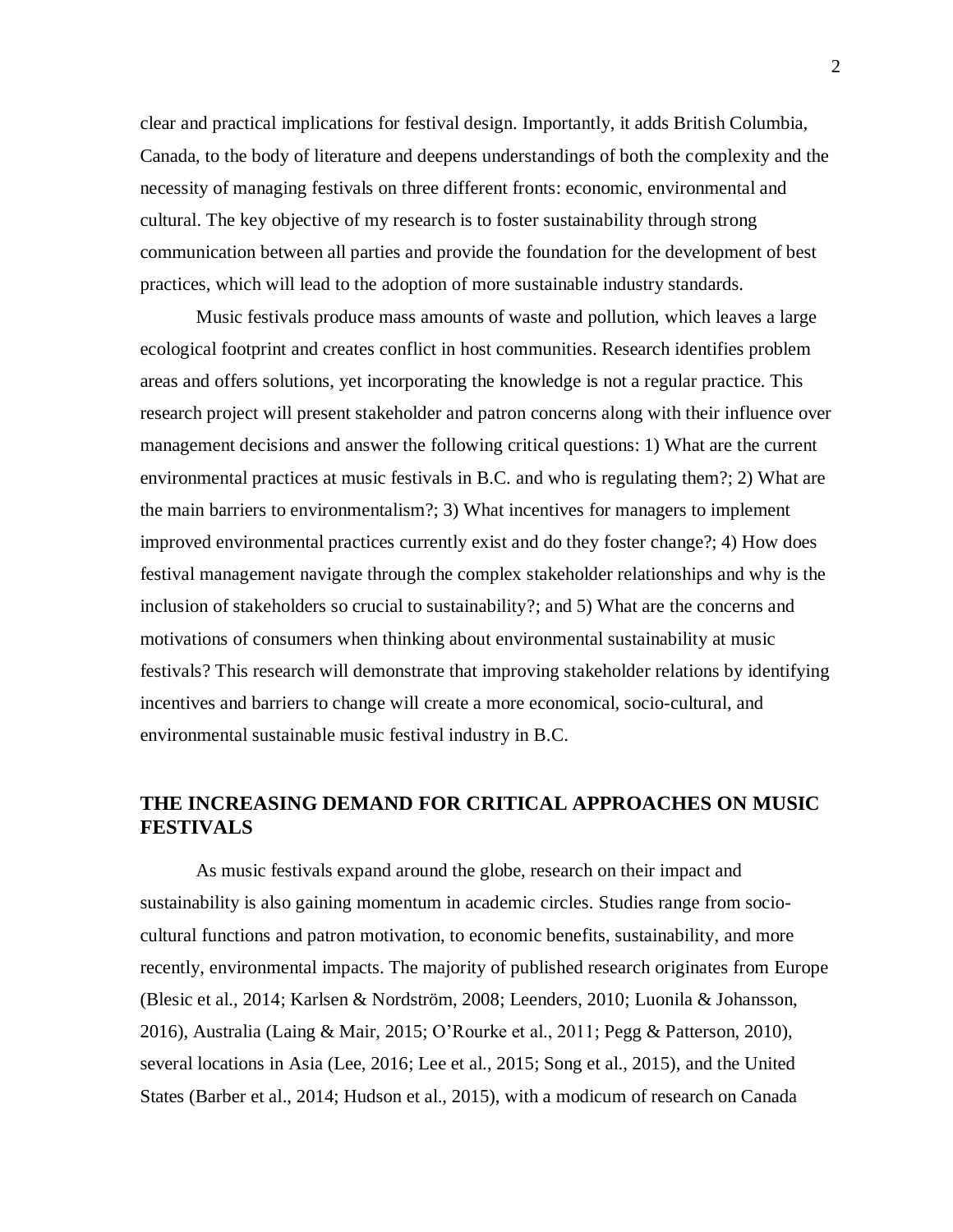clear and practical implications for festival design. Importantly, it adds British Columbia, Canada, to the body of literature and deepens understandings of both the complexity and the necessity of managing festivals on three different fronts: economic, environmental and cultural. The key objective of my research is to foster sustainability through strong communication between all parties and provide the foundation for the development of best practices, which will lead to the adoption of more sustainable industry standards.

Music festivals produce mass amounts of waste and pollution, which leaves a large ecological footprint and creates conflict in host communities. Research identifies problem areas and offers solutions, yet incorporating the knowledge is not a regular practice. This research project will present stakeholder and patron concerns along with their influence over management decisions and answer the following critical questions: 1) What are the current environmental practices at music festivals in B.C. and who is regulating them?; 2) What are the main barriers to environmentalism?; 3) What incentives for managers to implement improved environmental practices currently exist and do they foster change?; 4) How does festival management navigate through the complex stakeholder relationships and why is the inclusion of stakeholders so crucial to sustainability?; and 5) What are the concerns and motivations of consumers when thinking about environmental sustainability at music festivals? This research will demonstrate that improving stakeholder relations by identifying incentives and barriers to change will create a more economical, socio-cultural, and environmental sustainable music festival industry in B.C.

## THE INCREASING DEMAND FOR CRITICAL APPROACHES ON MUSIC FESTIVALS

As music festivals expand around the globe, research on their impact and sustainability is also gaining momentum in academic circles. Studies range from socio-cultural functions and patron motivation, to economic benefits, sustainability, and more recently, environmental impacts. The majority of published research originates from Europe (Blesic et al., 2014; Karlsen & Nordström, 2008; Leenders, 2010; Luonila & Johansson, 2016), Australia (Laing & Mair, 2015; O'Rourke et al., 2011; Pegg & Patterson, 2010), several locations in Asia (Lee, 2016; Lee et al., 2015; Song et al., 2015), and the United States (Barber et al., 2014; Hudson et al., 2015), with a modicum of research on Canada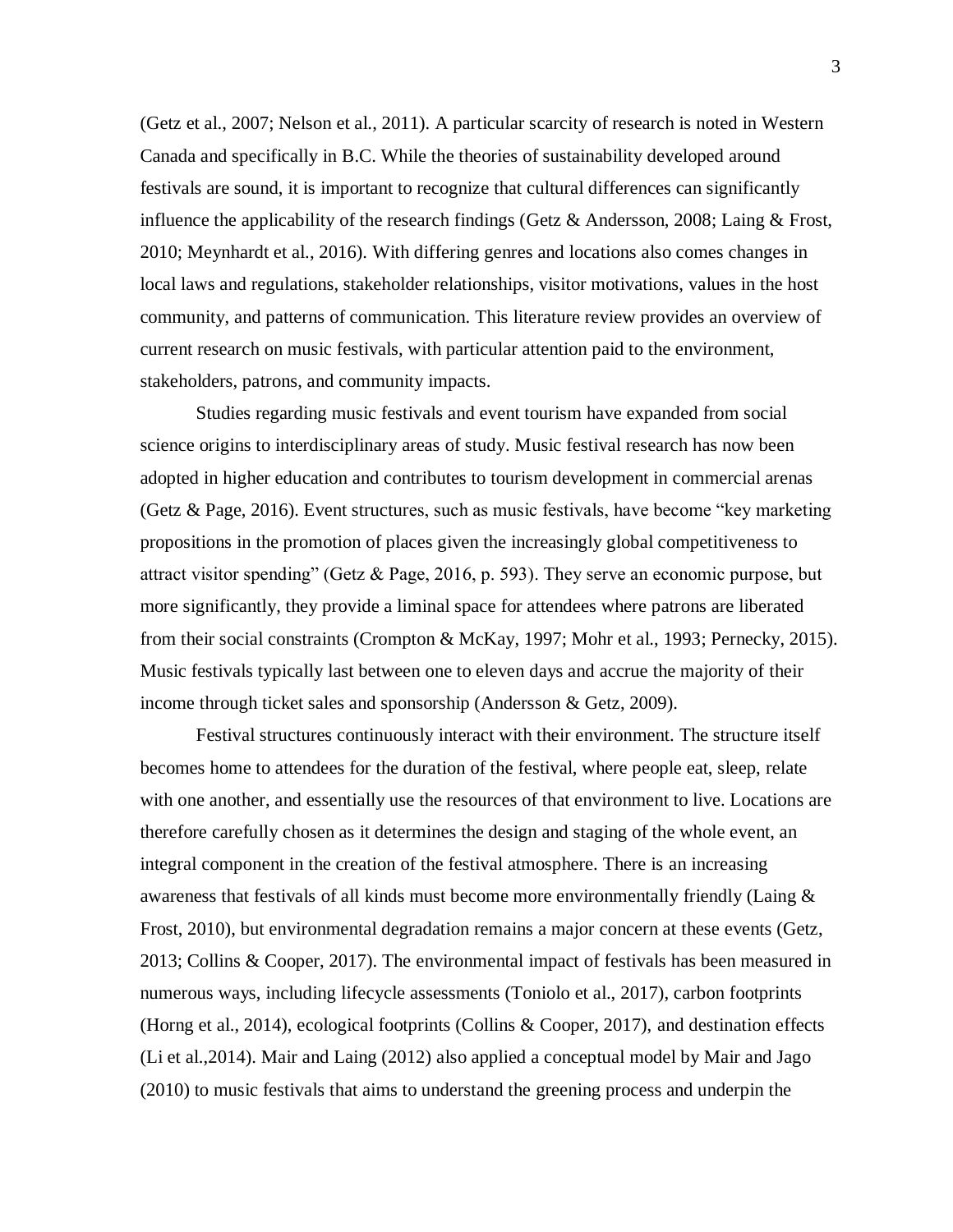(Getz et al., 2007; Nelson et al., 2011). A particular scarcity of research is noted in Western Canada and specifically in B.C. While the theories of sustainability developed around festivals are sound, it is important to recognize that cultural differences can significantly influence the applicability of the research findings (Getz & Andersson, 2008; Laing & Frost, 2010; Meynhardt et al., 2016). With differing genres and locations also comes changes in local laws and regulations, stakeholder relationships, visitor motivations, values in the host community, and patterns of communication. This literature review provides an overview of current research on music festivals, with particular attention paid to the environment, stakeholders, patrons, and community impacts.

Studies regarding music festivals and event tourism have expanded from social science origins to interdisciplinary areas of study. Music festival research has now been adopted in higher education and contributes to tourism development in commercial arenas (Getz & Page, 2016). Event structures, such as music festivals, have become "key marketing propositions in the promotion of places given the increasingly global competitiveness to attract visitor spending" (Getz & Page, 2016, p. 593). They serve an economic purpose, but more significantly, they provide a liminal space for attendees where patrons are liberated from their social constraints (Crompton & McKay, 1997; Mohr et al., 1993; Pernecky, 2015). Music festivals typically last between one to eleven days and accrue the majority of their income through ticket sales and sponsorship (Andersson & Getz, 2009).

Festival structures continuously interact with their environment. The structure itself becomes home to attendees for the duration of the festival, where people eat, sleep, relate with one another, and essentially use the resources of that environment to live. Locations are therefore carefully chosen as it determines the design and staging of the whole event, an integral component in the creation of the festival atmosphere. There is an increasing awareness that festivals of all kinds must become more environmentally friendly (Laing & Frost, 2010), but environmental degradation remains a major concern at these events (Getz, 2013; Collins & Cooper, 2017). The environmental impact of festivals has been measured in numerous ways, including lifecycle assessments (Toniolo et al., 2017), carbon footprints (Horng et al., 2014), ecological footprints (Collins & Cooper, 2017), and destination effects (Li et al.,2014). Mair and Laing (2012) also applied a conceptual model by Mair and Jago (2010) to music festivals that aims to understand the greening process and underpin the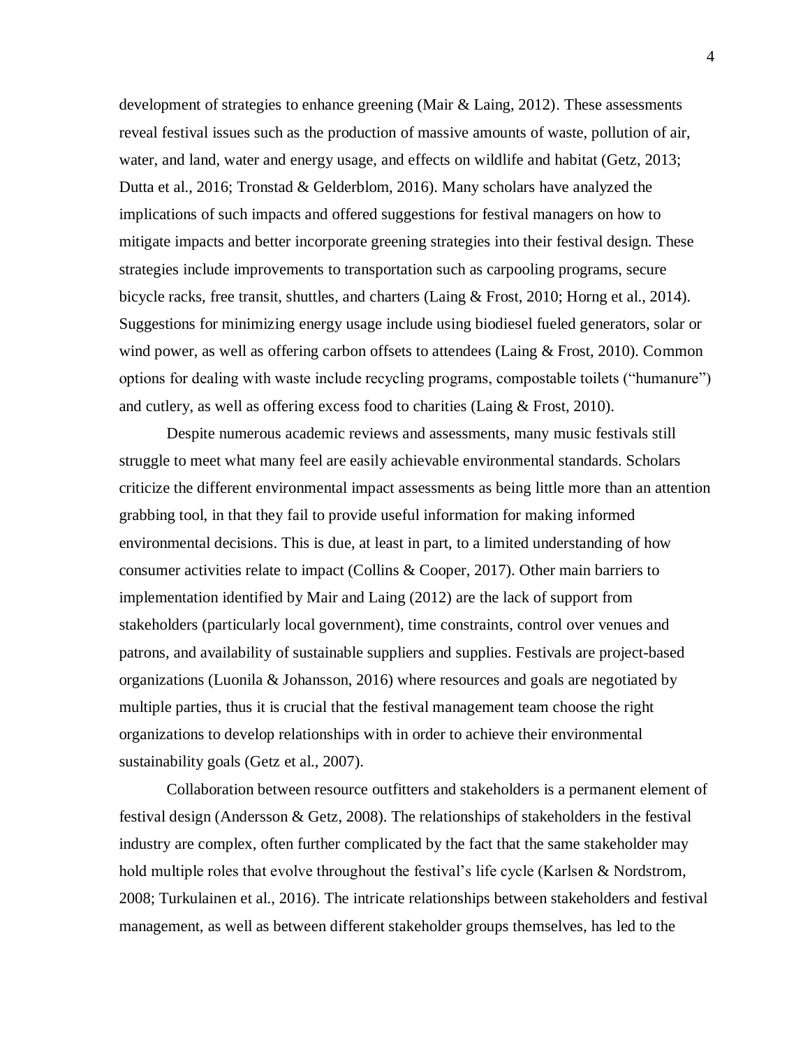development of strategies to enhance greening (Mair & Laing, 2012). These assessments reveal festival issues such as the production of massive amounts of waste, pollution of air, water, and land, water and energy usage, and effects on wildlife and habitat (Getz, 2013; Dutta et al., 2016; Tronstad & Gelderblom, 2016). Many scholars have analyzed the implications of such impacts and offered suggestions for festival managers on how to mitigate impacts and better incorporate greening strategies into their festival design. These strategies include improvements to transportation such as carpooling programs, secure bicycle racks, free transit, shuttles, and charters (Laing & Frost, 2010; Horng et al., 2014). Suggestions for minimizing energy usage include using biodiesel fueled generators, solar or wind power, as well as offering carbon offsets to attendees (Laing & Frost, 2010). Common options for dealing with waste include recycling programs, compostable toilets ("humanure") and cutlery, as well as offering excess food to charities (Laing & Frost, 2010).

Despite numerous academic reviews and assessments, many music festivals still struggle to meet what many feel are easily achievable environmental standards. Scholars criticize the different environmental impact assessments as being little more than an attention grabbing tool, in that they fail to provide useful information for making informed environmental decisions. This is due, at least in part, to a limited understanding of how consumer activities relate to impact (Collins & Cooper, 2017). Other main barriers to implementation identified by Mair and Laing (2012) are the lack of support from stakeholders (particularly local government), time constraints, control over venues and patrons, and availability of sustainable suppliers and supplies. Festivals are project-based organizations (Luonila & Johansson, 2016) where resources and goals are negotiated by multiple parties, thus it is crucial that the festival management team choose the right organizations to develop relationships with in order to achieve their environmental sustainability goals (Getz et al., 2007).

Collaboration between resource outfitters and stakeholders is a permanent element of festival design (Andersson & Getz, 2008). The relationships of stakeholders in the festival industry are complex, often further complicated by the fact that the same stakeholder may hold multiple roles that evolve throughout the festival's life cycle (Karlsen & Nordstrom, 2008; Turkulainen et al., 2016). The intricate relationships between stakeholders and festival management, as well as between different stakeholder groups themselves, has led to the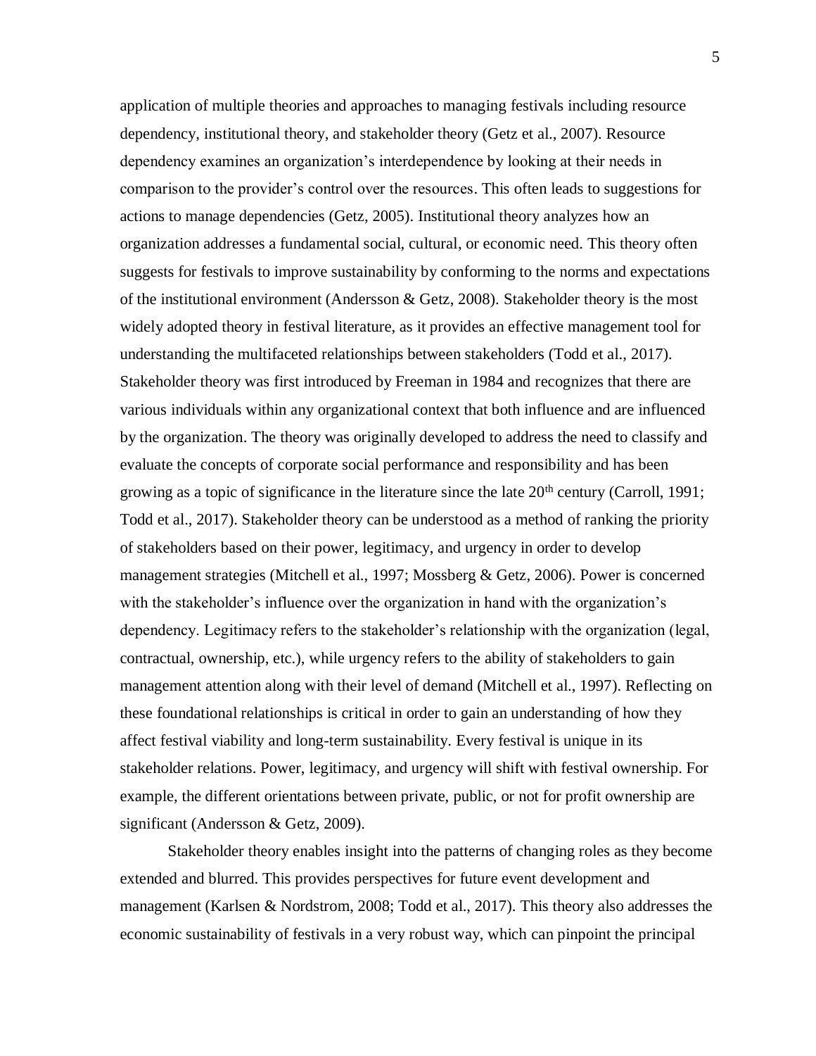application of multiple theories and approaches to managing festivals including resource dependency, institutional theory, and stakeholder theory (Getz et al., 2007). Resource dependency examines an organization's interdependence by looking at their needs in comparison to the provider's control over the resources. This often leads to suggestions for actions to manage dependencies (Getz, 2005). Institutional theory analyzes how an organization addresses a fundamental social, cultural, or economic need. This theory often suggests for festivals to improve sustainability by conforming to the norms and expectations of the institutional environment (Andersson & Getz, 2008). Stakeholder theory is the most widely adopted theory in festival literature, as it provides an effective management tool for understanding the multifaceted relationships between stakeholders (Todd et al., 2017). Stakeholder theory was first introduced by Freeman in 1984 and recognizes that there are various individuals within any organizational context that both influence and are influenced by the organization. The theory was originally developed to address the need to classify and evaluate the concepts of corporate social performance and responsibility and has been growing as a topic of significance in the literature since the late 20th century (Carroll, 1991; Todd et al., 2017). Stakeholder theory can be understood as a method of ranking the priority of stakeholders based on their power, legitimacy, and urgency in order to develop management strategies (Mitchell et al., 1997; Mossberg & Getz, 2006). Power is concerned with the stakeholder's influence over the organization in hand with the organization's dependency. Legitimacy refers to the stakeholder's relationship with the organization (legal, contractual, ownership, etc.), while urgency refers to the ability of stakeholders to gain management attention along with their level of demand (Mitchell et al., 1997). Reflecting on these foundational relationships is critical in order to gain an understanding of how they affect festival viability and long-term sustainability. Every festival is unique in its stakeholder relations. Power, legitimacy, and urgency will shift with festival ownership. For example, the different orientations between private, public, or not for profit ownership are significant (Andersson & Getz, 2009).

Stakeholder theory enables insight into the patterns of changing roles as they become extended and blurred. This provides perspectives for future event development and management (Karlsen & Nordstrom, 2008; Todd et al., 2017). This theory also addresses the economic sustainability of festivals in a very robust way, which can pinpoint the principal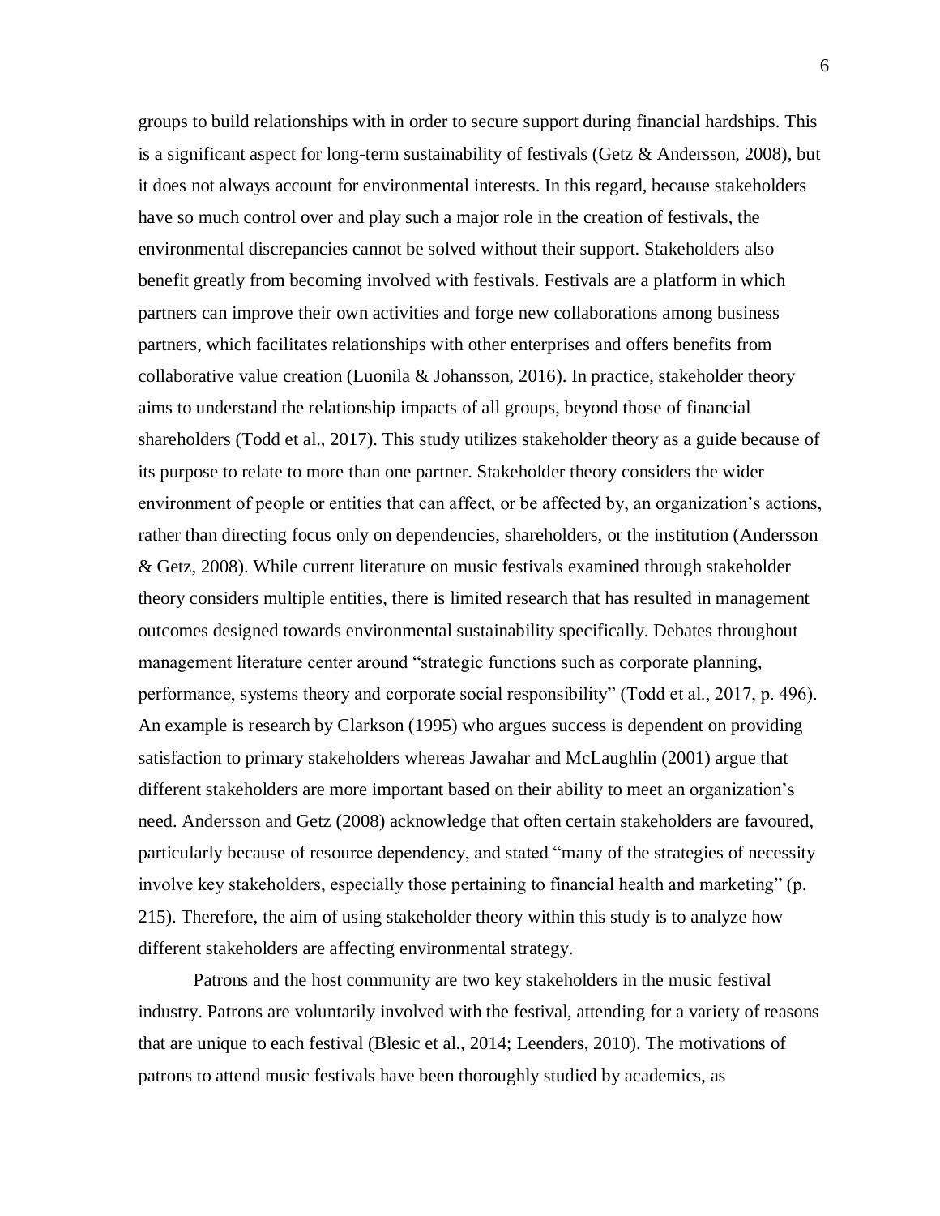groups to build relationships with in order to secure support during financial hardships. This is a significant aspect for long-term sustainability of festivals (Getz & Andersson, 2008), but it does not always account for environmental interests. In this regard, because stakeholders have so much control over and play such a major role in the creation of festivals, the environmental discrepancies cannot be solved without their support. Stakeholders also benefit greatly from becoming involved with festivals. Festivals are a platform in which partners can improve their own activities and forge new collaborations among business partners, which facilitates relationships with other enterprises and offers benefits from collaborative value creation (Luonila & Johansson, 2016). In practice, stakeholder theory aims to understand the relationship impacts of all groups, beyond those of financial shareholders (Todd et al., 2017). This study utilizes stakeholder theory as a guide because of its purpose to relate to more than one partner. Stakeholder theory considers the wider environment of people or entities that can affect, or be affected by, an organization's actions, rather than directing focus only on dependencies, shareholders, or the institution (Andersson & Getz, 2008). While current literature on music festivals examined through stakeholder theory considers multiple entities, there is limited research that has resulted in management outcomes designed towards environmental sustainability specifically. Debates throughout management literature center around "strategic functions such as corporate planning, performance, systems theory and corporate social responsibility" (Todd et al., 2017, p. 496). An example is research by Clarkson (1995) who argues success is dependent on providing satisfaction to primary stakeholders whereas Jawahar and McLaughlin (2001) argue that different stakeholders are more important based on their ability to meet an organization's need. Andersson and Getz (2008) acknowledge that often certain stakeholders are favoured, particularly because of resource dependency, and stated "many of the strategies of necessity involve key stakeholders, especially those pertaining to financial health and marketing" (p. 215). Therefore, the aim of using stakeholder theory within this study is to analyze how different stakeholders are affecting environmental strategy.

Patrons and the host community are two key stakeholders in the music festival industry. Patrons are voluntarily involved with the festival, attending for a variety of reasons that are unique to each festival (Blesic et al., 2014; Leenders, 2010). The motivations of patrons to attend music festivals have been thoroughly studied by academics, as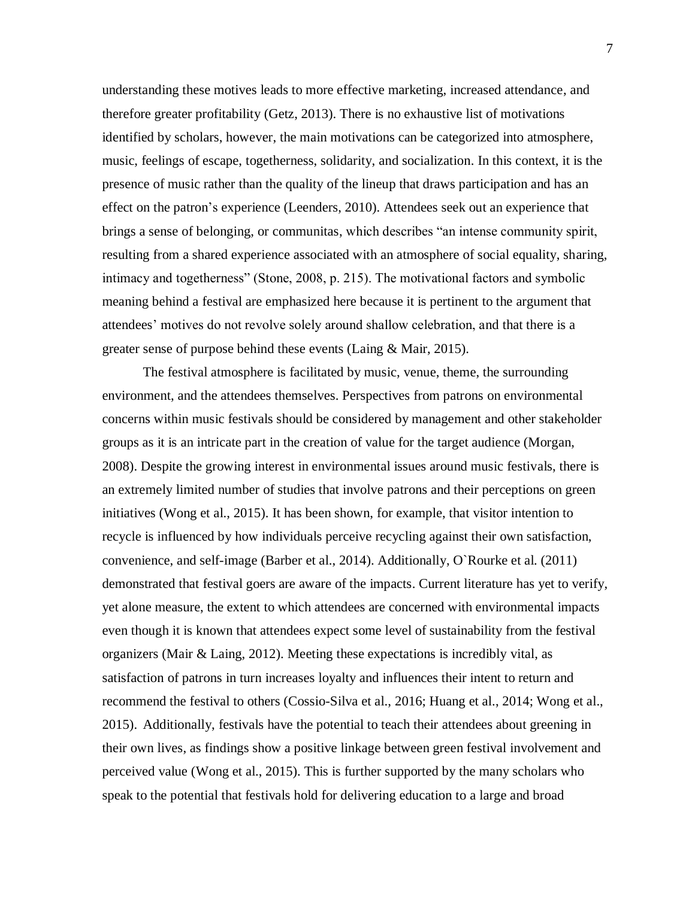understanding these motives leads to more effective marketing, increased attendance, and therefore greater profitability (Getz, 2013). There is no exhaustive list of motivations identified by scholars, however, the main motivations can be categorized into atmosphere, music, feelings of escape, togetherness, solidarity, and socialization. In this context, it is the presence of music rather than the quality of the lineup that draws participation and has an effect on the patron's experience (Leenders, 2010). Attendees seek out an experience that brings a sense of belonging, or communitas, which describes "an intense community spirit, resulting from a shared experience associated with an atmosphere of social equality, sharing, intimacy and togetherness" (Stone, 2008, p. 215). The motivational factors and symbolic meaning behind a festival are emphasized here because it is pertinent to the argument that attendees' motives do not revolve solely around shallow celebration, and that there is a greater sense of purpose behind these events (Laing & Mair, 2015).

The festival atmosphere is facilitated by music, venue, theme, the surrounding environment, and the attendees themselves. Perspectives from patrons on environmental concerns within music festivals should be considered by management and other stakeholder groups as it is an intricate part in the creation of value for the target audience (Morgan, 2008). Despite the growing interest in environmental issues around music festivals, there is an extremely limited number of studies that involve patrons and their perceptions on green initiatives (Wong et al., 2015). It has been shown, for example, that visitor intention to recycle is influenced by how individuals perceive recycling against their own satisfaction, convenience, and self-image (Barber et al., 2014). Additionally, O`Rourke et al. (2011) demonstrated that festival goers are aware of the impacts. Current literature has yet to verify, yet alone measure, the extent to which attendees are concerned with environmental impacts even though it is known that attendees expect some level of sustainability from the festival organizers (Mair & Laing, 2012). Meeting these expectations is incredibly vital, as satisfaction of patrons in turn increases loyalty and influences their intent to return and recommend the festival to others (Cossio-Silva et al., 2016; Huang et al., 2014; Wong et al., 2015). Additionally, festivals have the potential to teach their attendees about greening in their own lives, as findings show a positive linkage between green festival involvement and perceived value (Wong et al., 2015). This is further supported by the many scholars who speak to the potential that festivals hold for delivering education to a large and broad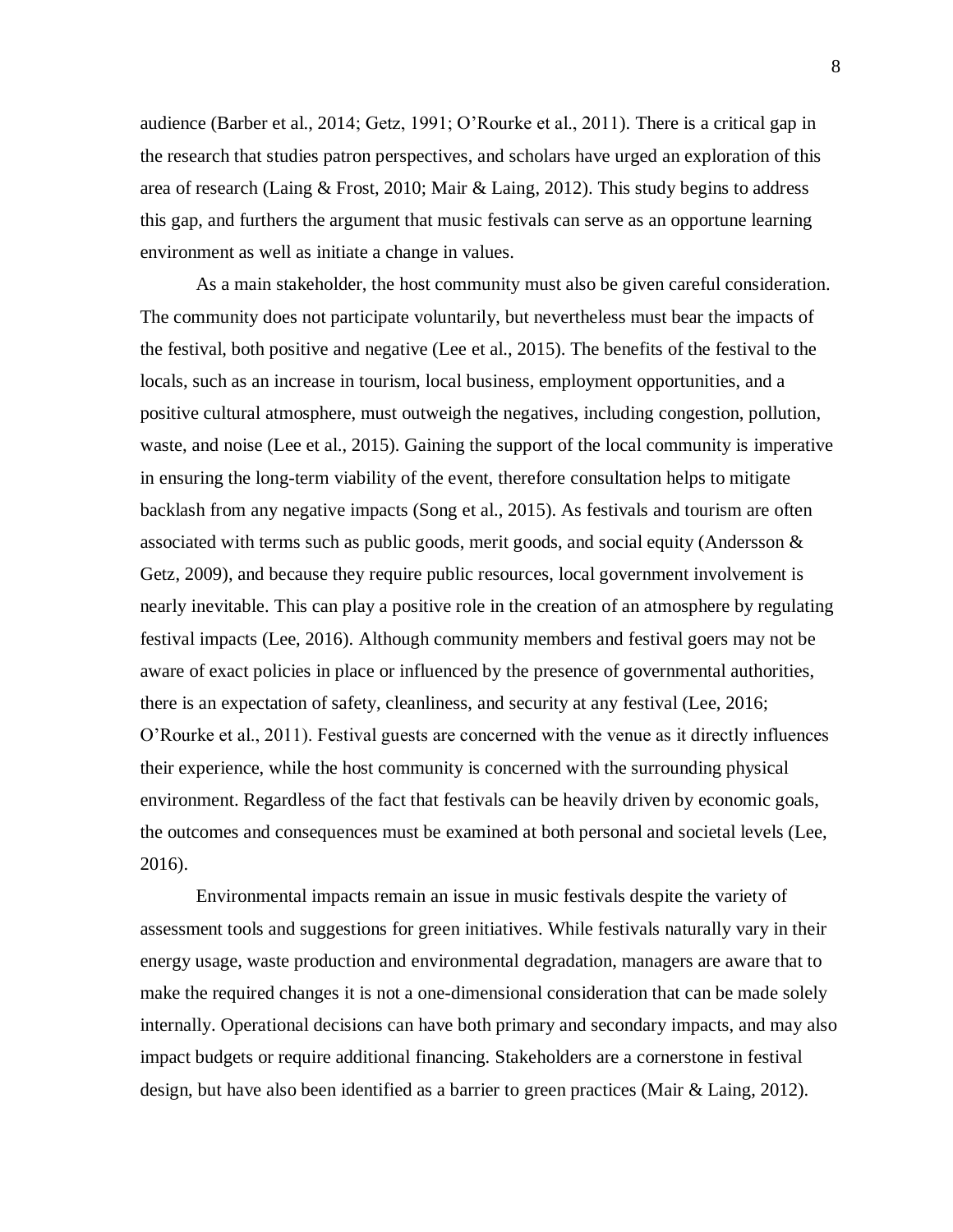audience (Barber et al., 2014; Getz, 1991; O'Rourke et al., 2011). There is a critical gap in the research that studies patron perspectives, and scholars have urged an exploration of this area of research (Laing & Frost, 2010; Mair & Laing, 2012). This study begins to address this gap, and furthers the argument that music festivals can serve as an opportune learning environment as well as initiate a change in values.

As a main stakeholder, the host community must also be given careful consideration. The community does not participate voluntarily, but nevertheless must bear the impacts of the festival, both positive and negative (Lee et al., 2015). The benefits of the festival to the locals, such as an increase in tourism, local business, employment opportunities, and a positive cultural atmosphere, must outweigh the negatives, including congestion, pollution, waste, and noise (Lee et al., 2015). Gaining the support of the local community is imperative in ensuring the long-term viability of the event, therefore consultation helps to mitigate backlash from any negative impacts (Song et al., 2015). As festivals and tourism are often associated with terms such as public goods, merit goods, and social equity (Andersson & Getz, 2009), and because they require public resources, local government involvement is nearly inevitable. This can play a positive role in the creation of an atmosphere by regulating festival impacts (Lee, 2016). Although community members and festival goers may not be aware of exact policies in place or influenced by the presence of governmental authorities, there is an expectation of safety, cleanliness, and security at any festival (Lee, 2016; O'Rourke et al., 2011). Festival guests are concerned with the venue as it directly influences their experience, while the host community is concerned with the surrounding physical environment. Regardless of the fact that festivals can be heavily driven by economic goals, the outcomes and consequences must be examined at both personal and societal levels (Lee, 2016).

Environmental impacts remain an issue in music festivals despite the variety of assessment tools and suggestions for green initiatives. While festivals naturally vary in their energy usage, waste production and environmental degradation, managers are aware that to make the required changes it is not a one-dimensional consideration that can be made solely internally. Operational decisions can have both primary and secondary impacts, and may also impact budgets or require additional financing. Stakeholders are a cornerstone in festival design, but have also been identified as a barrier to green practices (Mair & Laing, 2012).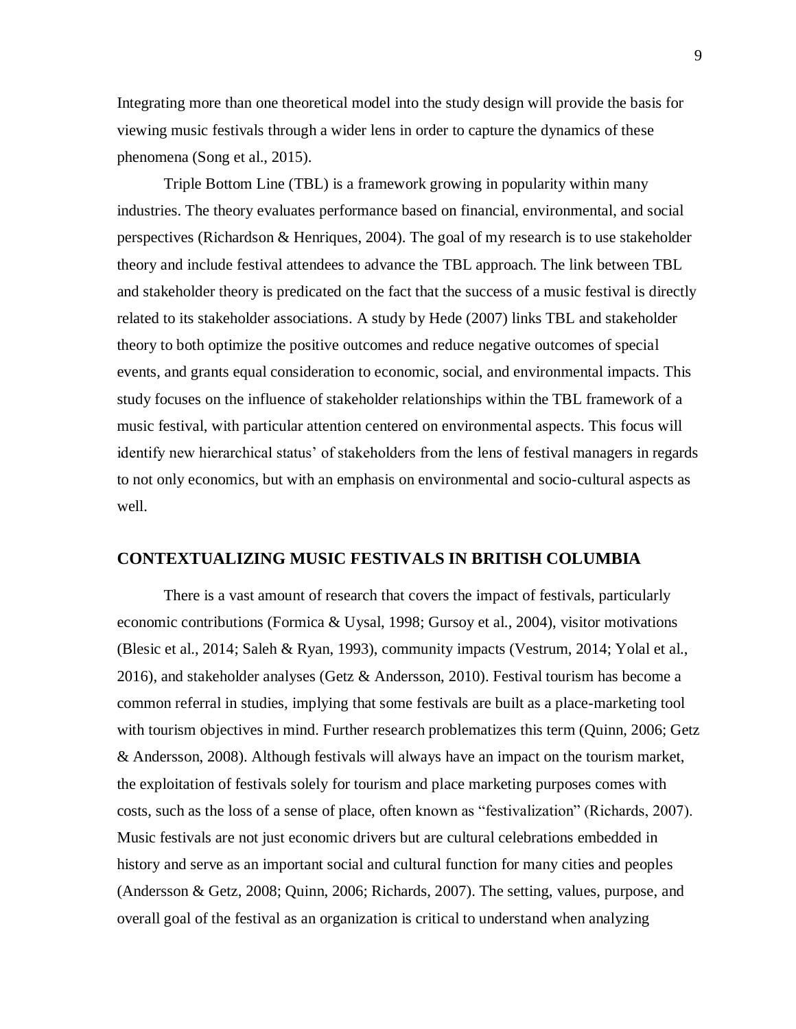Integrating more than one theoretical model into the study design will provide the basis for viewing music festivals through a wider lens in order to capture the dynamics of these phenomena (Song et al., 2015).

Triple Bottom Line (TBL) is a framework growing in popularity within many industries. The theory evaluates performance based on financial, environmental, and social perspectives (Richardson & Henriques, 2004). The goal of my research is to use stakeholder theory and include festival attendees to advance the TBL approach. The link between TBL and stakeholder theory is predicated on the fact that the success of a music festival is directly related to its stakeholder associations. A study by Hede (2007) links TBL and stakeholder theory to both optimize the positive outcomes and reduce negative outcomes of special events, and grants equal consideration to economic, social, and environmental impacts. This study focuses on the influence of stakeholder relationships within the TBL framework of a music festival, with particular attention centered on environmental aspects. This focus will identify new hierarchical status' of stakeholders from the lens of festival managers in regards to not only economics, but with an emphasis on environmental and socio-cultural aspects as well.

## CONTEXTUALIZING MUSIC FESTIVALS IN BRITISH COLUMBIA

There is a vast amount of research that covers the impact of festivals, particularly economic contributions (Formica & Uysal, 1998; Gursoy et al., 2004), visitor motivations (Blesic et al., 2014; Saleh & Ryan, 1993), community impacts (Vestrum, 2014; Yolal et al., 2016), and stakeholder analyses (Getz & Andersson, 2010). Festival tourism has become a common referral in studies, implying that some festivals are built as a place-marketing tool with tourism objectives in mind. Further research problematizes this term (Quinn, 2006; Getz & Andersson, 2008). Although festivals will always have an impact on the tourism market, the exploitation of festivals solely for tourism and place marketing purposes comes with costs, such as the loss of a sense of place, often known as "festivalization" (Richards, 2007). Music festivals are not just economic drivers but are cultural celebrations embedded in history and serve as an important social and cultural function for many cities and peoples (Andersson & Getz, 2008; Quinn, 2006; Richards, 2007). The setting, values, purpose, and overall goal of the festival as an organization is critical to understand when analyzing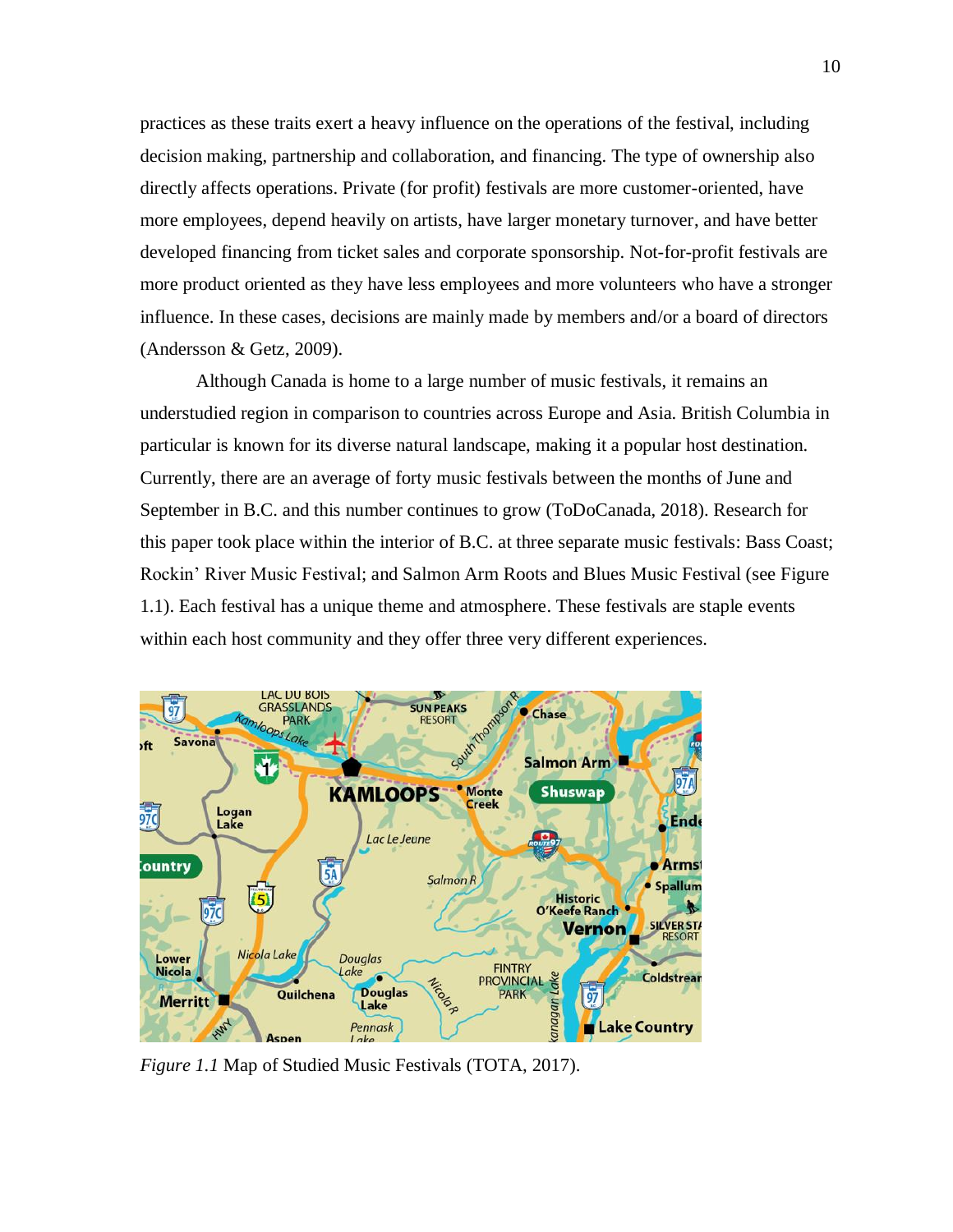practices as these traits exert a heavy influence on the operations of the festival, including decision making, partnership and collaboration, and financing. The type of ownership also directly affects operations. Private (for profit) festivals are more customer-oriented, have more employees, depend heavily on artists, have larger monetary turnover, and have better developed financing from ticket sales and corporate sponsorship. Not-for-profit festivals are more product oriented as they have less employees and more volunteers who have a stronger influence. In these cases, decisions are mainly made by members and/or a board of directors (Andersson & Getz, 2009).

Although Canada is home to a large number of music festivals, it remains an understudied region in comparison to countries across Europe and Asia. British Columbia in particular is known for its diverse natural landscape, making it a popular host destination. Currently, there are an average of forty music festivals between the months of June and September in B.C. and this number continues to grow (ToDoCanada, 2018). Research for this paper took place within the interior of B.C. at three separate music festivals: Bass Coast; Rockin' River Music Festival; and Salmon Arm Roots and Blues Music Festival (see Figure 1.1). Each festival has a unique theme and atmosphere. These festivals are staple events within each host community and they offer three very different experiences.

*Figure 1.1* Map of Studied Music Festivals (TOTA, 2017).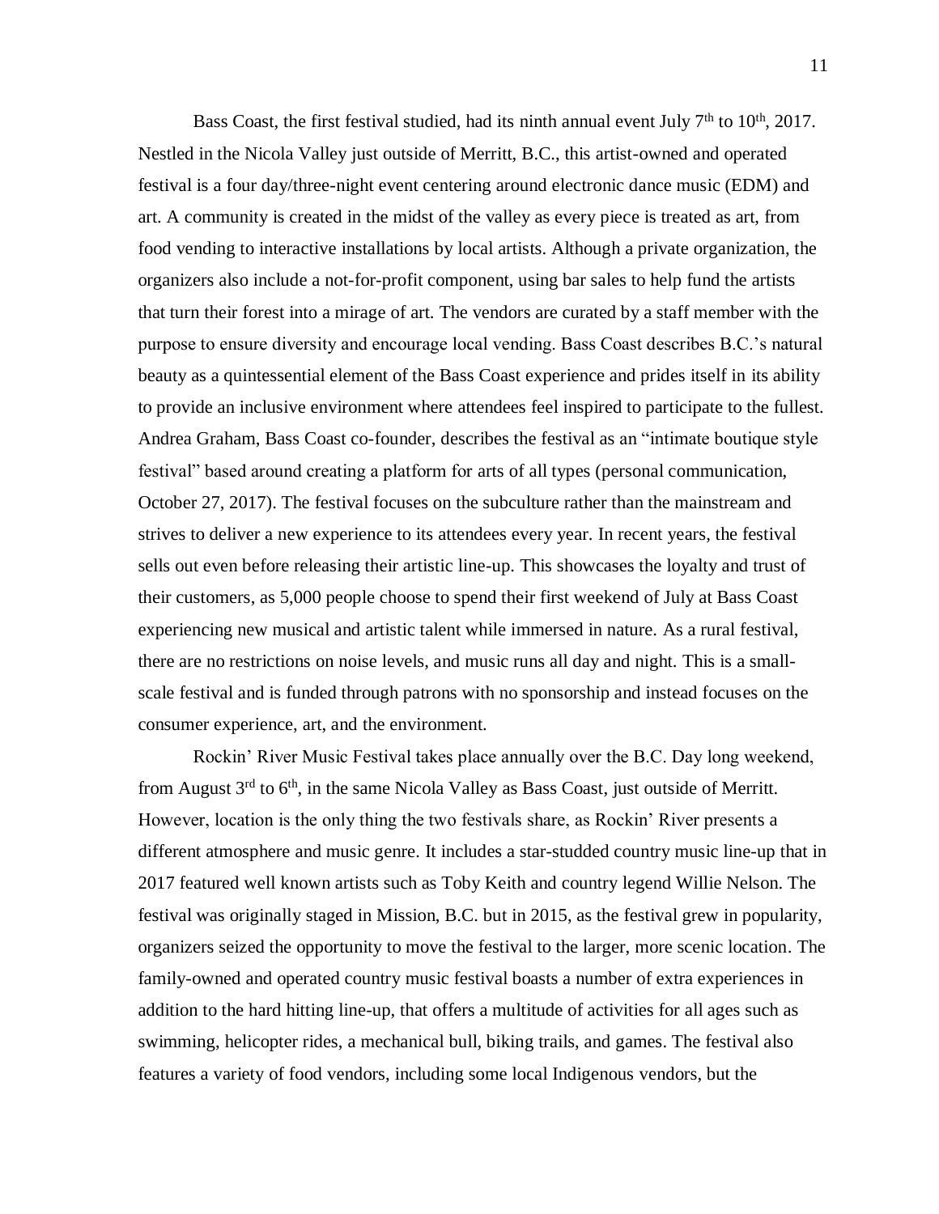Bass Coast, the first festival studied, had its ninth annual event July 7th to 10th, 2017. Nestled in the Nicola Valley just outside of Merritt, B.C., this artist-owned and operated festival is a four day/three-night event centering around electronic dance music (EDM) and art. A community is created in the midst of the valley as every piece is treated as art, from food vending to interactive installations by local artists. Although a private organization, the organizers also include a not-for-profit component, using bar sales to help fund the artists that turn their forest into a mirage of art. The vendors are curated by a staff member with the purpose to ensure diversity and encourage local vending. Bass Coast describes B.C.'s natural beauty as a quintessential element of the Bass Coast experience and prides itself in its ability to provide an inclusive environment where attendees feel inspired to participate to the fullest. Andrea Graham, Bass Coast co-founder, describes the festival as an "intimate boutique style festival" based around creating a platform for arts of all types (personal communication, October 27, 2017). The festival focuses on the subculture rather than the mainstream and strives to deliver a new experience to its attendees every year. In recent years, the festival sells out even before releasing their artistic line-up. This showcases the loyalty and trust of their customers, as 5,000 people choose to spend their first weekend of July at Bass Coast experiencing new musical and artistic talent while immersed in nature. As a rural festival, there are no restrictions on noise levels, and music runs all day and night. This is a small-scale festival and is funded through patrons with no sponsorship and instead focuses on the consumer experience, art, and the environment.

Rockin' River Music Festival takes place annually over the B.C. Day long weekend, from August 3rd to 6th, in the same Nicola Valley as Bass Coast, just outside of Merritt. However, location is the only thing the two festivals share, as Rockin' River presents a different atmosphere and music genre. It includes a star-studded country music line-up that in 2017 featured well known artists such as Toby Keith and country legend Willie Nelson. The festival was originally staged in Mission, B.C. but in 2015, as the festival grew in popularity, organizers seized the opportunity to move the festival to the larger, more scenic location. The family-owned and operated country music festival boasts a number of extra experiences in addition to the hard hitting line-up, that offers a multitude of activities for all ages such as swimming, helicopter rides, a mechanical bull, biking trails, and games. The festival also features a variety of food vendors, including some local Indigenous vendors, but the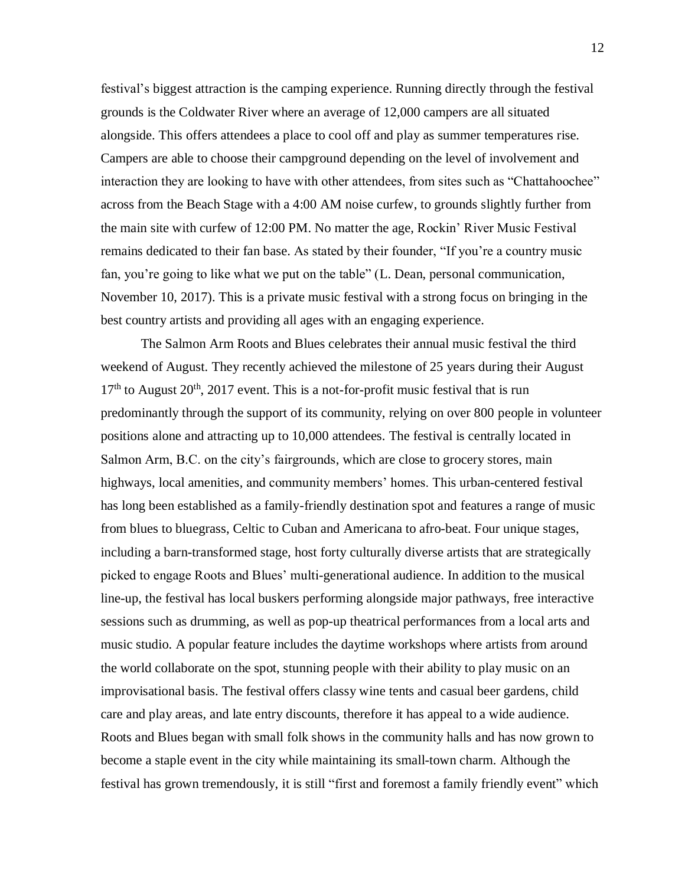festival's biggest attraction is the camping experience. Running directly through the festival grounds is the Coldwater River where an average of 12,000 campers are all situated alongside. This offers attendees a place to cool off and play as summer temperatures rise. Campers are able to choose their campground depending on the level of involvement and interaction they are looking to have with other attendees, from sites such as "Chattahoochee" across from the Beach Stage with a 4:00 AM noise curfew, to grounds slightly further from the main site with curfew of 12:00 PM. No matter the age, Rockin' River Music Festival remains dedicated to their fan base. As stated by their founder, "If you're a country music fan, you're going to like what we put on the table" (L. Dean, personal communication, November 10, 2017). This is a private music festival with a strong focus on bringing in the best country artists and providing all ages with an engaging experience.

The Salmon Arm Roots and Blues celebrates their annual music festival the third weekend of August. They recently achieved the milestone of 25 years during their August 17th to August 20th, 2017 event. This is a not-for-profit music festival that is run predominantly through the support of its community, relying on over 800 people in volunteer positions alone and attracting up to 10,000 attendees. The festival is centrally located in Salmon Arm, B.C. on the city's fairgrounds, which are close to grocery stores, main highways, local amenities, and community members' homes. This urban-centered festival has long been established as a family-friendly destination spot and features a range of music from blues to bluegrass, Celtic to Cuban and Americana to afro-beat. Four unique stages, including a barn-transformed stage, host forty culturally diverse artists that are strategically picked to engage Roots and Blues' multi-generational audience. In addition to the musical line-up, the festival has local buskers performing alongside major pathways, free interactive sessions such as drumming, as well as pop-up theatrical performances from a local arts and music studio. A popular feature includes the daytime workshops where artists from around the world collaborate on the spot, stunning people with their ability to play music on an improvisational basis. The festival offers classy wine tents and casual beer gardens, child care and play areas, and late entry discounts, therefore it has appeal to a wide audience. Roots and Blues began with small folk shows in the community halls and has now grown to become a staple event in the city while maintaining its small-town charm. Although the festival has grown tremendously, it is still "first and foremost a family friendly event" which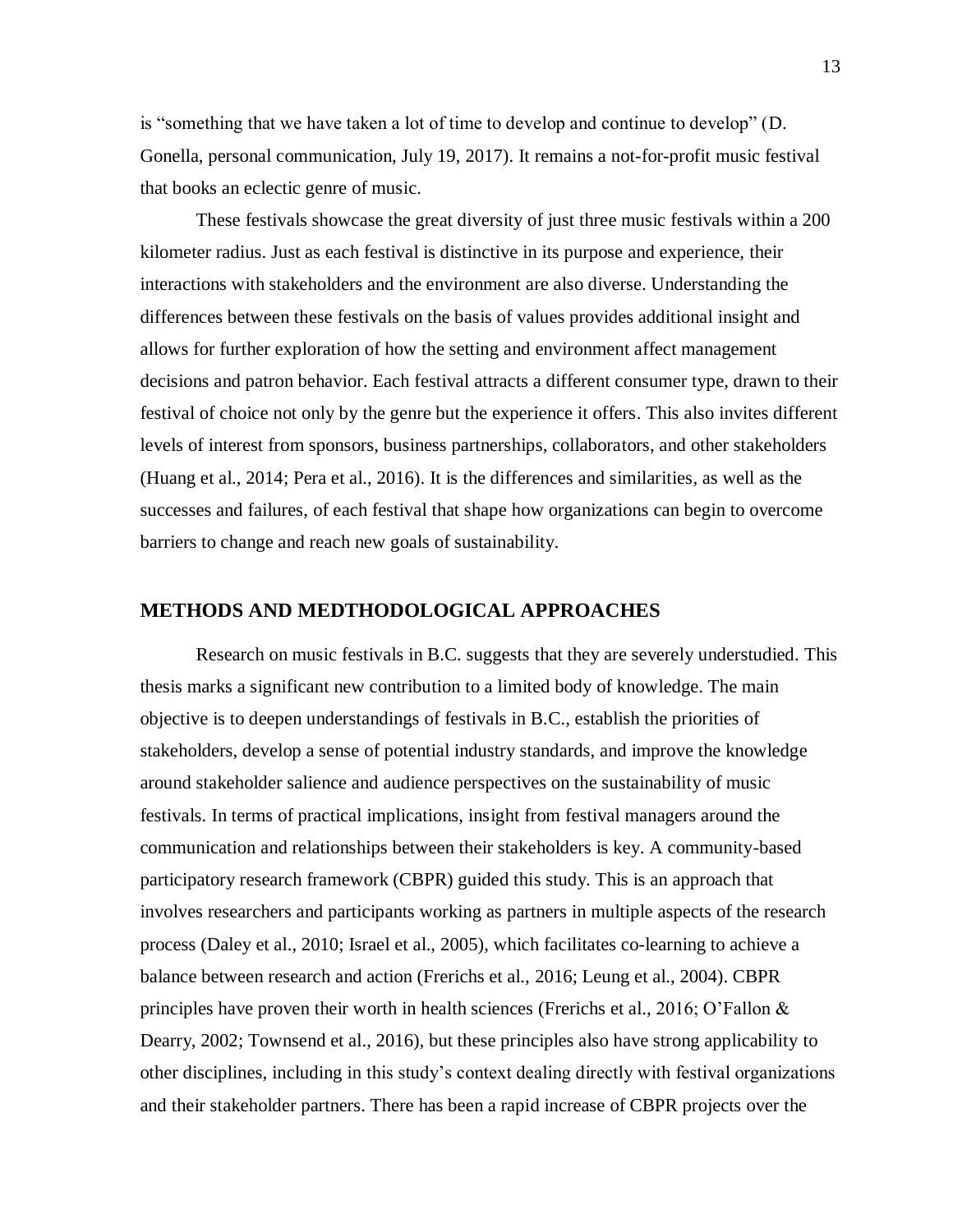is “something that we have taken a lot of time to develop and continue to develop” (D. Gonella, personal communication, July 19, 2017). It remains a not-for-profit music festival that books an eclectic genre of music.

These festivals showcase the great diversity of just three music festivals within a 200 kilometer radius. Just as each festival is distinctive in its purpose and experience, their interactions with stakeholders and the environment are also diverse. Understanding the differences between these festivals on the basis of values provides additional insight and allows for further exploration of how the setting and environment affect management decisions and patron behavior. Each festival attracts a different consumer type, drawn to their festival of choice not only by the genre but the experience it offers. This also invites different levels of interest from sponsors, business partnerships, collaborators, and other stakeholders (Huang et al., 2014; Pera et al., 2016). It is the differences and similarities, as well as the successes and failures, of each festival that shape how organizations can begin to overcome barriers to change and reach new goals of sustainability.

## METHODS AND MEDTHODOLOGICAL APPROACHES

Research on music festivals in B.C. suggests that they are severely understudied. This thesis marks a significant new contribution to a limited body of knowledge. The main objective is to deepen understandings of festivals in B.C., establish the priorities of stakeholders, develop a sense of potential industry standards, and improve the knowledge around stakeholder salience and audience perspectives on the sustainability of music festivals. In terms of practical implications, insight from festival managers around the communication and relationships between their stakeholders is key. A community-based participatory research framework (CBPR) guided this study. This is an approach that involves researchers and participants working as partners in multiple aspects of the research process (Daley et al., 2010; Israel et al., 2005), which facilitates co-learning to achieve a balance between research and action (Frerichs et al., 2016; Leung et al., 2004). CBPR principles have proven their worth in health sciences (Frerichs et al., 2016; O’Fallon & Dearry, 2002; Townsend et al., 2016), but these principles also have strong applicability to other disciplines, including in this study’s context dealing directly with festival organizations and their stakeholder partners. There has been a rapid increase of CBPR projects over the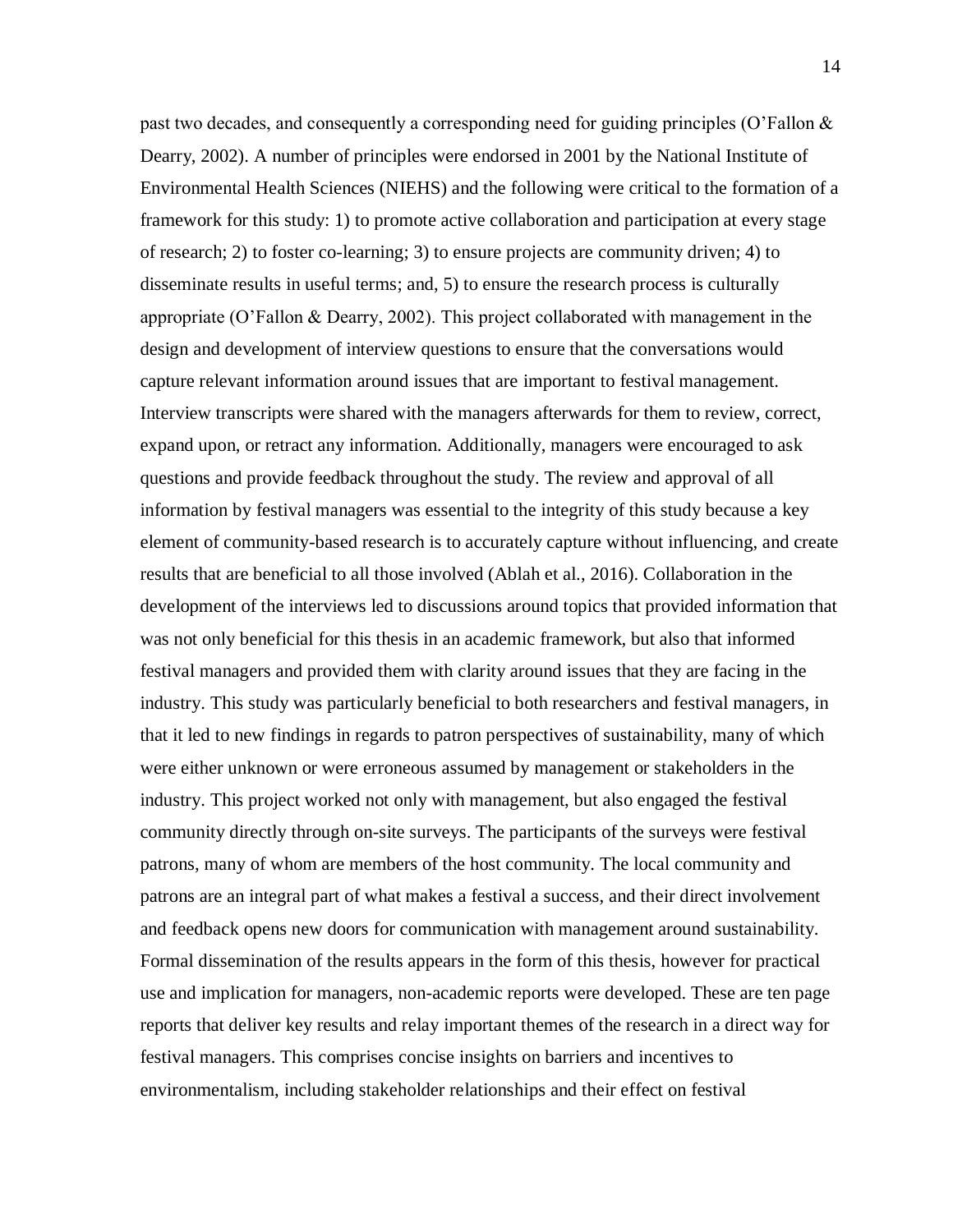past two decades, and consequently a corresponding need for guiding principles (O'Fallon & Dearry, 2002). A number of principles were endorsed in 2001 by the National Institute of Environmental Health Sciences (NIEHS) and the following were critical to the formation of a framework for this study: 1) to promote active collaboration and participation at every stage of research; 2) to foster co-learning; 3) to ensure projects are community driven; 4) to disseminate results in useful terms; and, 5) to ensure the research process is culturally appropriate (O'Fallon & Dearry, 2002). This project collaborated with management in the design and development of interview questions to ensure that the conversations would capture relevant information around issues that are important to festival management. Interview transcripts were shared with the managers afterwards for them to review, correct, expand upon, or retract any information. Additionally, managers were encouraged to ask questions and provide feedback throughout the study. The review and approval of all information by festival managers was essential to the integrity of this study because a key element of community-based research is to accurately capture without influencing, and create results that are beneficial to all those involved (Ablah et al., 2016). Collaboration in the development of the interviews led to discussions around topics that provided information that was not only beneficial for this thesis in an academic framework, but also that informed festival managers and provided them with clarity around issues that they are facing in the industry. This study was particularly beneficial to both researchers and festival managers, in that it led to new findings in regards to patron perspectives of sustainability, many of which were either unknown or were erroneous assumed by management or stakeholders in the industry. This project worked not only with management, but also engaged the festival community directly through on-site surveys. The participants of the surveys were festival patrons, many of whom are members of the host community. The local community and patrons are an integral part of what makes a festival a success, and their direct involvement and feedback opens new doors for communication with management around sustainability. Formal dissemination of the results appears in the form of this thesis, however for practical use and implication for managers, non-academic reports were developed. These are ten page reports that deliver key results and relay important themes of the research in a direct way for festival managers. This comprises concise insights on barriers and incentives to environmentalism, including stakeholder relationships and their effect on festival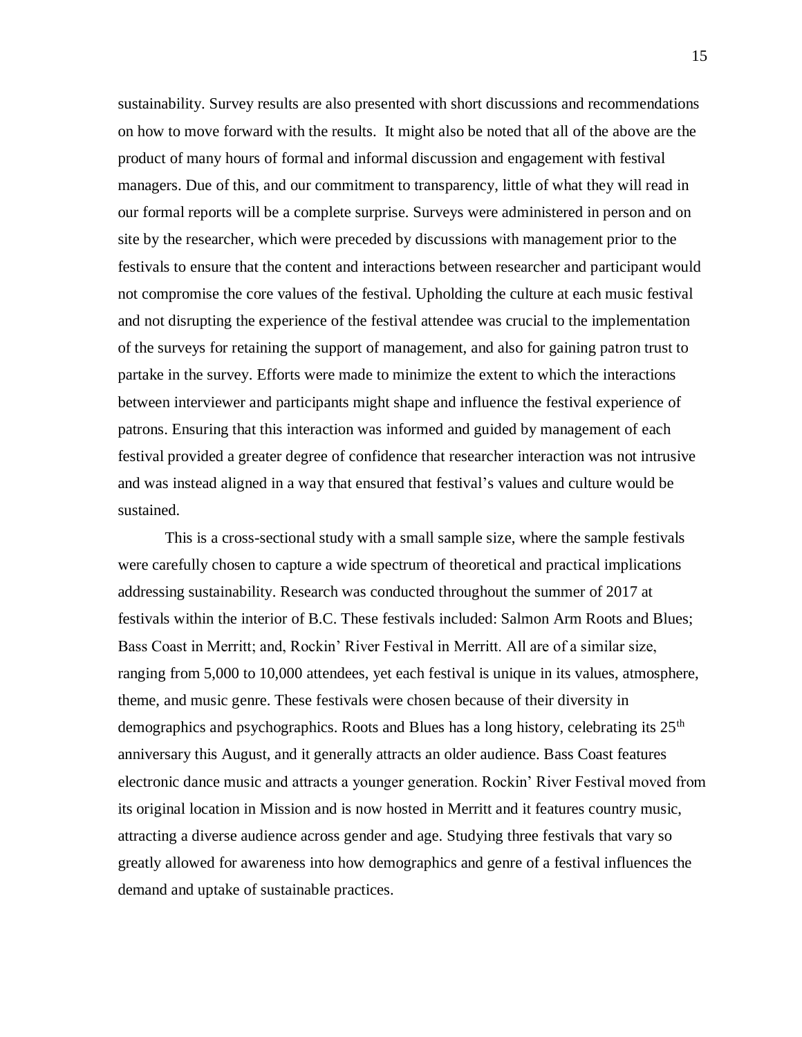sustainability. Survey results are also presented with short discussions and recommendations on how to move forward with the results. It might also be noted that all of the above are the product of many hours of formal and informal discussion and engagement with festival managers. Due of this, and our commitment to transparency, little of what they will read in our formal reports will be a complete surprise. Surveys were administered in person and on site by the researcher, which were preceded by discussions with management prior to the festivals to ensure that the content and interactions between researcher and participant would not compromise the core values of the festival. Upholding the culture at each music festival and not disrupting the experience of the festival attendee was crucial to the implementation of the surveys for retaining the support of management, and also for gaining patron trust to partake in the survey. Efforts were made to minimize the extent to which the interactions between interviewer and participants might shape and influence the festival experience of patrons. Ensuring that this interaction was informed and guided by management of each festival provided a greater degree of confidence that researcher interaction was not intrusive and was instead aligned in a way that ensured that festival's values and culture would be sustained.

This is a cross-sectional study with a small sample size, where the sample festivals were carefully chosen to capture a wide spectrum of theoretical and practical implications addressing sustainability. Research was conducted throughout the summer of 2017 at festivals within the interior of B.C. These festivals included: Salmon Arm Roots and Blues; Bass Coast in Merritt; and, Rockin' River Festival in Merritt. All are of a similar size, ranging from 5,000 to 10,000 attendees, yet each festival is unique in its values, atmosphere, theme, and music genre. These festivals were chosen because of their diversity in demographics and psychographics. Roots and Blues has a long history, celebrating its 25th anniversary this August, and it generally attracts an older audience. Bass Coast features electronic dance music and attracts a younger generation. Rockin' River Festival moved from its original location in Mission and is now hosted in Merritt and it features country music, attracting a diverse audience across gender and age. Studying three festivals that vary so greatly allowed for awareness into how demographics and genre of a festival influences the demand and uptake of sustainable practices.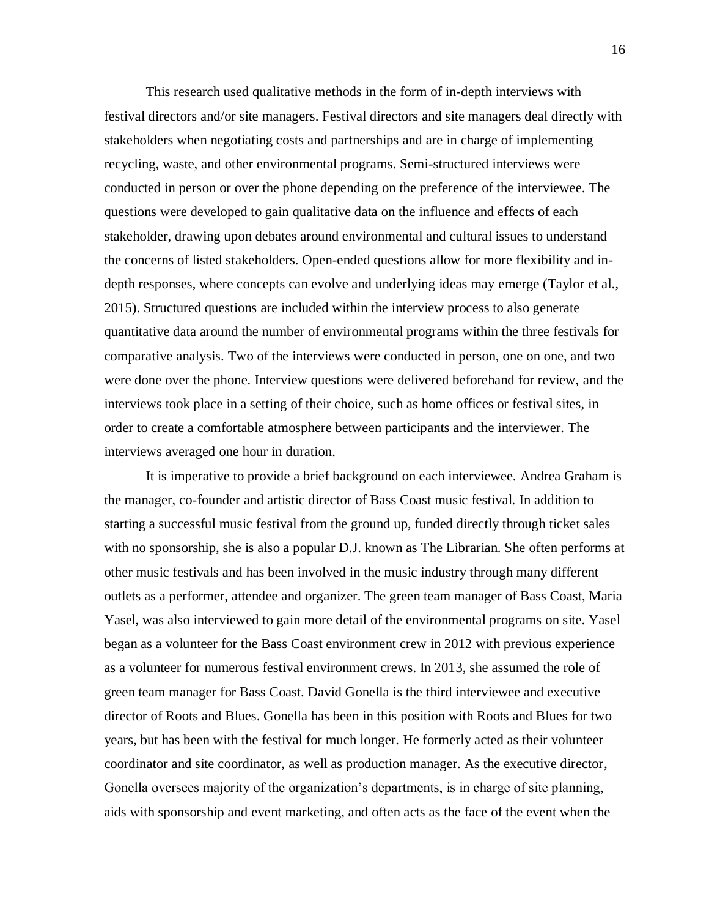This research used qualitative methods in the form of in-depth interviews with festival directors and/or site managers. Festival directors and site managers deal directly with stakeholders when negotiating costs and partnerships and are in charge of implementing recycling, waste, and other environmental programs. Semi-structured interviews were conducted in person or over the phone depending on the preference of the interviewee. The questions were developed to gain qualitative data on the influence and effects of each stakeholder, drawing upon debates around environmental and cultural issues to understand the concerns of listed stakeholders. Open-ended questions allow for more flexibility and in-depth responses, where concepts can evolve and underlying ideas may emerge (Taylor et al., 2015). Structured questions are included within the interview process to also generate quantitative data around the number of environmental programs within the three festivals for comparative analysis. Two of the interviews were conducted in person, one on one, and two were done over the phone. Interview questions were delivered beforehand for review, and the interviews took place in a setting of their choice, such as home offices or festival sites, in order to create a comfortable atmosphere between participants and the interviewer. The interviews averaged one hour in duration.

It is imperative to provide a brief background on each interviewee. Andrea Graham is the manager, co-founder and artistic director of Bass Coast music festival. In addition to starting a successful music festival from the ground up, funded directly through ticket sales with no sponsorship, she is also a popular D.J. known as The Librarian. She often performs at other music festivals and has been involved in the music industry through many different outlets as a performer, attendee and organizer. The green team manager of Bass Coast, Maria Yasel, was also interviewed to gain more detail of the environmental programs on site. Yasel began as a volunteer for the Bass Coast environment crew in 2012 with previous experience as a volunteer for numerous festival environment crews. In 2013, she assumed the role of green team manager for Bass Coast. David Gonella is the third interviewee and executive director of Roots and Blues. Gonella has been in this position with Roots and Blues for two years, but has been with the festival for much longer. He formerly acted as their volunteer coordinator and site coordinator, as well as production manager. As the executive director, Gonella oversees majority of the organization's departments, is in charge of site planning, aids with sponsorship and event marketing, and often acts as the face of the event when the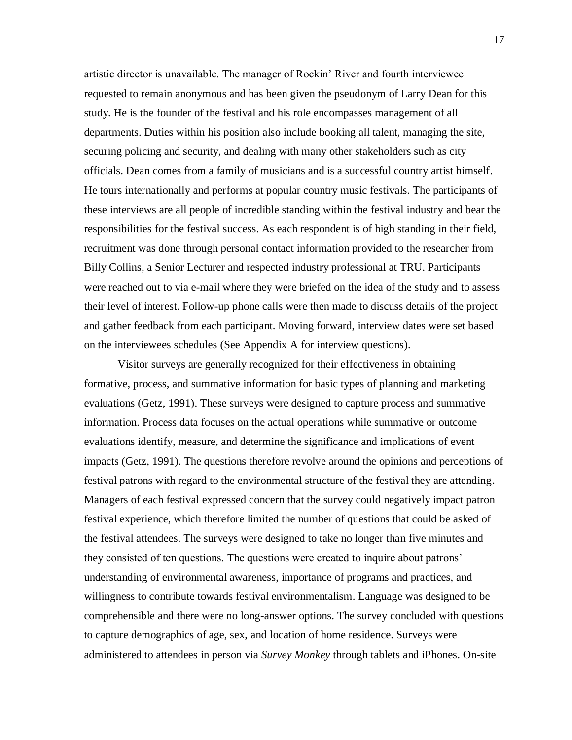artistic director is unavailable. The manager of Rockin' River and fourth interviewee requested to remain anonymous and has been given the pseudonym of Larry Dean for this study. He is the founder of the festival and his role encompasses management of all departments. Duties within his position also include booking all talent, managing the site, securing policing and security, and dealing with many other stakeholders such as city officials. Dean comes from a family of musicians and is a successful country artist himself. He tours internationally and performs at popular country music festivals. The participants of these interviews are all people of incredible standing within the festival industry and bear the responsibilities for the festival success. As each respondent is of high standing in their field, recruitment was done through personal contact information provided to the researcher from Billy Collins, a Senior Lecturer and respected industry professional at TRU. Participants were reached out to via e-mail where they were briefed on the idea of the study and to assess their level of interest. Follow-up phone calls were then made to discuss details of the project and gather feedback from each participant. Moving forward, interview dates were set based on the interviewees schedules (See Appendix A for interview questions).

Visitor surveys are generally recognized for their effectiveness in obtaining formative, process, and summative information for basic types of planning and marketing evaluations (Getz, 1991). These surveys were designed to capture process and summative information. Process data focuses on the actual operations while summative or outcome evaluations identify, measure, and determine the significance and implications of event impacts (Getz, 1991). The questions therefore revolve around the opinions and perceptions of festival patrons with regard to the environmental structure of the festival they are attending. Managers of each festival expressed concern that the survey could negatively impact patron festival experience, which therefore limited the number of questions that could be asked of the festival attendees. The surveys were designed to take no longer than five minutes and they consisted of ten questions. The questions were created to inquire about patrons' understanding of environmental awareness, importance of programs and practices, and willingness to contribute towards festival environmentalism. Language was designed to be comprehensible and there were no long-answer options. The survey concluded with questions to capture demographics of age, sex, and location of home residence. Surveys were administered to attendees in person via *Survey Monkey* through tablets and iPhones. On-site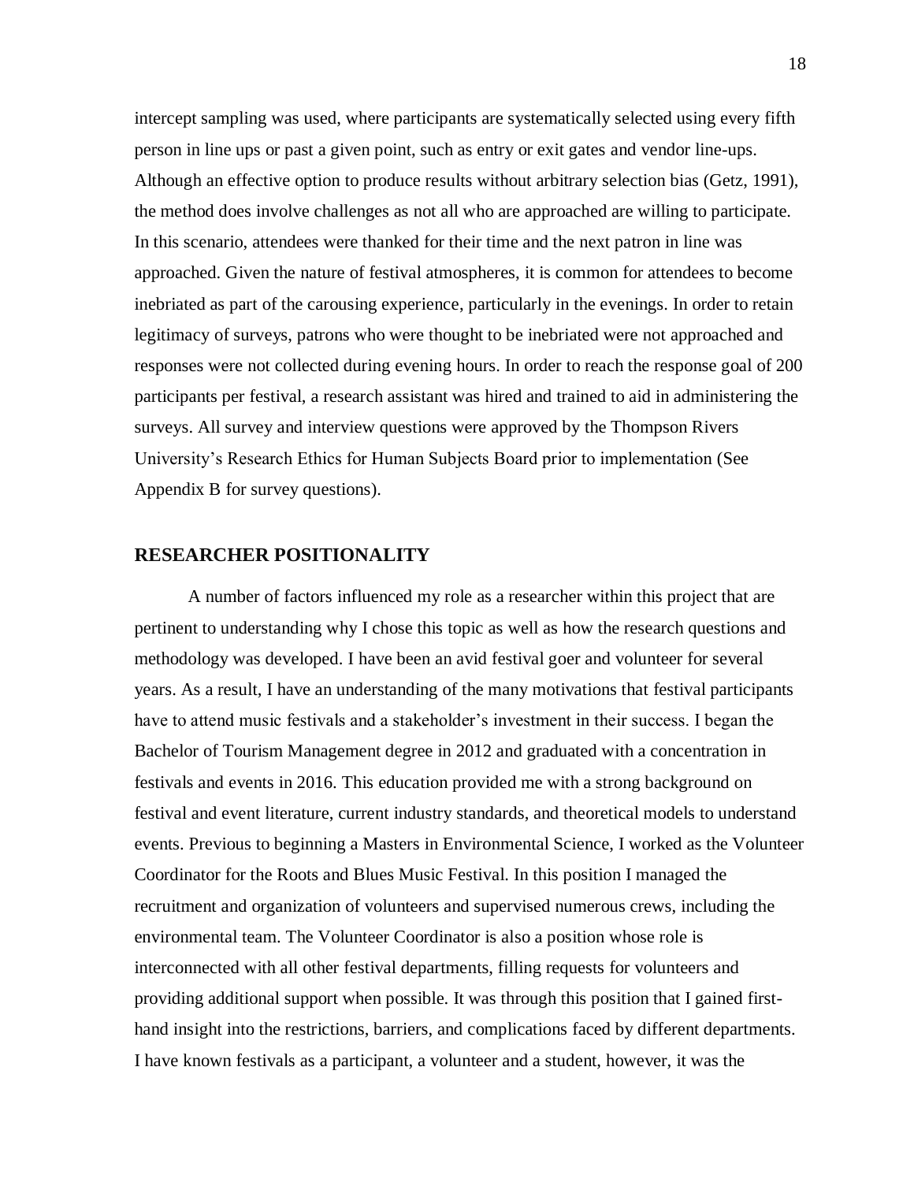intercept sampling was used, where participants are systematically selected using every fifth person in line ups or past a given point, such as entry or exit gates and vendor line-ups. Although an effective option to produce results without arbitrary selection bias (Getz, 1991), the method does involve challenges as not all who are approached are willing to participate. In this scenario, attendees were thanked for their time and the next patron in line was approached. Given the nature of festival atmospheres, it is common for attendees to become inebriated as part of the carousing experience, particularly in the evenings. In order to retain legitimacy of surveys, patrons who were thought to be inebriated were not approached and responses were not collected during evening hours. In order to reach the response goal of 200 participants per festival, a research assistant was hired and trained to aid in administering the surveys. All survey and interview questions were approved by the Thompson Rivers University's Research Ethics for Human Subjects Board prior to implementation (See Appendix B for survey questions).

## RESEARCHER POSITIONALITY

A number of factors influenced my role as a researcher within this project that are pertinent to understanding why I chose this topic as well as how the research questions and methodology was developed. I have been an avid festival goer and volunteer for several years. As a result, I have an understanding of the many motivations that festival participants have to attend music festivals and a stakeholder's investment in their success. I began the Bachelor of Tourism Management degree in 2012 and graduated with a concentration in festivals and events in 2016. This education provided me with a strong background on festival and event literature, current industry standards, and theoretical models to understand events. Previous to beginning a Masters in Environmental Science, I worked as the Volunteer Coordinator for the Roots and Blues Music Festival. In this position I managed the recruitment and organization of volunteers and supervised numerous crews, including the environmental team. The Volunteer Coordinator is also a position whose role is interconnected with all other festival departments, filling requests for volunteers and providing additional support when possible. It was through this position that I gained first-hand insight into the restrictions, barriers, and complications faced by different departments. I have known festivals as a participant, a volunteer and a student, however, it was the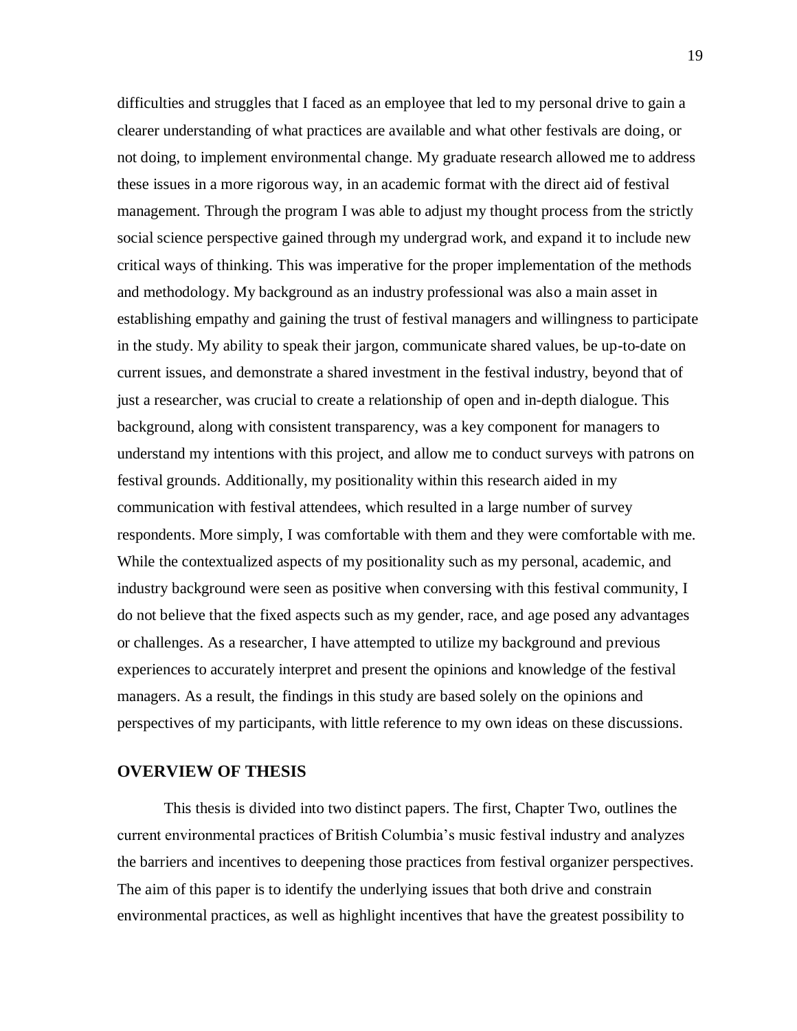difficulties and struggles that I faced as an employee that led to my personal drive to gain a clearer understanding of what practices are available and what other festivals are doing, or not doing, to implement environmental change. My graduate research allowed me to address these issues in a more rigorous way, in an academic format with the direct aid of festival management. Through the program I was able to adjust my thought process from the strictly social science perspective gained through my undergrad work, and expand it to include new critical ways of thinking. This was imperative for the proper implementation of the methods and methodology. My background as an industry professional was also a main asset in establishing empathy and gaining the trust of festival managers and willingness to participate in the study. My ability to speak their jargon, communicate shared values, be up-to-date on current issues, and demonstrate a shared investment in the festival industry, beyond that of just a researcher, was crucial to create a relationship of open and in-depth dialogue. This background, along with consistent transparency, was a key component for managers to understand my intentions with this project, and allow me to conduct surveys with patrons on festival grounds. Additionally, my positionality within this research aided in my communication with festival attendees, which resulted in a large number of survey respondents. More simply, I was comfortable with them and they were comfortable with me. While the contextualized aspects of my positionality such as my personal, academic, and industry background were seen as positive when conversing with this festival community, I do not believe that the fixed aspects such as my gender, race, and age posed any advantages or challenges. As a researcher, I have attempted to utilize my background and previous experiences to accurately interpret and present the opinions and knowledge of the festival managers. As a result, the findings in this study are based solely on the opinions and perspectives of my participants, with little reference to my own ideas on these discussions.

## OVERVIEW OF THESIS

This thesis is divided into two distinct papers. The first, Chapter Two, outlines the current environmental practices of British Columbia's music festival industry and analyzes the barriers and incentives to deepening those practices from festival organizer perspectives. The aim of this paper is to identify the underlying issues that both drive and constrain environmental practices, as well as highlight incentives that have the greatest possibility to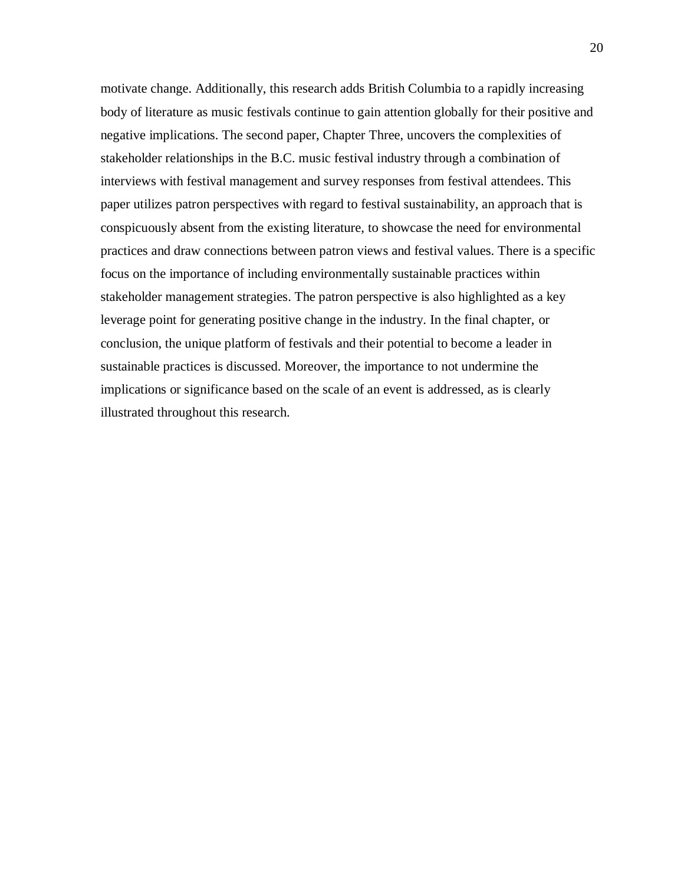motivate change. Additionally, this research adds British Columbia to a rapidly increasing body of literature as music festivals continue to gain attention globally for their positive and negative implications. The second paper, Chapter Three, uncovers the complexities of stakeholder relationships in the B.C. music festival industry through a combination of interviews with festival management and survey responses from festival attendees. This paper utilizes patron perspectives with regard to festival sustainability, an approach that is conspicuously absent from the existing literature, to showcase the need for environmental practices and draw connections between patron views and festival values. There is a specific focus on the importance of including environmentally sustainable practices within stakeholder management strategies. The patron perspective is also highlighted as a key leverage point for generating positive change in the industry. In the final chapter, or conclusion, the unique platform of festivals and their potential to become a leader in sustainable practices is discussed. Moreover, the importance to not undermine the implications or significance based on the scale of an event is addressed, as is clearly illustrated throughout this research.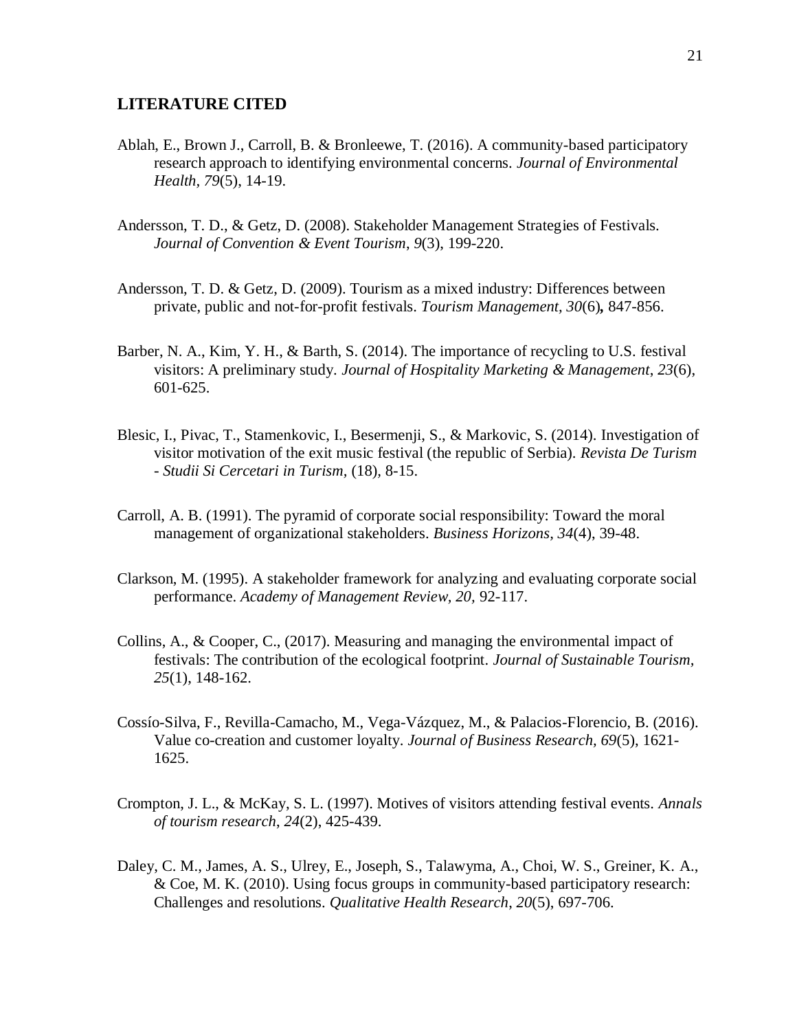## LITERATURE CITED

Ablah, E., Brown J., Carroll, B. & Bronleewe, T. (2016). A community-based participatory research approach to identifying environmental concerns. *Journal of Environmental Health*, *79*(5), 14-19.

Andersson, T. D., & Getz, D. (2008). Stakeholder Management Strategies of Festivals. *Journal of Convention & Event Tourism*, *9*(3), 199-220.

Andersson, T. D. & Getz, D. (2009). Tourism as a mixed industry: Differences between private, public and not-for-profit festivals. *Tourism Management, 30*(6)**,** 847-856.

Barber, N. A., Kim, Y. H., & Barth, S. (2014). The importance of recycling to U.S. festival visitors: A preliminary study. *Journal of Hospitality Marketing & Management*, *23*(6), 601-625.

Blesic, I., Pivac, T., Stamenkovic, I., Besermenji, S., & Markovic, S. (2014). Investigation of visitor motivation of the exit music festival (the republic of Serbia). *Revista De Turism - Studii Si Cercetari in Turism*, (18), 8-15.

Carroll, A. B. (1991). The pyramid of corporate social responsibility: Toward the moral management of organizational stakeholders. *Business Horizons*, *34*(4), 39-48.

Clarkson, M. (1995). A stakeholder framework for analyzing and evaluating corporate social performance. *Academy of Management Review*, *20*, 92-117.

Collins, A., & Cooper, C., (2017). Measuring and managing the environmental impact of festivals: The contribution of the ecological footprint. *Journal of Sustainable Tourism*, *25*(1), 148-162.

Cossío-Silva, F., Revilla-Camacho, M., Vega-Vázquez, M., & Palacios-Florencio, B. (2016). Value co-creation and customer loyalty. *Journal of Business Research*, *69*(5), 1621-1625.

Crompton, J. L., & McKay, S. L. (1997). Motives of visitors attending festival events. *Annals of tourism research*, *24*(2), 425-439.

Daley, C. M., James, A. S., Ulrey, E., Joseph, S., Talawyma, A., Choi, W. S., Greiner, K. A., & Coe, M. K. (2010). Using focus groups in community-based participatory research: Challenges and resolutions. *Qualitative Health Research*, *20*(5), 697-706.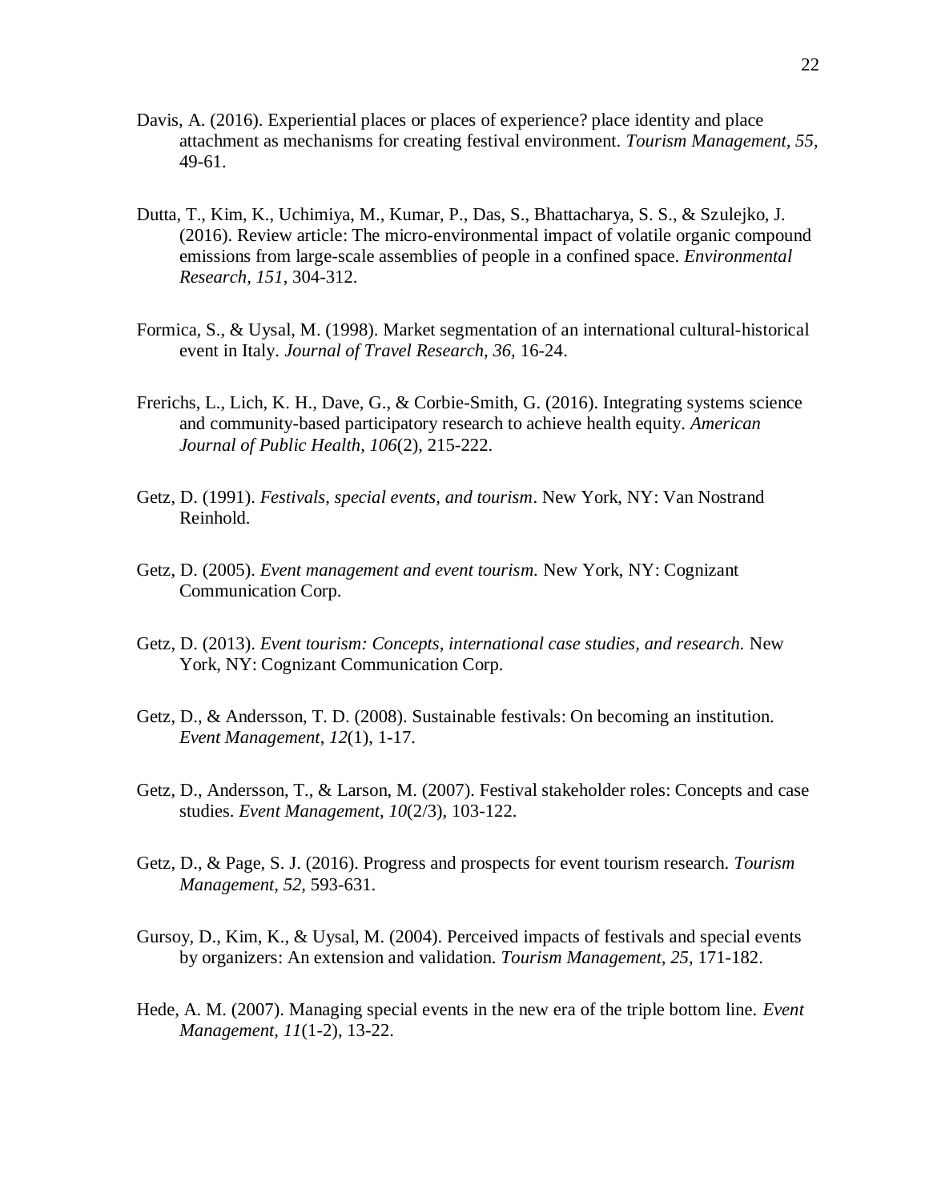Davis, A. (2016). Experiential places or places of experience? place identity and place attachment as mechanisms for creating festival environment. *Tourism Management, 55*, 49-61.

Dutta, T., Kim, K., Uchimiya, M., Kumar, P., Das, S., Bhattacharya, S. S., & Szulejko, J. (2016). Review article: The micro-environmental impact of volatile organic compound emissions from large-scale assemblies of people in a confined space. *Environmental Research, 151*, 304-312.

Formica, S., & Uysal, M. (1998). Market segmentation of an international cultural-historical event in Italy. *Journal of Travel Research, 36,* 16-24.

Frerichs, L., Lich, K. H., Dave, G., & Corbie-Smith, G. (2016). Integrating systems science and community-based participatory research to achieve health equity. *American Journal of Public Health, 106*(2), 215-222.

Getz, D. (1991). *Festivals, special events, and tourism*. New York, NY: Van Nostrand Reinhold.

Getz, D. (2005). *Event management and event tourism.* New York, NY: Cognizant Communication Corp.

Getz, D. (2013). *Event tourism: Concepts, international case studies, and research.* New York, NY: Cognizant Communication Corp.

Getz, D., & Andersson, T. D. (2008). Sustainable festivals: On becoming an institution. *Event Management*, *12*(1), 1-17.

Getz, D., Andersson, T., & Larson, M. (2007). Festival stakeholder roles: Concepts and case studies. *Event Management, 10*(2/3), 103-122.

Getz, D., & Page, S. J. (2016). Progress and prospects for event tourism research. *Tourism Management, 52,* 593-631.

Gursoy, D., Kim, K., & Uysal, M. (2004). Perceived impacts of festivals and special events by organizers: An extension and validation. *Tourism Management, 25*, 171-182.

Hede, A. M. (2007). Managing special events in the new era of the triple bottom line. *Event Management, 11*(1-2), 13-22.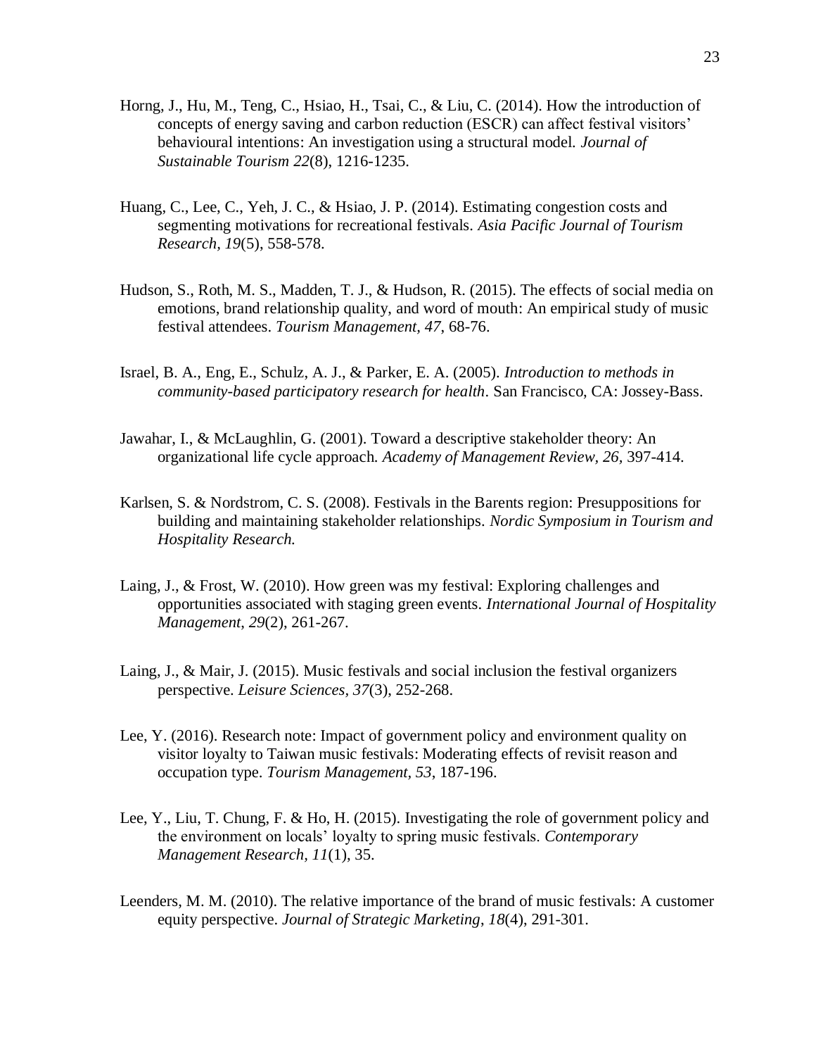Horng, J., Hu, M., Teng, C., Hsiao, H., Tsai, C., & Liu, C. (2014). How the introduction of concepts of energy saving and carbon reduction (ESCR) can affect festival visitors' behavioural intentions: An investigation using a structural model. *Journal of Sustainable Tourism 22*(8), 1216-1235.

Huang, C., Lee, C., Yeh, J. C., & Hsiao, J. P. (2014). Estimating congestion costs and segmenting motivations for recreational festivals. *Asia Pacific Journal of Tourism Research, 19*(5), 558-578.

Hudson, S., Roth, M. S., Madden, T. J., & Hudson, R. (2015). The effects of social media on emotions, brand relationship quality, and word of mouth: An empirical study of music festival attendees. *Tourism Management, 47*, 68-76.

Israel, B. A., Eng, E., Schulz, A. J., & Parker, E. A. (2005). *Introduction to methods in community-based participatory research for health*. San Francisco, CA: Jossey-Bass.

Jawahar, I., & McLaughlin, G. (2001). Toward a descriptive stakeholder theory: An organizational life cycle approach. *Academy of Management Review, 26*, 397-414.

Karlsen, S. & Nordstrom, C. S. (2008). Festivals in the Barents region: Presuppositions for building and maintaining stakeholder relationships. *Nordic Symposium in Tourism and Hospitality Research.*

Laing, J., & Frost, W. (2010). How green was my festival: Exploring challenges and opportunities associated with staging green events. *International Journal of Hospitality Management*, *29*(2), 261-267.

Laing, J., & Mair, J. (2015). Music festivals and social inclusion the festival organizers perspective. *Leisure Sciences, 37*(3), 252-268.

Lee, Y. (2016). Research note: Impact of government policy and environment quality on visitor loyalty to Taiwan music festivals: Moderating effects of revisit reason and occupation type. *Tourism Management, 53*, 187-196.

Lee, Y., Liu, T. Chung, F. & Ho, H. (2015). Investigating the role of government policy and the environment on locals' loyalty to spring music festivals. *Contemporary Management Research, 11*(1), 35.

Leenders, M. M. (2010). The relative importance of the brand of music festivals: A customer equity perspective. *Journal of Strategic Marketing, 18*(4), 291-301.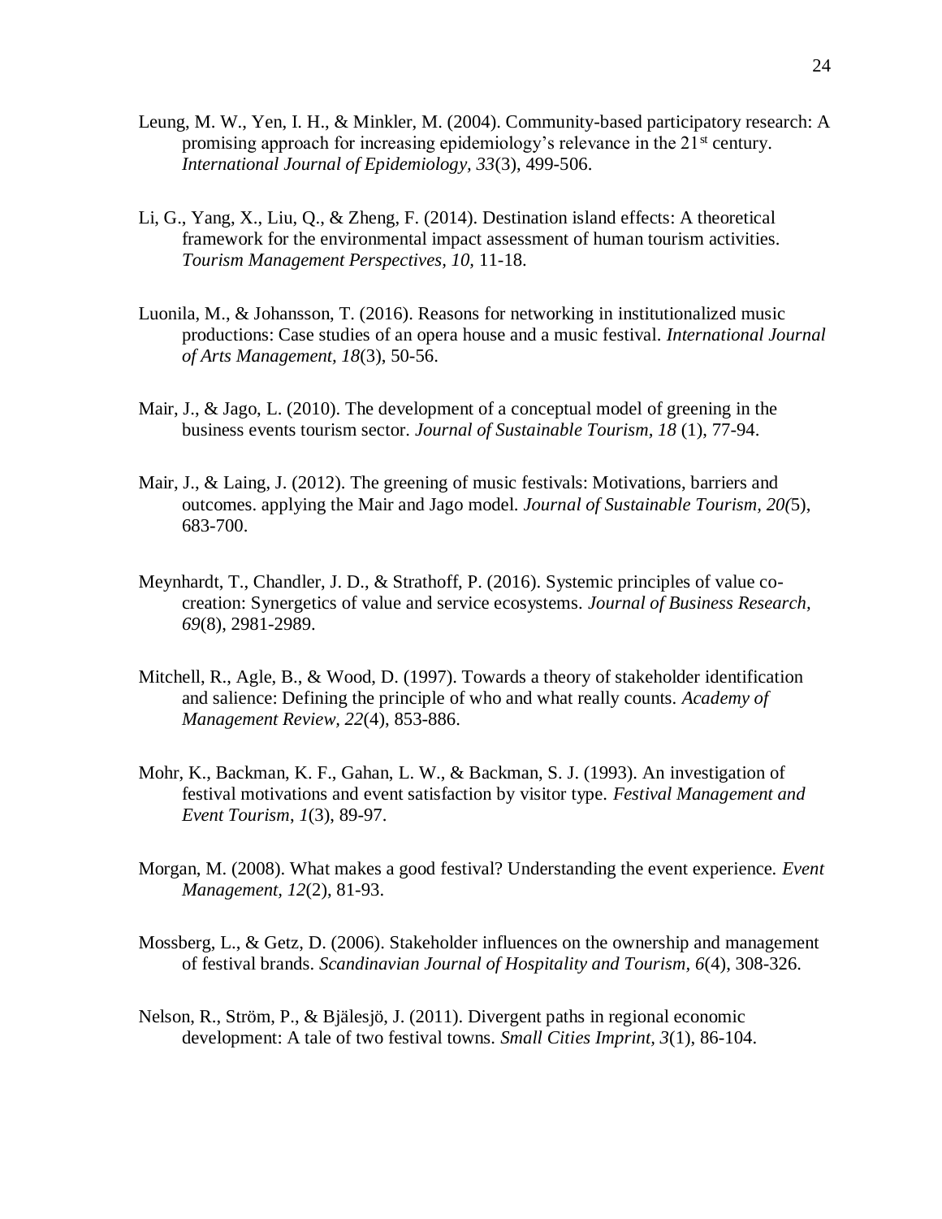Leung, M. W., Yen, I. H., & Minkler, M. (2004). Community-based participatory research: A promising approach for increasing epidemiology's relevance in the 21st century. *International Journal of Epidemiology, 33*(3), 499-506.

Li, G., Yang, X., Liu, Q., & Zheng, F. (2014). Destination island effects: A theoretical framework for the environmental impact assessment of human tourism activities. *Tourism Management Perspectives, 10,* 11-18.

Luonila, M., & Johansson, T. (2016). Reasons for networking in institutionalized music productions: Case studies of an opera house and a music festival. *International Journal of Arts Management, 18*(3), 50-56.

Mair, J., & Jago, L. (2010). The development of a conceptual model of greening in the business events tourism sector. *Journal of Sustainable Tourism, 18* (1), 77-94.

Mair, J., & Laing, J. (2012). The greening of music festivals: Motivations, barriers and outcomes. applying the Mair and Jago model. *Journal of Sustainable Tourism, 20(*5), 683-700.

Meynhardt, T., Chandler, J. D., & Strathoff, P. (2016). Systemic principles of value co-creation: Synergetics of value and service ecosystems. *Journal of Business Research, 69*(8), 2981-2989.

Mitchell, R., Agle, B., & Wood, D. (1997). Towards a theory of stakeholder identification and salience: Defining the principle of who and what really counts. *Academy of Management Review, 22*(4), 853-886.

Mohr, K., Backman, K. F., Gahan, L. W., & Backman, S. J. (1993). An investigation of festival motivations and event satisfaction by visitor type. *Festival Management and Event Tourism*, *1*(3), 89-97.

Morgan, M. (2008). What makes a good festival? Understanding the event experience. *Event Management, 12*(2), 81-93.

Mossberg, L., & Getz, D. (2006). Stakeholder influences on the ownership and management of festival brands. *Scandinavian Journal of Hospitality and Tourism, 6*(4), 308-326.

Nelson, R., Ström, P., & Bjälesjö, J. (2011). Divergent paths in regional economic development: A tale of two festival towns. *Small Cities Imprint, 3*(1), 86-104.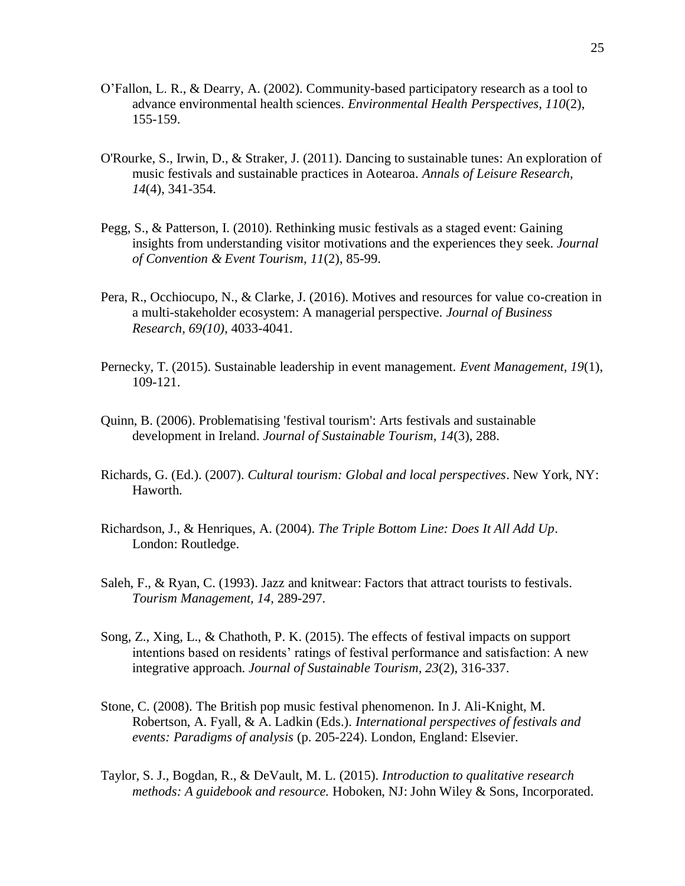O'Fallon, L. R., & Dearry, A. (2002). Community-based participatory research as a tool to advance environmental health sciences. *Environmental Health Perspectives, 110*(2), 155-159.

O'Rourke, S., Irwin, D., & Straker, J. (2011). Dancing to sustainable tunes: An exploration of music festivals and sustainable practices in Aotearoa. *Annals of Leisure Research, 14*(4), 341-354.

Pegg, S., & Patterson, I. (2010). Rethinking music festivals as a staged event: Gaining insights from understanding visitor motivations and the experiences they seek. *Journal of Convention & Event Tourism, 11*(2), 85-99.

Pera, R., Occhiocupo, N., & Clarke, J. (2016). Motives and resources for value co-creation in a multi-stakeholder ecosystem: A managerial perspective. *Journal of Business Research, 69(10)*, 4033-4041.

Pernecky, T. (2015). Sustainable leadership in event management. *Event Management, 19*(1), 109-121.

Quinn, B. (2006). Problematising 'festival tourism': Arts festivals and sustainable development in Ireland. *Journal of Sustainable Tourism, 14*(3), 288.

Richards, G. (Ed.). (2007). *Cultural tourism: Global and local perspectives*. New York, NY: Haworth.

Richardson, J., & Henriques, A. (2004). *The Triple Bottom Line: Does It All Add Up*. London: Routledge.

Saleh, F., & Ryan, C. (1993). Jazz and knitwear: Factors that attract tourists to festivals. *Tourism Management, 14*, 289-297.

Song, Z., Xing, L., & Chathoth, P. K. (2015). The effects of festival impacts on support intentions based on residents' ratings of festival performance and satisfaction: A new integrative approach. *Journal of Sustainable Tourism, 23*(2), 316-337.

Stone, C. (2008). The British pop music festival phenomenon. In J. Ali-Knight, M. Robertson, A. Fyall, & A. Ladkin (Eds.). *International perspectives of festivals and events: Paradigms of analysis* (p. 205-224). London, England: Elsevier.

Taylor, S. J., Bogdan, R., & DeVault, M. L. (2015). *Introduction to qualitative research methods: A guidebook and resource.* Hoboken, NJ: John Wiley & Sons, Incorporated.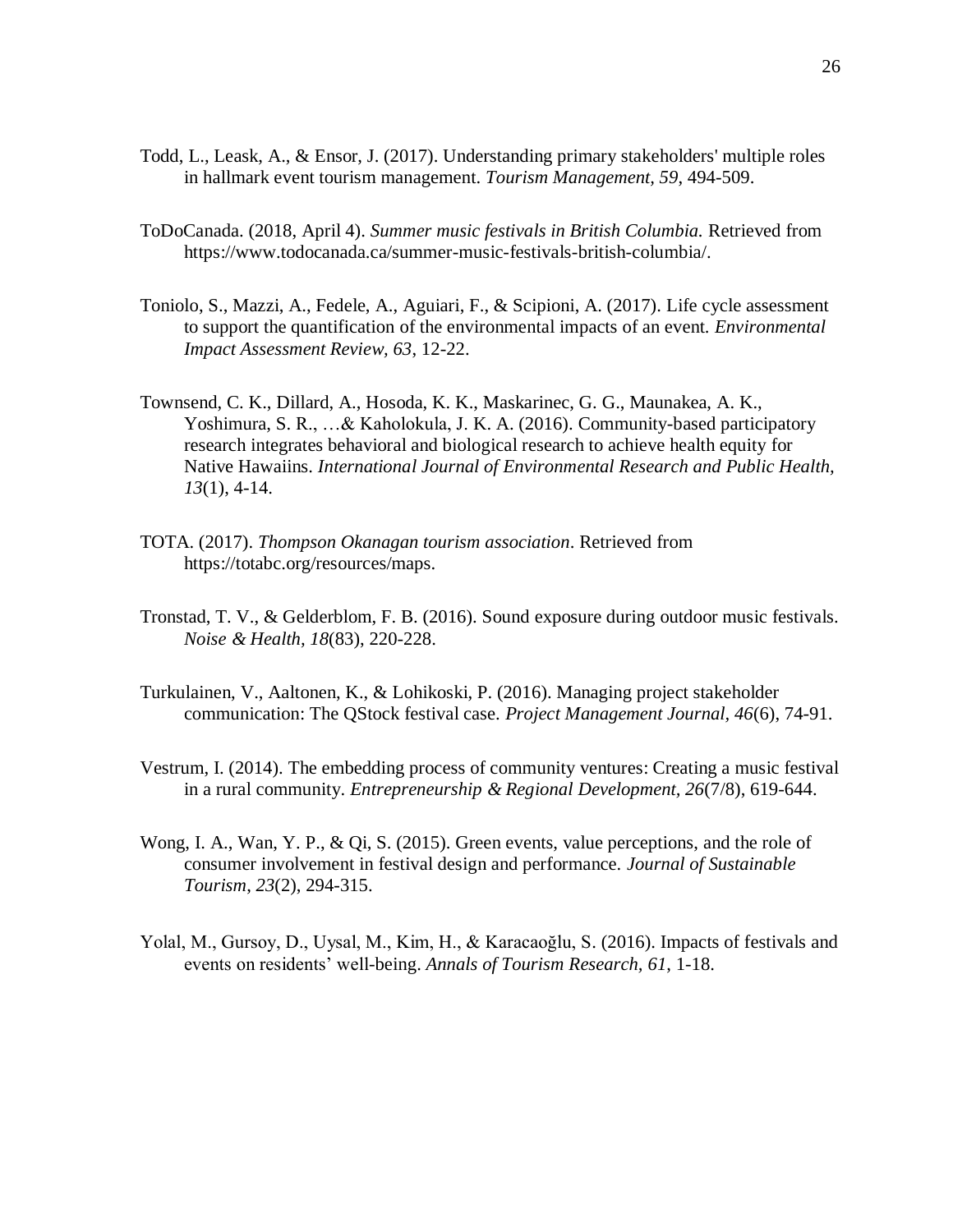Todd, L., Leask, A., & Ensor, J. (2017). Understanding primary stakeholders' multiple roles in hallmark event tourism management. *Tourism Management, 59*, 494-509.

ToDoCanada. (2018, April 4). *Summer music festivals in British Columbia.* Retrieved from https://www.todocanada.ca/summer-music-festivals-british-columbia/.

Toniolo, S., Mazzi, A., Fedele, A., Aguiari, F., & Scipioni, A. (2017). Life cycle assessment to support the quantification of the environmental impacts of an event. *Environmental Impact Assessment Review, 63*, 12-22.

Townsend, C. K., Dillard, A., Hosoda, K. K., Maskarinec, G. G., Maunakea, A. K., Yoshimura, S. R., …& Kaholokula, J. K. A. (2016). Community-based participatory research integrates behavioral and biological research to achieve health equity for Native Hawaiins. *International Journal of Environmental Research and Public Health, 13*(1), 4-14.

TOTA. (2017). *Thompson Okanagan tourism association*. Retrieved from https://totabc.org/resources/maps.

Tronstad, T. V., & Gelderblom, F. B. (2016). Sound exposure during outdoor music festivals. *Noise & Health, 18*(83), 220-228.

Turkulainen, V., Aaltonen, K., & Lohikoski, P. (2016). Managing project stakeholder communication: The QStock festival case. *Project Management Journal, 46*(6), 74-91.

Vestrum, I. (2014). The embedding process of community ventures: Creating a music festival in a rural community. *Entrepreneurship & Regional Development, 26*(7/8), 619-644.

Wong, I. A., Wan, Y. P., & Qi, S. (2015). Green events, value perceptions, and the role of consumer involvement in festival design and performance. *Journal of Sustainable Tourism*, *23*(2), 294-315.

Yolal, M., Gursoy, D., Uysal, M., Kim, H., & Karacaoğlu, S. (2016). Impacts of festivals and events on residents' well-being. *Annals of Tourism Research, 61*, 1-18.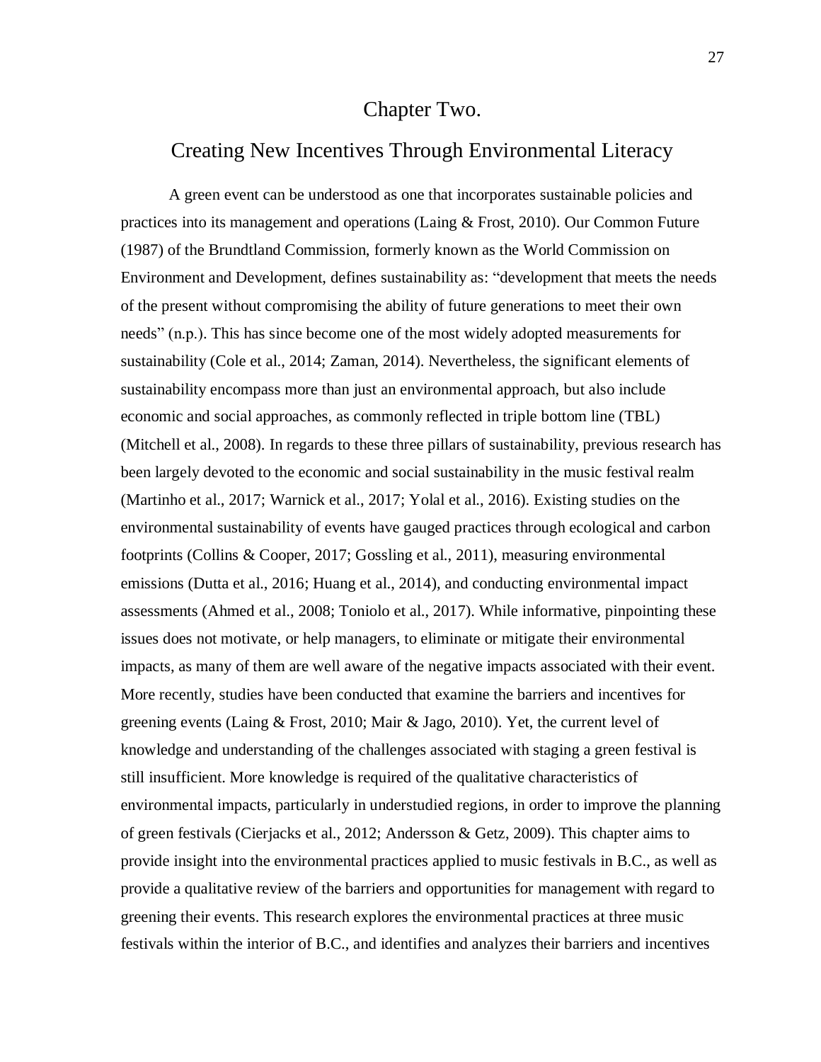# Chapter Two.

## Creating New Incentives Through Environmental Literacy

A green event can be understood as one that incorporates sustainable policies and practices into its management and operations (Laing & Frost, 2010). Our Common Future (1987) of the Brundtland Commission, formerly known as the World Commission on Environment and Development, defines sustainability as: "development that meets the needs of the present without compromising the ability of future generations to meet their own needs" (n.p.). This has since become one of the most widely adopted measurements for sustainability (Cole et al., 2014; Zaman, 2014). Nevertheless, the significant elements of sustainability encompass more than just an environmental approach, but also include economic and social approaches, as commonly reflected in triple bottom line (TBL) (Mitchell et al., 2008). In regards to these three pillars of sustainability, previous research has been largely devoted to the economic and social sustainability in the music festival realm (Martinho et al., 2017; Warnick et al., 2017; Yolal et al., 2016). Existing studies on the environmental sustainability of events have gauged practices through ecological and carbon footprints (Collins & Cooper, 2017; Gossling et al., 2011), measuring environmental emissions (Dutta et al., 2016; Huang et al., 2014), and conducting environmental impact assessments (Ahmed et al., 2008; Toniolo et al., 2017). While informative, pinpointing these issues does not motivate, or help managers, to eliminate or mitigate their environmental impacts, as many of them are well aware of the negative impacts associated with their event. More recently, studies have been conducted that examine the barriers and incentives for greening events (Laing & Frost, 2010; Mair & Jago, 2010). Yet, the current level of knowledge and understanding of the challenges associated with staging a green festival is still insufficient. More knowledge is required of the qualitative characteristics of environmental impacts, particularly in understudied regions, in order to improve the planning of green festivals (Cierjacks et al., 2012; Andersson & Getz, 2009). This chapter aims to provide insight into the environmental practices applied to music festivals in B.C., as well as provide a qualitative review of the barriers and opportunities for management with regard to greening their events. This research explores the environmental practices at three music festivals within the interior of B.C., and identifies and analyzes their barriers and incentives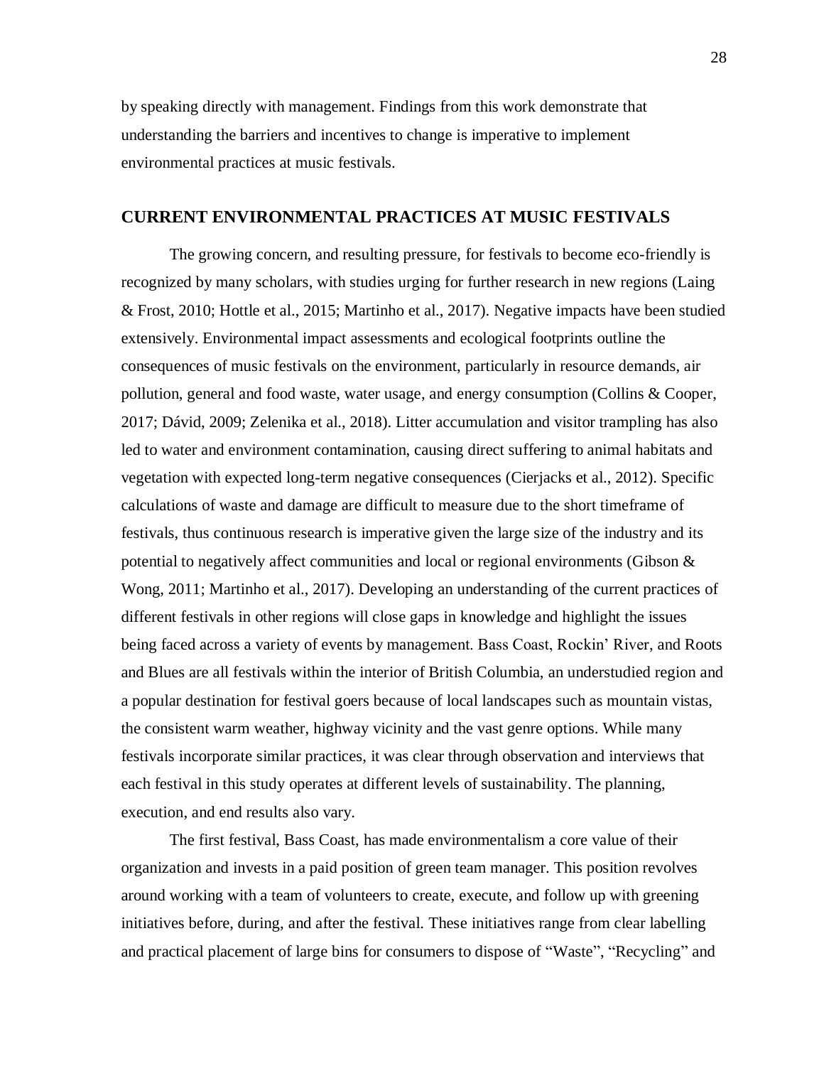by speaking directly with management. Findings from this work demonstrate that understanding the barriers and incentives to change is imperative to implement environmental practices at music festivals.

## CURRENT ENVIRONMENTAL PRACTICES AT MUSIC FESTIVALS

The growing concern, and resulting pressure, for festivals to become eco-friendly is recognized by many scholars, with studies urging for further research in new regions (Laing & Frost, 2010; Hottle et al., 2015; Martinho et al., 2017). Negative impacts have been studied extensively. Environmental impact assessments and ecological footprints outline the consequences of music festivals on the environment, particularly in resource demands, air pollution, general and food waste, water usage, and energy consumption (Collins & Cooper, 2017; Dávid, 2009; Zelenika et al., 2018). Litter accumulation and visitor trampling has also led to water and environment contamination, causing direct suffering to animal habitats and vegetation with expected long-term negative consequences (Cierjacks et al., 2012). Specific calculations of waste and damage are difficult to measure due to the short timeframe of festivals, thus continuous research is imperative given the large size of the industry and its potential to negatively affect communities and local or regional environments (Gibson & Wong, 2011; Martinho et al., 2017). Developing an understanding of the current practices of different festivals in other regions will close gaps in knowledge and highlight the issues being faced across a variety of events by management. Bass Coast, Rockin' River, and Roots and Blues are all festivals within the interior of British Columbia, an understudied region and a popular destination for festival goers because of local landscapes such as mountain vistas, the consistent warm weather, highway vicinity and the vast genre options. While many festivals incorporate similar practices, it was clear through observation and interviews that each festival in this study operates at different levels of sustainability. The planning, execution, and end results also vary.

The first festival, Bass Coast, has made environmentalism a core value of their organization and invests in a paid position of green team manager. This position revolves around working with a team of volunteers to create, execute, and follow up with greening initiatives before, during, and after the festival. These initiatives range from clear labelling and practical placement of large bins for consumers to dispose of "Waste", "Recycling" and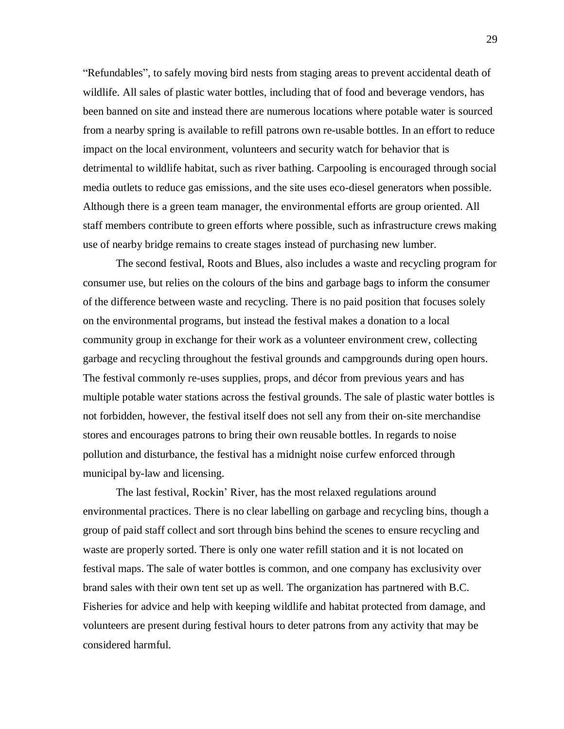"Refundables", to safely moving bird nests from staging areas to prevent accidental death of wildlife. All sales of plastic water bottles, including that of food and beverage vendors, has been banned on site and instead there are numerous locations where potable water is sourced from a nearby spring is available to refill patrons own re-usable bottles. In an effort to reduce impact on the local environment, volunteers and security watch for behavior that is detrimental to wildlife habitat, such as river bathing. Carpooling is encouraged through social media outlets to reduce gas emissions, and the site uses eco-diesel generators when possible. Although there is a green team manager, the environmental efforts are group oriented. All staff members contribute to green efforts where possible, such as infrastructure crews making use of nearby bridge remains to create stages instead of purchasing new lumber.

The second festival, Roots and Blues, also includes a waste and recycling program for consumer use, but relies on the colours of the bins and garbage bags to inform the consumer of the difference between waste and recycling. There is no paid position that focuses solely on the environmental programs, but instead the festival makes a donation to a local community group in exchange for their work as a volunteer environment crew, collecting garbage and recycling throughout the festival grounds and campgrounds during open hours. The festival commonly re-uses supplies, props, and décor from previous years and has multiple potable water stations across the festival grounds. The sale of plastic water bottles is not forbidden, however, the festival itself does not sell any from their on-site merchandise stores and encourages patrons to bring their own reusable bottles. In regards to noise pollution and disturbance, the festival has a midnight noise curfew enforced through municipal by-law and licensing.

The last festival, Rockin' River, has the most relaxed regulations around environmental practices. There is no clear labelling on garbage and recycling bins, though a group of paid staff collect and sort through bins behind the scenes to ensure recycling and waste are properly sorted. There is only one water refill station and it is not located on festival maps. The sale of water bottles is common, and one company has exclusivity over brand sales with their own tent set up as well. The organization has partnered with B.C. Fisheries for advice and help with keeping wildlife and habitat protected from damage, and volunteers are present during festival hours to deter patrons from any activity that may be considered harmful.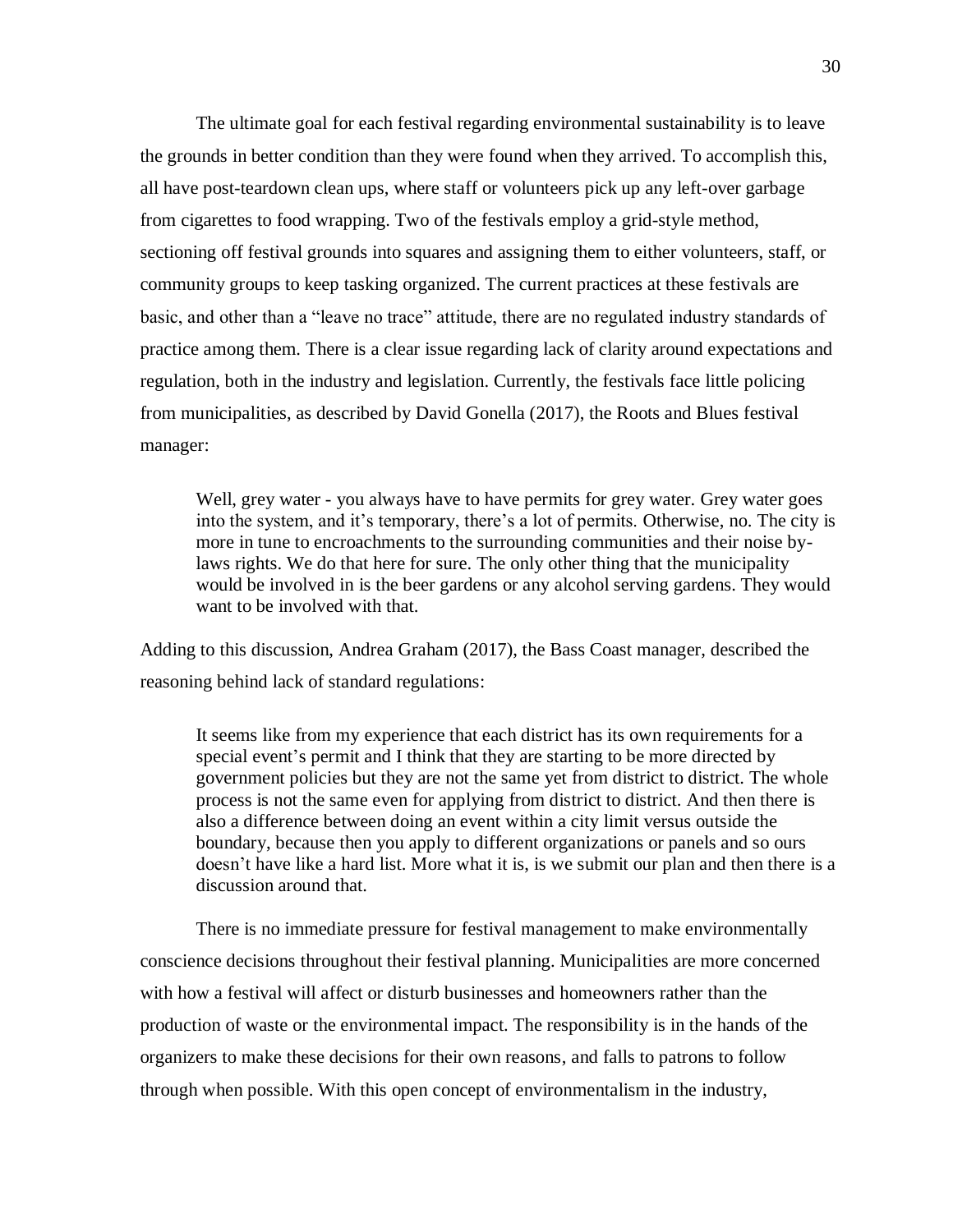The ultimate goal for each festival regarding environmental sustainability is to leave the grounds in better condition than they were found when they arrived. To accomplish this, all have post-teardown clean ups, where staff or volunteers pick up any left-over garbage from cigarettes to food wrapping. Two of the festivals employ a grid-style method, sectioning off festival grounds into squares and assigning them to either volunteers, staff, or community groups to keep tasking organized. The current practices at these festivals are basic, and other than a "leave no trace" attitude, there are no regulated industry standards of practice among them. There is a clear issue regarding lack of clarity around expectations and regulation, both in the industry and legislation. Currently, the festivals face little policing from municipalities, as described by David Gonella (2017), the Roots and Blues festival manager:

> Well, grey water - you always have to have permits for grey water. Grey water goes into the system, and it's temporary, there's a lot of permits. Otherwise, no. The city is more in tune to encroachments to the surrounding communities and their noise by-laws rights. We do that here for sure. The only other thing that the municipality would be involved in is the beer gardens or any alcohol serving gardens. They would want to be involved with that.

Adding to this discussion, Andrea Graham (2017), the Bass Coast manager, described the reasoning behind lack of standard regulations:

> It seems like from my experience that each district has its own requirements for a special event's permit and I think that they are starting to be more directed by government policies but they are not the same yet from district to district. The whole process is not the same even for applying from district to district. And then there is also a difference between doing an event within a city limit versus outside the boundary, because then you apply to different organizations or panels and so ours doesn't have like a hard list. More what it is, is we submit our plan and then there is a discussion around that.

There is no immediate pressure for festival management to make environmentally conscience decisions throughout their festival planning. Municipalities are more concerned with how a festival will affect or disturb businesses and homeowners rather than the production of waste or the environmental impact. The responsibility is in the hands of the organizers to make these decisions for their own reasons, and falls to patrons to follow through when possible. With this open concept of environmentalism in the industry,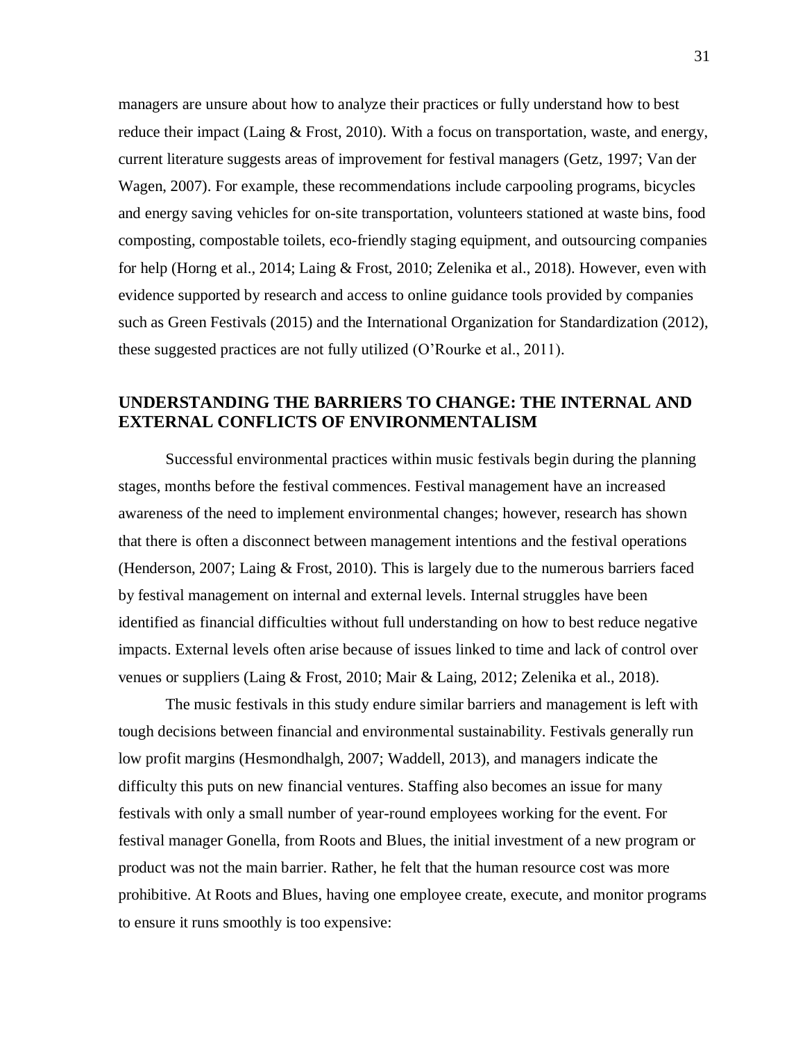managers are unsure about how to analyze their practices or fully understand how to best reduce their impact (Laing & Frost, 2010). With a focus on transportation, waste, and energy, current literature suggests areas of improvement for festival managers (Getz, 1997; Van der Wagen, 2007). For example, these recommendations include carpooling programs, bicycles and energy saving vehicles for on-site transportation, volunteers stationed at waste bins, food composting, compostable toilets, eco-friendly staging equipment, and outsourcing companies for help (Horng et al., 2014; Laing & Frost, 2010; Zelenika et al., 2018). However, even with evidence supported by research and access to online guidance tools provided by companies such as Green Festivals (2015) and the International Organization for Standardization (2012), these suggested practices are not fully utilized (O'Rourke et al., 2011).

## UNDERSTANDING THE BARRIERS TO CHANGE: THE INTERNAL AND EXTERNAL CONFLICTS OF ENVIRONMENTALISM

Successful environmental practices within music festivals begin during the planning stages, months before the festival commences. Festival management have an increased awareness of the need to implement environmental changes; however, research has shown that there is often a disconnect between management intentions and the festival operations (Henderson, 2007; Laing & Frost, 2010). This is largely due to the numerous barriers faced by festival management on internal and external levels. Internal struggles have been identified as financial difficulties without full understanding on how to best reduce negative impacts. External levels often arise because of issues linked to time and lack of control over venues or suppliers (Laing & Frost, 2010; Mair & Laing, 2012; Zelenika et al., 2018).

The music festivals in this study endure similar barriers and management is left with tough decisions between financial and environmental sustainability. Festivals generally run low profit margins (Hesmondhalgh, 2007; Waddell, 2013), and managers indicate the difficulty this puts on new financial ventures. Staffing also becomes an issue for many festivals with only a small number of year-round employees working for the event. For festival manager Gonella, from Roots and Blues, the initial investment of a new program or product was not the main barrier. Rather, he felt that the human resource cost was more prohibitive. At Roots and Blues, having one employee create, execute, and monitor programs to ensure it runs smoothly is too expensive: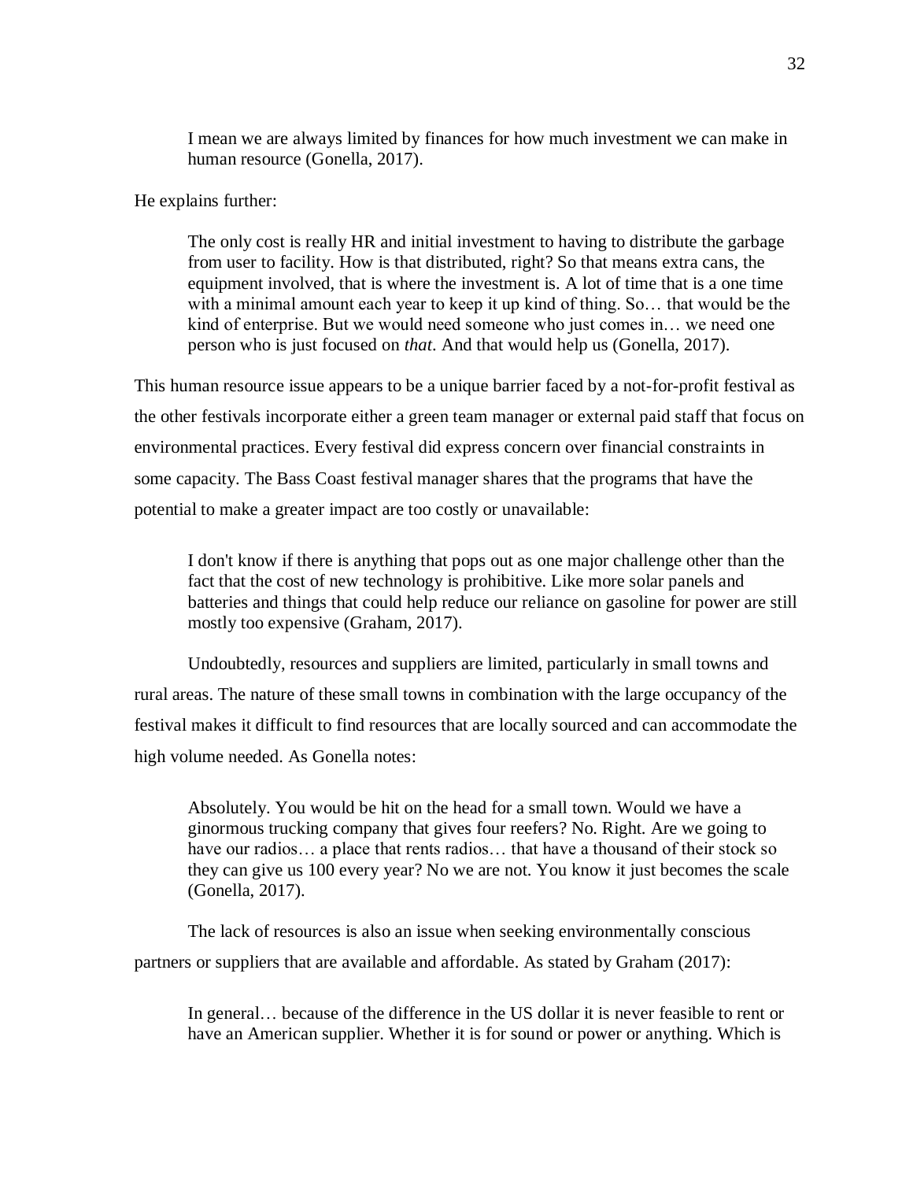> I mean we are always limited by finances for how much investment we can make in human resource (Gonella, 2017).

He explains further:

> The only cost is really HR and initial investment to having to distribute the garbage from user to facility. How is that distributed, right? So that means extra cans, the equipment involved, that is where the investment is. A lot of time that is a one time with a minimal amount each year to keep it up kind of thing. So… that would be the kind of enterprise. But we would need someone who just comes in… we need one person who is just focused on *that*. And that would help us (Gonella, 2017).

This human resource issue appears to be a unique barrier faced by a not-for-profit festival as the other festivals incorporate either a green team manager or external paid staff that focus on environmental practices. Every festival did express concern over financial constraints in some capacity. The Bass Coast festival manager shares that the programs that have the potential to make a greater impact are too costly or unavailable:

> I don't know if there is anything that pops out as one major challenge other than the fact that the cost of new technology is prohibitive. Like more solar panels and batteries and things that could help reduce our reliance on gasoline for power are still mostly too expensive (Graham, 2017).

Undoubtedly, resources and suppliers are limited, particularly in small towns and rural areas. The nature of these small towns in combination with the large occupancy of the festival makes it difficult to find resources that are locally sourced and can accommodate the high volume needed. As Gonella notes:

> Absolutely. You would be hit on the head for a small town. Would we have a ginormous trucking company that gives four reefers? No. Right. Are we going to have our radios… a place that rents radios… that have a thousand of their stock so they can give us 100 every year? No we are not. You know it just becomes the scale (Gonella, 2017).

The lack of resources is also an issue when seeking environmentally conscious partners or suppliers that are available and affordable. As stated by Graham (2017):

> In general… because of the difference in the US dollar it is never feasible to rent or have an American supplier. Whether it is for sound or power or anything. Which is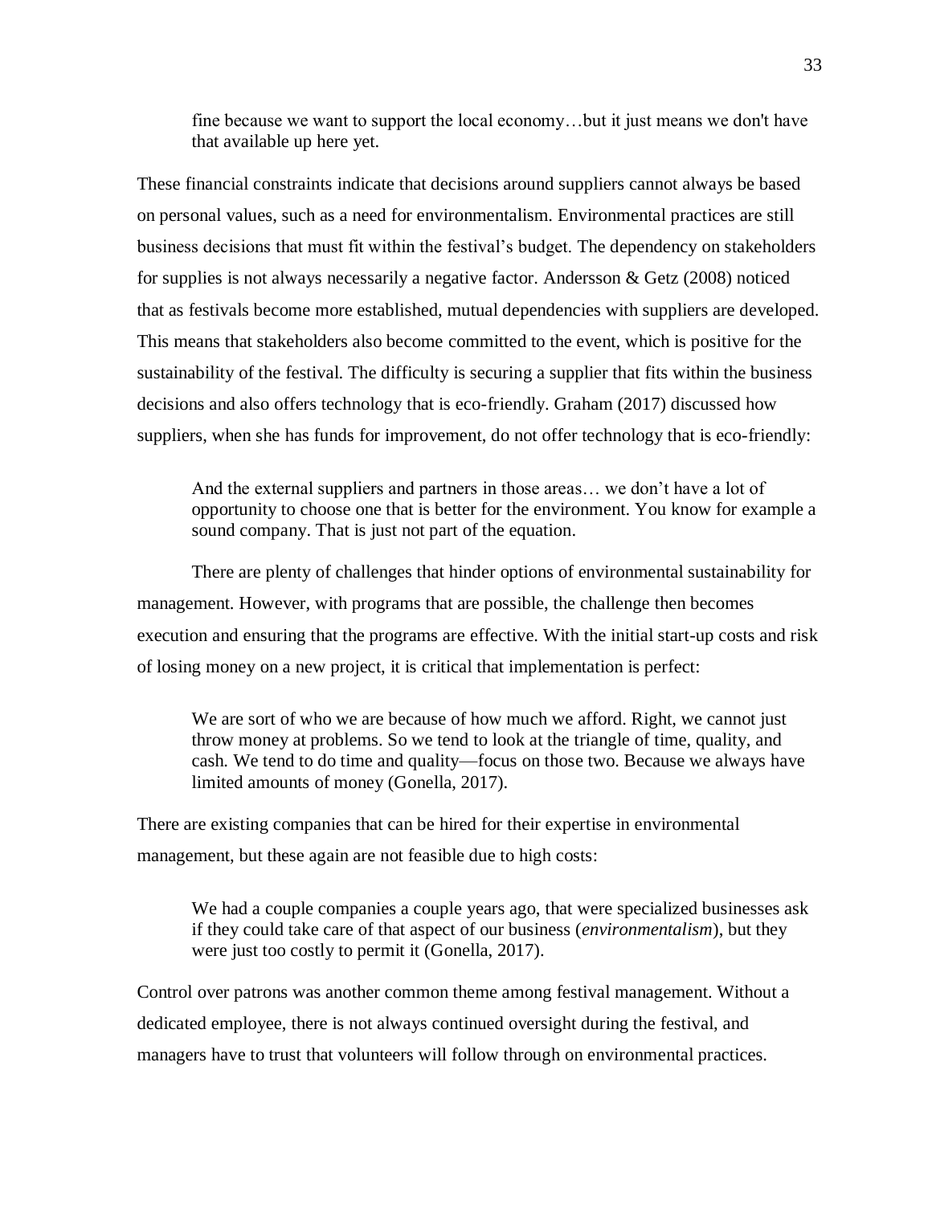> fine because we want to support the local economy…but it just means we don't have that available up here yet.

These financial constraints indicate that decisions around suppliers cannot always be based on personal values, such as a need for environmentalism. Environmental practices are still business decisions that must fit within the festival's budget. The dependency on stakeholders for supplies is not always necessarily a negative factor. Andersson & Getz (2008) noticed that as festivals become more established, mutual dependencies with suppliers are developed. This means that stakeholders also become committed to the event, which is positive for the sustainability of the festival. The difficulty is securing a supplier that fits within the business decisions and also offers technology that is eco-friendly. Graham (2017) discussed how suppliers, when she has funds for improvement, do not offer technology that is eco-friendly:

> And the external suppliers and partners in those areas… we don't have a lot of opportunity to choose one that is better for the environment. You know for example a sound company. That is just not part of the equation.

There are plenty of challenges that hinder options of environmental sustainability for management. However, with programs that are possible, the challenge then becomes execution and ensuring that the programs are effective. With the initial start-up costs and risk of losing money on a new project, it is critical that implementation is perfect:

> We are sort of who we are because of how much we afford. Right, we cannot just throw money at problems. So we tend to look at the triangle of time, quality, and cash. We tend to do time and quality—focus on those two. Because we always have limited amounts of money (Gonella, 2017).

There are existing companies that can be hired for their expertise in environmental management, but these again are not feasible due to high costs:

> We had a couple companies a couple years ago, that were specialized businesses ask if they could take care of that aspect of our business (*environmentalism*), but they were just too costly to permit it (Gonella, 2017).

Control over patrons was another common theme among festival management. Without a dedicated employee, there is not always continued oversight during the festival, and managers have to trust that volunteers will follow through on environmental practices.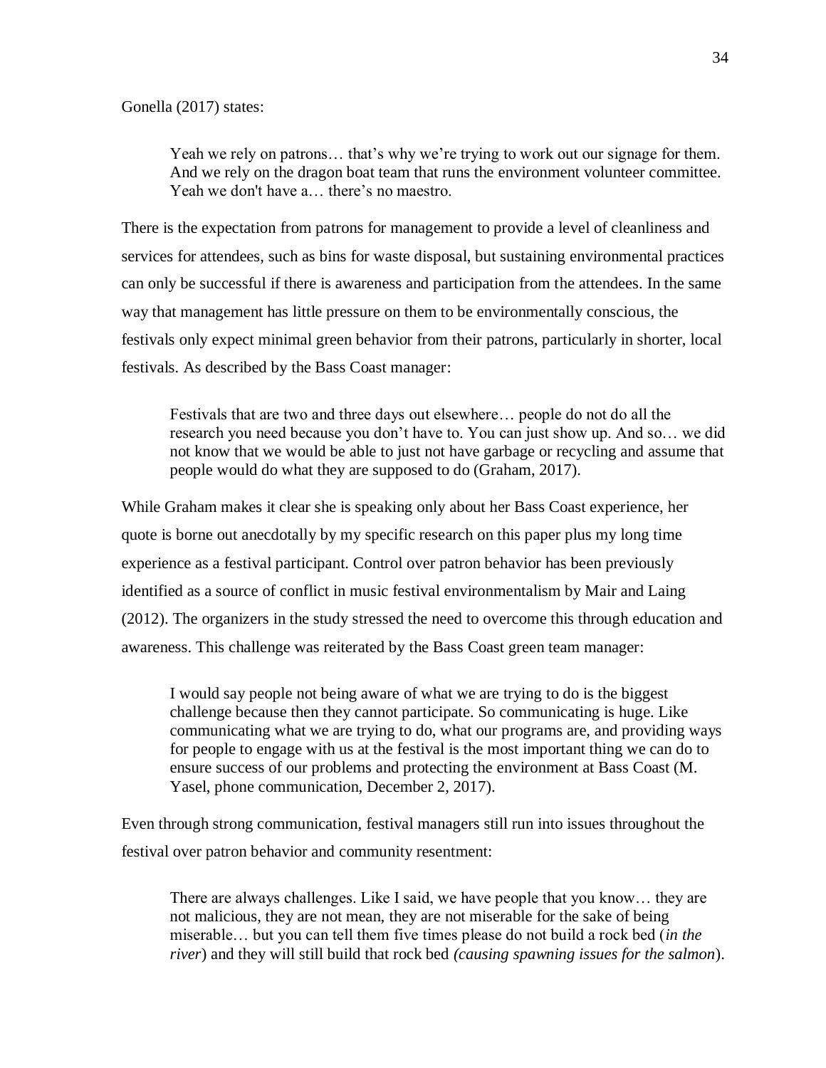Gonella (2017) states:

> Yeah we rely on patrons… that's why we're trying to work out our signage for them. And we rely on the dragon boat team that runs the environment volunteer committee. Yeah we don't have a… there's no maestro.

There is the expectation from patrons for management to provide a level of cleanliness and services for attendees, such as bins for waste disposal, but sustaining environmental practices can only be successful if there is awareness and participation from the attendees. In the same way that management has little pressure on them to be environmentally conscious, the festivals only expect minimal green behavior from their patrons, particularly in shorter, local festivals. As described by the Bass Coast manager:

> Festivals that are two and three days out elsewhere… people do not do all the research you need because you don't have to. You can just show up. And so… we did not know that we would be able to just not have garbage or recycling and assume that people would do what they are supposed to do (Graham, 2017).

While Graham makes it clear she is speaking only about her Bass Coast experience, her quote is borne out anecdotally by my specific research on this paper plus my long time experience as a festival participant. Control over patron behavior has been previously identified as a source of conflict in music festival environmentalism by Mair and Laing (2012). The organizers in the study stressed the need to overcome this through education and awareness. This challenge was reiterated by the Bass Coast green team manager:

> I would say people not being aware of what we are trying to do is the biggest challenge because then they cannot participate. So communicating is huge. Like communicating what we are trying to do, what our programs are, and providing ways for people to engage with us at the festival is the most important thing we can do to ensure success of our problems and protecting the environment at Bass Coast (M. Yasel, phone communication, December 2, 2017).

Even through strong communication, festival managers still run into issues throughout the festival over patron behavior and community resentment:

> There are always challenges. Like I said, we have people that you know… they are not malicious, they are not mean, they are not miserable for the sake of being miserable… but you can tell them five times please do not build a rock bed (*in the river*) and they will still build that rock bed *(causing spawning issues for the salmon*).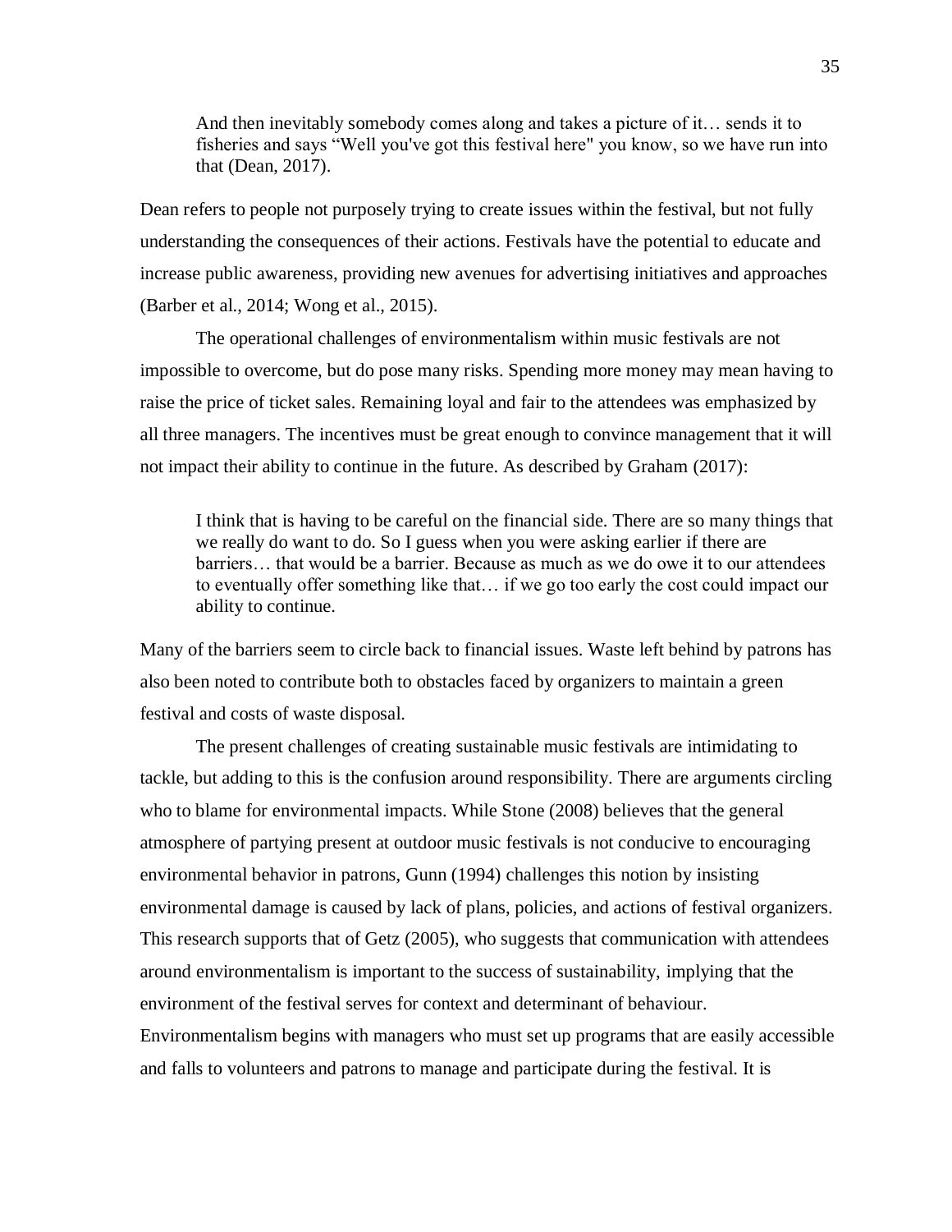> And then inevitably somebody comes along and takes a picture of it… sends it to fisheries and says "Well you've got this festival here" you know, so we have run into that (Dean, 2017).

Dean refers to people not purposely trying to create issues within the festival, but not fully understanding the consequences of their actions. Festivals have the potential to educate and increase public awareness, providing new avenues for advertising initiatives and approaches (Barber et al., 2014; Wong et al., 2015).

The operational challenges of environmentalism within music festivals are not impossible to overcome, but do pose many risks. Spending more money may mean having to raise the price of ticket sales. Remaining loyal and fair to the attendees was emphasized by all three managers. The incentives must be great enough to convince management that it will not impact their ability to continue in the future. As described by Graham (2017):

> I think that is having to be careful on the financial side. There are so many things that we really do want to do. So I guess when you were asking earlier if there are barriers… that would be a barrier. Because as much as we do owe it to our attendees to eventually offer something like that… if we go too early the cost could impact our ability to continue.

Many of the barriers seem to circle back to financial issues. Waste left behind by patrons has also been noted to contribute both to obstacles faced by organizers to maintain a green festival and costs of waste disposal.

The present challenges of creating sustainable music festivals are intimidating to tackle, but adding to this is the confusion around responsibility. There are arguments circling who to blame for environmental impacts. While Stone (2008) believes that the general atmosphere of partying present at outdoor music festivals is not conducive to encouraging environmental behavior in patrons, Gunn (1994) challenges this notion by insisting environmental damage is caused by lack of plans, policies, and actions of festival organizers. This research supports that of Getz (2005), who suggests that communication with attendees around environmentalism is important to the success of sustainability, implying that the environment of the festival serves for context and determinant of behaviour. Environmentalism begins with managers who must set up programs that are easily accessible and falls to volunteers and patrons to manage and participate during the festival. It is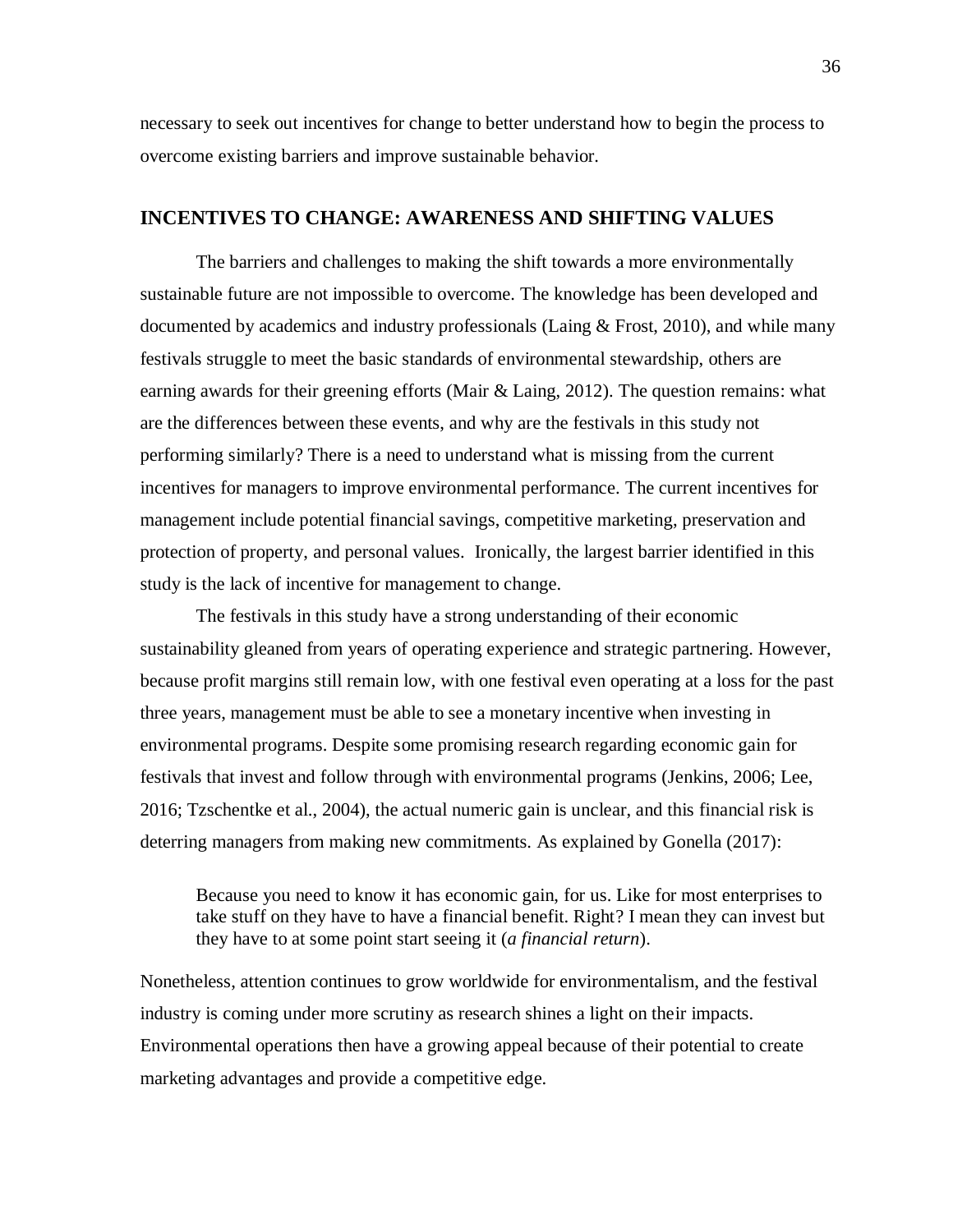necessary to seek out incentives for change to better understand how to begin the process to overcome existing barriers and improve sustainable behavior.

## INCENTIVES TO CHANGE: AWARENESS AND SHIFTING VALUES

The barriers and challenges to making the shift towards a more environmentally sustainable future are not impossible to overcome. The knowledge has been developed and documented by academics and industry professionals (Laing & Frost, 2010), and while many festivals struggle to meet the basic standards of environmental stewardship, others are earning awards for their greening efforts (Mair & Laing, 2012). The question remains: what are the differences between these events, and why are the festivals in this study not performing similarly? There is a need to understand what is missing from the current incentives for managers to improve environmental performance. The current incentives for management include potential financial savings, competitive marketing, preservation and protection of property, and personal values. Ironically, the largest barrier identified in this study is the lack of incentive for management to change.

The festivals in this study have a strong understanding of their economic sustainability gleaned from years of operating experience and strategic partnering. However, because profit margins still remain low, with one festival even operating at a loss for the past three years, management must be able to see a monetary incentive when investing in environmental programs. Despite some promising research regarding economic gain for festivals that invest and follow through with environmental programs (Jenkins, 2006; Lee, 2016; Tzschentke et al., 2004), the actual numeric gain is unclear, and this financial risk is deterring managers from making new commitments. As explained by Gonella (2017):

> Because you need to know it has economic gain, for us. Like for most enterprises to take stuff on they have to have a financial benefit. Right? I mean they can invest but they have to at some point start seeing it (*a financial return*).

Nonetheless, attention continues to grow worldwide for environmentalism, and the festival industry is coming under more scrutiny as research shines a light on their impacts. Environmental operations then have a growing appeal because of their potential to create marketing advantages and provide a competitive edge.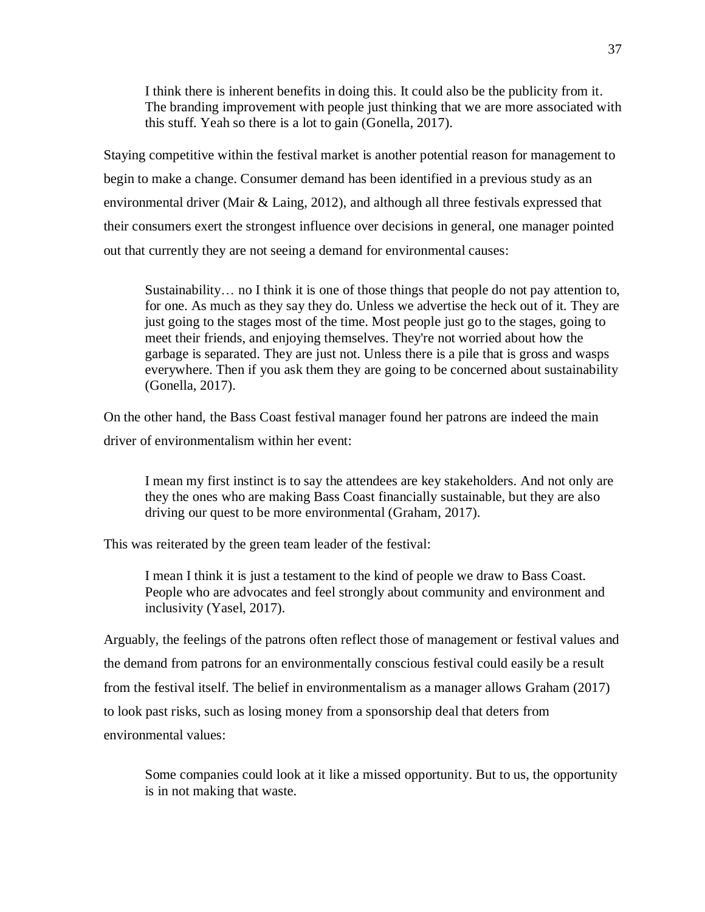> I think there is inherent benefits in doing this. It could also be the publicity from it. The branding improvement with people just thinking that we are more associated with this stuff. Yeah so there is a lot to gain (Gonella, 2017).

Staying competitive within the festival market is another potential reason for management to begin to make a change. Consumer demand has been identified in a previous study as an environmental driver (Mair & Laing, 2012), and although all three festivals expressed that their consumers exert the strongest influence over decisions in general, one manager pointed out that currently they are not seeing a demand for environmental causes:

> Sustainability… no I think it is one of those things that people do not pay attention to, for one. As much as they say they do. Unless we advertise the heck out of it. They are just going to the stages most of the time. Most people just go to the stages, going to meet their friends, and enjoying themselves. They're not worried about how the garbage is separated. They are just not. Unless there is a pile that is gross and wasps everywhere. Then if you ask them they are going to be concerned about sustainability (Gonella, 2017).

On the other hand, the Bass Coast festival manager found her patrons are indeed the main driver of environmentalism within her event:

> I mean my first instinct is to say the attendees are key stakeholders. And not only are they the ones who are making Bass Coast financially sustainable, but they are also driving our quest to be more environmental (Graham, 2017).

This was reiterated by the green team leader of the festival:

> I mean I think it is just a testament to the kind of people we draw to Bass Coast. People who are advocates and feel strongly about community and environment and inclusivity (Yasel, 2017).

Arguably, the feelings of the patrons often reflect those of management or festival values and the demand from patrons for an environmentally conscious festival could easily be a result from the festival itself. The belief in environmentalism as a manager allows Graham (2017) to look past risks, such as losing money from a sponsorship deal that deters from environmental values:

> Some companies could look at it like a missed opportunity. But to us, the opportunity is in not making that waste.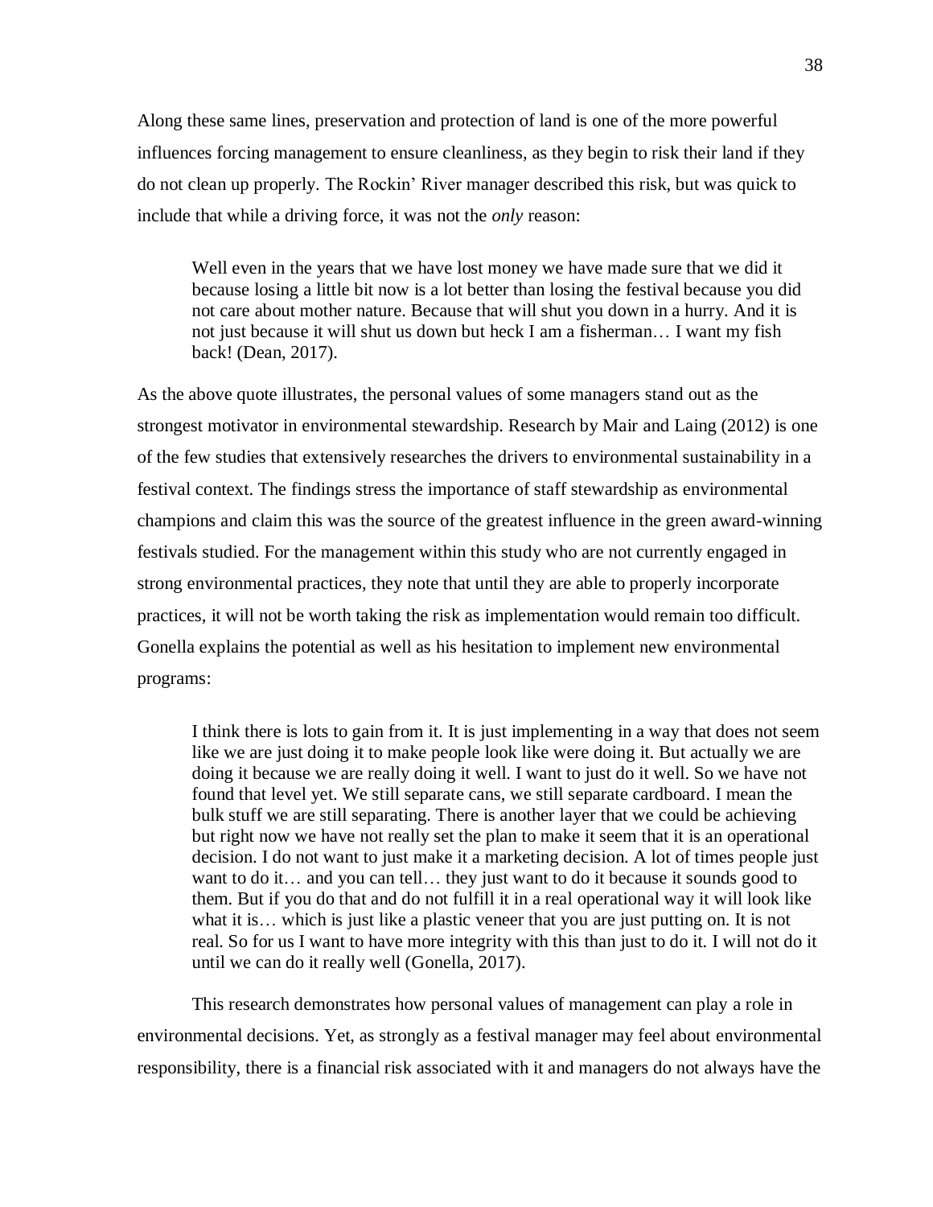Along these same lines, preservation and protection of land is one of the more powerful influences forcing management to ensure cleanliness, as they begin to risk their land if they do not clean up properly. The Rockin' River manager described this risk, but was quick to include that while a driving force, it was not the *only* reason:

> Well even in the years that we have lost money we have made sure that we did it because losing a little bit now is a lot better than losing the festival because you did not care about mother nature. Because that will shut you down in a hurry. And it is not just because it will shut us down but heck I am a fisherman… I want my fish back! (Dean, 2017).

As the above quote illustrates, the personal values of some managers stand out as the strongest motivator in environmental stewardship. Research by Mair and Laing (2012) is one of the few studies that extensively researches the drivers to environmental sustainability in a festival context. The findings stress the importance of staff stewardship as environmental champions and claim this was the source of the greatest influence in the green award-winning festivals studied. For the management within this study who are not currently engaged in strong environmental practices, they note that until they are able to properly incorporate practices, it will not be worth taking the risk as implementation would remain too difficult. Gonella explains the potential as well as his hesitation to implement new environmental programs:

> I think there is lots to gain from it. It is just implementing in a way that does not seem like we are just doing it to make people look like were doing it. But actually we are doing it because we are really doing it well. I want to just do it well. So we have not found that level yet. We still separate cans, we still separate cardboard. I mean the bulk stuff we are still separating. There is another layer that we could be achieving but right now we have not really set the plan to make it seem that it is an operational decision. I do not want to just make it a marketing decision. A lot of times people just want to do it… and you can tell… they just want to do it because it sounds good to them. But if you do that and do not fulfill it in a real operational way it will look like what it is… which is just like a plastic veneer that you are just putting on. It is not real. So for us I want to have more integrity with this than just to do it. I will not do it until we can do it really well (Gonella, 2017).

This research demonstrates how personal values of management can play a role in environmental decisions. Yet, as strongly as a festival manager may feel about environmental responsibility, there is a financial risk associated with it and managers do not always have the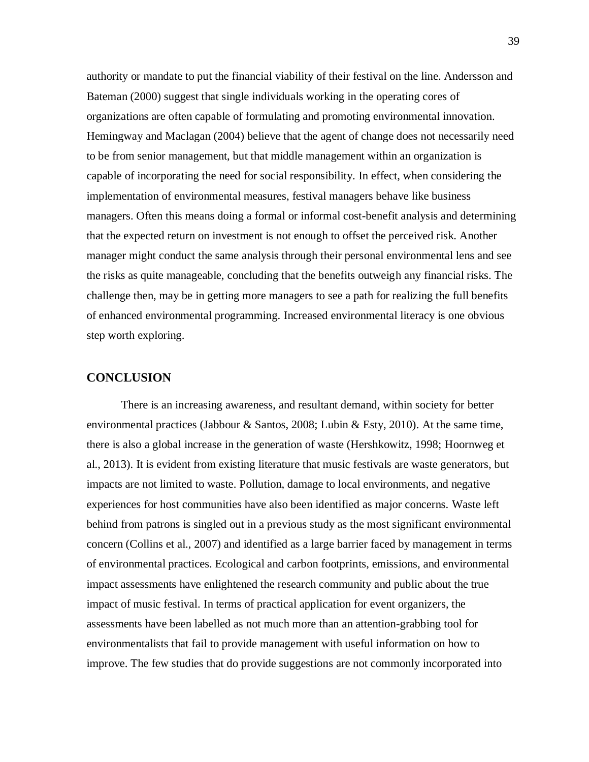authority or mandate to put the financial viability of their festival on the line. Andersson and Bateman (2000) suggest that single individuals working in the operating cores of organizations are often capable of formulating and promoting environmental innovation. Hemingway and Maclagan (2004) believe that the agent of change does not necessarily need to be from senior management, but that middle management within an organization is capable of incorporating the need for social responsibility. In effect, when considering the implementation of environmental measures, festival managers behave like business managers. Often this means doing a formal or informal cost-benefit analysis and determining that the expected return on investment is not enough to offset the perceived risk. Another manager might conduct the same analysis through their personal environmental lens and see the risks as quite manageable, concluding that the benefits outweigh any financial risks. The challenge then, may be in getting more managers to see a path for realizing the full benefits of enhanced environmental programming. Increased environmental literacy is one obvious step worth exploring.

## CONCLUSION

There is an increasing awareness, and resultant demand, within society for better environmental practices (Jabbour & Santos, 2008; Lubin & Esty, 2010). At the same time, there is also a global increase in the generation of waste (Hershkowitz, 1998; Hoornweg et al., 2013). It is evident from existing literature that music festivals are waste generators, but impacts are not limited to waste. Pollution, damage to local environments, and negative experiences for host communities have also been identified as major concerns. Waste left behind from patrons is singled out in a previous study as the most significant environmental concern (Collins et al., 2007) and identified as a large barrier faced by management in terms of environmental practices. Ecological and carbon footprints, emissions, and environmental impact assessments have enlightened the research community and public about the true impact of music festival. In terms of practical application for event organizers, the assessments have been labelled as not much more than an attention-grabbing tool for environmentalists that fail to provide management with useful information on how to improve. The few studies that do provide suggestions are not commonly incorporated into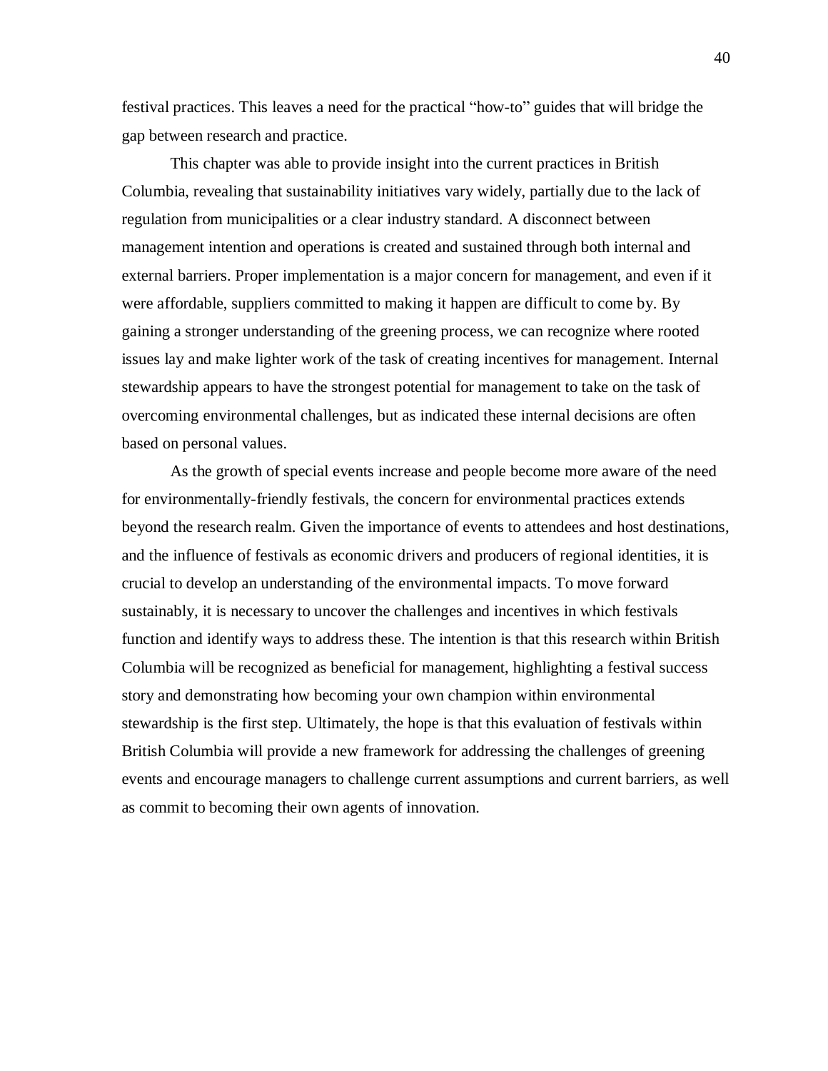festival practices. This leaves a need for the practical "how-to" guides that will bridge the gap between research and practice.

This chapter was able to provide insight into the current practices in British Columbia, revealing that sustainability initiatives vary widely, partially due to the lack of regulation from municipalities or a clear industry standard. A disconnect between management intention and operations is created and sustained through both internal and external barriers. Proper implementation is a major concern for management, and even if it were affordable, suppliers committed to making it happen are difficult to come by. By gaining a stronger understanding of the greening process, we can recognize where rooted issues lay and make lighter work of the task of creating incentives for management. Internal stewardship appears to have the strongest potential for management to take on the task of overcoming environmental challenges, but as indicated these internal decisions are often based on personal values.

As the growth of special events increase and people become more aware of the need for environmentally-friendly festivals, the concern for environmental practices extends beyond the research realm. Given the importance of events to attendees and host destinations, and the influence of festivals as economic drivers and producers of regional identities, it is crucial to develop an understanding of the environmental impacts. To move forward sustainably, it is necessary to uncover the challenges and incentives in which festivals function and identify ways to address these. The intention is that this research within British Columbia will be recognized as beneficial for management, highlighting a festival success story and demonstrating how becoming your own champion within environmental stewardship is the first step. Ultimately, the hope is that this evaluation of festivals within British Columbia will provide a new framework for addressing the challenges of greening events and encourage managers to challenge current assumptions and current barriers, as well as commit to becoming their own agents of innovation.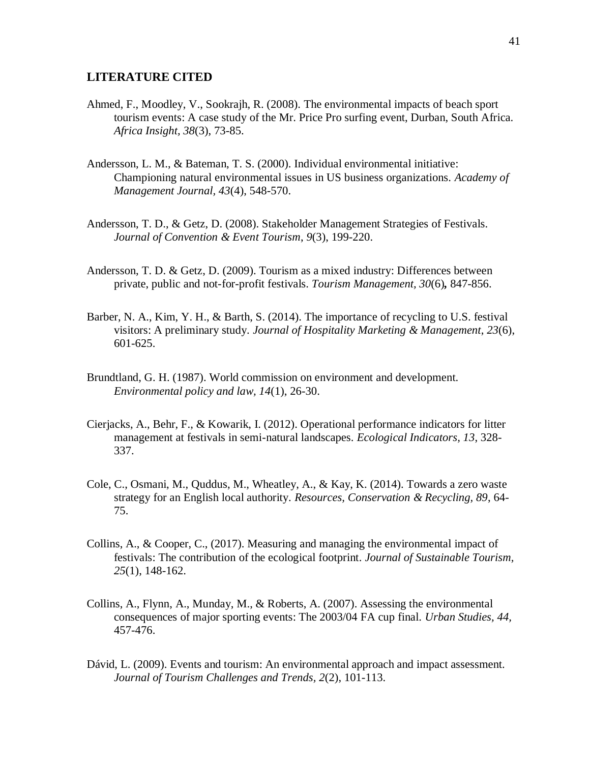## LITERATURE CITED

Ahmed, F., Moodley, V., Sookrajh, R. (2008). The environmental impacts of beach sport tourism events: A case study of the Mr. Price Pro surfing event, Durban, South Africa. *Africa Insight*, *38*(3), 73-85.

Andersson, L. M., & Bateman, T. S. (2000). Individual environmental initiative: Championing natural environmental issues in US business organizations. *Academy of Management Journal*, *43*(4), 548-570.

Andersson, T. D., & Getz, D. (2008). Stakeholder Management Strategies of Festivals. *Journal of Convention & Event Tourism*, *9*(3), 199-220.

Andersson, T. D. & Getz, D. (2009). Tourism as a mixed industry: Differences between private, public and not-for-profit festivals. *Tourism Management, 30*(6)**,** 847-856.

Barber, N. A., Kim, Y. H., & Barth, S. (2014). The importance of recycling to U.S. festival visitors: A preliminary study. *Journal of Hospitality Marketing & Management*, *23*(6), 601-625.

Brundtland, G. H. (1987). World commission on environment and development. *Environmental policy and law, 14*(1), 26-30.

Cierjacks, A., Behr, F., & Kowarik, I. (2012). Operational performance indicators for litter management at festivals in semi-natural landscapes. *Ecological Indicators, 13*, 328-337.

Cole, C., Osmani, M., Quddus, M., Wheatley, A., & Kay, K. (2014). Towards a zero waste strategy for an English local authority. *Resources, Conservation & Recycling, 89*, 64-75.

Collins, A., & Cooper, C., (2017). Measuring and managing the environmental impact of festivals: The contribution of the ecological footprint. *Journal of Sustainable Tourism, 25*(1), 148-162.

Collins, A., Flynn, A., Munday, M., & Roberts, A. (2007). Assessing the environmental consequences of major sporting events: The 2003/04 FA cup final. *Urban Studies, 44,* 457-476.

Dávid, L. (2009). Events and tourism: An environmental approach and impact assessment. *Journal of Tourism Challenges and Trends, 2*(2), 101-113.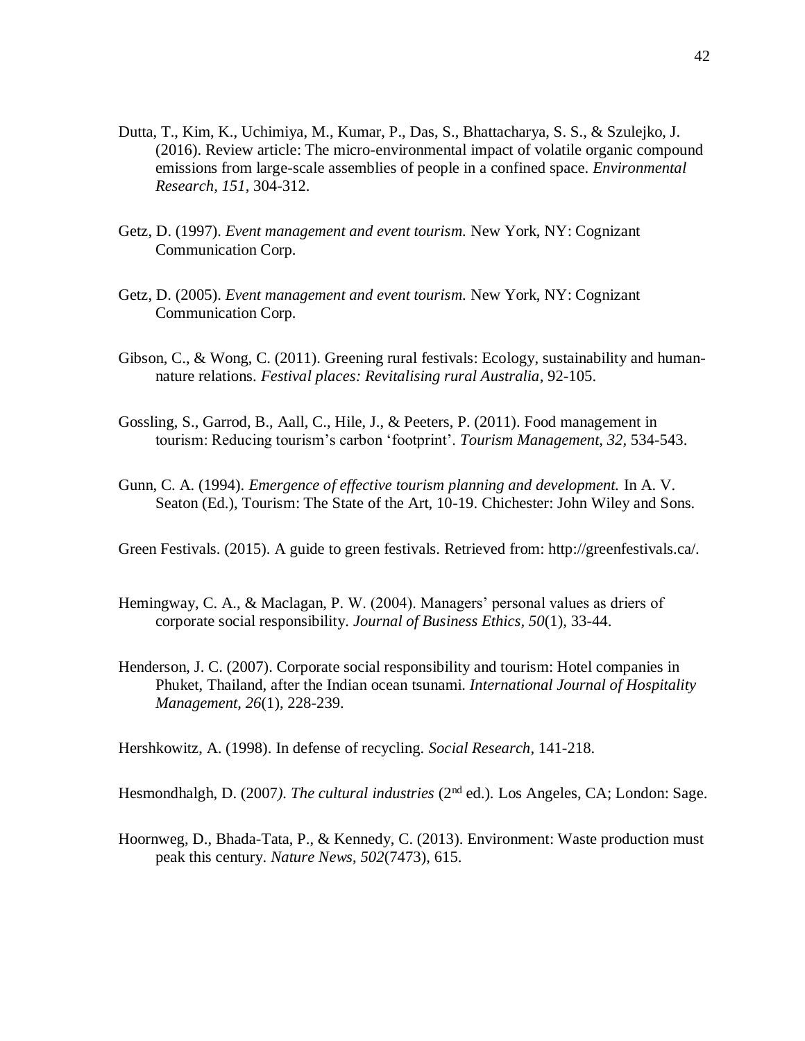Dutta, T., Kim, K., Uchimiya, M., Kumar, P., Das, S., Bhattacharya, S. S., & Szulejko, J. (2016). Review article: The micro-environmental impact of volatile organic compound emissions from large-scale assemblies of people in a confined space. *Environmental Research, 151*, 304-312.

Getz, D. (1997). *Event management and event tourism.* New York, NY: Cognizant Communication Corp.

Getz, D. (2005). *Event management and event tourism.* New York, NY: Cognizant Communication Corp.

Gibson, C., & Wong, C. (2011). Greening rural festivals: Ecology, sustainability and human-nature relations. *Festival places: Revitalising rural Australia*, 92-105.

Gossling, S., Garrod, B., Aall, C., Hile, J., & Peeters, P. (2011). Food management in tourism: Reducing tourism's carbon 'footprint'. *Tourism Management, 32*, 534-543.

Gunn, C. A. (1994). *Emergence of effective tourism planning and development.* In A. V. Seaton (Ed.), Tourism: The State of the Art, 10-19. Chichester: John Wiley and Sons.

Green Festivals. (2015). A guide to green festivals. Retrieved from: http://greenfestivals.ca/.

Hemingway, C. A., & Maclagan, P. W. (2004). Managers' personal values as driers of corporate social responsibility. *Journal of Business Ethics, 50*(1), 33-44.

Henderson, J. C. (2007). Corporate social responsibility and tourism: Hotel companies in Phuket, Thailand, after the Indian ocean tsunami. *International Journal of Hospitality Management, 26*(1), 228-239.

Hershkowitz, A. (1998). In defense of recycling. *Social Research*, 141-218.

Hesmondhalgh, D. (2007). *The cultural industries* (2nd ed.). Los Angeles, CA; London: Sage.

Hoornweg, D., Bhada-Tata, P., & Kennedy, C. (2013). Environment: Waste production must peak this century. *Nature News, 502*(7473), 615.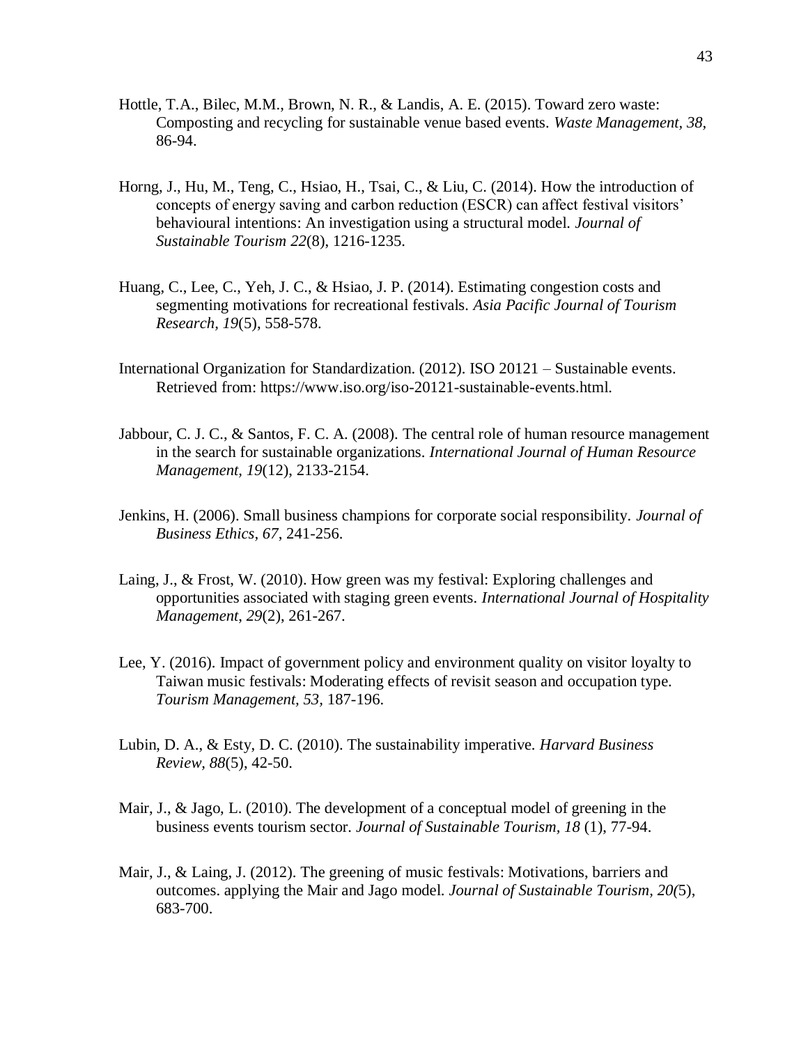Hottle, T.A., Bilec, M.M., Brown, N. R., & Landis, A. E. (2015). Toward zero waste: Composting and recycling for sustainable venue based events. *Waste Management, 38,* 86-94.

Horng, J., Hu, M., Teng, C., Hsiao, H., Tsai, C., & Liu, C. (2014). How the introduction of concepts of energy saving and carbon reduction (ESCR) can affect festival visitors' behavioural intentions: An investigation using a structural model. *Journal of Sustainable Tourism 22*(8), 1216-1235.

Huang, C., Lee, C., Yeh, J. C., & Hsiao, J. P. (2014). Estimating congestion costs and segmenting motivations for recreational festivals. *Asia Pacific Journal of Tourism Research, 19*(5), 558-578.

International Organization for Standardization. (2012). ISO 20121 – Sustainable events. Retrieved from: https://www.iso.org/iso-20121-sustainable-events.html.

Jabbour, C. J. C., & Santos, F. C. A. (2008). The central role of human resource management in the search for sustainable organizations. *International Journal of Human Resource Management, 19*(12), 2133-2154.

Jenkins, H. (2006). Small business champions for corporate social responsibility. *Journal of Business Ethics, 67*, 241-256.

Laing, J., & Frost, W. (2010). How green was my festival: Exploring challenges and opportunities associated with staging green events. *International Journal of Hospitality Management, 29*(2), 261-267.

Lee, Y. (2016). Impact of government policy and environment quality on visitor loyalty to Taiwan music festivals: Moderating effects of revisit season and occupation type. *Tourism Management, 53,* 187-196.

Lubin, D. A., & Esty, D. C. (2010). The sustainability imperative. *Harvard Business Review, 88*(5), 42-50.

Mair, J., & Jago, L. (2010). The development of a conceptual model of greening in the business events tourism sector. *Journal of Sustainable Tourism, 18* (1), 77-94.

Mair, J., & Laing, J. (2012). The greening of music festivals: Motivations, barriers and outcomes. applying the Mair and Jago model. *Journal of Sustainable Tourism, 20(*5), 683-700.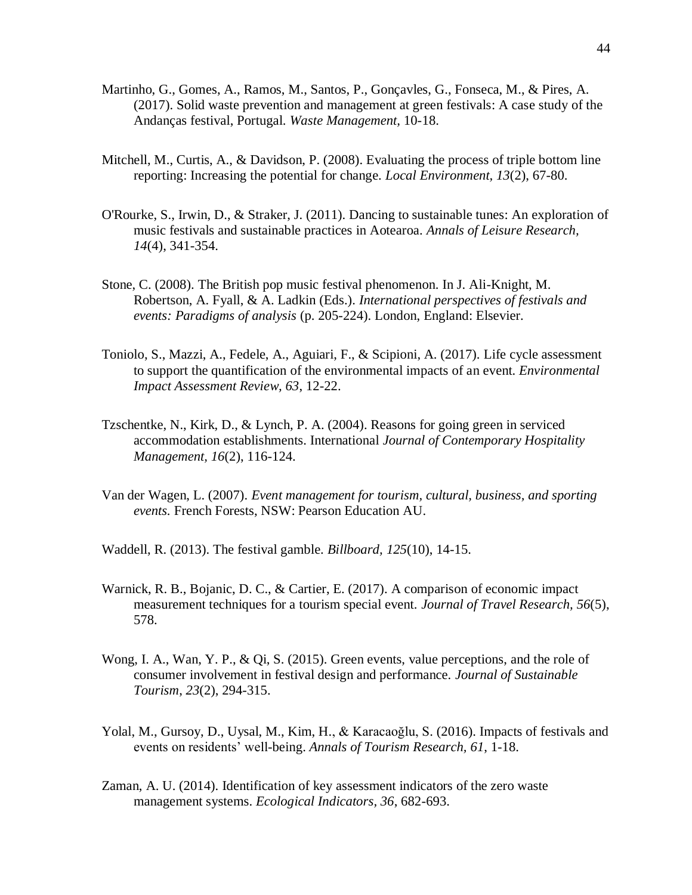Martinho, G., Gomes, A., Ramos, M., Santos, P., Gonçavles, G., Fonseca, M., & Pires, A. (2017). Solid waste prevention and management at green festivals: A case study of the Andanças festival, Portugal. *Waste Management,* 10-18.

Mitchell, M., Curtis, A., & Davidson, P. (2008). Evaluating the process of triple bottom line reporting: Increasing the potential for change. *Local Environment, 13*(2), 67-80.

O'Rourke, S., Irwin, D., & Straker, J. (2011). Dancing to sustainable tunes: An exploration of music festivals and sustainable practices in Aotearoa. *Annals of Leisure Research, 14*(4), 341-354.

Stone, C. (2008). The British pop music festival phenomenon. In J. Ali-Knight, M. Robertson, A. Fyall, & A. Ladkin (Eds.). *International perspectives of festivals and events: Paradigms of analysis* (p. 205-224). London, England: Elsevier.

Toniolo, S., Mazzi, A., Fedele, A., Aguiari, F., & Scipioni, A. (2017). Life cycle assessment to support the quantification of the environmental impacts of an event. *Environmental Impact Assessment Review, 63*, 12-22.

Tzschentke, N., Kirk, D., & Lynch, P. A. (2004). Reasons for going green in serviced accommodation establishments. International *Journal of Contemporary Hospitality Management, 16*(2), 116-124.

Van der Wagen, L. (2007). *Event management for tourism, cultural, business, and sporting events.* French Forests, NSW: Pearson Education AU.

Waddell, R. (2013). The festival gamble. *Billboard, 125*(10), 14-15.

Warnick, R. B., Bojanic, D. C., & Cartier, E. (2017). A comparison of economic impact measurement techniques for a tourism special event. *Journal of Travel Research, 56*(5), 578.

Wong, I. A., Wan, Y. P., & Qi, S. (2015). Green events, value perceptions, and the role of consumer involvement in festival design and performance. *Journal of Sustainable Tourism, 23*(2), 294-315.

Yolal, M., Gursoy, D., Uysal, M., Kim, H., & Karacaoğlu, S. (2016). Impacts of festivals and events on residents' well-being. *Annals of Tourism Research, 61*, 1-18.

Zaman, A. U. (2014). Identification of key assessment indicators of the zero waste management systems. *Ecological Indicators, 36*, 682-693.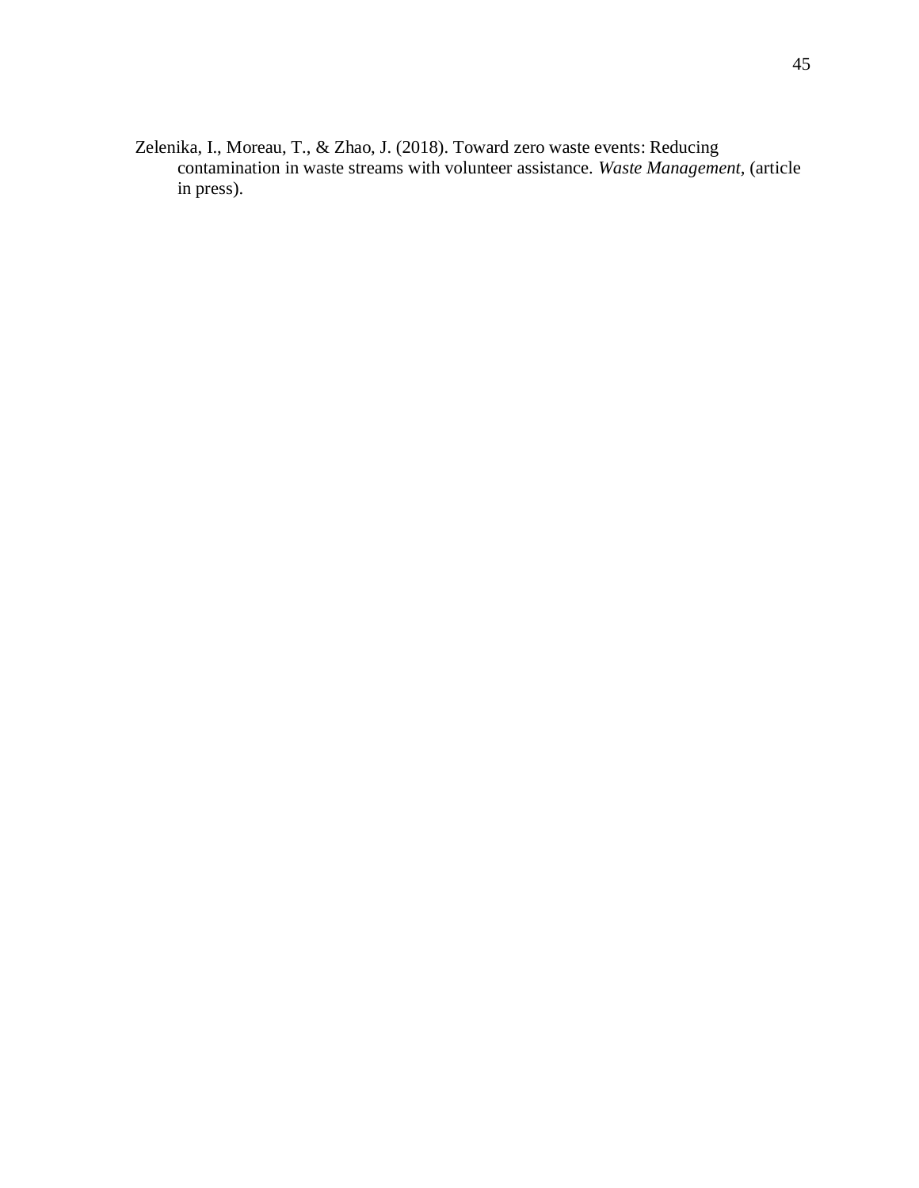Zelenika, I., Moreau, T., & Zhao, J. (2018). Toward zero waste events: Reducing contamination in waste streams with volunteer assistance. *Waste Management*, (article in press).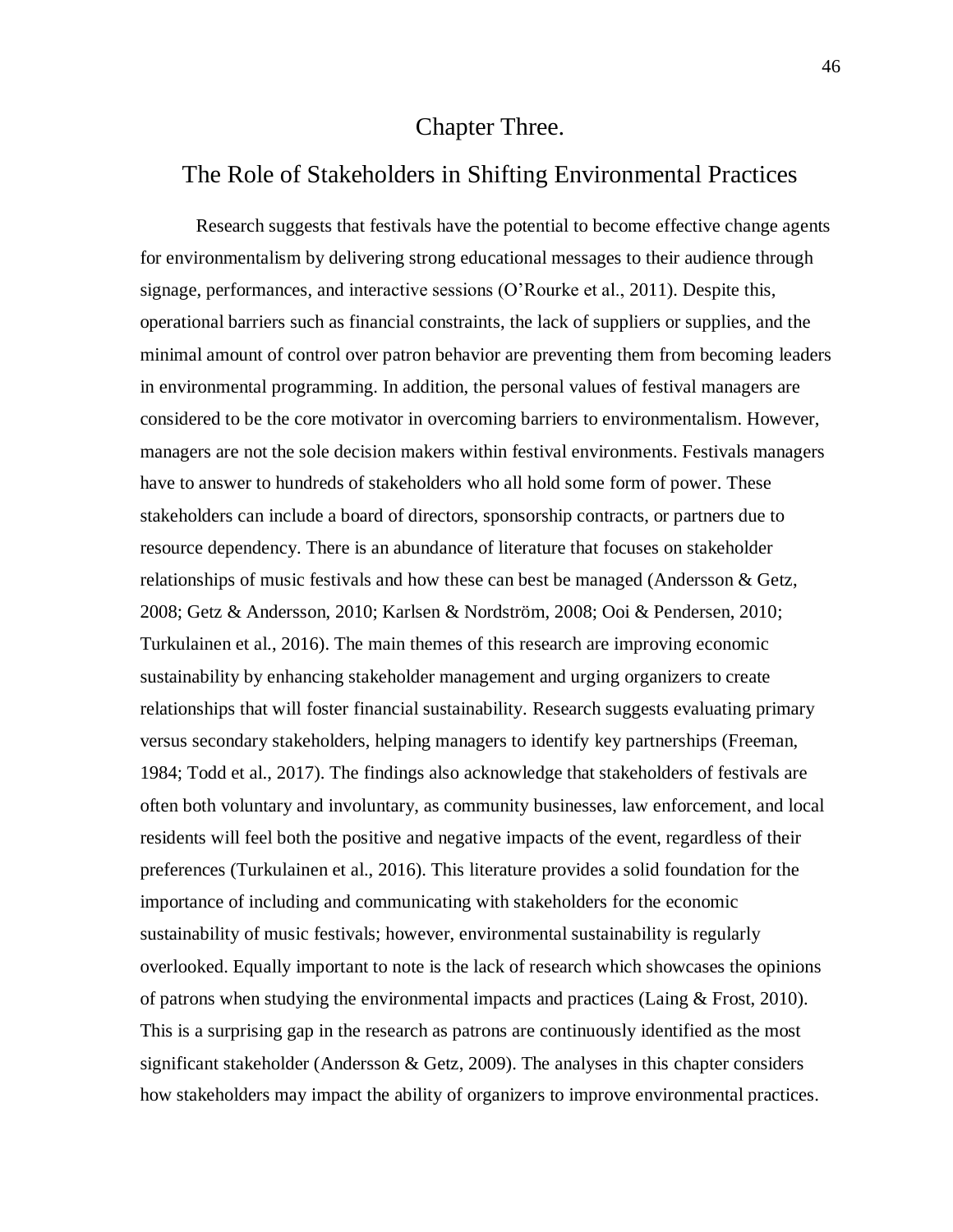# Chapter Three.

## The Role of Stakeholders in Shifting Environmental Practices

Research suggests that festivals have the potential to become effective change agents for environmentalism by delivering strong educational messages to their audience through signage, performances, and interactive sessions (O'Rourke et al., 2011). Despite this, operational barriers such as financial constraints, the lack of suppliers or supplies, and the minimal amount of control over patron behavior are preventing them from becoming leaders in environmental programming. In addition, the personal values of festival managers are considered to be the core motivator in overcoming barriers to environmentalism. However, managers are not the sole decision makers within festival environments. Festivals managers have to answer to hundreds of stakeholders who all hold some form of power. These stakeholders can include a board of directors, sponsorship contracts, or partners due to resource dependency. There is an abundance of literature that focuses on stakeholder relationships of music festivals and how these can best be managed (Andersson & Getz, 2008; Getz & Andersson, 2010; Karlsen & Nordström, 2008; Ooi & Pendersen, 2010; Turkulainen et al., 2016). The main themes of this research are improving economic sustainability by enhancing stakeholder management and urging organizers to create relationships that will foster financial sustainability. Research suggests evaluating primary versus secondary stakeholders, helping managers to identify key partnerships (Freeman, 1984; Todd et al., 2017). The findings also acknowledge that stakeholders of festivals are often both voluntary and involuntary, as community businesses, law enforcement, and local residents will feel both the positive and negative impacts of the event, regardless of their preferences (Turkulainen et al., 2016). This literature provides a solid foundation for the importance of including and communicating with stakeholders for the economic sustainability of music festivals; however, environmental sustainability is regularly overlooked. Equally important to note is the lack of research which showcases the opinions of patrons when studying the environmental impacts and practices (Laing & Frost, 2010). This is a surprising gap in the research as patrons are continuously identified as the most significant stakeholder (Andersson & Getz, 2009). The analyses in this chapter considers how stakeholders may impact the ability of organizers to improve environmental practices.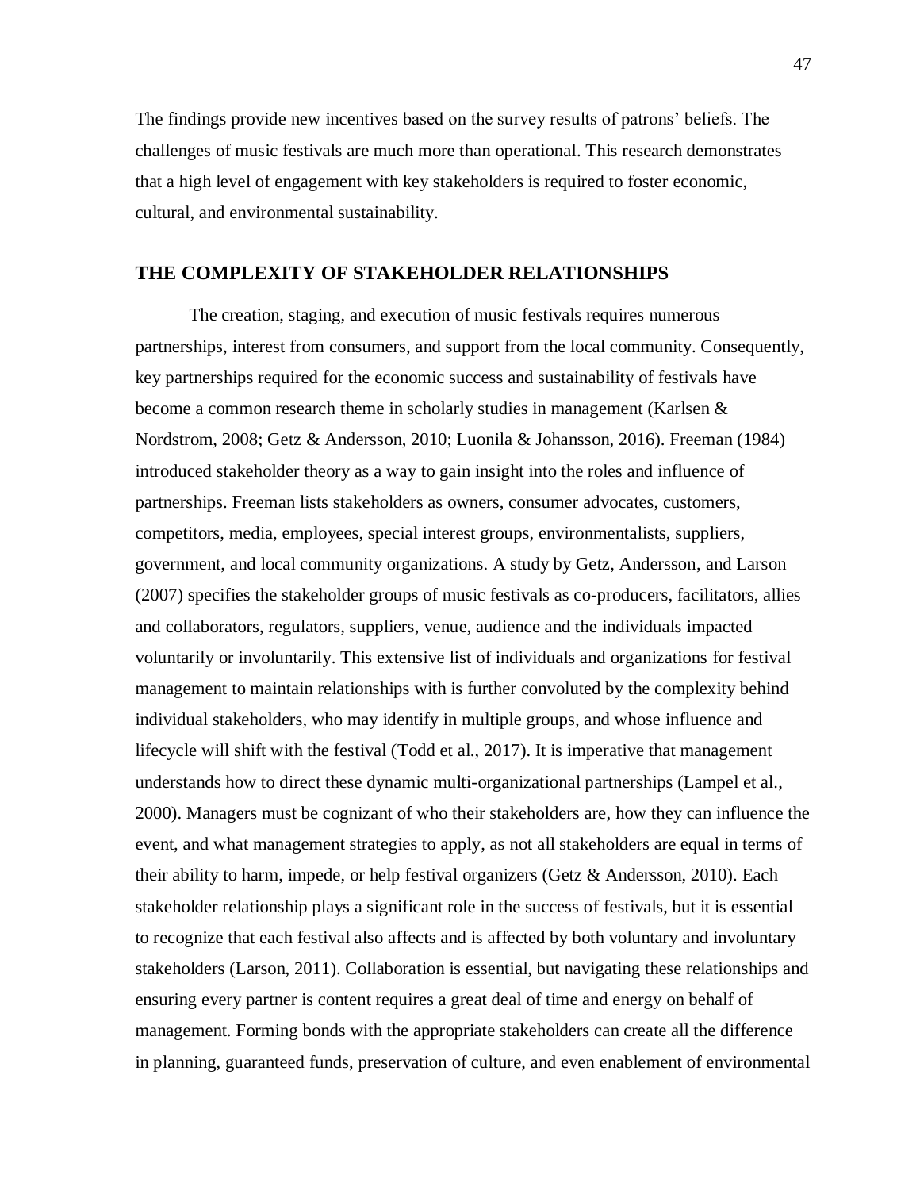The findings provide new incentives based on the survey results of patrons' beliefs. The challenges of music festivals are much more than operational. This research demonstrates that a high level of engagement with key stakeholders is required to foster economic, cultural, and environmental sustainability.

## THE COMPLEXITY OF STAKEHOLDER RELATIONSHIPS

The creation, staging, and execution of music festivals requires numerous partnerships, interest from consumers, and support from the local community. Consequently, key partnerships required for the economic success and sustainability of festivals have become a common research theme in scholarly studies in management (Karlsen & Nordstrom, 2008; Getz & Andersson, 2010; Luonila & Johansson, 2016). Freeman (1984) introduced stakeholder theory as a way to gain insight into the roles and influence of partnerships. Freeman lists stakeholders as owners, consumer advocates, customers, competitors, media, employees, special interest groups, environmentalists, suppliers, government, and local community organizations. A study by Getz, Andersson, and Larson (2007) specifies the stakeholder groups of music festivals as co-producers, facilitators, allies and collaborators, regulators, suppliers, venue, audience and the individuals impacted voluntarily or involuntarily. This extensive list of individuals and organizations for festival management to maintain relationships with is further convoluted by the complexity behind individual stakeholders, who may identify in multiple groups, and whose influence and lifecycle will shift with the festival (Todd et al., 2017). It is imperative that management understands how to direct these dynamic multi-organizational partnerships (Lampel et al., 2000). Managers must be cognizant of who their stakeholders are, how they can influence the event, and what management strategies to apply, as not all stakeholders are equal in terms of their ability to harm, impede, or help festival organizers (Getz & Andersson, 2010). Each stakeholder relationship plays a significant role in the success of festivals, but it is essential to recognize that each festival also affects and is affected by both voluntary and involuntary stakeholders (Larson, 2011). Collaboration is essential, but navigating these relationships and ensuring every partner is content requires a great deal of time and energy on behalf of management. Forming bonds with the appropriate stakeholders can create all the difference in planning, guaranteed funds, preservation of culture, and even enablement of environmental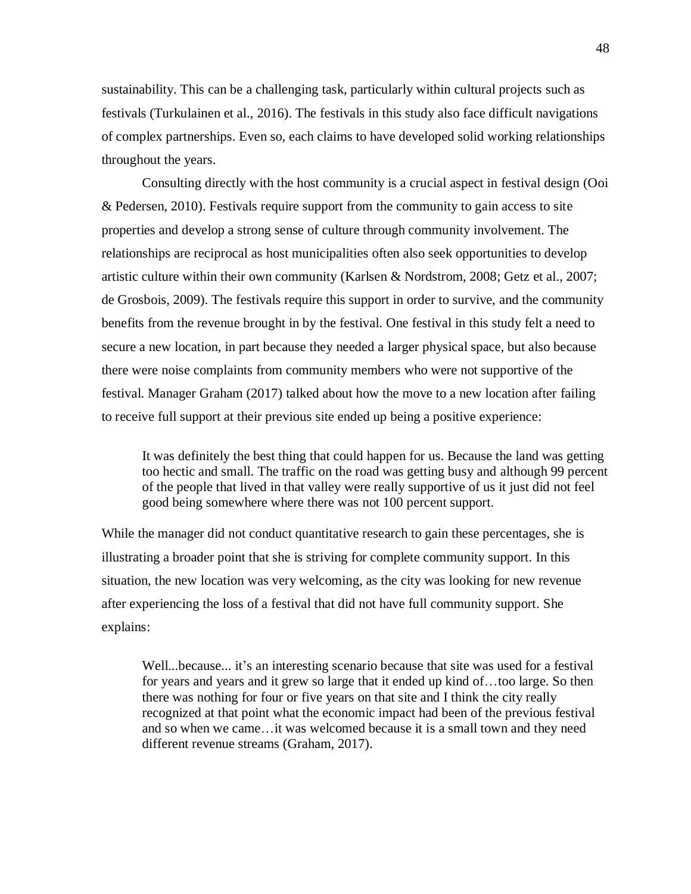sustainability. This can be a challenging task, particularly within cultural projects such as festivals (Turkulainen et al., 2016). The festivals in this study also face difficult navigations of complex partnerships. Even so, each claims to have developed solid working relationships throughout the years.

Consulting directly with the host community is a crucial aspect in festival design (Ooi & Pedersen, 2010). Festivals require support from the community to gain access to site properties and develop a strong sense of culture through community involvement. The relationships are reciprocal as host municipalities often also seek opportunities to develop artistic culture within their own community (Karlsen & Nordstrom, 2008; Getz et al., 2007; de Grosbois, 2009). The festivals require this support in order to survive, and the community benefits from the revenue brought in by the festival. One festival in this study felt a need to secure a new location, in part because they needed a larger physical space, but also because there were noise complaints from community members who were not supportive of the festival. Manager Graham (2017) talked about how the move to a new location after failing to receive full support at their previous site ended up being a positive experience:

> It was definitely the best thing that could happen for us. Because the land was getting too hectic and small. The traffic on the road was getting busy and although 99 percent of the people that lived in that valley were really supportive of us it just did not feel good being somewhere where there was not 100 percent support.

While the manager did not conduct quantitative research to gain these percentages, she is illustrating a broader point that she is striving for complete community support. In this situation, the new location was very welcoming, as the city was looking for new revenue after experiencing the loss of a festival that did not have full community support. She explains:

> Well...because... it's an interesting scenario because that site was used for a festival for years and years and it grew so large that it ended up kind of…too large. So then there was nothing for four or five years on that site and I think the city really recognized at that point what the economic impact had been of the previous festival and so when we came…it was welcomed because it is a small town and they need different revenue streams (Graham, 2017).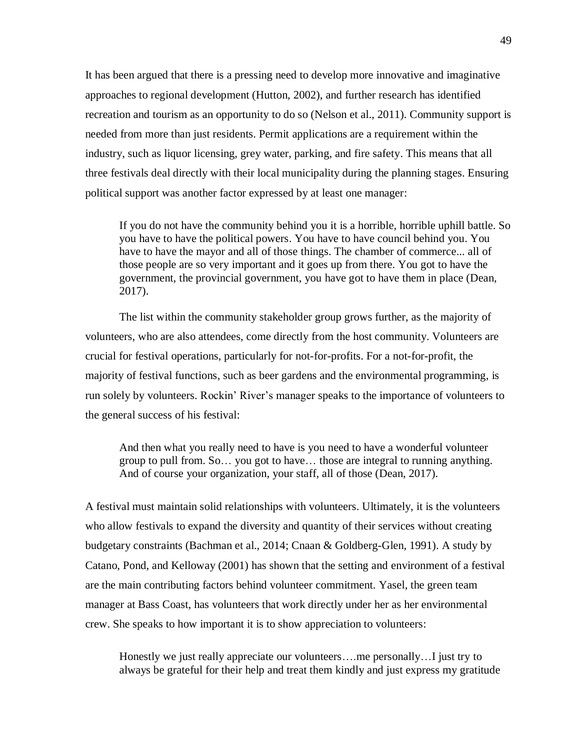It has been argued that there is a pressing need to develop more innovative and imaginative approaches to regional development (Hutton, 2002), and further research has identified recreation and tourism as an opportunity to do so (Nelson et al., 2011). Community support is needed from more than just residents. Permit applications are a requirement within the industry, such as liquor licensing, grey water, parking, and fire safety. This means that all three festivals deal directly with their local municipality during the planning stages. Ensuring political support was another factor expressed by at least one manager:

> If you do not have the community behind you it is a horrible, horrible uphill battle. So you have to have the political powers. You have to have council behind you. You have to have the mayor and all of those things. The chamber of commerce... all of those people are so very important and it goes up from there. You got to have the government, the provincial government, you have got to have them in place (Dean, 2017).

The list within the community stakeholder group grows further, as the majority of volunteers, who are also attendees, come directly from the host community. Volunteers are crucial for festival operations, particularly for not-for-profits. For a not-for-profit, the majority of festival functions, such as beer gardens and the environmental programming, is run solely by volunteers. Rockin' River's manager speaks to the importance of volunteers to the general success of his festival:

> And then what you really need to have is you need to have a wonderful volunteer group to pull from. So… you got to have… those are integral to running anything. And of course your organization, your staff, all of those (Dean, 2017).

A festival must maintain solid relationships with volunteers. Ultimately, it is the volunteers who allow festivals to expand the diversity and quantity of their services without creating budgetary constraints (Bachman et al., 2014; Cnaan & Goldberg-Glen, 1991). A study by Catano, Pond, and Kelloway (2001) has shown that the setting and environment of a festival are the main contributing factors behind volunteer commitment. Yasel, the green team manager at Bass Coast, has volunteers that work directly under her as her environmental crew. She speaks to how important it is to show appreciation to volunteers:

> Honestly we just really appreciate our volunteers….me personally…I just try to always be grateful for their help and treat them kindly and just express my gratitude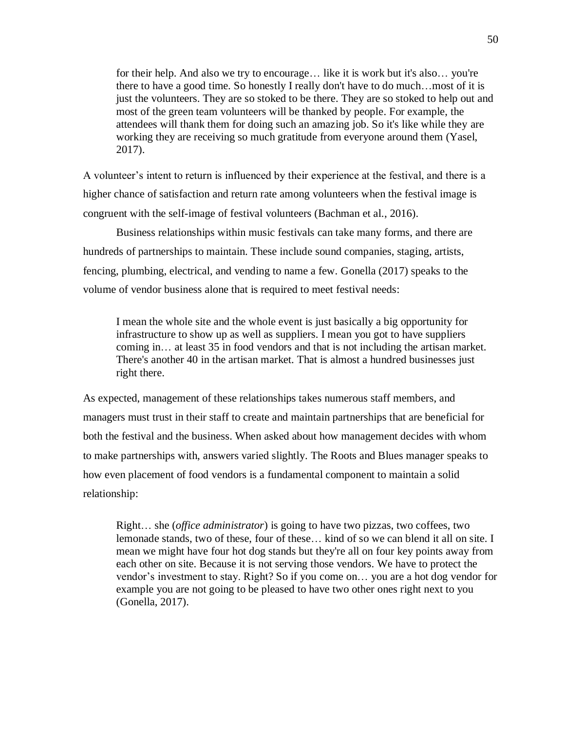> for their help. And also we try to encourage… like it is work but it's also… you're there to have a good time. So honestly I really don't have to do much…most of it is just the volunteers. They are so stoked to be there. They are so stoked to help out and most of the green team volunteers will be thanked by people. For example, the attendees will thank them for doing such an amazing job. So it's like while they are working they are receiving so much gratitude from everyone around them (Yasel, 2017).

A volunteer's intent to return is influenced by their experience at the festival, and there is a higher chance of satisfaction and return rate among volunteers when the festival image is congruent with the self-image of festival volunteers (Bachman et al., 2016).

Business relationships within music festivals can take many forms, and there are hundreds of partnerships to maintain. These include sound companies, staging, artists, fencing, plumbing, electrical, and vending to name a few. Gonella (2017) speaks to the volume of vendor business alone that is required to meet festival needs:

> I mean the whole site and the whole event is just basically a big opportunity for infrastructure to show up as well as suppliers. I mean you got to have suppliers coming in… at least 35 in food vendors and that is not including the artisan market. There's another 40 in the artisan market. That is almost a hundred businesses just right there.

As expected, management of these relationships takes numerous staff members, and managers must trust in their staff to create and maintain partnerships that are beneficial for both the festival and the business. When asked about how management decides with whom to make partnerships with, answers varied slightly. The Roots and Blues manager speaks to how even placement of food vendors is a fundamental component to maintain a solid relationship:

> Right… she (*office administrator*) is going to have two pizzas, two coffees, two lemonade stands, two of these, four of these… kind of so we can blend it all on site. I mean we might have four hot dog stands but they're all on four key points away from each other on site. Because it is not serving those vendors. We have to protect the vendor's investment to stay. Right? So if you come on… you are a hot dog vendor for example you are not going to be pleased to have two other ones right next to you (Gonella, 2017).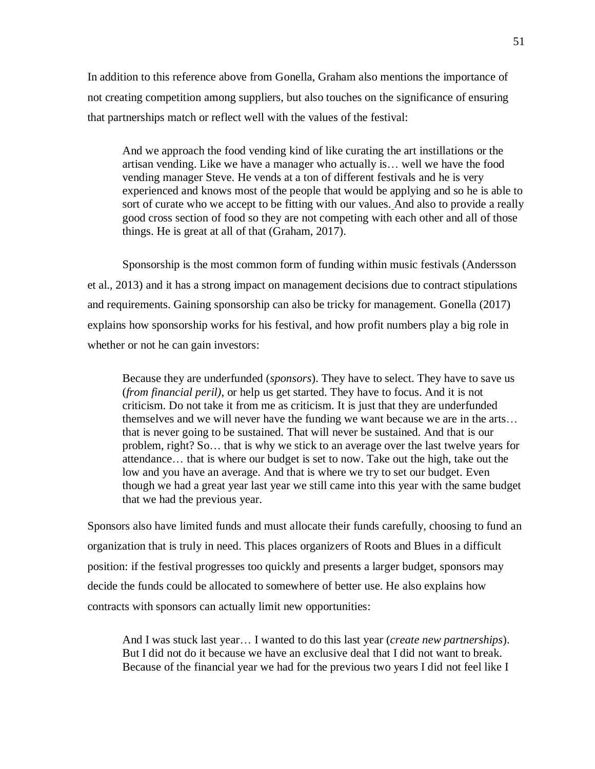In addition to this reference above from Gonella, Graham also mentions the importance of not creating competition among suppliers, but also touches on the significance of ensuring that partnerships match or reflect well with the values of the festival:

> And we approach the food vending kind of like curating the art instillations or the artisan vending. Like we have a manager who actually is… well we have the food vending manager Steve. He vends at a ton of different festivals and he is very experienced and knows most of the people that would be applying and so he is able to sort of curate who we accept to be fitting with our values. And also to provide a really good cross section of food so they are not competing with each other and all of those things. He is great at all of that (Graham, 2017).

Sponsorship is the most common form of funding within music festivals (Andersson et al., 2013) and it has a strong impact on management decisions due to contract stipulations and requirements. Gaining sponsorship can also be tricky for management. Gonella (2017) explains how sponsorship works for his festival, and how profit numbers play a big role in whether or not he can gain investors:

> Because they are underfunded (*sponsors*). They have to select. They have to save us (*from financial peril)*, or help us get started. They have to focus. And it is not criticism. Do not take it from me as criticism. It is just that they are underfunded themselves and we will never have the funding we want because we are in the arts… that is never going to be sustained. That will never be sustained. And that is our problem, right? So… that is why we stick to an average over the last twelve years for attendance… that is where our budget is set to now. Take out the high, take out the low and you have an average. And that is where we try to set our budget. Even though we had a great year last year we still came into this year with the same budget that we had the previous year.

Sponsors also have limited funds and must allocate their funds carefully, choosing to fund an organization that is truly in need. This places organizers of Roots and Blues in a difficult position: if the festival progresses too quickly and presents a larger budget, sponsors may decide the funds could be allocated to somewhere of better use. He also explains how contracts with sponsors can actually limit new opportunities:

> And I was stuck last year… I wanted to do this last year (*create new partnerships*). But I did not do it because we have an exclusive deal that I did not want to break. Because of the financial year we had for the previous two years I did not feel like I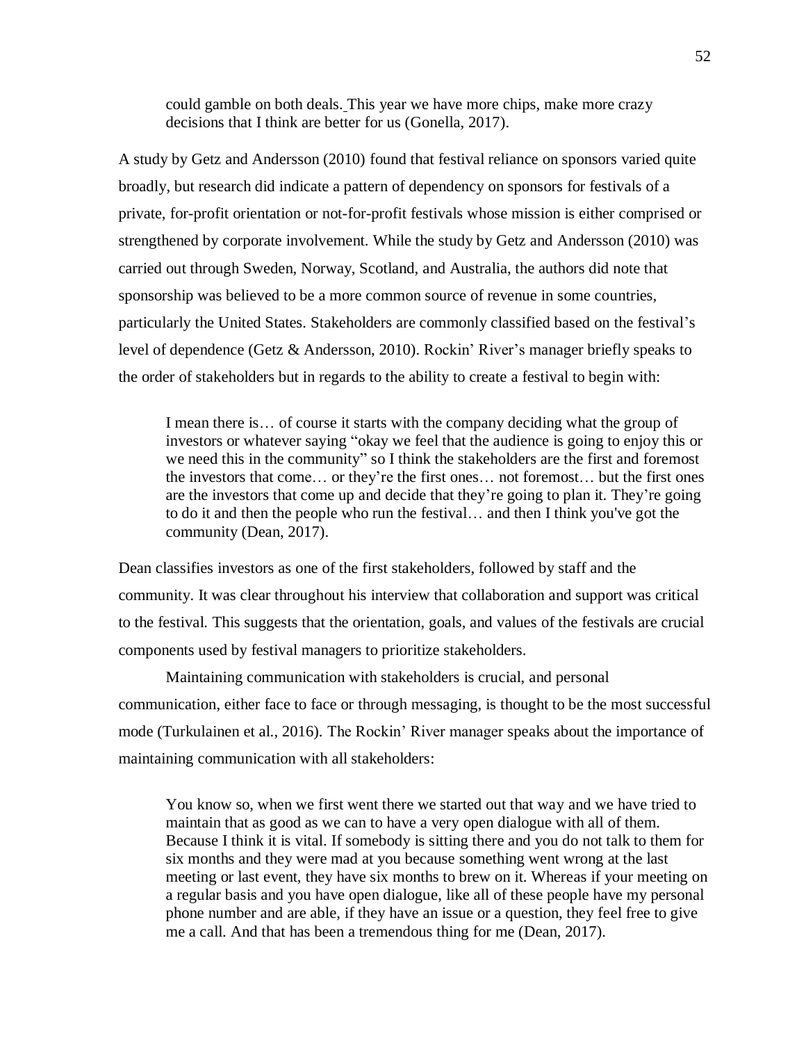> could gamble on both deals. This year we have more chips, make more crazy decisions that I think are better for us (Gonella, 2017).

A study by Getz and Andersson (2010) found that festival reliance on sponsors varied quite broadly, but research did indicate a pattern of dependency on sponsors for festivals of a private, for-profit orientation or not-for-profit festivals whose mission is either comprised or strengthened by corporate involvement. While the study by Getz and Andersson (2010) was carried out through Sweden, Norway, Scotland, and Australia, the authors did note that sponsorship was believed to be a more common source of revenue in some countries, particularly the United States. Stakeholders are commonly classified based on the festival's level of dependence (Getz & Andersson, 2010). Rockin' River's manager briefly speaks to the order of stakeholders but in regards to the ability to create a festival to begin with:

> I mean there is… of course it starts with the company deciding what the group of investors or whatever saying "okay we feel that the audience is going to enjoy this or we need this in the community" so I think the stakeholders are the first and foremost the investors that come… or they're the first ones… not foremost… but the first ones are the investors that come up and decide that they're going to plan it. They're going to do it and then the people who run the festival… and then I think you've got the community (Dean, 2017).

Dean classifies investors as one of the first stakeholders, followed by staff and the community. It was clear throughout his interview that collaboration and support was critical to the festival. This suggests that the orientation, goals, and values of the festivals are crucial components used by festival managers to prioritize stakeholders.

Maintaining communication with stakeholders is crucial, and personal communication, either face to face or through messaging, is thought to be the most successful mode (Turkulainen et al., 2016). The Rockin' River manager speaks about the importance of maintaining communication with all stakeholders:

> You know so, when we first went there we started out that way and we have tried to maintain that as good as we can to have a very open dialogue with all of them. Because I think it is vital. If somebody is sitting there and you do not talk to them for six months and they were mad at you because something went wrong at the last meeting or last event, they have six months to brew on it. Whereas if your meeting on a regular basis and you have open dialogue, like all of these people have my personal phone number and are able, if they have an issue or a question, they feel free to give me a call. And that has been a tremendous thing for me (Dean, 2017).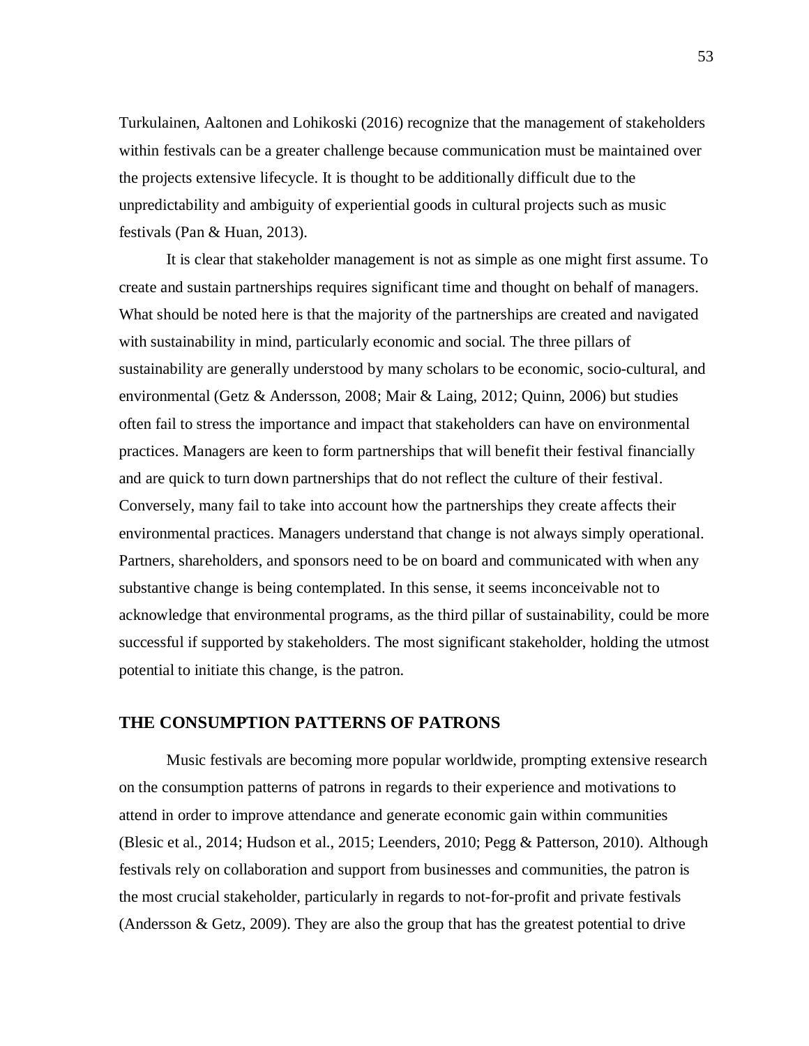Turkulainen, Aaltonen and Lohikoski (2016) recognize that the management of stakeholders within festivals can be a greater challenge because communication must be maintained over the projects extensive lifecycle. It is thought to be additionally difficult due to the unpredictability and ambiguity of experiential goods in cultural projects such as music festivals (Pan & Huan, 2013).

It is clear that stakeholder management is not as simple as one might first assume. To create and sustain partnerships requires significant time and thought on behalf of managers. What should be noted here is that the majority of the partnerships are created and navigated with sustainability in mind, particularly economic and social. The three pillars of sustainability are generally understood by many scholars to be economic, socio-cultural, and environmental (Getz & Andersson, 2008; Mair & Laing, 2012; Quinn, 2006) but studies often fail to stress the importance and impact that stakeholders can have on environmental practices. Managers are keen to form partnerships that will benefit their festival financially and are quick to turn down partnerships that do not reflect the culture of their festival. Conversely, many fail to take into account how the partnerships they create affects their environmental practices. Managers understand that change is not always simply operational. Partners, shareholders, and sponsors need to be on board and communicated with when any substantive change is being contemplated. In this sense, it seems inconceivable not to acknowledge that environmental programs, as the third pillar of sustainability, could be more successful if supported by stakeholders. The most significant stakeholder, holding the utmost potential to initiate this change, is the patron.

## THE CONSUMPTION PATTERNS OF PATRONS

Music festivals are becoming more popular worldwide, prompting extensive research on the consumption patterns of patrons in regards to their experience and motivations to attend in order to improve attendance and generate economic gain within communities (Blesic et al., 2014; Hudson et al., 2015; Leenders, 2010; Pegg & Patterson, 2010). Although festivals rely on collaboration and support from businesses and communities, the patron is the most crucial stakeholder, particularly in regards to not-for-profit and private festivals (Andersson & Getz, 2009). They are also the group that has the greatest potential to drive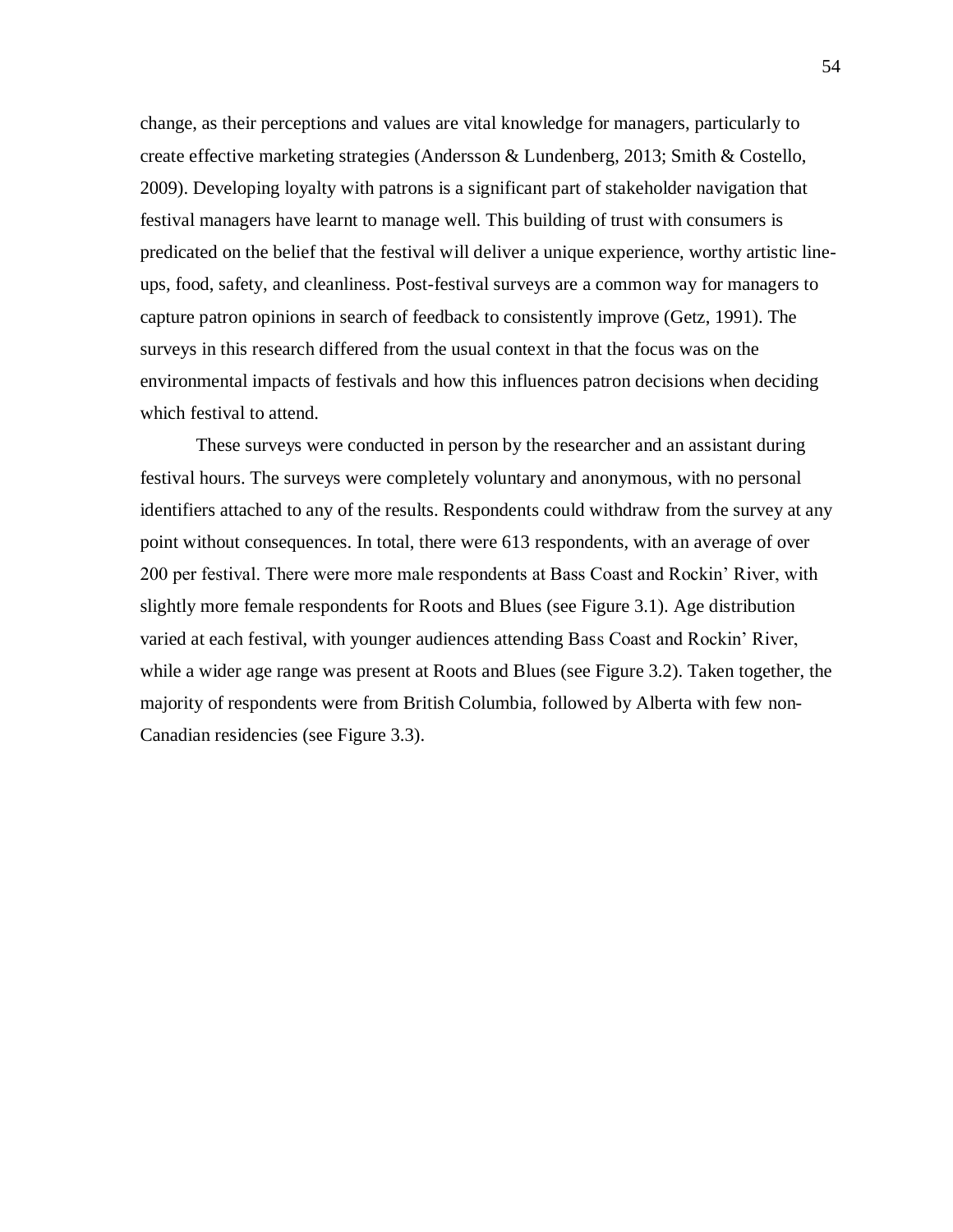change, as their perceptions and values are vital knowledge for managers, particularly to create effective marketing strategies (Andersson & Lundenberg, 2013; Smith & Costello, 2009). Developing loyalty with patrons is a significant part of stakeholder navigation that festival managers have learnt to manage well. This building of trust with consumers is predicated on the belief that the festival will deliver a unique experience, worthy artistic line-ups, food, safety, and cleanliness. Post-festival surveys are a common way for managers to capture patron opinions in search of feedback to consistently improve (Getz, 1991). The surveys in this research differed from the usual context in that the focus was on the environmental impacts of festivals and how this influences patron decisions when deciding which festival to attend.

These surveys were conducted in person by the researcher and an assistant during festival hours. The surveys were completely voluntary and anonymous, with no personal identifiers attached to any of the results. Respondents could withdraw from the survey at any point without consequences. In total, there were 613 respondents, with an average of over 200 per festival. There were more male respondents at Bass Coast and Rockin' River, with slightly more female respondents for Roots and Blues (see Figure 3.1). Age distribution varied at each festival, with younger audiences attending Bass Coast and Rockin' River, while a wider age range was present at Roots and Blues (see Figure 3.2). Taken together, the majority of respondents were from British Columbia, followed by Alberta with few non-Canadian residencies (see Figure 3.3).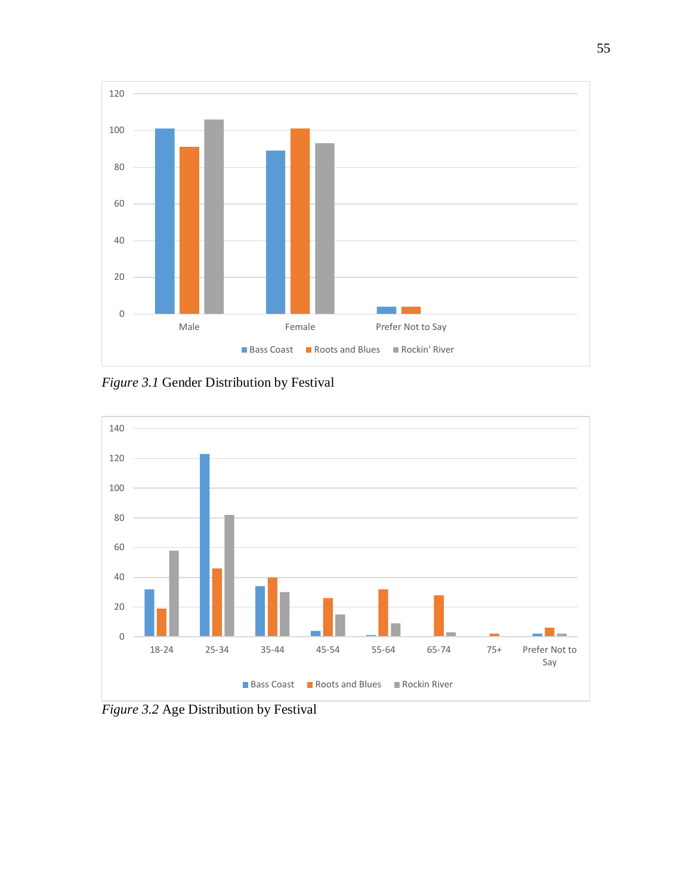*Figure 3.1* Gender Distribution by Festival

*Figure 3.2* Age Distribution by Festival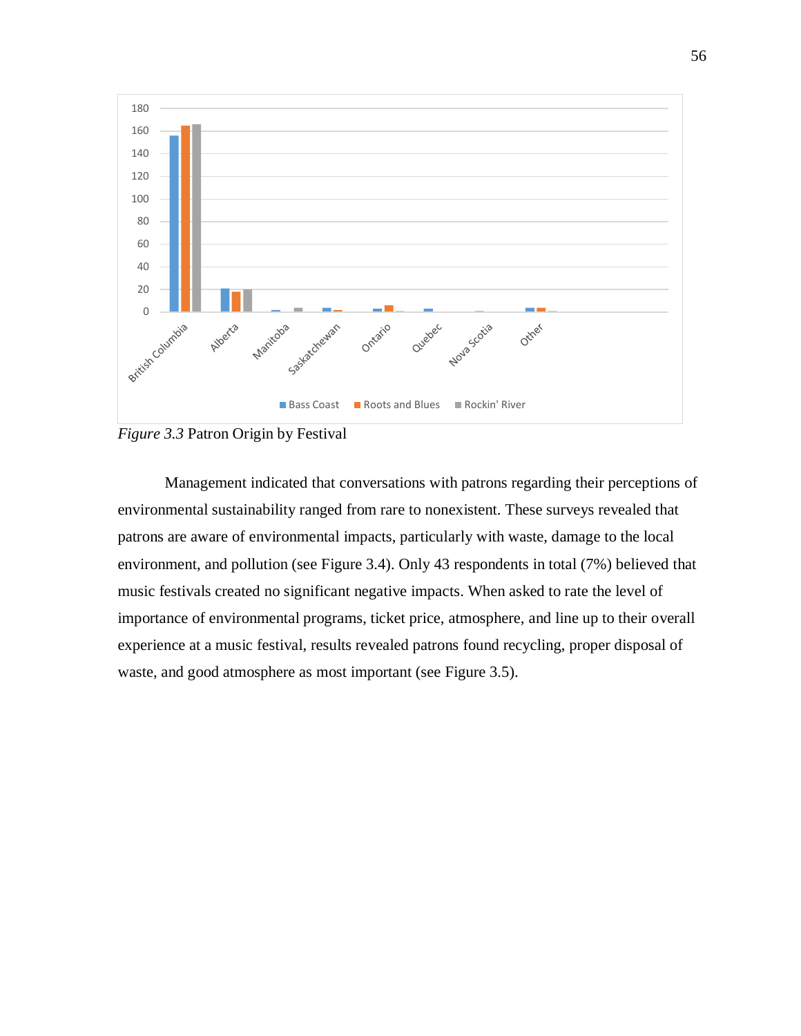*Figure 3.3* Patron Origin by Festival

Management indicated that conversations with patrons regarding their perceptions of environmental sustainability ranged from rare to nonexistent. These surveys revealed that patrons are aware of environmental impacts, particularly with waste, damage to the local environment, and pollution (see Figure 3.4). Only 43 respondents in total (7%) believed that music festivals created no significant negative impacts. When asked to rate the level of importance of environmental programs, ticket price, atmosphere, and line up to their overall experience at a music festival, results revealed patrons found recycling, proper disposal of waste, and good atmosphere as most important (see Figure 3.5).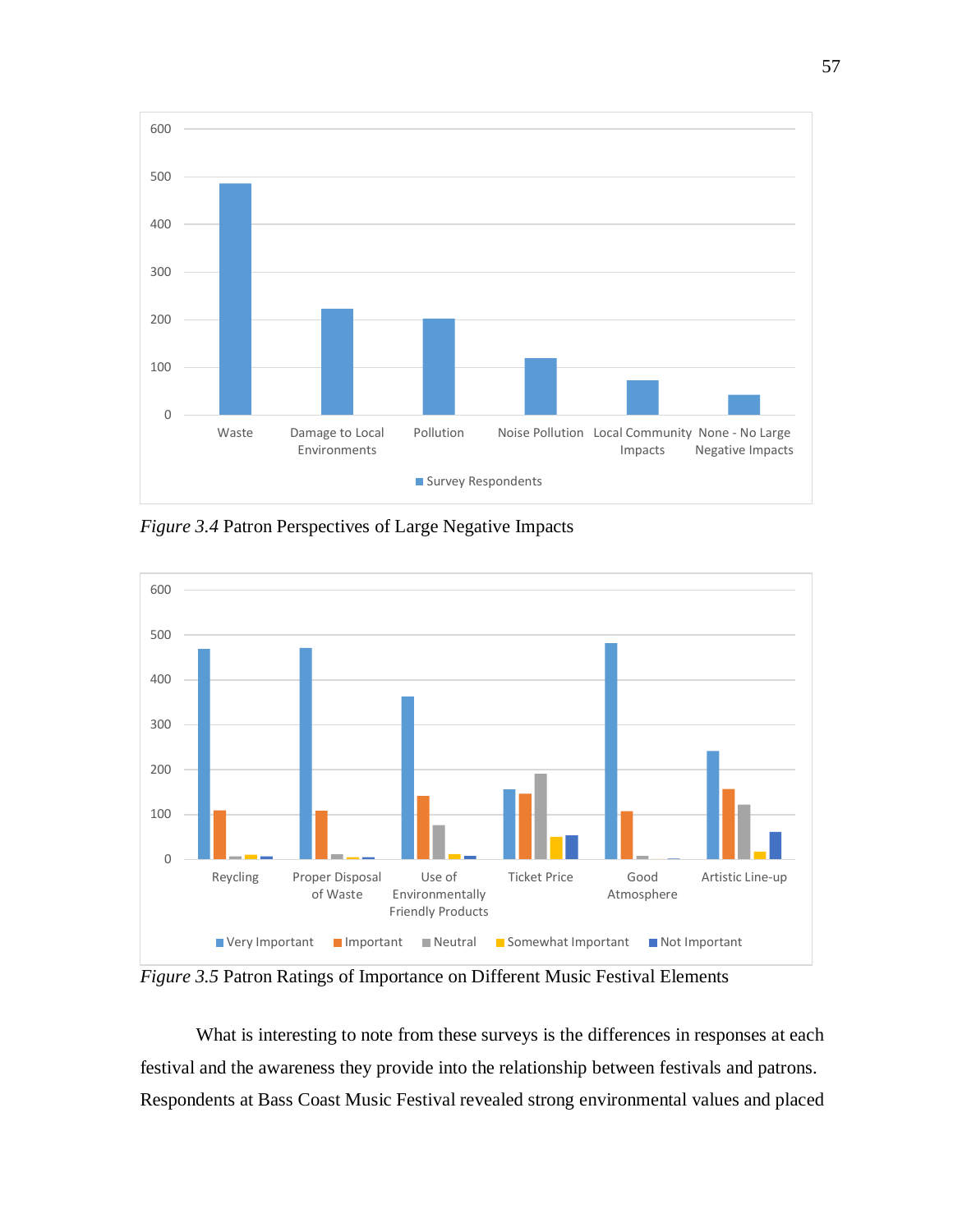*Figure 3.4* Patron Perspectives of Large Negative Impacts

*Figure 3.5* Patron Ratings of Importance on Different Music Festival Elements

What is interesting to note from these surveys is the differences in responses at each festival and the awareness they provide into the relationship between festivals and patrons. Respondents at Bass Coast Music Festival revealed strong environmental values and placed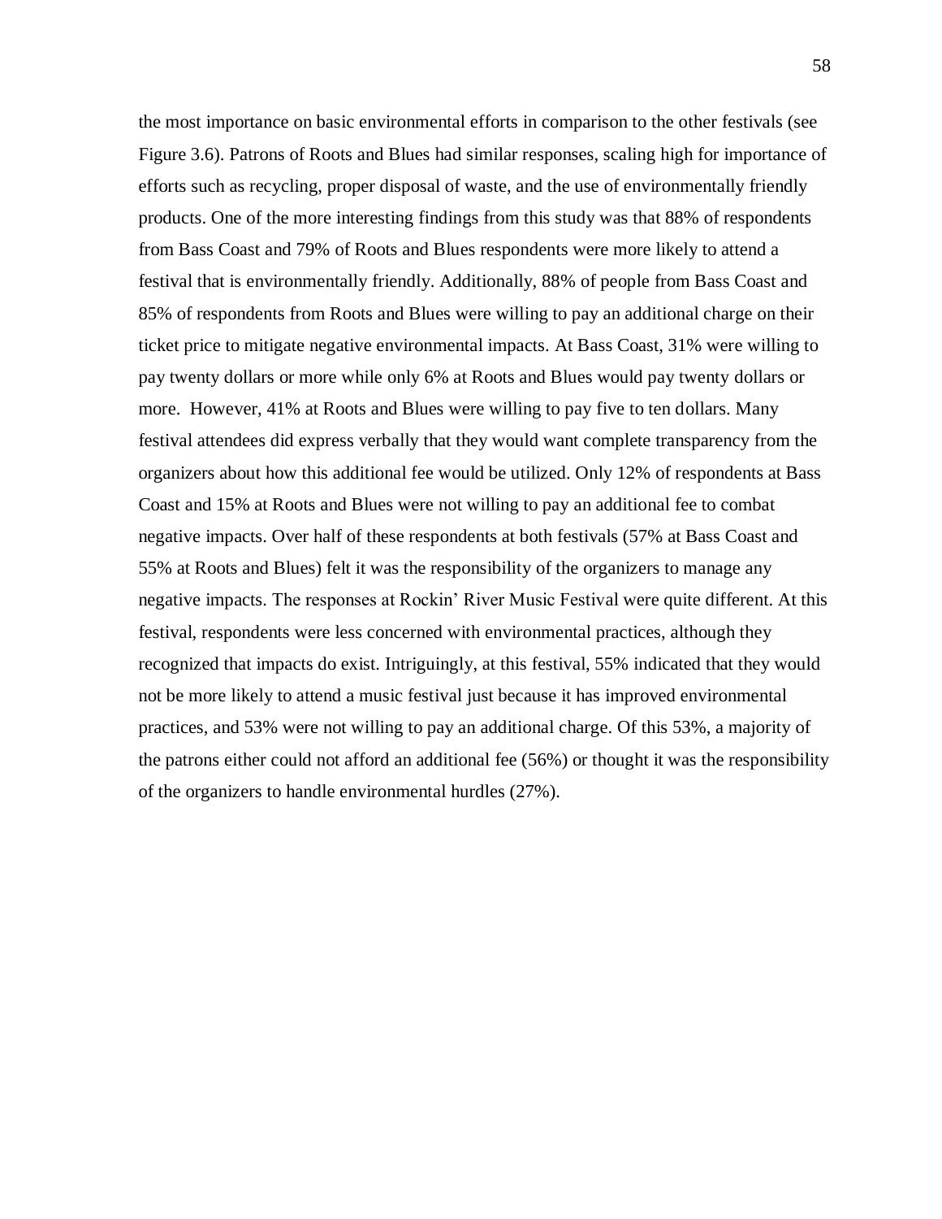the most importance on basic environmental efforts in comparison to the other festivals (see Figure 3.6). Patrons of Roots and Blues had similar responses, scaling high for importance of efforts such as recycling, proper disposal of waste, and the use of environmentally friendly products. One of the more interesting findings from this study was that 88% of respondents from Bass Coast and 79% of Roots and Blues respondents were more likely to attend a festival that is environmentally friendly. Additionally, 88% of people from Bass Coast and 85% of respondents from Roots and Blues were willing to pay an additional charge on their ticket price to mitigate negative environmental impacts. At Bass Coast, 31% were willing to pay twenty dollars or more while only 6% at Roots and Blues would pay twenty dollars or more. However, 41% at Roots and Blues were willing to pay five to ten dollars. Many festival attendees did express verbally that they would want complete transparency from the organizers about how this additional fee would be utilized. Only 12% of respondents at Bass Coast and 15% at Roots and Blues were not willing to pay an additional fee to combat negative impacts. Over half of these respondents at both festivals (57% at Bass Coast and 55% at Roots and Blues) felt it was the responsibility of the organizers to manage any negative impacts. The responses at Rockin' River Music Festival were quite different. At this festival, respondents were less concerned with environmental practices, although they recognized that impacts do exist. Intriguingly, at this festival, 55% indicated that they would not be more likely to attend a music festival just because it has improved environmental practices, and 53% were not willing to pay an additional charge. Of this 53%, a majority of the patrons either could not afford an additional fee (56%) or thought it was the responsibility of the organizers to handle environmental hurdles (27%).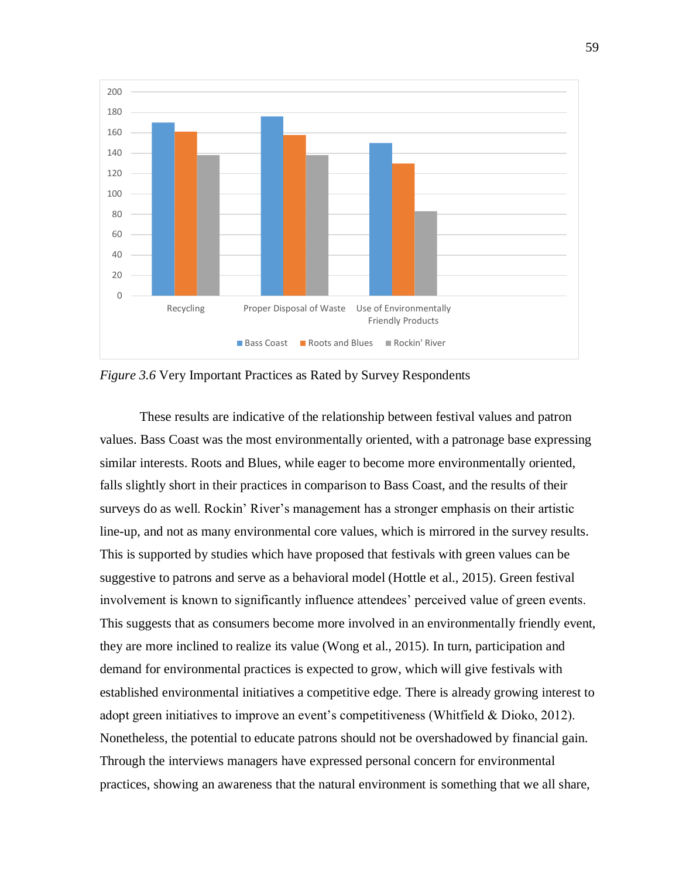*Figure 3.6* Very Important Practices as Rated by Survey Respondents

These results are indicative of the relationship between festival values and patron values. Bass Coast was the most environmentally oriented, with a patronage base expressing similar interests. Roots and Blues, while eager to become more environmentally oriented, falls slightly short in their practices in comparison to Bass Coast, and the results of their surveys do as well. Rockin' River's management has a stronger emphasis on their artistic line-up, and not as many environmental core values, which is mirrored in the survey results. This is supported by studies which have proposed that festivals with green values can be suggestive to patrons and serve as a behavioral model (Hottle et al., 2015). Green festival involvement is known to significantly influence attendees' perceived value of green events. This suggests that as consumers become more involved in an environmentally friendly event, they are more inclined to realize its value (Wong et al., 2015). In turn, participation and demand for environmental practices is expected to grow, which will give festivals with established environmental initiatives a competitive edge. There is already growing interest to adopt green initiatives to improve an event's competitiveness (Whitfield & Dioko, 2012). Nonetheless, the potential to educate patrons should not be overshadowed by financial gain. Through the interviews managers have expressed personal concern for environmental practices, showing an awareness that the natural environment is something that we all share,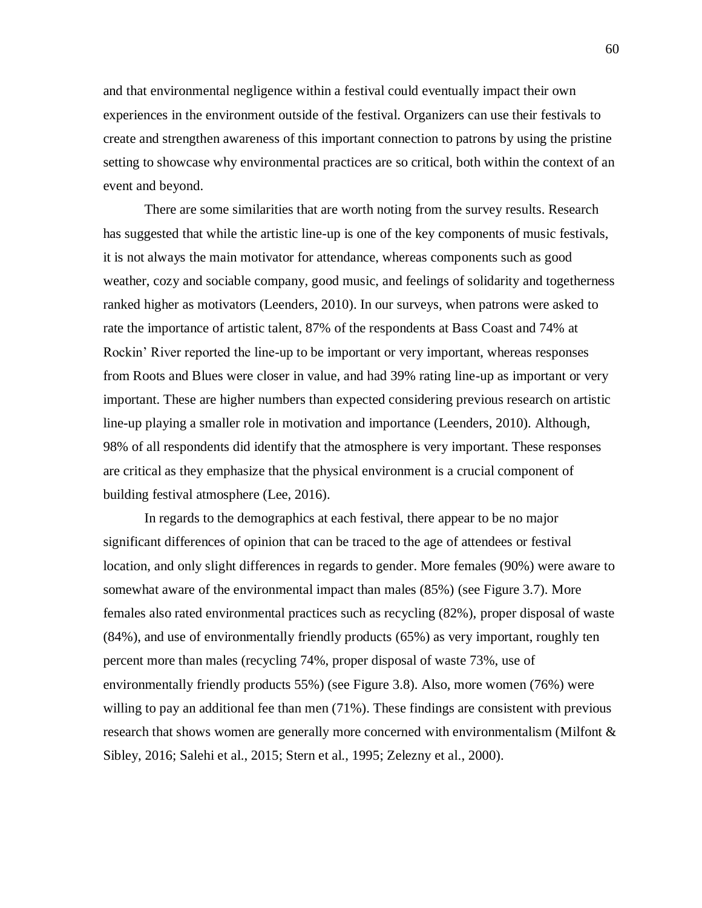and that environmental negligence within a festival could eventually impact their own experiences in the environment outside of the festival. Organizers can use their festivals to create and strengthen awareness of this important connection to patrons by using the pristine setting to showcase why environmental practices are so critical, both within the context of an event and beyond.

There are some similarities that are worth noting from the survey results. Research has suggested that while the artistic line-up is one of the key components of music festivals, it is not always the main motivator for attendance, whereas components such as good weather, cozy and sociable company, good music, and feelings of solidarity and togetherness ranked higher as motivators (Leenders, 2010). In our surveys, when patrons were asked to rate the importance of artistic talent, 87% of the respondents at Bass Coast and 74% at Rockin' River reported the line-up to be important or very important, whereas responses from Roots and Blues were closer in value, and had 39% rating line-up as important or very important. These are higher numbers than expected considering previous research on artistic line-up playing a smaller role in motivation and importance (Leenders, 2010). Although, 98% of all respondents did identify that the atmosphere is very important. These responses are critical as they emphasize that the physical environment is a crucial component of building festival atmosphere (Lee, 2016).

In regards to the demographics at each festival, there appear to be no major significant differences of opinion that can be traced to the age of attendees or festival location, and only slight differences in regards to gender. More females (90%) were aware to somewhat aware of the environmental impact than males (85%) (see Figure 3.7). More females also rated environmental practices such as recycling (82%), proper disposal of waste (84%), and use of environmentally friendly products (65%) as very important, roughly ten percent more than males (recycling 74%, proper disposal of waste 73%, use of environmentally friendly products 55%) (see Figure 3.8). Also, more women (76%) were willing to pay an additional fee than men (71%). These findings are consistent with previous research that shows women are generally more concerned with environmentalism (Milfont & Sibley, 2016; Salehi et al., 2015; Stern et al., 1995; Zelezny et al., 2000).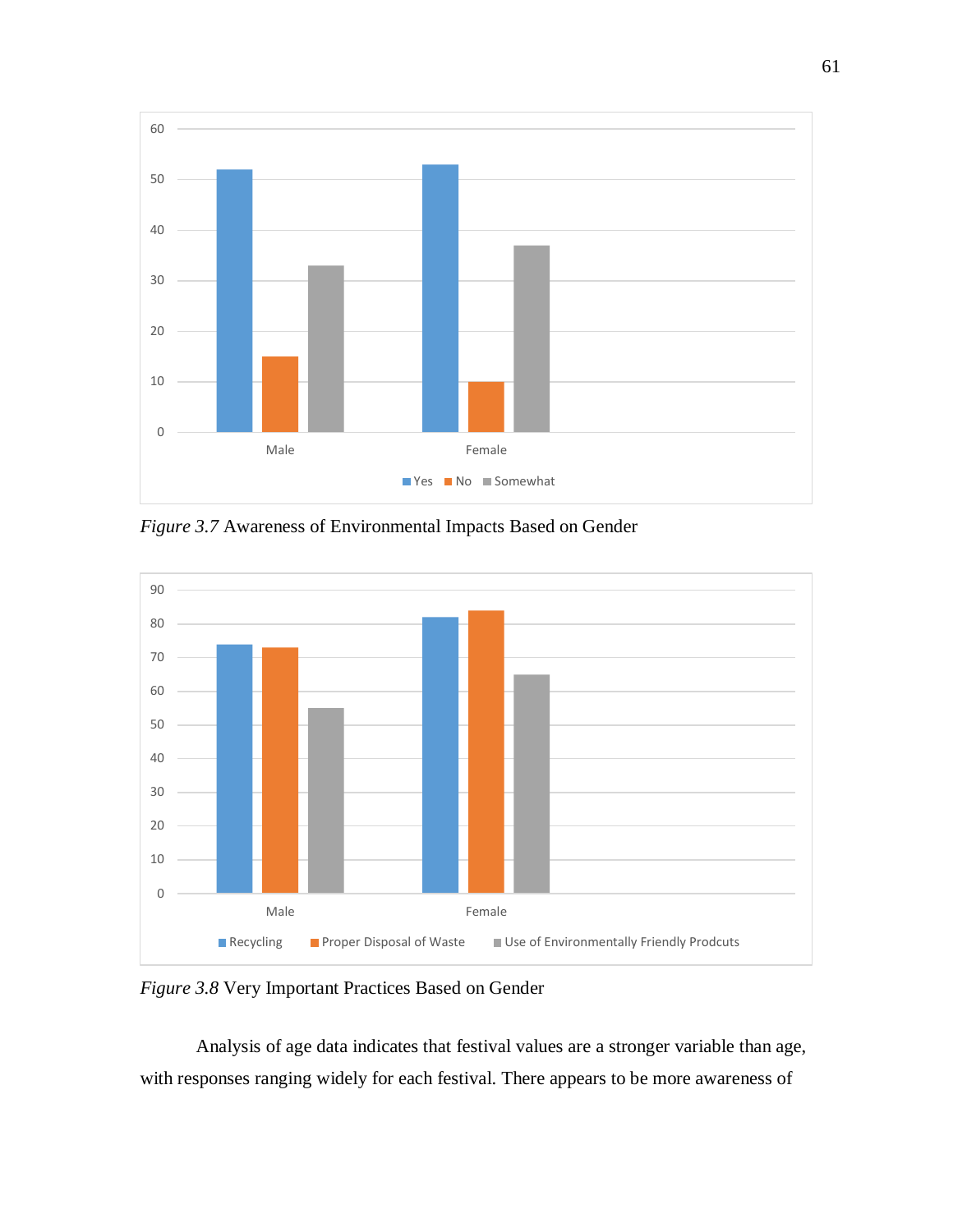*Figure 3.7* Awareness of Environmental Impacts Based on Gender

*Figure 3.8* Very Important Practices Based on Gender

Analysis of age data indicates that festival values are a stronger variable than age, with responses ranging widely for each festival. There appears to be more awareness of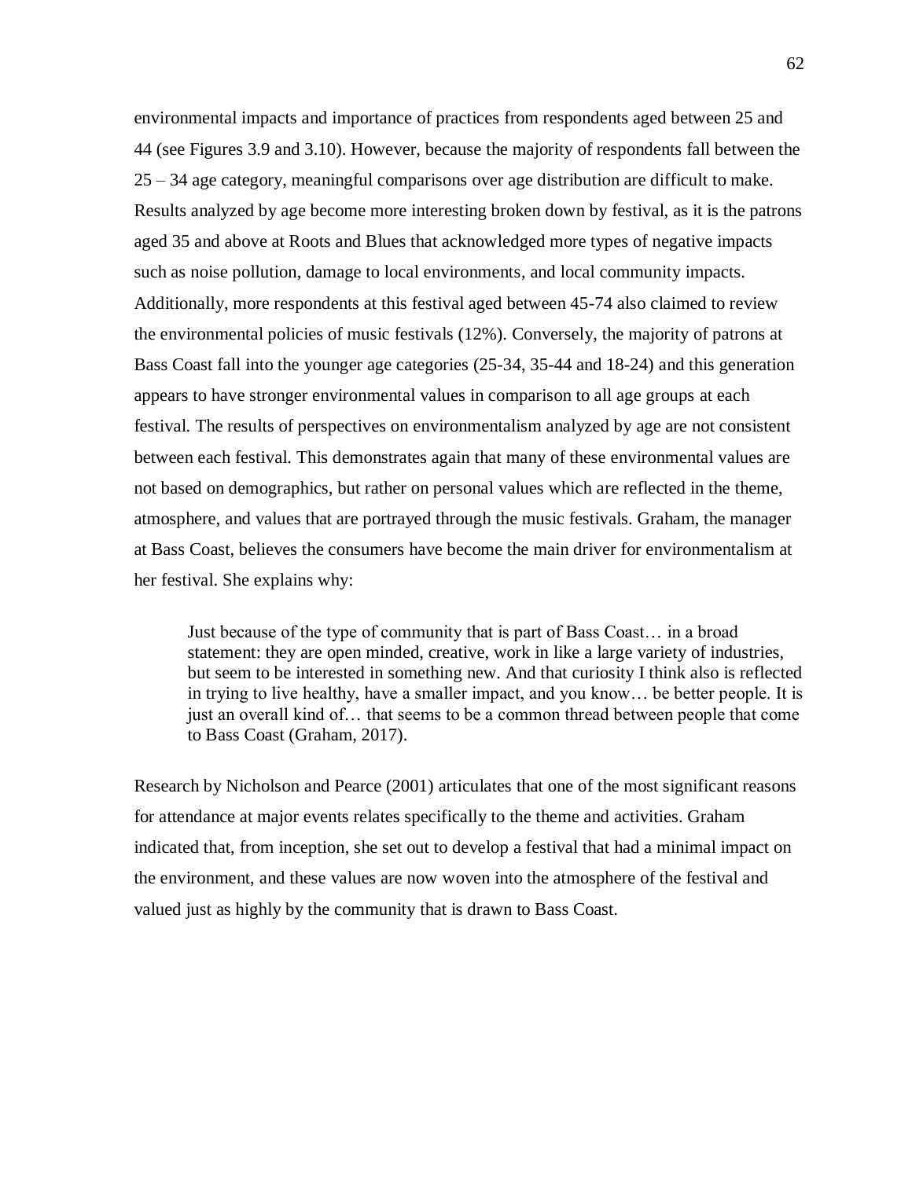environmental impacts and importance of practices from respondents aged between 25 and 44 (see Figures 3.9 and 3.10). However, because the majority of respondents fall between the 25 – 34 age category, meaningful comparisons over age distribution are difficult to make. Results analyzed by age become more interesting broken down by festival, as it is the patrons aged 35 and above at Roots and Blues that acknowledged more types of negative impacts such as noise pollution, damage to local environments, and local community impacts. Additionally, more respondents at this festival aged between 45-74 also claimed to review the environmental policies of music festivals (12%). Conversely, the majority of patrons at Bass Coast fall into the younger age categories (25-34, 35-44 and 18-24) and this generation appears to have stronger environmental values in comparison to all age groups at each festival. The results of perspectives on environmentalism analyzed by age are not consistent between each festival. This demonstrates again that many of these environmental values are not based on demographics, but rather on personal values which are reflected in the theme, atmosphere, and values that are portrayed through the music festivals. Graham, the manager at Bass Coast, believes the consumers have become the main driver for environmentalism at her festival. She explains why:

> Just because of the type of community that is part of Bass Coast… in a broad statement: they are open minded, creative, work in like a large variety of industries, but seem to be interested in something new. And that curiosity I think also is reflected in trying to live healthy, have a smaller impact, and you know… be better people. It is just an overall kind of… that seems to be a common thread between people that come to Bass Coast (Graham, 2017).

Research by Nicholson and Pearce (2001) articulates that one of the most significant reasons for attendance at major events relates specifically to the theme and activities. Graham indicated that, from inception, she set out to develop a festival that had a minimal impact on the environment, and these values are now woven into the atmosphere of the festival and valued just as highly by the community that is drawn to Bass Coast.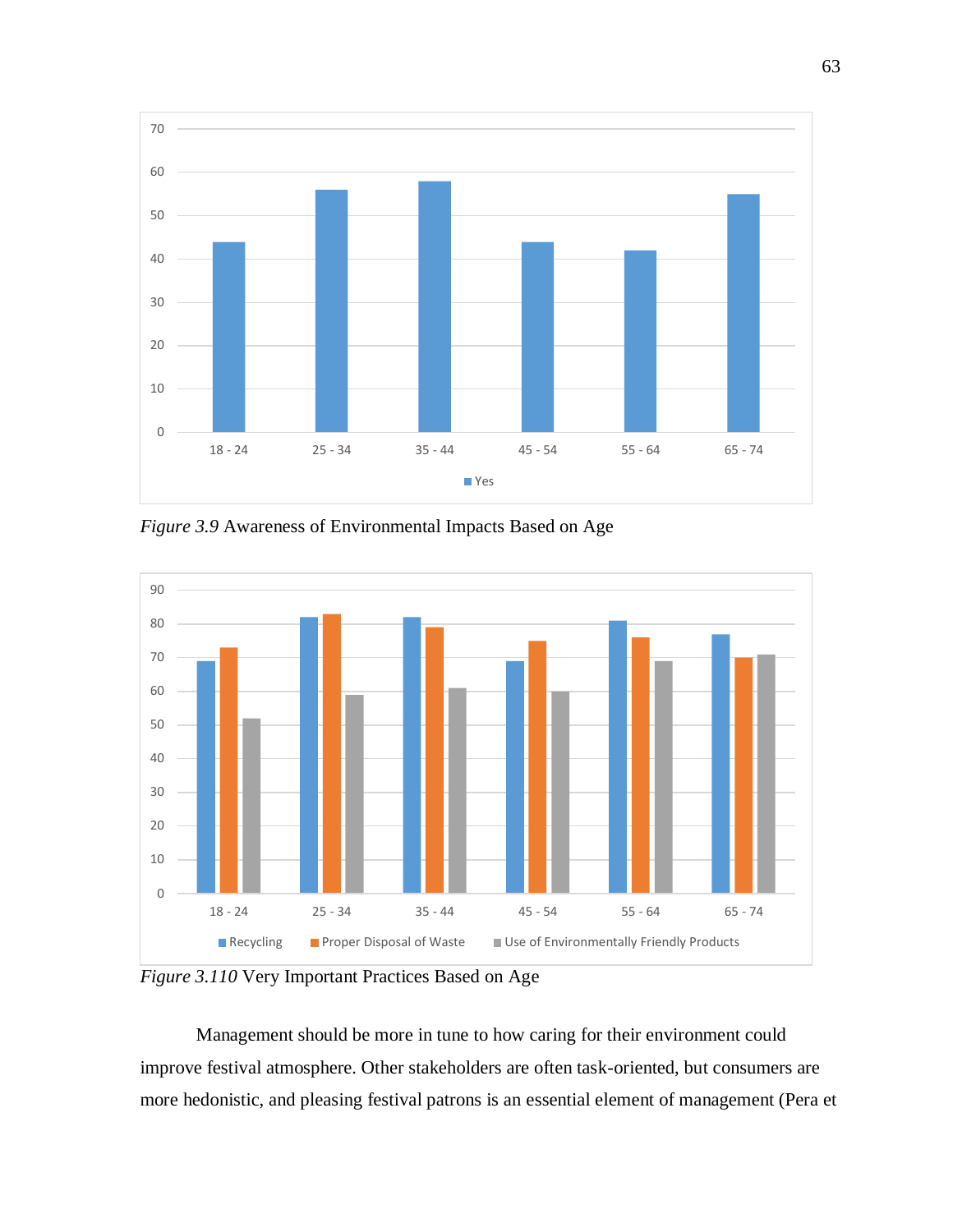*Figure 3.9* Awareness of Environmental Impacts Based on Age

*Figure 3.110* Very Important Practices Based on Age

Management should be more in tune to how caring for their environment could improve festival atmosphere. Other stakeholders are often task-oriented, but consumers are more hedonistic, and pleasing festival patrons is an essential element of management (Pera et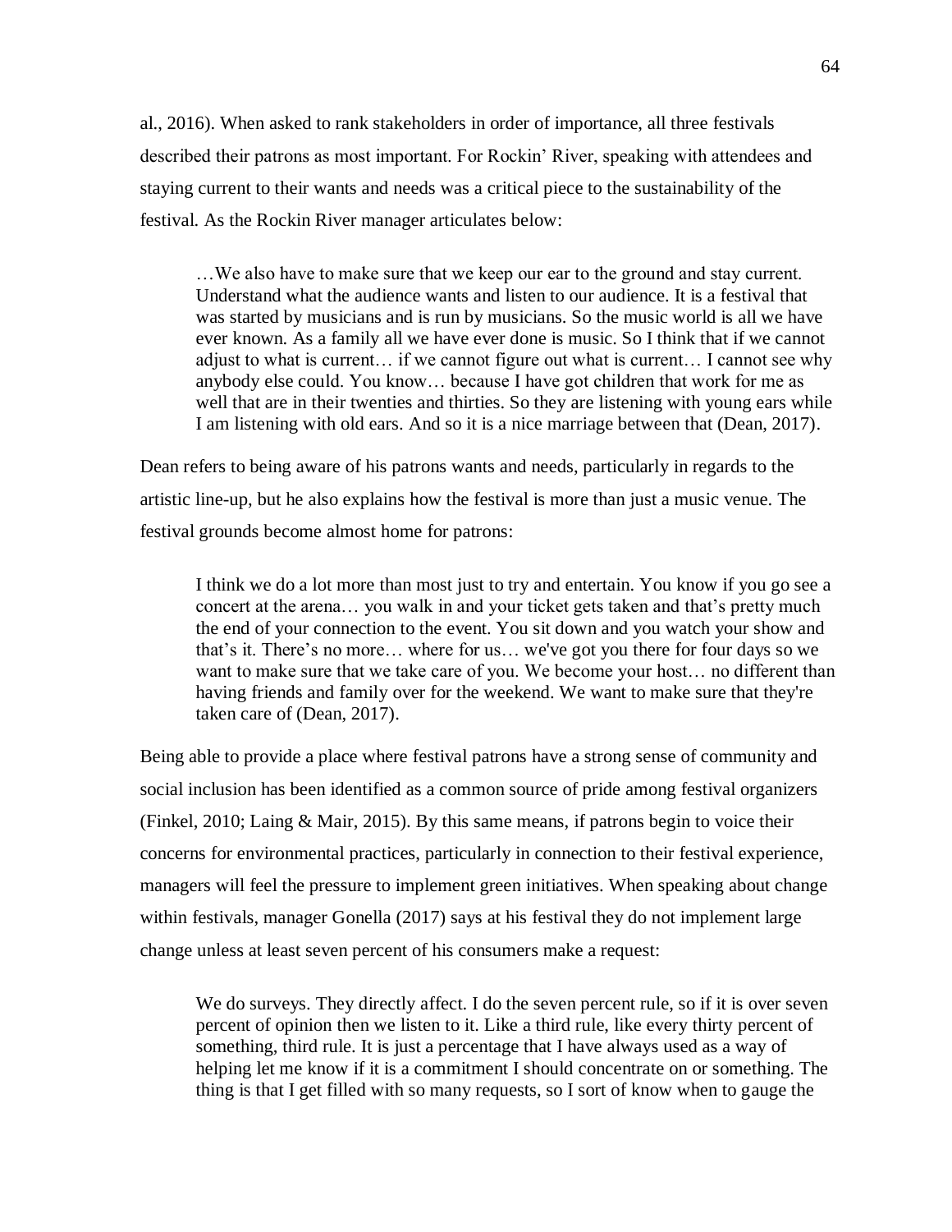al., 2016). When asked to rank stakeholders in order of importance, all three festivals described their patrons as most important. For Rockin' River, speaking with attendees and staying current to their wants and needs was a critical piece to the sustainability of the festival. As the Rockin River manager articulates below:

> …We also have to make sure that we keep our ear to the ground and stay current. Understand what the audience wants and listen to our audience. It is a festival that was started by musicians and is run by musicians. So the music world is all we have ever known. As a family all we have ever done is music. So I think that if we cannot adjust to what is current… if we cannot figure out what is current… I cannot see why anybody else could. You know… because I have got children that work for me as well that are in their twenties and thirties. So they are listening with young ears while I am listening with old ears. And so it is a nice marriage between that (Dean, 2017).

Dean refers to being aware of his patrons wants and needs, particularly in regards to the artistic line-up, but he also explains how the festival is more than just a music venue. The festival grounds become almost home for patrons:

> I think we do a lot more than most just to try and entertain. You know if you go see a concert at the arena… you walk in and your ticket gets taken and that's pretty much the end of your connection to the event. You sit down and you watch your show and that's it. There's no more… where for us… we've got you there for four days so we want to make sure that we take care of you. We become your host… no different than having friends and family over for the weekend. We want to make sure that they're taken care of (Dean, 2017).

Being able to provide a place where festival patrons have a strong sense of community and social inclusion has been identified as a common source of pride among festival organizers (Finkel, 2010; Laing & Mair, 2015). By this same means, if patrons begin to voice their concerns for environmental practices, particularly in connection to their festival experience, managers will feel the pressure to implement green initiatives. When speaking about change within festivals, manager Gonella (2017) says at his festival they do not implement large change unless at least seven percent of his consumers make a request:

> We do surveys. They directly affect. I do the seven percent rule, so if it is over seven percent of opinion then we listen to it. Like a third rule, like every thirty percent of something, third rule. It is just a percentage that I have always used as a way of helping let me know if it is a commitment I should concentrate on or something. The thing is that I get filled with so many requests, so I sort of know when to gauge the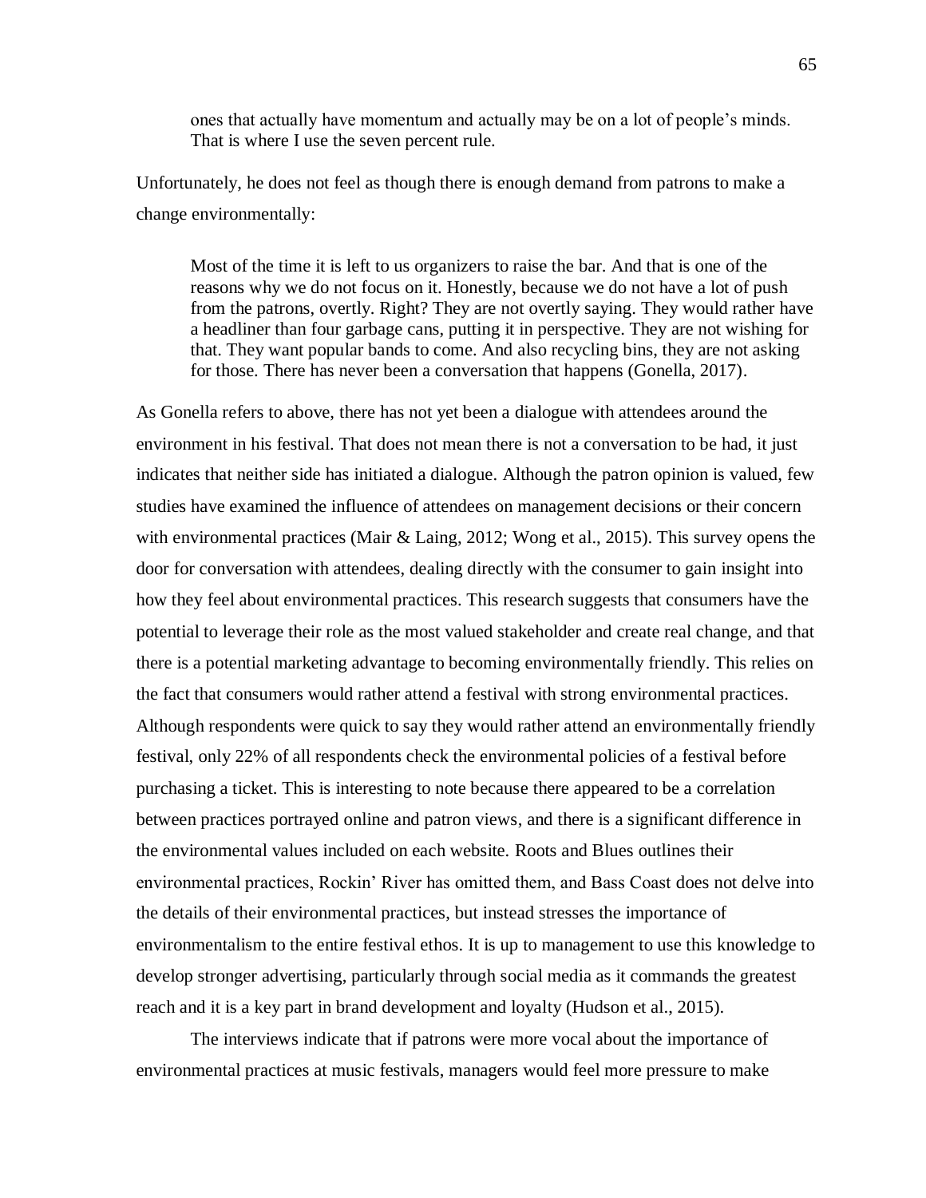> ones that actually have momentum and actually may be on a lot of people's minds. That is where I use the seven percent rule.

Unfortunately, he does not feel as though there is enough demand from patrons to make a change environmentally:

> Most of the time it is left to us organizers to raise the bar. And that is one of the reasons why we do not focus on it. Honestly, because we do not have a lot of push from the patrons, overtly. Right? They are not overtly saying. They would rather have a headliner than four garbage cans, putting it in perspective. They are not wishing for that. They want popular bands to come. And also recycling bins, they are not asking for those. There has never been a conversation that happens (Gonella, 2017).

As Gonella refers to above, there has not yet been a dialogue with attendees around the environment in his festival. That does not mean there is not a conversation to be had, it just indicates that neither side has initiated a dialogue. Although the patron opinion is valued, few studies have examined the influence of attendees on management decisions or their concern with environmental practices (Mair & Laing, 2012; Wong et al., 2015). This survey opens the door for conversation with attendees, dealing directly with the consumer to gain insight into how they feel about environmental practices. This research suggests that consumers have the potential to leverage their role as the most valued stakeholder and create real change, and that there is a potential marketing advantage to becoming environmentally friendly. This relies on the fact that consumers would rather attend a festival with strong environmental practices. Although respondents were quick to say they would rather attend an environmentally friendly festival, only 22% of all respondents check the environmental policies of a festival before purchasing a ticket. This is interesting to note because there appeared to be a correlation between practices portrayed online and patron views, and there is a significant difference in the environmental values included on each website. Roots and Blues outlines their environmental practices, Rockin' River has omitted them, and Bass Coast does not delve into the details of their environmental practices, but instead stresses the importance of environmentalism to the entire festival ethos. It is up to management to use this knowledge to develop stronger advertising, particularly through social media as it commands the greatest reach and it is a key part in brand development and loyalty (Hudson et al., 2015).

The interviews indicate that if patrons were more vocal about the importance of environmental practices at music festivals, managers would feel more pressure to make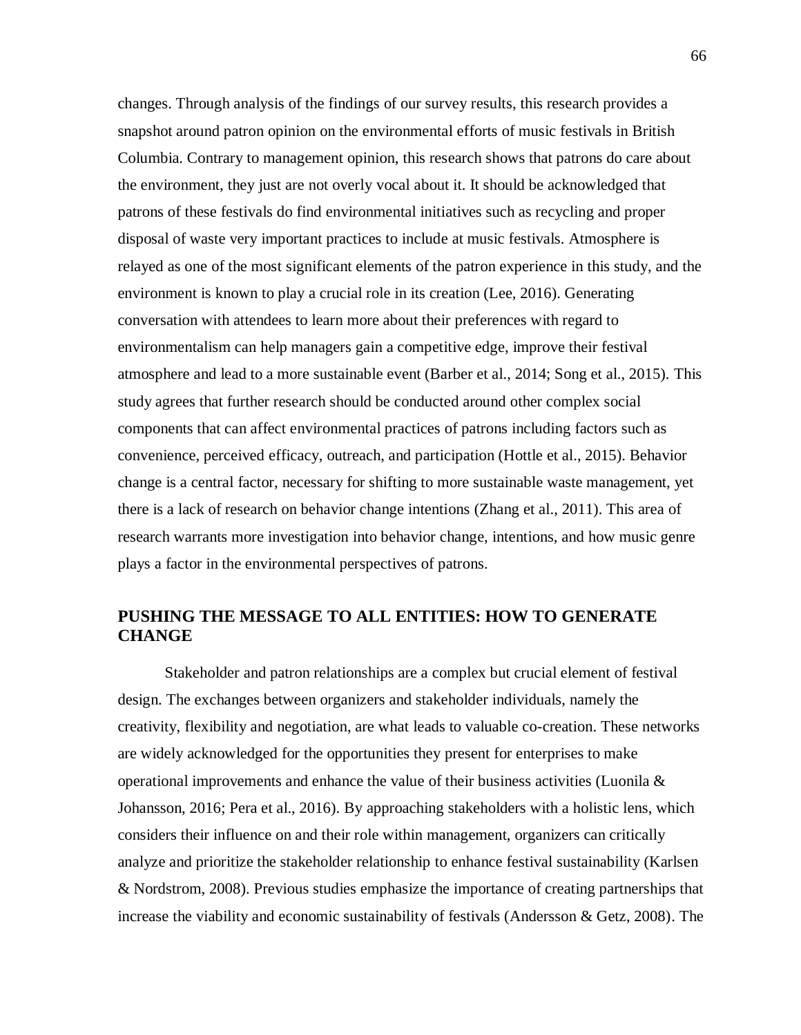changes. Through analysis of the findings of our survey results, this research provides a snapshot around patron opinion on the environmental efforts of music festivals in British Columbia. Contrary to management opinion, this research shows that patrons do care about the environment, they just are not overly vocal about it. It should be acknowledged that patrons of these festivals do find environmental initiatives such as recycling and proper disposal of waste very important practices to include at music festivals. Atmosphere is relayed as one of the most significant elements of the patron experience in this study, and the environment is known to play a crucial role in its creation (Lee, 2016). Generating conversation with attendees to learn more about their preferences with regard to environmentalism can help managers gain a competitive edge, improve their festival atmosphere and lead to a more sustainable event (Barber et al., 2014; Song et al., 2015). This study agrees that further research should be conducted around other complex social components that can affect environmental practices of patrons including factors such as convenience, perceived efficacy, outreach, and participation (Hottle et al., 2015). Behavior change is a central factor, necessary for shifting to more sustainable waste management, yet there is a lack of research on behavior change intentions (Zhang et al., 2011). This area of research warrants more investigation into behavior change, intentions, and how music genre plays a factor in the environmental perspectives of patrons.

## PUSHING THE MESSAGE TO ALL ENTITIES: HOW TO GENERATE CHANGE

Stakeholder and patron relationships are a complex but crucial element of festival design. The exchanges between organizers and stakeholder individuals, namely the creativity, flexibility and negotiation, are what leads to valuable co-creation. These networks are widely acknowledged for the opportunities they present for enterprises to make operational improvements and enhance the value of their business activities (Luonila & Johansson, 2016; Pera et al., 2016). By approaching stakeholders with a holistic lens, which considers their influence on and their role within management, organizers can critically analyze and prioritize the stakeholder relationship to enhance festival sustainability (Karlsen & Nordstrom, 2008). Previous studies emphasize the importance of creating partnerships that increase the viability and economic sustainability of festivals (Andersson & Getz, 2008). The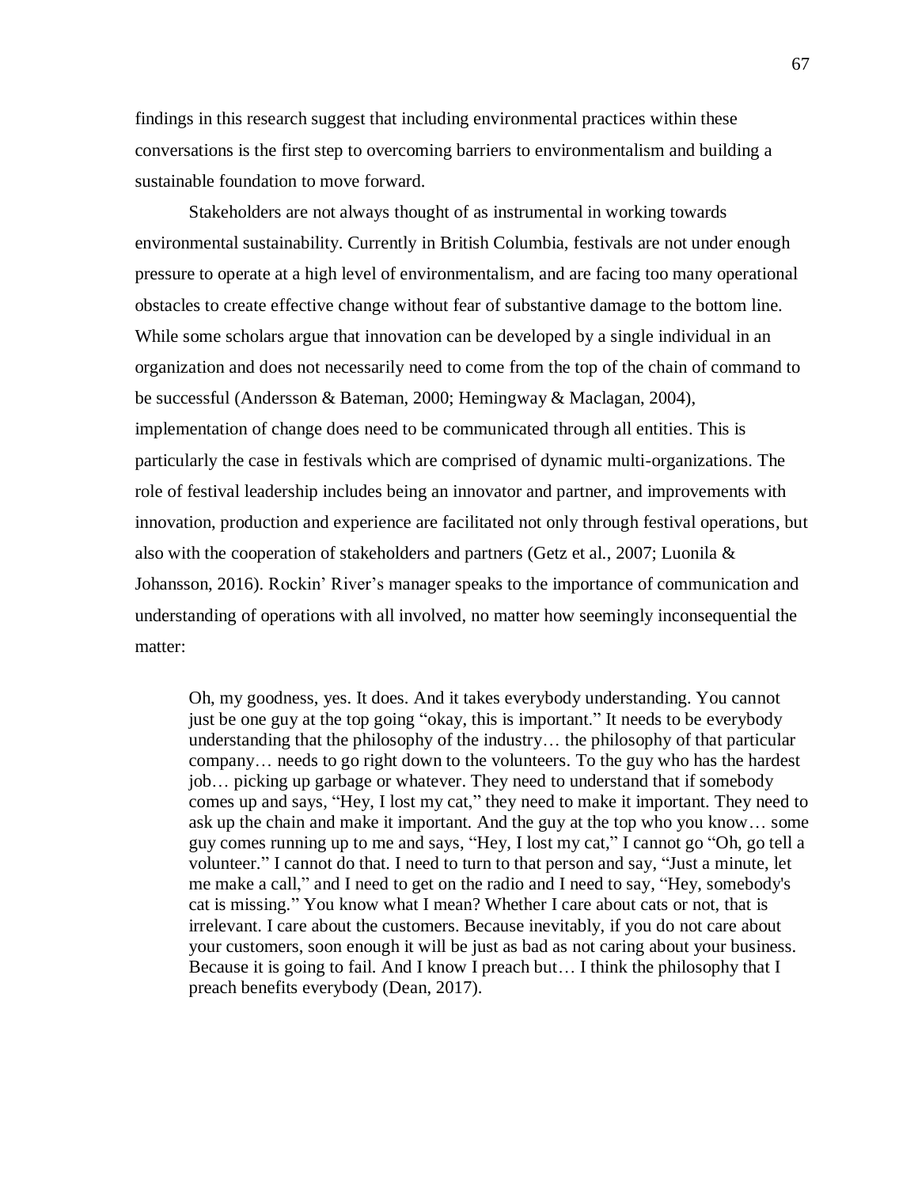findings in this research suggest that including environmental practices within these conversations is the first step to overcoming barriers to environmentalism and building a sustainable foundation to move forward.

Stakeholders are not always thought of as instrumental in working towards environmental sustainability. Currently in British Columbia, festivals are not under enough pressure to operate at a high level of environmentalism, and are facing too many operational obstacles to create effective change without fear of substantive damage to the bottom line. While some scholars argue that innovation can be developed by a single individual in an organization and does not necessarily need to come from the top of the chain of command to be successful (Andersson & Bateman, 2000; Hemingway & Maclagan, 2004), implementation of change does need to be communicated through all entities. This is particularly the case in festivals which are comprised of dynamic multi-organizations. The role of festival leadership includes being an innovator and partner, and improvements with innovation, production and experience are facilitated not only through festival operations, but also with the cooperation of stakeholders and partners (Getz et al., 2007; Luonila & Johansson, 2016). Rockin' River's manager speaks to the importance of communication and understanding of operations with all involved, no matter how seemingly inconsequential the matter:

> Oh, my goodness, yes. It does. And it takes everybody understanding. You cannot just be one guy at the top going "okay, this is important." It needs to be everybody understanding that the philosophy of the industry… the philosophy of that particular company… needs to go right down to the volunteers. To the guy who has the hardest job… picking up garbage or whatever. They need to understand that if somebody comes up and says, "Hey, I lost my cat," they need to make it important. They need to ask up the chain and make it important. And the guy at the top who you know… some guy comes running up to me and says, "Hey, I lost my cat," I cannot go "Oh, go tell a volunteer." I cannot do that. I need to turn to that person and say, "Just a minute, let me make a call," and I need to get on the radio and I need to say, "Hey, somebody's cat is missing." You know what I mean? Whether I care about cats or not, that is irrelevant. I care about the customers. Because inevitably, if you do not care about your customers, soon enough it will be just as bad as not caring about your business. Because it is going to fail. And I know I preach but… I think the philosophy that I preach benefits everybody (Dean, 2017).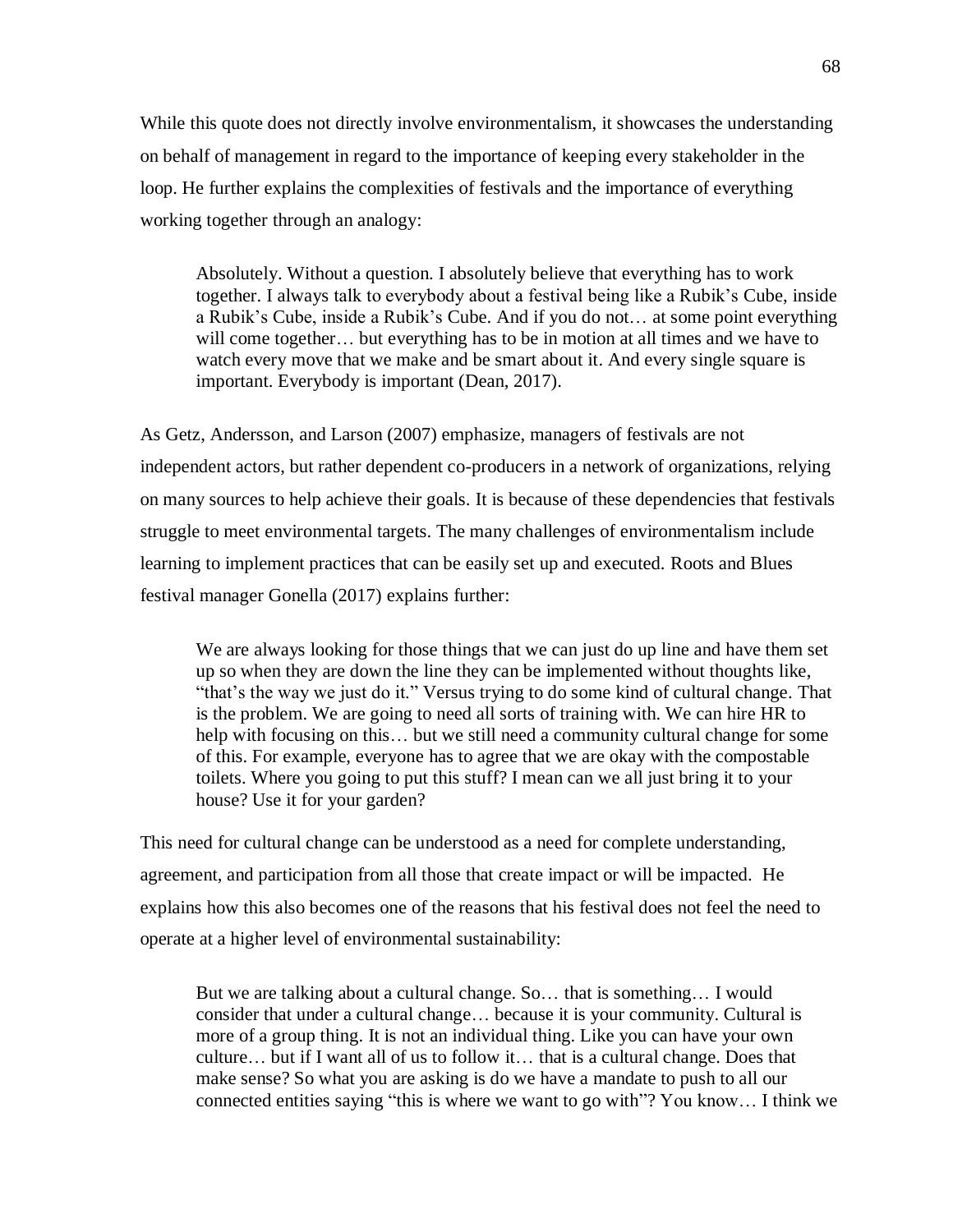While this quote does not directly involve environmentalism, it showcases the understanding on behalf of management in regard to the importance of keeping every stakeholder in the loop. He further explains the complexities of festivals and the importance of everything working together through an analogy:

> Absolutely. Without a question. I absolutely believe that everything has to work together. I always talk to everybody about a festival being like a Rubik's Cube, inside a Rubik's Cube, inside a Rubik's Cube. And if you do not… at some point everything will come together… but everything has to be in motion at all times and we have to watch every move that we make and be smart about it. And every single square is important. Everybody is important (Dean, 2017).

As Getz, Andersson, and Larson (2007) emphasize, managers of festivals are not independent actors, but rather dependent co-producers in a network of organizations, relying on many sources to help achieve their goals. It is because of these dependencies that festivals struggle to meet environmental targets. The many challenges of environmentalism include learning to implement practices that can be easily set up and executed. Roots and Blues festival manager Gonella (2017) explains further:

> We are always looking for those things that we can just do up line and have them set up so when they are down the line they can be implemented without thoughts like, "that's the way we just do it." Versus trying to do some kind of cultural change. That is the problem. We are going to need all sorts of training with. We can hire HR to help with focusing on this… but we still need a community cultural change for some of this. For example, everyone has to agree that we are okay with the compostable toilets. Where you going to put this stuff? I mean can we all just bring it to your house? Use it for your garden?

This need for cultural change can be understood as a need for complete understanding, agreement, and participation from all those that create impact or will be impacted. He explains how this also becomes one of the reasons that his festival does not feel the need to operate at a higher level of environmental sustainability:

> But we are talking about a cultural change. So… that is something… I would consider that under a cultural change… because it is your community. Cultural is more of a group thing. It is not an individual thing. Like you can have your own culture… but if I want all of us to follow it… that is a cultural change. Does that make sense? So what you are asking is do we have a mandate to push to all our connected entities saying "this is where we want to go with"? You know… I think we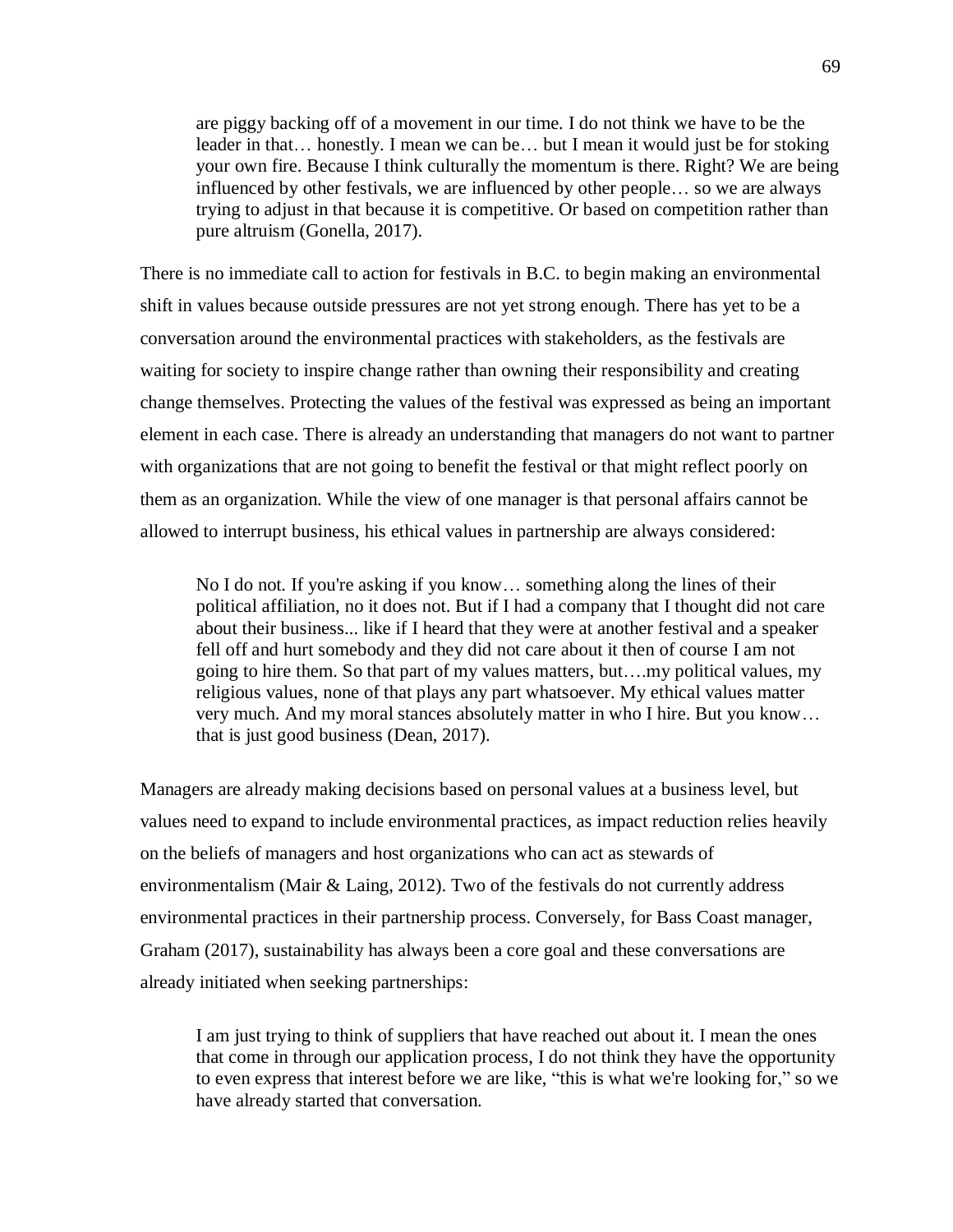> are piggy backing off of a movement in our time. I do not think we have to be the leader in that… honestly. I mean we can be… but I mean it would just be for stoking your own fire. Because I think culturally the momentum is there. Right? We are being influenced by other festivals, we are influenced by other people… so we are always trying to adjust in that because it is competitive. Or based on competition rather than pure altruism (Gonella, 2017).

There is no immediate call to action for festivals in B.C. to begin making an environmental shift in values because outside pressures are not yet strong enough. There has yet to be a conversation around the environmental practices with stakeholders, as the festivals are waiting for society to inspire change rather than owning their responsibility and creating change themselves. Protecting the values of the festival was expressed as being an important element in each case. There is already an understanding that managers do not want to partner with organizations that are not going to benefit the festival or that might reflect poorly on them as an organization. While the view of one manager is that personal affairs cannot be allowed to interrupt business, his ethical values in partnership are always considered:

> No I do not. If you're asking if you know… something along the lines of their political affiliation, no it does not. But if I had a company that I thought did not care about their business... like if I heard that they were at another festival and a speaker fell off and hurt somebody and they did not care about it then of course I am not going to hire them. So that part of my values matters, but….my political values, my religious values, none of that plays any part whatsoever. My ethical values matter very much. And my moral stances absolutely matter in who I hire. But you know… that is just good business (Dean, 2017).

Managers are already making decisions based on personal values at a business level, but values need to expand to include environmental practices, as impact reduction relies heavily on the beliefs of managers and host organizations who can act as stewards of environmentalism (Mair & Laing, 2012). Two of the festivals do not currently address environmental practices in their partnership process. Conversely, for Bass Coast manager, Graham (2017), sustainability has always been a core goal and these conversations are already initiated when seeking partnerships:

> I am just trying to think of suppliers that have reached out about it. I mean the ones that come in through our application process, I do not think they have the opportunity to even express that interest before we are like, "this is what we're looking for," so we have already started that conversation.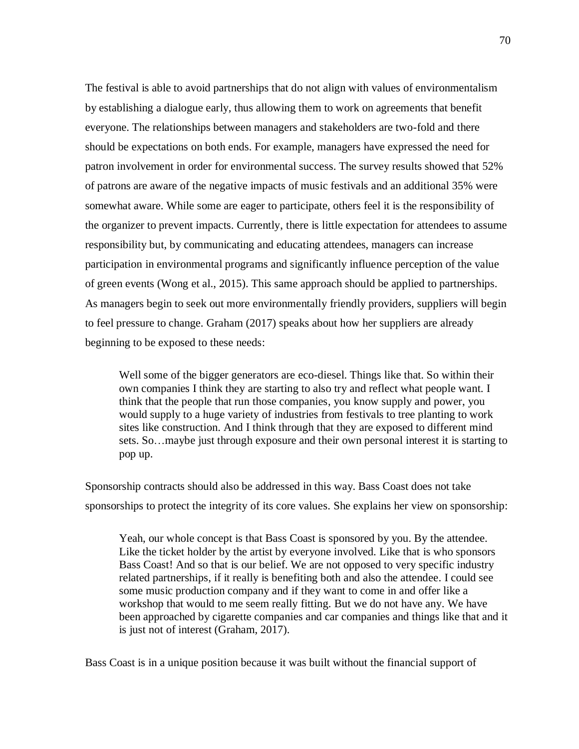The festival is able to avoid partnerships that do not align with values of environmentalism by establishing a dialogue early, thus allowing them to work on agreements that benefit everyone. The relationships between managers and stakeholders are two-fold and there should be expectations on both ends. For example, managers have expressed the need for patron involvement in order for environmental success. The survey results showed that 52% of patrons are aware of the negative impacts of music festivals and an additional 35% were somewhat aware. While some are eager to participate, others feel it is the responsibility of the organizer to prevent impacts. Currently, there is little expectation for attendees to assume responsibility but, by communicating and educating attendees, managers can increase participation in environmental programs and significantly influence perception of the value of green events (Wong et al., 2015). This same approach should be applied to partnerships. As managers begin to seek out more environmentally friendly providers, suppliers will begin to feel pressure to change. Graham (2017) speaks about how her suppliers are already beginning to be exposed to these needs:

> Well some of the bigger generators are eco-diesel. Things like that. So within their own companies I think they are starting to also try and reflect what people want. I think that the people that run those companies, you know supply and power, you would supply to a huge variety of industries from festivals to tree planting to work sites like construction. And I think through that they are exposed to different mind sets. So…maybe just through exposure and their own personal interest it is starting to pop up.

Sponsorship contracts should also be addressed in this way. Bass Coast does not take sponsorships to protect the integrity of its core values. She explains her view on sponsorship:

> Yeah, our whole concept is that Bass Coast is sponsored by you. By the attendee. Like the ticket holder by the artist by everyone involved. Like that is who sponsors Bass Coast! And so that is our belief. We are not opposed to very specific industry related partnerships, if it really is benefiting both and also the attendee. I could see some music production company and if they want to come in and offer like a workshop that would to me seem really fitting. But we do not have any. We have been approached by cigarette companies and car companies and things like that and it is just not of interest (Graham, 2017).

Bass Coast is in a unique position because it was built without the financial support of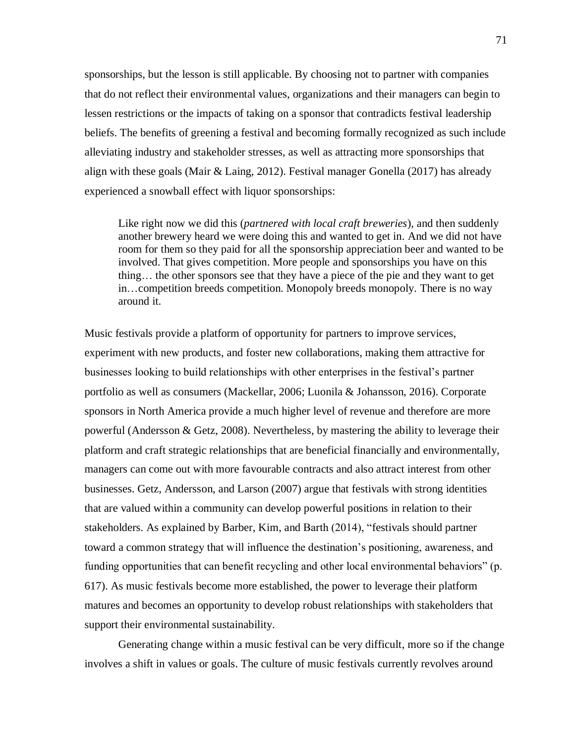sponsorships, but the lesson is still applicable. By choosing not to partner with companies that do not reflect their environmental values, organizations and their managers can begin to lessen restrictions or the impacts of taking on a sponsor that contradicts festival leadership beliefs. The benefits of greening a festival and becoming formally recognized as such include alleviating industry and stakeholder stresses, as well as attracting more sponsorships that align with these goals (Mair & Laing, 2012). Festival manager Gonella (2017) has already experienced a snowball effect with liquor sponsorships:

> Like right now we did this (*partnered with local craft breweries*), and then suddenly another brewery heard we were doing this and wanted to get in. And we did not have room for them so they paid for all the sponsorship appreciation beer and wanted to be involved. That gives competition. More people and sponsorships you have on this thing… the other sponsors see that they have a piece of the pie and they want to get in…competition breeds competition. Monopoly breeds monopoly. There is no way around it.

Music festivals provide a platform of opportunity for partners to improve services, experiment with new products, and foster new collaborations, making them attractive for businesses looking to build relationships with other enterprises in the festival's partner portfolio as well as consumers (Mackellar, 2006; Luonila & Johansson, 2016). Corporate sponsors in North America provide a much higher level of revenue and therefore are more powerful (Andersson & Getz, 2008). Nevertheless, by mastering the ability to leverage their platform and craft strategic relationships that are beneficial financially and environmentally, managers can come out with more favourable contracts and also attract interest from other businesses. Getz, Andersson, and Larson (2007) argue that festivals with strong identities that are valued within a community can develop powerful positions in relation to their stakeholders. As explained by Barber, Kim, and Barth (2014), "festivals should partner toward a common strategy that will influence the destination's positioning, awareness, and funding opportunities that can benefit recycling and other local environmental behaviors" (p. 617). As music festivals become more established, the power to leverage their platform matures and becomes an opportunity to develop robust relationships with stakeholders that support their environmental sustainability.

Generating change within a music festival can be very difficult, more so if the change involves a shift in values or goals. The culture of music festivals currently revolves around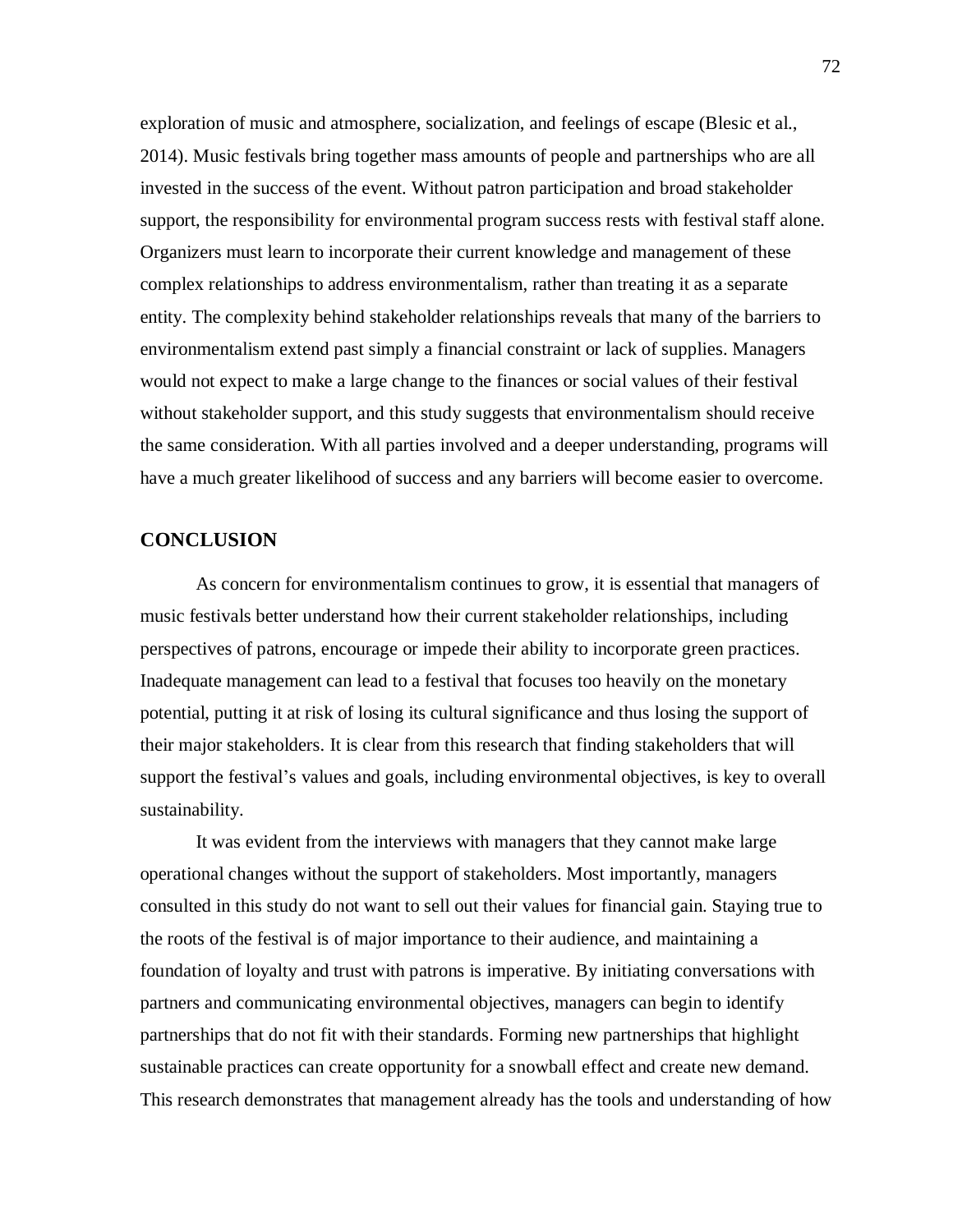exploration of music and atmosphere, socialization, and feelings of escape (Blesic et al., 2014). Music festivals bring together mass amounts of people and partnerships who are all invested in the success of the event. Without patron participation and broad stakeholder support, the responsibility for environmental program success rests with festival staff alone. Organizers must learn to incorporate their current knowledge and management of these complex relationships to address environmentalism, rather than treating it as a separate entity. The complexity behind stakeholder relationships reveals that many of the barriers to environmentalism extend past simply a financial constraint or lack of supplies. Managers would not expect to make a large change to the finances or social values of their festival without stakeholder support, and this study suggests that environmentalism should receive the same consideration. With all parties involved and a deeper understanding, programs will have a much greater likelihood of success and any barriers will become easier to overcome.

## CONCLUSION

As concern for environmentalism continues to grow, it is essential that managers of music festivals better understand how their current stakeholder relationships, including perspectives of patrons, encourage or impede their ability to incorporate green practices. Inadequate management can lead to a festival that focuses too heavily on the monetary potential, putting it at risk of losing its cultural significance and thus losing the support of their major stakeholders. It is clear from this research that finding stakeholders that will support the festival's values and goals, including environmental objectives, is key to overall sustainability.

It was evident from the interviews with managers that they cannot make large operational changes without the support of stakeholders. Most importantly, managers consulted in this study do not want to sell out their values for financial gain. Staying true to the roots of the festival is of major importance to their audience, and maintaining a foundation of loyalty and trust with patrons is imperative. By initiating conversations with partners and communicating environmental objectives, managers can begin to identify partnerships that do not fit with their standards. Forming new partnerships that highlight sustainable practices can create opportunity for a snowball effect and create new demand. This research demonstrates that management already has the tools and understanding of how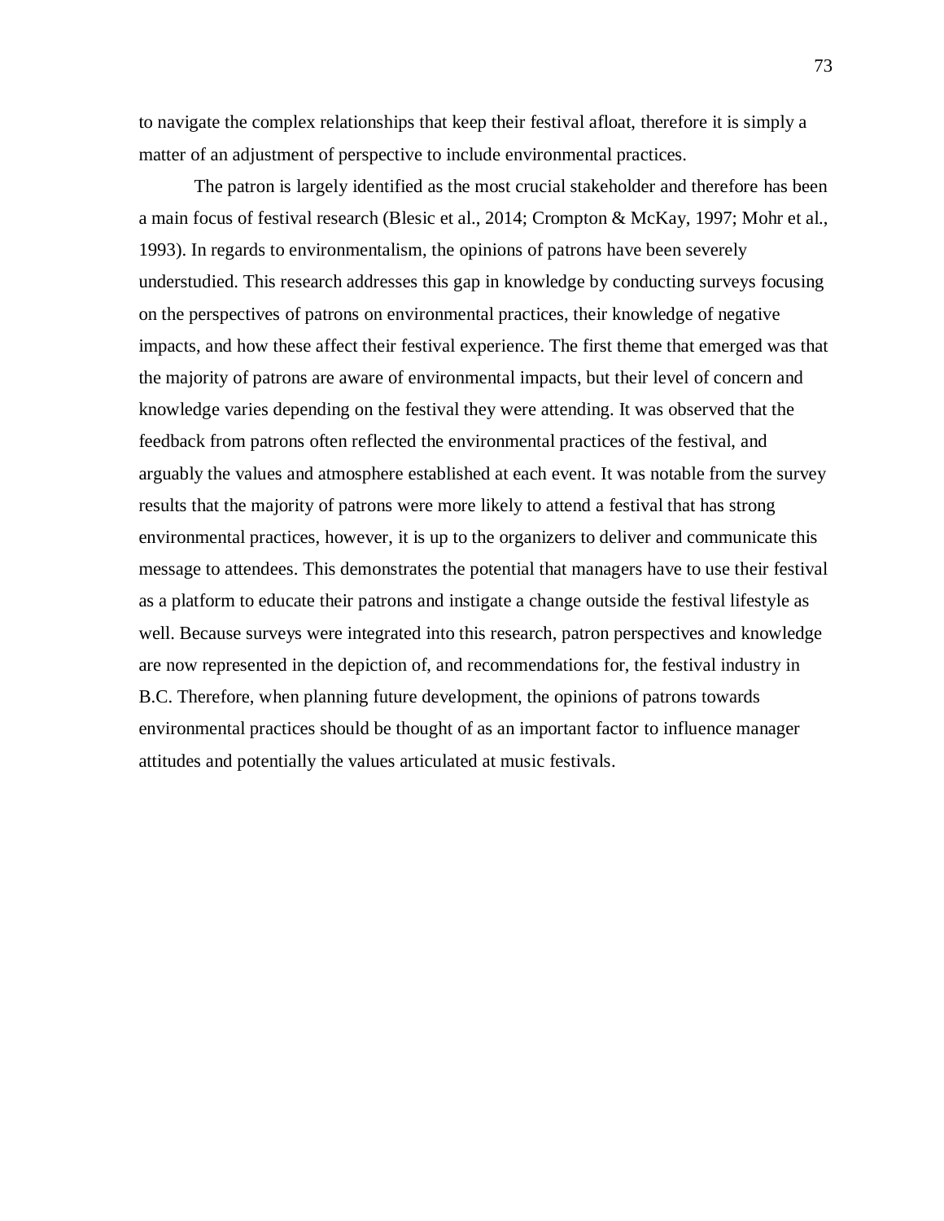to navigate the complex relationships that keep their festival afloat, therefore it is simply a matter of an adjustment of perspective to include environmental practices.

The patron is largely identified as the most crucial stakeholder and therefore has been a main focus of festival research (Blesic et al., 2014; Crompton & McKay, 1997; Mohr et al., 1993). In regards to environmentalism, the opinions of patrons have been severely understudied. This research addresses this gap in knowledge by conducting surveys focusing on the perspectives of patrons on environmental practices, their knowledge of negative impacts, and how these affect their festival experience. The first theme that emerged was that the majority of patrons are aware of environmental impacts, but their level of concern and knowledge varies depending on the festival they were attending. It was observed that the feedback from patrons often reflected the environmental practices of the festival, and arguably the values and atmosphere established at each event. It was notable from the survey results that the majority of patrons were more likely to attend a festival that has strong environmental practices, however, it is up to the organizers to deliver and communicate this message to attendees. This demonstrates the potential that managers have to use their festival as a platform to educate their patrons and instigate a change outside the festival lifestyle as well. Because surveys were integrated into this research, patron perspectives and knowledge are now represented in the depiction of, and recommendations for, the festival industry in B.C. Therefore, when planning future development, the opinions of patrons towards environmental practices should be thought of as an important factor to influence manager attitudes and potentially the values articulated at music festivals.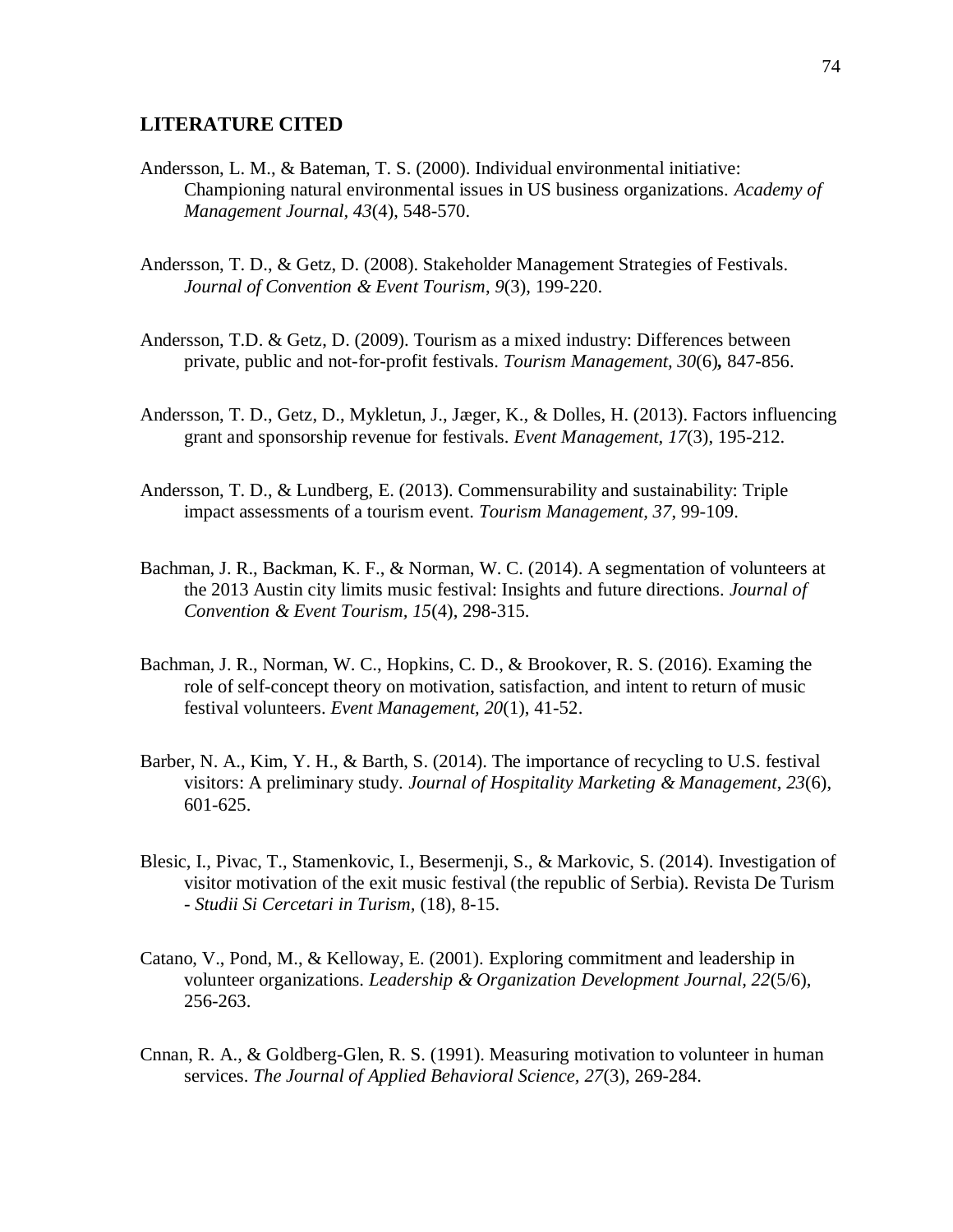## LITERATURE CITED

Andersson, L. M., & Bateman, T. S. (2000). Individual environmental initiative: Championing natural environmental issues in US business organizations. *Academy of Management Journal*, *43*(4), 548-570.

Andersson, T. D., & Getz, D. (2008). Stakeholder Management Strategies of Festivals. *Journal of Convention & Event Tourism*, *9*(3), 199-220.

Andersson, T.D. & Getz, D. (2009). Tourism as a mixed industry: Differences between private, public and not-for-profit festivals. *Tourism Management, 30*(6)**,** 847-856.

Andersson, T. D., Getz, D., Mykletun, J., Jæger, K., & Dolles, H. (2013). Factors influencing grant and sponsorship revenue for festivals. *Event Management, 17*(3), 195-212.

Andersson, T. D., & Lundberg, E. (2013). Commensurability and sustainability: Triple impact assessments of a tourism event. *Tourism Management, 37*, 99-109.

Bachman, J. R., Backman, K. F., & Norman, W. C. (2014). A segmentation of volunteers at the 2013 Austin city limits music festival: Insights and future directions. *Journal of Convention & Event Tourism, 15*(4), 298-315.

Bachman, J. R., Norman, W. C., Hopkins, C. D., & Brookover, R. S. (2016). Examing the role of self-concept theory on motivation, satisfaction, and intent to return of music festival volunteers. *Event Management, 20*(1), 41-52.

Barber, N. A., Kim, Y. H., & Barth, S. (2014). The importance of recycling to U.S. festival visitors: A preliminary study. *Journal of Hospitality Marketing & Management*, *23*(6), 601-625.

Blesic, I., Pivac, T., Stamenkovic, I., Besermenji, S., & Markovic, S. (2014). Investigation of visitor motivation of the exit music festival (the republic of Serbia). Revista De Turism - *Studii Si Cercetari in Turism*, (18), 8-15.

Catano, V., Pond, M., & Kelloway, E. (2001). Exploring commitment and leadership in volunteer organizations. *Leadership & Organization Development Journal*, *22*(5/6), 256-263.

Cnnan, R. A., & Goldberg-Glen, R. S. (1991). Measuring motivation to volunteer in human services. *The Journal of Applied Behavioral Science, 27*(3), 269-284.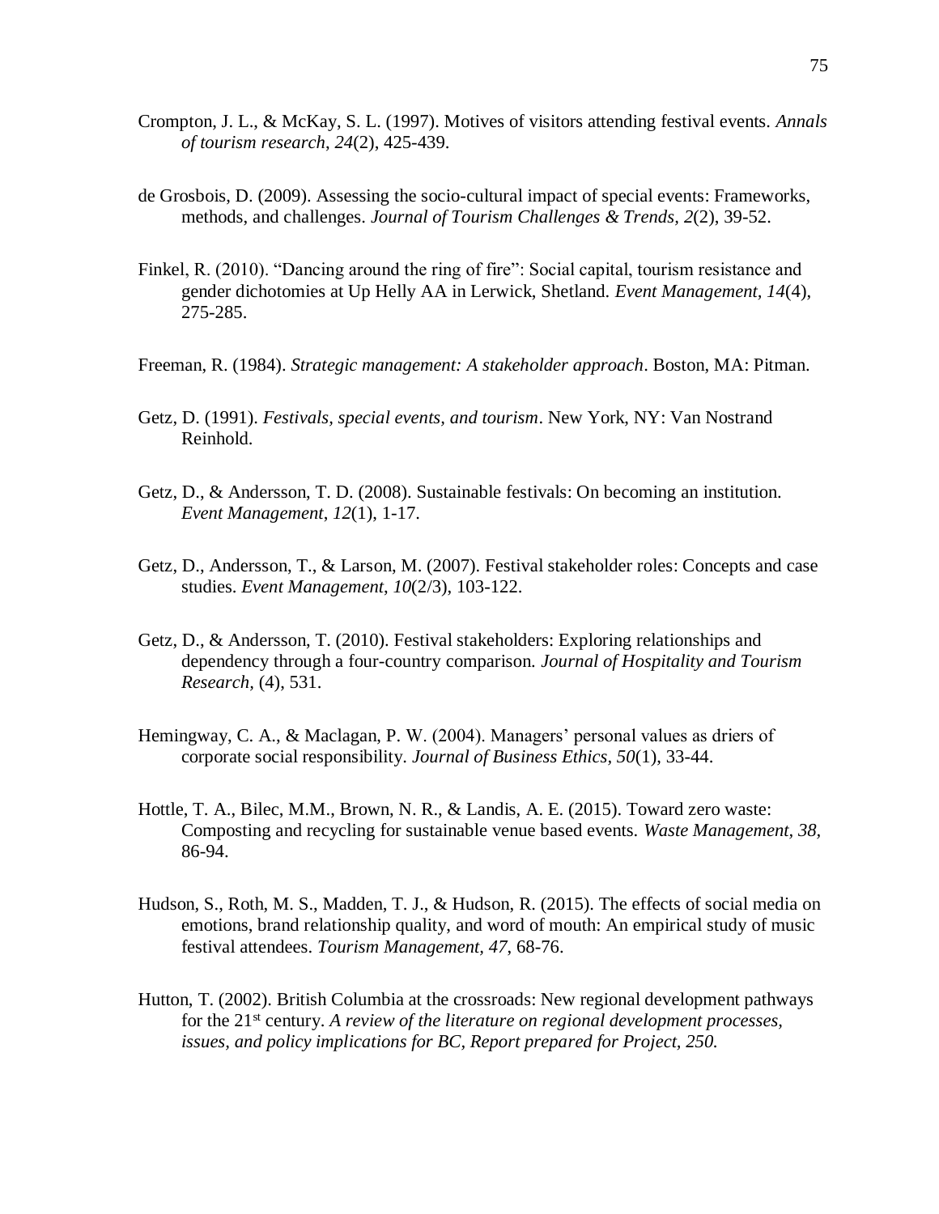Crompton, J. L., & McKay, S. L. (1997). Motives of visitors attending festival events. *Annals of tourism research*, *24*(2), 425-439.

de Grosbois, D. (2009). Assessing the socio-cultural impact of special events: Frameworks, methods, and challenges. *Journal of Tourism Challenges & Trends, 2*(2), 39-52.

Finkel, R. (2010). "Dancing around the ring of fire": Social capital, tourism resistance and gender dichotomies at Up Helly AA in Lerwick, Shetland. *Event Management, 14*(4), 275-285.

Freeman, R. (1984). *Strategic management: A stakeholder approach*. Boston, MA: Pitman.

Getz, D. (1991). *Festivals, special events, and tourism*. New York, NY: Van Nostrand Reinhold.

Getz, D., & Andersson, T. D. (2008). Sustainable festivals: On becoming an institution. *Event Management*, *12*(1), 1-17.

Getz, D., Andersson, T., & Larson, M. (2007). Festival stakeholder roles: Concepts and case studies. *Event Management, 10*(2/3), 103-122.

Getz, D., & Andersson, T. (2010). Festival stakeholders: Exploring relationships and dependency through a four-country comparison. *Journal of Hospitality and Tourism Research,* (4), 531.

Hemingway, C. A., & Maclagan, P. W. (2004). Managers' personal values as driers of corporate social responsibility. *Journal of Business Ethics, 50*(1), 33-44.

Hottle, T. A., Bilec, M.M., Brown, N. R., & Landis, A. E. (2015). Toward zero waste: Composting and recycling for sustainable venue based events. *Waste Management, 38,* 86-94.

Hudson, S., Roth, M. S., Madden, T. J., & Hudson, R. (2015). The effects of social media on emotions, brand relationship quality, and word of mouth: An empirical study of music festival attendees. *Tourism Management, 47,* 68-76.

Hutton, T. (2002). British Columbia at the crossroads: New regional development pathways for the 21st century. *A review of the literature on regional development processes, issues, and policy implications for BC, Report prepared for Project, 250.*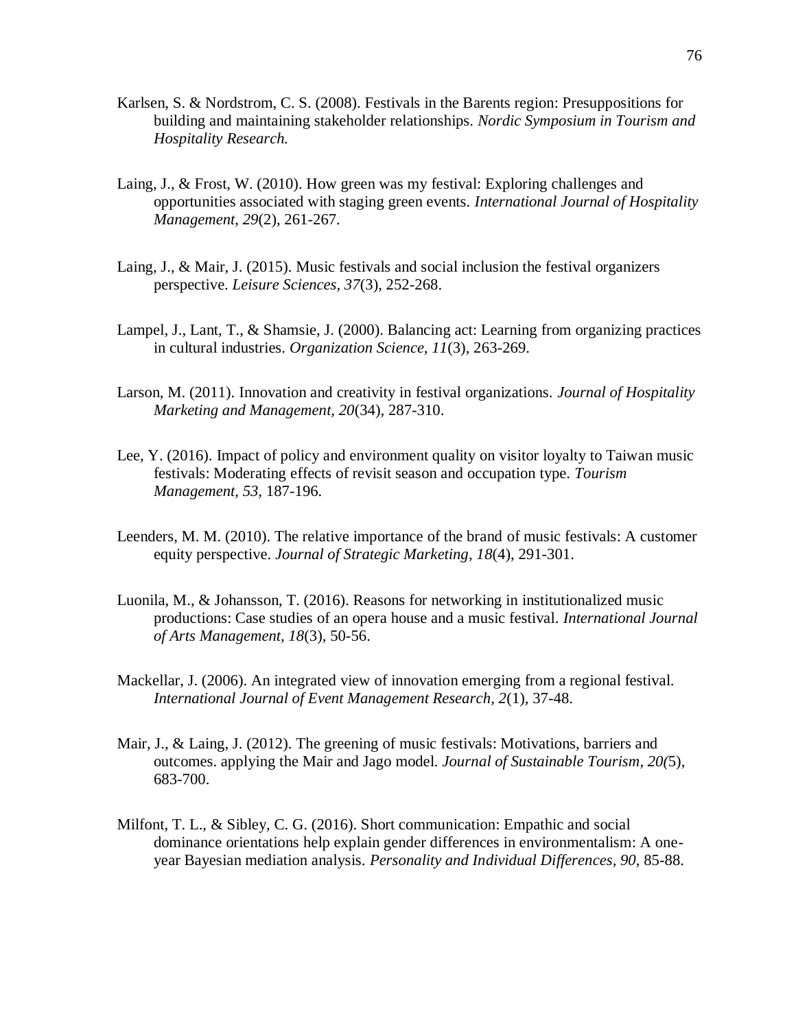Karlsen, S. & Nordstrom, C. S. (2008). Festivals in the Barents region: Presuppositions for building and maintaining stakeholder relationships. *Nordic Symposium in Tourism and Hospitality Research.*

Laing, J., & Frost, W. (2010). How green was my festival: Exploring challenges and opportunities associated with staging green events. *International Journal of Hospitality Management*, *29*(2), 261-267.

Laing, J., & Mair, J. (2015). Music festivals and social inclusion the festival organizers perspective. *Leisure Sciences, 37*(3), 252-268.

Lampel, J., Lant, T., & Shamsie, J. (2000). Balancing act: Learning from organizing practices in cultural industries. *Organization Science, 11*(3), 263-269.

Larson, M. (2011). Innovation and creativity in festival organizations. *Journal of Hospitality Marketing and Management, 20*(34), 287-310.

Lee, Y. (2016). Impact of policy and environment quality on visitor loyalty to Taiwan music festivals: Moderating effects of revisit season and occupation type. *Tourism Management, 53,* 187-196.

Leenders, M. M. (2010). The relative importance of the brand of music festivals: A customer equity perspective. *Journal of Strategic Marketing*, *18*(4), 291-301.

Luonila, M., & Johansson, T. (2016). Reasons for networking in institutionalized music productions: Case studies of an opera house and a music festival. *International Journal of Arts Management, 18*(3), 50-56.

Mackellar, J. (2006). An integrated view of innovation emerging from a regional festival. *International Journal of Event Management Research, 2*(1), 37-48.

Mair, J., & Laing, J. (2012). The greening of music festivals: Motivations, barriers and outcomes. applying the Mair and Jago model. *Journal of Sustainable Tourism, 20(*5), 683-700.

Milfont, T. L., & Sibley, C. G. (2016). Short communication: Empathic and social dominance orientations help explain gender differences in environmentalism: A one-year Bayesian mediation analysis. *Personality and Individual Differences, 90,* 85-88.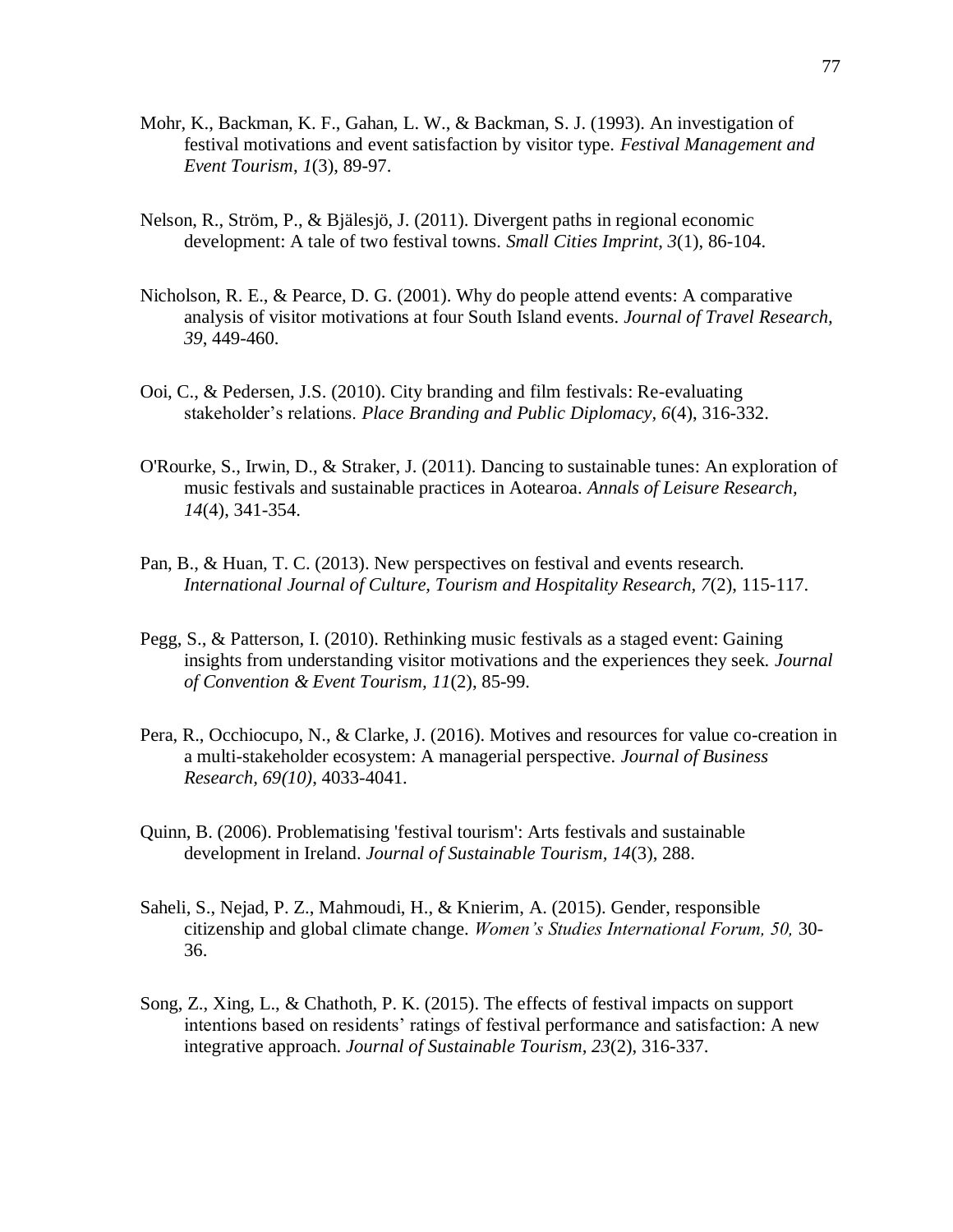Mohr, K., Backman, K. F., Gahan, L. W., & Backman, S. J. (1993). An investigation of festival motivations and event satisfaction by visitor type. *Festival Management and Event Tourism*, *1*(3), 89-97.

Nelson, R., Ström, P., & Bjälesjö, J. (2011). Divergent paths in regional economic development: A tale of two festival towns. *Small Cities Imprint, 3*(1), 86-104.

Nicholson, R. E., & Pearce, D. G. (2001). Why do people attend events: A comparative analysis of visitor motivations at four South Island events. *Journal of Travel Research, 39*, 449-460.

Ooi, C., & Pedersen, J.S. (2010). City branding and film festivals: Re-evaluating stakeholder's relations. *Place Branding and Public Diplomacy, 6*(4), 316-332.

O'Rourke, S., Irwin, D., & Straker, J. (2011). Dancing to sustainable tunes: An exploration of music festivals and sustainable practices in Aotearoa. *Annals of Leisure Research, 14*(4), 341-354.

Pan, B., & Huan, T. C. (2013). New perspectives on festival and events research. *International Journal of Culture, Tourism and Hospitality Research, 7*(2), 115-117.

Pegg, S., & Patterson, I. (2010). Rethinking music festivals as a staged event: Gaining insights from understanding visitor motivations and the experiences they seek. *Journal of Convention & Event Tourism, 11*(2), 85-99.

Pera, R., Occhiocupo, N., & Clarke, J. (2016). Motives and resources for value co-creation in a multi-stakeholder ecosystem: A managerial perspective. *Journal of Business Research, 69(10)*, 4033-4041.

Quinn, B. (2006). Problematising 'festival tourism': Arts festivals and sustainable development in Ireland. *Journal of Sustainable Tourism, 14*(3), 288.

Saheli, S., Nejad, P. Z., Mahmoudi, H., & Knierim, A. (2015). Gender, responsible citizenship and global climate change. *Women's Studies International Forum, 50,* 30-36.

Song, Z., Xing, L., & Chathoth, P. K. (2015). The effects of festival impacts on support intentions based on residents' ratings of festival performance and satisfaction: A new integrative approach. *Journal of Sustainable Tourism, 23*(2), 316-337.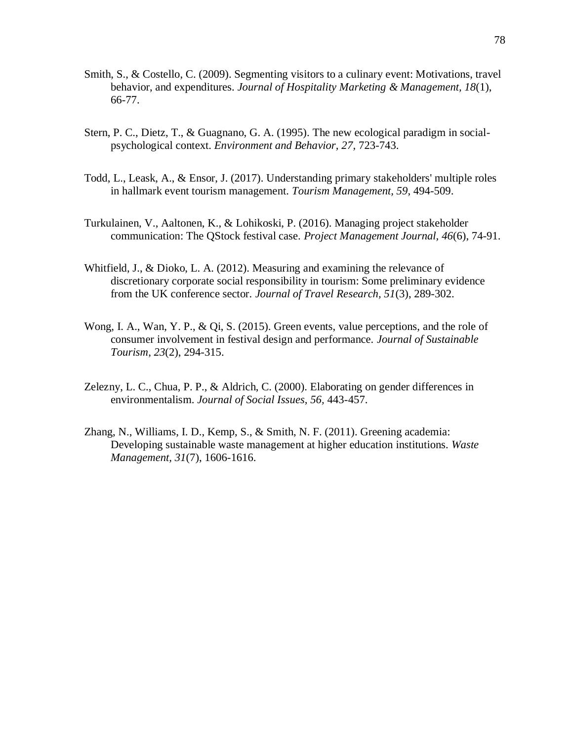Smith, S., & Costello, C. (2009). Segmenting visitors to a culinary event: Motivations, travel behavior, and expenditures. *Journal of Hospitality Marketing & Management, 18*(1), 66-77.

Stern, P. C., Dietz, T., & Guagnano, G. A. (1995). The new ecological paradigm in social-psychological context. *Environment and Behavior, 27,* 723-743.

Todd, L., Leask, A., & Ensor, J. (2017). Understanding primary stakeholders' multiple roles in hallmark event tourism management. *Tourism Management, 59,* 494-509.

Turkulainen, V., Aaltonen, K., & Lohikoski, P. (2016). Managing project stakeholder communication: The QStock festival case. *Project Management Journal, 46*(6), 74-91.

Whitfield, J., & Dioko, L. A. (2012). Measuring and examining the relevance of discretionary corporate social responsibility in tourism: Some preliminary evidence from the UK conference sector. *Journal of Travel Research, 51*(3), 289-302.

Wong, I. A., Wan, Y. P., & Qi, S. (2015). Green events, value perceptions, and the role of consumer involvement in festival design and performance. *Journal of Sustainable Tourism, 23*(2), 294-315.

Zelezny, L. C., Chua, P. P., & Aldrich, C. (2000). Elaborating on gender differences in environmentalism. *Journal of Social Issues, 56,* 443-457.

Zhang, N., Williams, I. D., Kemp, S., & Smith, N. F. (2011). Greening academia: Developing sustainable waste management at higher education institutions. *Waste Management, 31*(7), 1606-1616.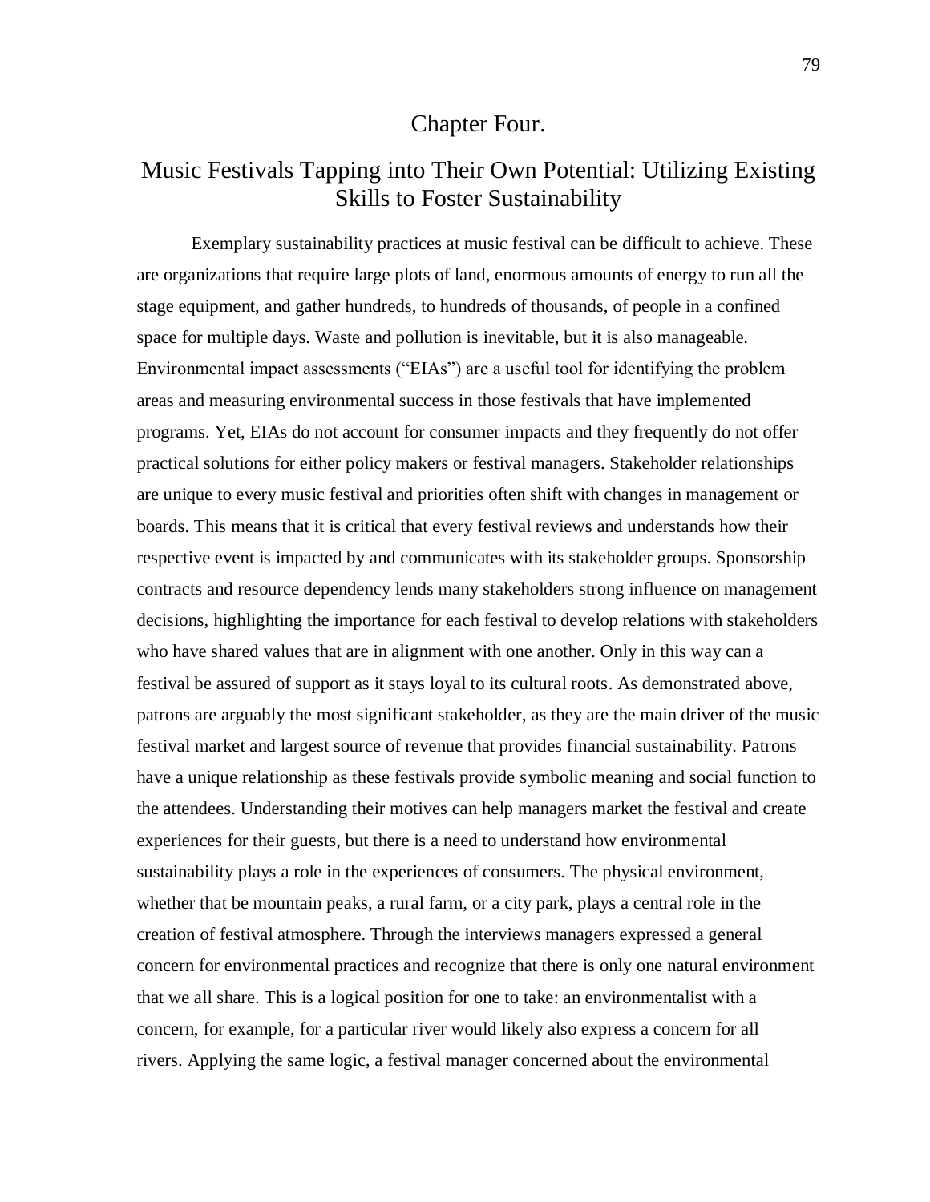# Chapter Four.

## Music Festivals Tapping into Their Own Potential: Utilizing Existing Skills to Foster Sustainability

Exemplary sustainability practices at music festival can be difficult to achieve. These are organizations that require large plots of land, enormous amounts of energy to run all the stage equipment, and gather hundreds, to hundreds of thousands, of people in a confined space for multiple days. Waste and pollution is inevitable, but it is also manageable. Environmental impact assessments ("EIAs") are a useful tool for identifying the problem areas and measuring environmental success in those festivals that have implemented programs. Yet, EIAs do not account for consumer impacts and they frequently do not offer practical solutions for either policy makers or festival managers. Stakeholder relationships are unique to every music festival and priorities often shift with changes in management or boards. This means that it is critical that every festival reviews and understands how their respective event is impacted by and communicates with its stakeholder groups. Sponsorship contracts and resource dependency lends many stakeholders strong influence on management decisions, highlighting the importance for each festival to develop relations with stakeholders who have shared values that are in alignment with one another. Only in this way can a festival be assured of support as it stays loyal to its cultural roots. As demonstrated above, patrons are arguably the most significant stakeholder, as they are the main driver of the music festival market and largest source of revenue that provides financial sustainability. Patrons have a unique relationship as these festivals provide symbolic meaning and social function to the attendees. Understanding their motives can help managers market the festival and create experiences for their guests, but there is a need to understand how environmental sustainability plays a role in the experiences of consumers. The physical environment, whether that be mountain peaks, a rural farm, or a city park, plays a central role in the creation of festival atmosphere. Through the interviews managers expressed a general concern for environmental practices and recognize that there is only one natural environment that we all share. This is a logical position for one to take: an environmentalist with a concern, for example, for a particular river would likely also express a concern for all rivers. Applying the same logic, a festival manager concerned about the environmental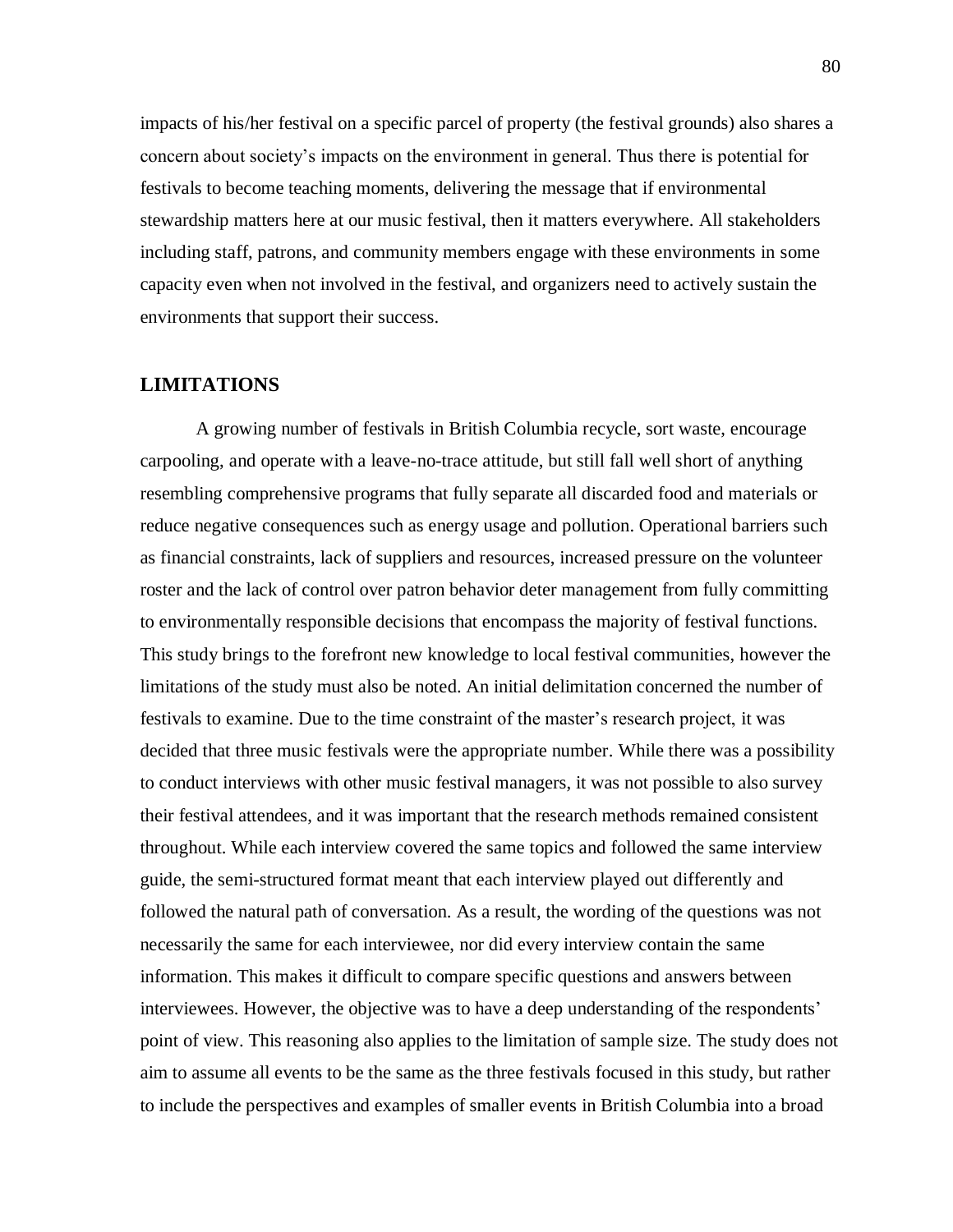impacts of his/her festival on a specific parcel of property (the festival grounds) also shares a concern about society's impacts on the environment in general. Thus there is potential for festivals to become teaching moments, delivering the message that if environmental stewardship matters here at our music festival, then it matters everywhere. All stakeholders including staff, patrons, and community members engage with these environments in some capacity even when not involved in the festival, and organizers need to actively sustain the environments that support their success.

## LIMITATIONS

A growing number of festivals in British Columbia recycle, sort waste, encourage carpooling, and operate with a leave-no-trace attitude, but still fall well short of anything resembling comprehensive programs that fully separate all discarded food and materials or reduce negative consequences such as energy usage and pollution. Operational barriers such as financial constraints, lack of suppliers and resources, increased pressure on the volunteer roster and the lack of control over patron behavior deter management from fully committing to environmentally responsible decisions that encompass the majority of festival functions. This study brings to the forefront new knowledge to local festival communities, however the limitations of the study must also be noted. An initial delimitation concerned the number of festivals to examine. Due to the time constraint of the master's research project, it was decided that three music festivals were the appropriate number. While there was a possibility to conduct interviews with other music festival managers, it was not possible to also survey their festival attendees, and it was important that the research methods remained consistent throughout. While each interview covered the same topics and followed the same interview guide, the semi-structured format meant that each interview played out differently and followed the natural path of conversation. As a result, the wording of the questions was not necessarily the same for each interviewee, nor did every interview contain the same information. This makes it difficult to compare specific questions and answers between interviewees. However, the objective was to have a deep understanding of the respondents' point of view. This reasoning also applies to the limitation of sample size. The study does not aim to assume all events to be the same as the three festivals focused in this study, but rather to include the perspectives and examples of smaller events in British Columbia into a broad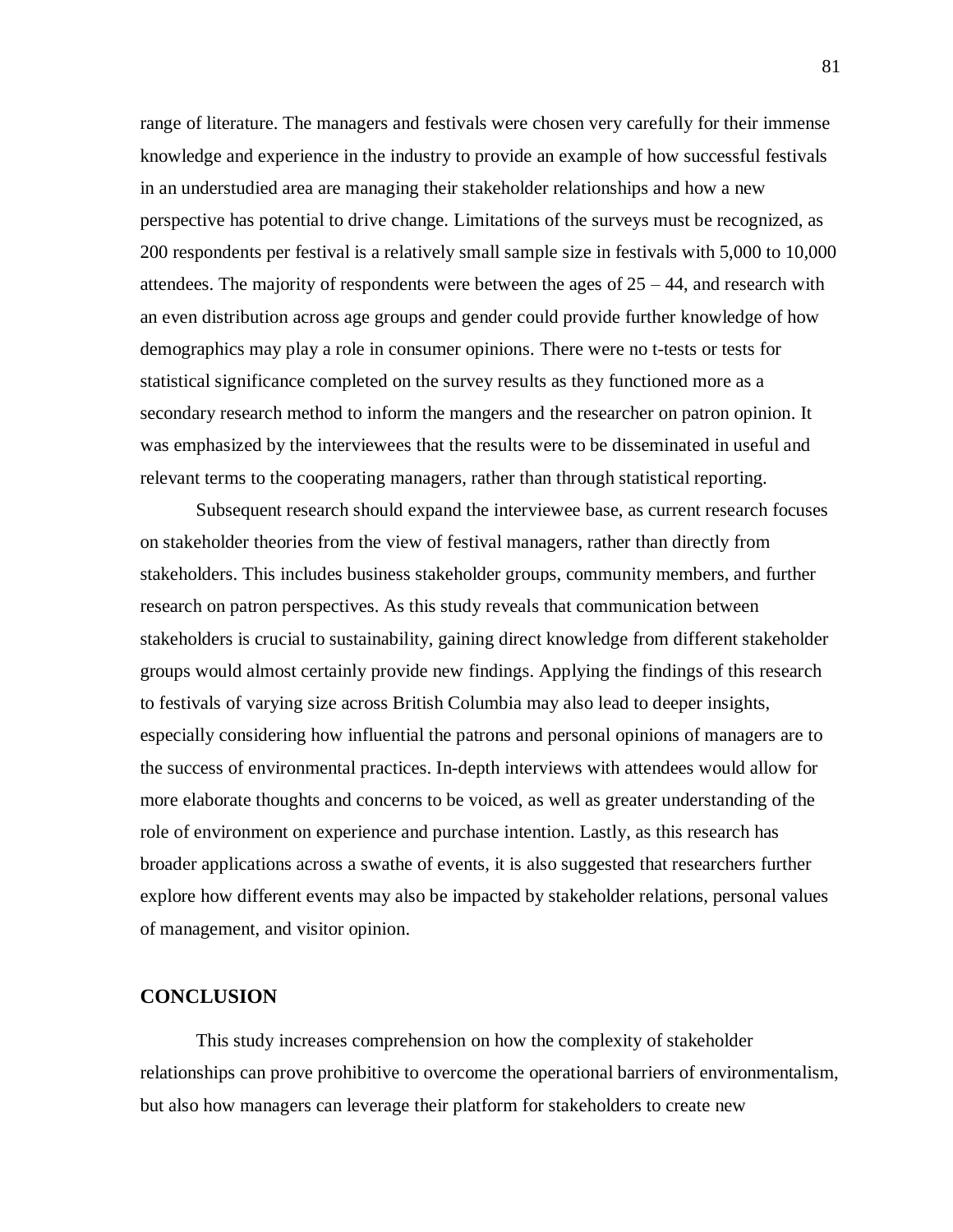range of literature. The managers and festivals were chosen very carefully for their immense knowledge and experience in the industry to provide an example of how successful festivals in an understudied area are managing their stakeholder relationships and how a new perspective has potential to drive change. Limitations of the surveys must be recognized, as 200 respondents per festival is a relatively small sample size in festivals with 5,000 to 10,000 attendees. The majority of respondents were between the ages of 25 – 44, and research with an even distribution across age groups and gender could provide further knowledge of how demographics may play a role in consumer opinions. There were no t-tests or tests for statistical significance completed on the survey results as they functioned more as a secondary research method to inform the mangers and the researcher on patron opinion. It was emphasized by the interviewees that the results were to be disseminated in useful and relevant terms to the cooperating managers, rather than through statistical reporting.

Subsequent research should expand the interviewee base, as current research focuses on stakeholder theories from the view of festival managers, rather than directly from stakeholders. This includes business stakeholder groups, community members, and further research on patron perspectives. As this study reveals that communication between stakeholders is crucial to sustainability, gaining direct knowledge from different stakeholder groups would almost certainly provide new findings. Applying the findings of this research to festivals of varying size across British Columbia may also lead to deeper insights, especially considering how influential the patrons and personal opinions of managers are to the success of environmental practices. In-depth interviews with attendees would allow for more elaborate thoughts and concerns to be voiced, as well as greater understanding of the role of environment on experience and purchase intention. Lastly, as this research has broader applications across a swathe of events, it is also suggested that researchers further explore how different events may also be impacted by stakeholder relations, personal values of management, and visitor opinion.

## CONCLUSION

This study increases comprehension on how the complexity of stakeholder relationships can prove prohibitive to overcome the operational barriers of environmentalism, but also how managers can leverage their platform for stakeholders to create new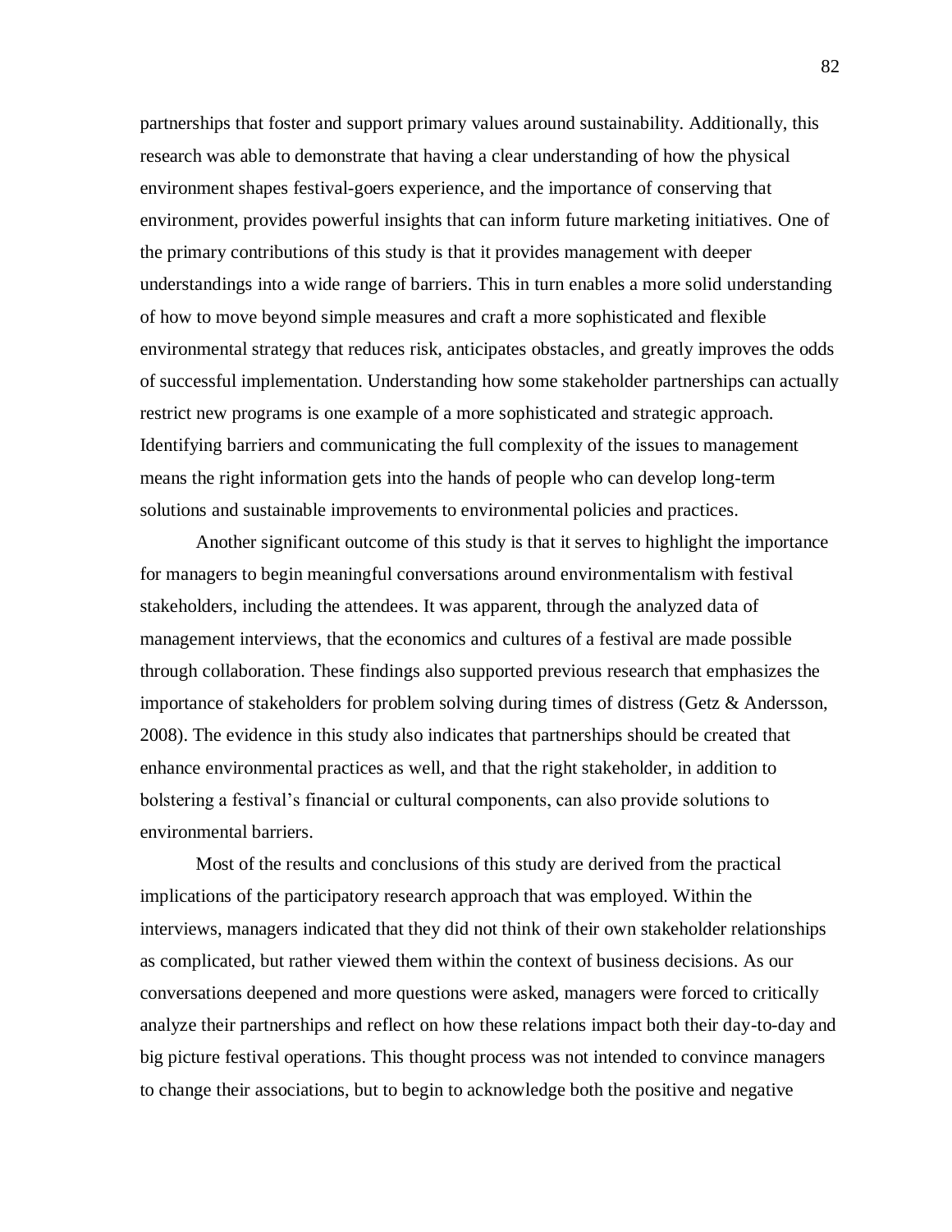partnerships that foster and support primary values around sustainability. Additionally, this research was able to demonstrate that having a clear understanding of how the physical environment shapes festival-goers experience, and the importance of conserving that environment, provides powerful insights that can inform future marketing initiatives. One of the primary contributions of this study is that it provides management with deeper understandings into a wide range of barriers. This in turn enables a more solid understanding of how to move beyond simple measures and craft a more sophisticated and flexible environmental strategy that reduces risk, anticipates obstacles, and greatly improves the odds of successful implementation. Understanding how some stakeholder partnerships can actually restrict new programs is one example of a more sophisticated and strategic approach. Identifying barriers and communicating the full complexity of the issues to management means the right information gets into the hands of people who can develop long-term solutions and sustainable improvements to environmental policies and practices.

Another significant outcome of this study is that it serves to highlight the importance for managers to begin meaningful conversations around environmentalism with festival stakeholders, including the attendees. It was apparent, through the analyzed data of management interviews, that the economics and cultures of a festival are made possible through collaboration. These findings also supported previous research that emphasizes the importance of stakeholders for problem solving during times of distress (Getz & Andersson, 2008). The evidence in this study also indicates that partnerships should be created that enhance environmental practices as well, and that the right stakeholder, in addition to bolstering a festival's financial or cultural components, can also provide solutions to environmental barriers.

Most of the results and conclusions of this study are derived from the practical implications of the participatory research approach that was employed. Within the interviews, managers indicated that they did not think of their own stakeholder relationships as complicated, but rather viewed them within the context of business decisions. As our conversations deepened and more questions were asked, managers were forced to critically analyze their partnerships and reflect on how these relations impact both their day-to-day and big picture festival operations. This thought process was not intended to convince managers to change their associations, but to begin to acknowledge both the positive and negative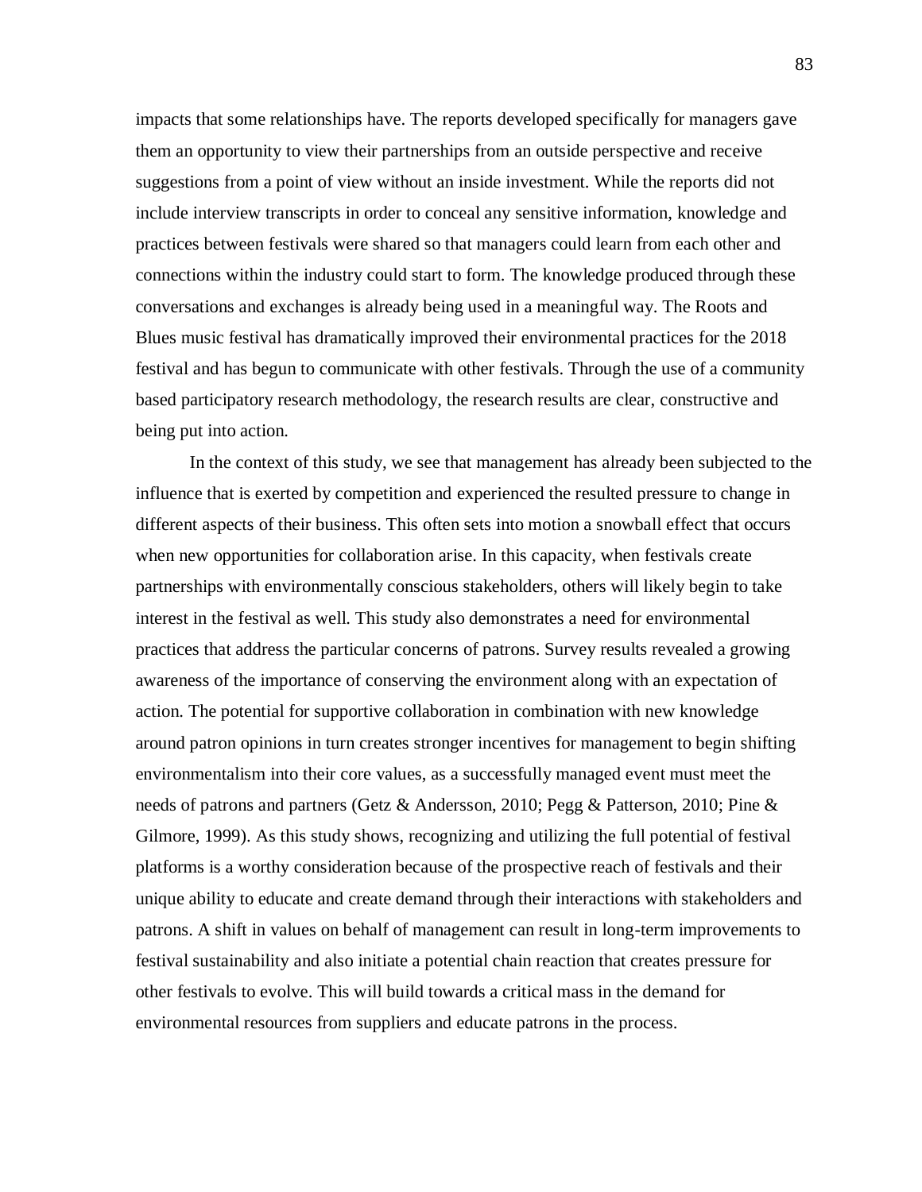impacts that some relationships have. The reports developed specifically for managers gave them an opportunity to view their partnerships from an outside perspective and receive suggestions from a point of view without an inside investment. While the reports did not include interview transcripts in order to conceal any sensitive information, knowledge and practices between festivals were shared so that managers could learn from each other and connections within the industry could start to form. The knowledge produced through these conversations and exchanges is already being used in a meaningful way. The Roots and Blues music festival has dramatically improved their environmental practices for the 2018 festival and has begun to communicate with other festivals. Through the use of a community based participatory research methodology, the research results are clear, constructive and being put into action.

In the context of this study, we see that management has already been subjected to the influence that is exerted by competition and experienced the resulted pressure to change in different aspects of their business. This often sets into motion a snowball effect that occurs when new opportunities for collaboration arise. In this capacity, when festivals create partnerships with environmentally conscious stakeholders, others will likely begin to take interest in the festival as well. This study also demonstrates a need for environmental practices that address the particular concerns of patrons. Survey results revealed a growing awareness of the importance of conserving the environment along with an expectation of action. The potential for supportive collaboration in combination with new knowledge around patron opinions in turn creates stronger incentives for management to begin shifting environmentalism into their core values, as a successfully managed event must meet the needs of patrons and partners (Getz & Andersson, 2010; Pegg & Patterson, 2010; Pine & Gilmore, 1999). As this study shows, recognizing and utilizing the full potential of festival platforms is a worthy consideration because of the prospective reach of festivals and their unique ability to educate and create demand through their interactions with stakeholders and patrons. A shift in values on behalf of management can result in long-term improvements to festival sustainability and also initiate a potential chain reaction that creates pressure for other festivals to evolve. This will build towards a critical mass in the demand for environmental resources from suppliers and educate patrons in the process.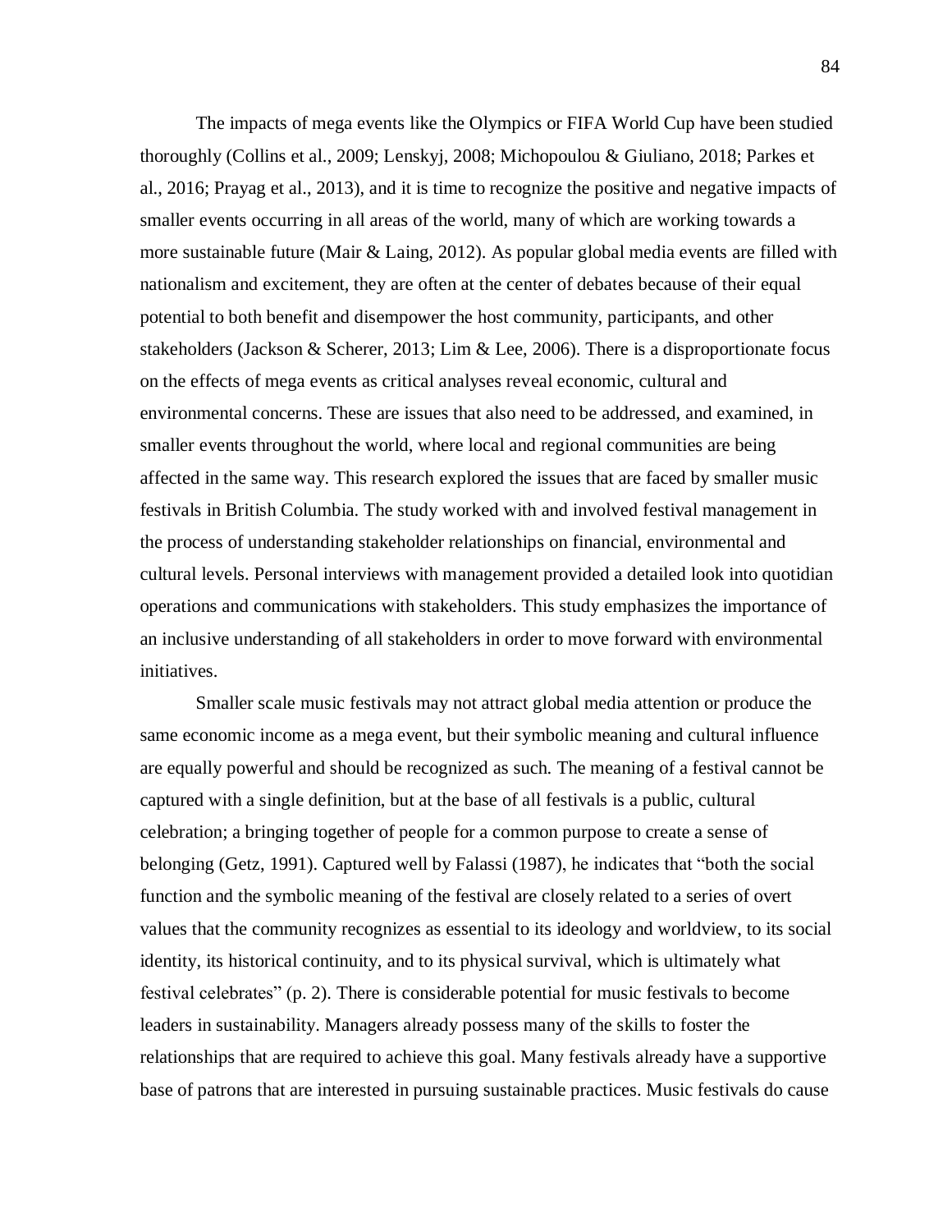The impacts of mega events like the Olympics or FIFA World Cup have been studied thoroughly (Collins et al., 2009; Lenskyj, 2008; Michopoulou & Giuliano, 2018; Parkes et al., 2016; Prayag et al., 2013), and it is time to recognize the positive and negative impacts of smaller events occurring in all areas of the world, many of which are working towards a more sustainable future (Mair & Laing, 2012). As popular global media events are filled with nationalism and excitement, they are often at the center of debates because of their equal potential to both benefit and disempower the host community, participants, and other stakeholders (Jackson & Scherer, 2013; Lim & Lee, 2006). There is a disproportionate focus on the effects of mega events as critical analyses reveal economic, cultural and environmental concerns. These are issues that also need to be addressed, and examined, in smaller events throughout the world, where local and regional communities are being affected in the same way. This research explored the issues that are faced by smaller music festivals in British Columbia. The study worked with and involved festival management in the process of understanding stakeholder relationships on financial, environmental and cultural levels. Personal interviews with management provided a detailed look into quotidian operations and communications with stakeholders. This study emphasizes the importance of an inclusive understanding of all stakeholders in order to move forward with environmental initiatives.

Smaller scale music festivals may not attract global media attention or produce the same economic income as a mega event, but their symbolic meaning and cultural influence are equally powerful and should be recognized as such. The meaning of a festival cannot be captured with a single definition, but at the base of all festivals is a public, cultural celebration; a bringing together of people for a common purpose to create a sense of belonging (Getz, 1991). Captured well by Falassi (1987), he indicates that "both the social function and the symbolic meaning of the festival are closely related to a series of overt values that the community recognizes as essential to its ideology and worldview, to its social identity, its historical continuity, and to its physical survival, which is ultimately what festival celebrates" (p. 2). There is considerable potential for music festivals to become leaders in sustainability. Managers already possess many of the skills to foster the relationships that are required to achieve this goal. Many festivals already have a supportive base of patrons that are interested in pursuing sustainable practices. Music festivals do cause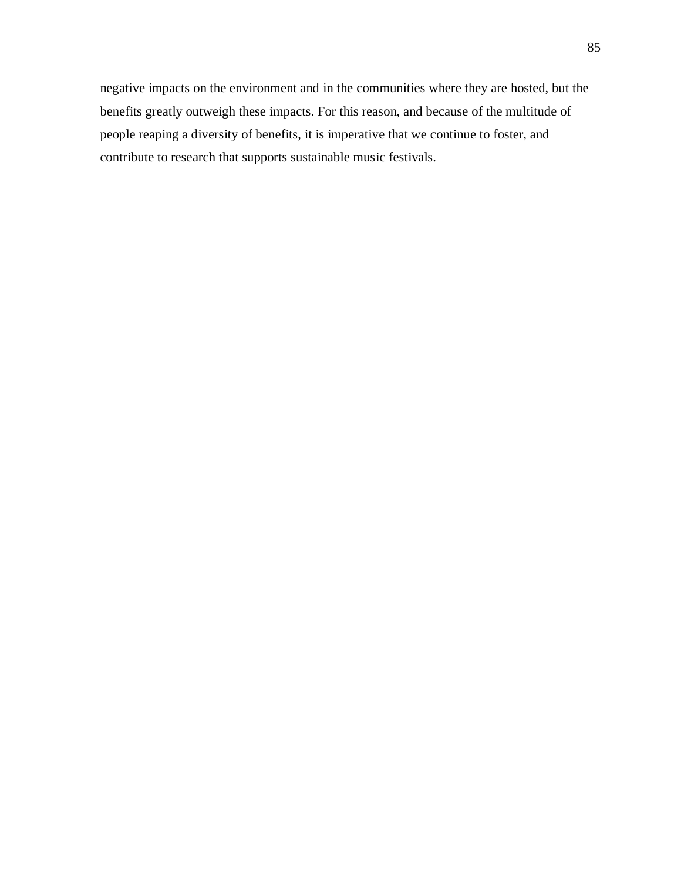negative impacts on the environment and in the communities where they are hosted, but the benefits greatly outweigh these impacts. For this reason, and because of the multitude of people reaping a diversity of benefits, it is imperative that we continue to foster, and contribute to research that supports sustainable music festivals.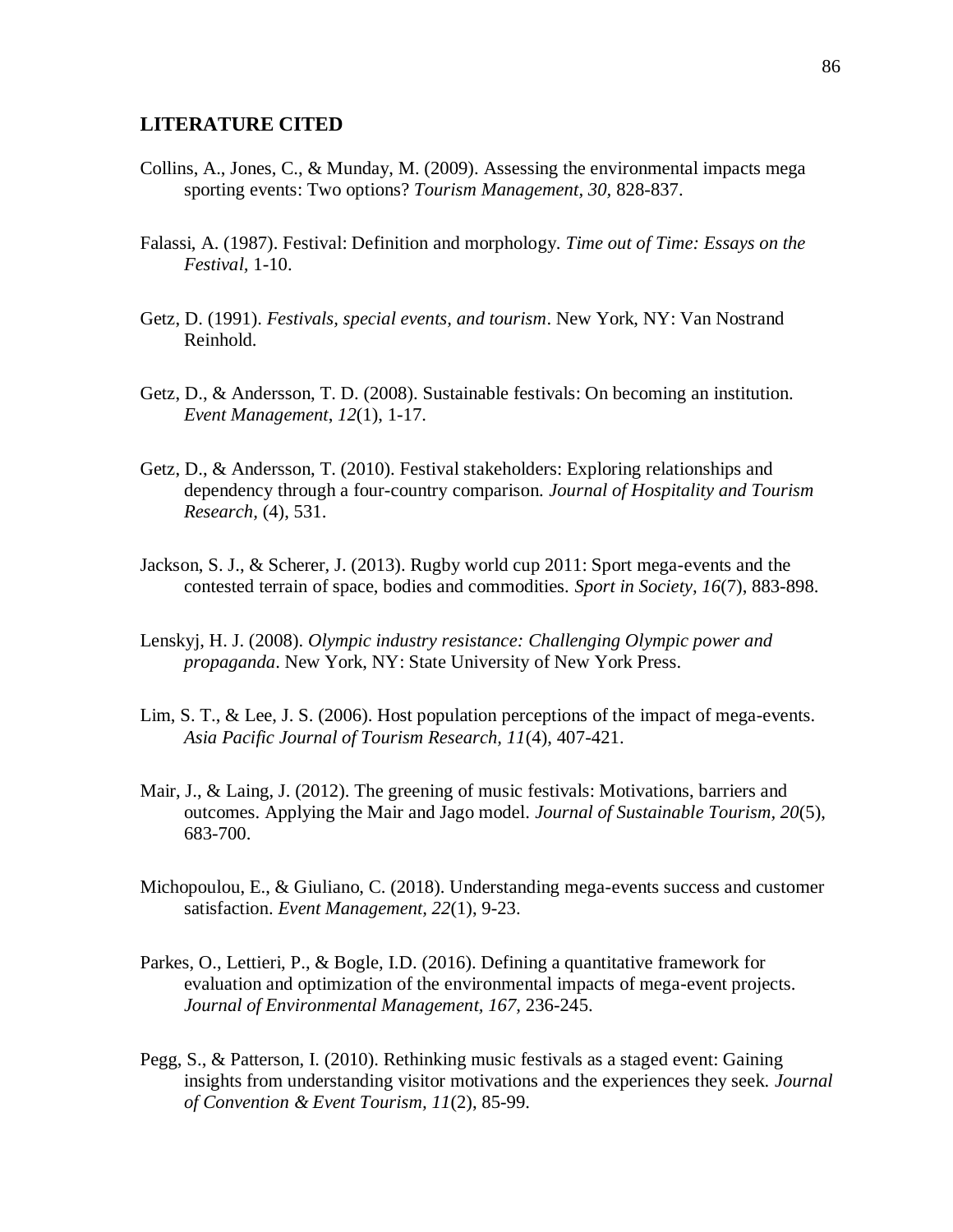## LITERATURE CITED

Collins, A., Jones, C., & Munday, M. (2009). Assessing the environmental impacts mega sporting events: Two options? *Tourism Management, 30*, 828-837.

Falassi, A. (1987). Festival: Definition and morphology. *Time out of Time: Essays on the Festival*, 1-10.

Getz, D. (1991). *Festivals, special events, and tourism*. New York, NY: Van Nostrand Reinhold.

Getz, D., & Andersson, T. D. (2008). Sustainable festivals: On becoming an institution. *Event Management*, *12*(1), 1-17.

Getz, D., & Andersson, T. (2010). Festival stakeholders: Exploring relationships and dependency through a four-country comparison. *Journal of Hospitality and Tourism Research,* (4), 531.

Jackson, S. J., & Scherer, J. (2013). Rugby world cup 2011: Sport mega-events and the contested terrain of space, bodies and commodities. *Sport in Society, 16*(7), 883-898.

Lenskyj, H. J. (2008). *Olympic industry resistance: Challenging Olympic power and propaganda*. New York, NY: State University of New York Press.

Lim, S. T., & Lee, J. S. (2006). Host population perceptions of the impact of mega-events. *Asia Pacific Journal of Tourism Research, 11*(4), 407-421.

Mair, J., & Laing, J. (2012). The greening of music festivals: Motivations, barriers and outcomes. Applying the Mair and Jago model. *Journal of Sustainable Tourism*, *20*(5), 683-700.

Michopoulou, E., & Giuliano, C. (2018). Understanding mega-events success and customer satisfaction. *Event Management*, *22*(1), 9-23.

Parkes, O., Lettieri, P., & Bogle, I.D. (2016). Defining a quantitative framework for evaluation and optimization of the environmental impacts of mega-event projects. *Journal of Environmental Management, 167*, 236-245.

Pegg, S., & Patterson, I. (2010). Rethinking music festivals as a staged event: Gaining insights from understanding visitor motivations and the experiences they seek. *Journal of Convention & Event Tourism, 11*(2), 85-99.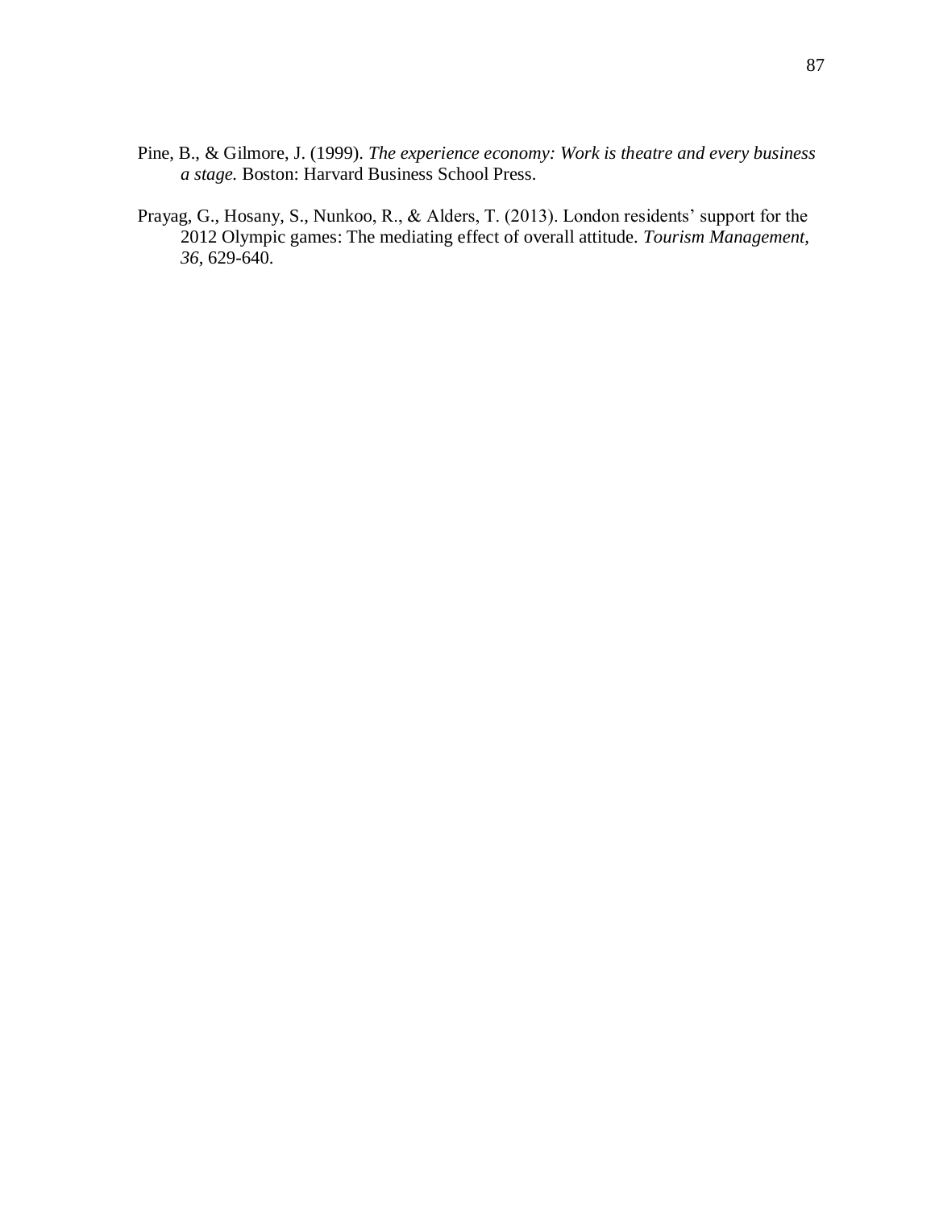Pine, B., & Gilmore, J. (1999). *The experience economy: Work is theatre and every business a stage.* Boston: Harvard Business School Press.

Prayag, G., Hosany, S., Nunkoo, R., & Alders, T. (2013). London residents' support for the 2012 Olympic games: The mediating effect of overall attitude. *Tourism Management, 36*, 629-640.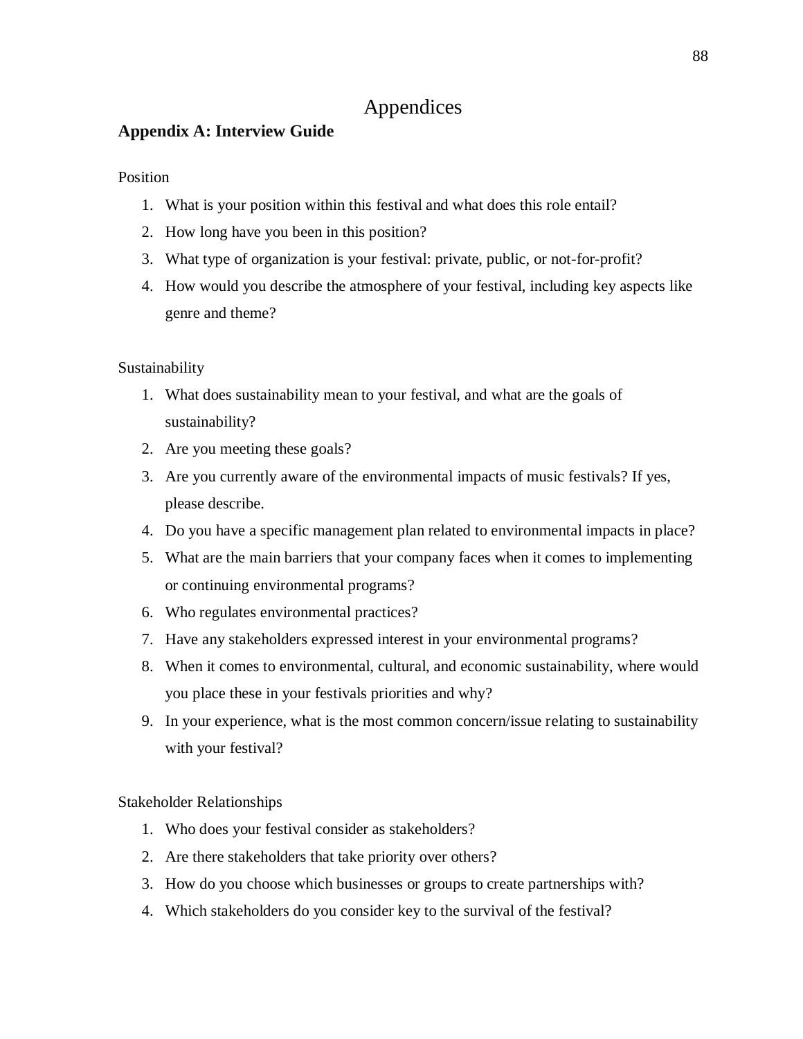# Appendices

## Appendix A: Interview Guide

Position

1. What is your position within this festival and what does this role entail?
2. How long have you been in this position?
3. What type of organization is your festival: private, public, or not-for-profit?
4. How would you describe the atmosphere of your festival, including key aspects like genre and theme?

Sustainability

1. What does sustainability mean to your festival, and what are the goals of sustainability?
2. Are you meeting these goals?
3. Are you currently aware of the environmental impacts of music festivals? If yes, please describe.
4. Do you have a specific management plan related to environmental impacts in place?
5. What are the main barriers that your company faces when it comes to implementing or continuing environmental programs?
6. Who regulates environmental practices?
7. Have any stakeholders expressed interest in your environmental programs?
8. When it comes to environmental, cultural, and economic sustainability, where would you place these in your festivals priorities and why?
9. In your experience, what is the most common concern/issue relating to sustainability with your festival?

Stakeholder Relationships

1. Who does your festival consider as stakeholders?
2. Are there stakeholders that take priority over others?
3. How do you choose which businesses or groups to create partnerships with?
4. Which stakeholders do you consider key to the survival of the festival?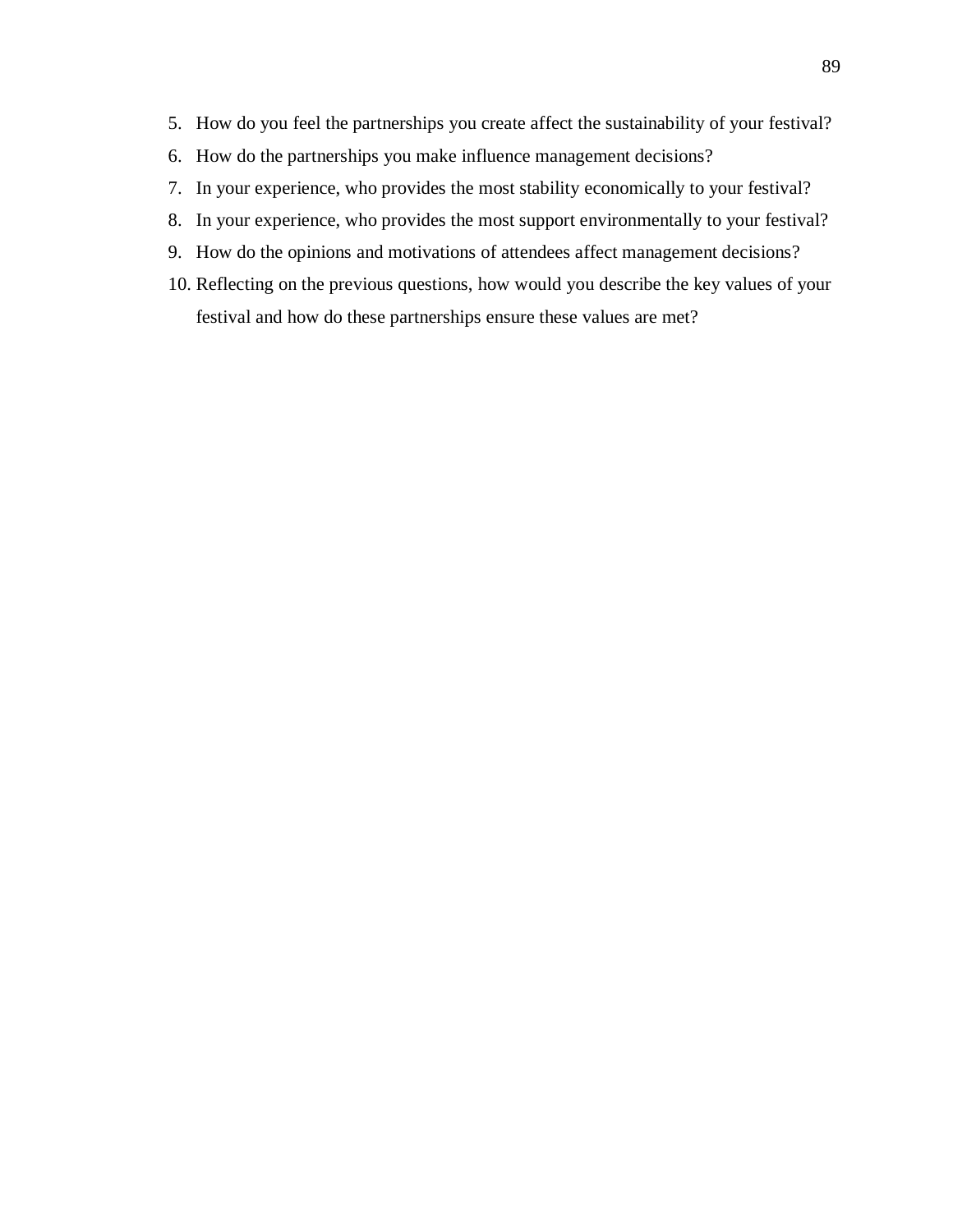5. How do you feel the partnerships you create affect the sustainability of your festival?
6. How do the partnerships you make influence management decisions?
7. In your experience, who provides the most stability economically to your festival?
8. In your experience, who provides the most support environmentally to your festival?
9. How do the opinions and motivations of attendees affect management decisions?
10. Reflecting on the previous questions, how would you describe the key values of your festival and how do these partnerships ensure these values are met?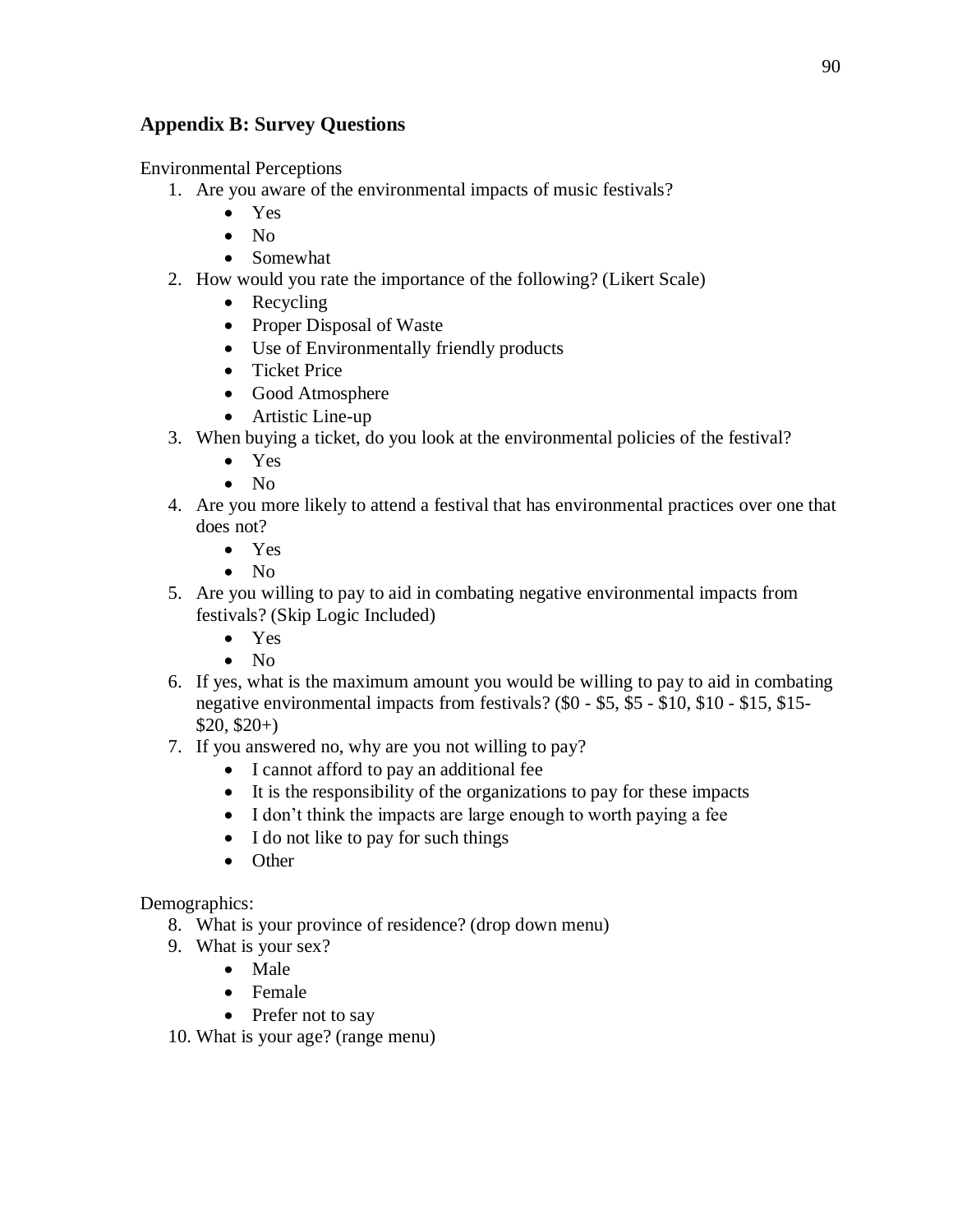## Appendix B: Survey Questions

Environmental Perceptions

1. Are you aware of the environmental impacts of music festivals?
   - Yes
   - No
   - Somewhat
2. How would you rate the importance of the following? (Likert Scale)
   - Recycling
   - Proper Disposal of Waste
   - Use of Environmentally friendly products
   - Ticket Price
   - Good Atmosphere
   - Artistic Line-up
3. When buying a ticket, do you look at the environmental policies of the festival?
   - Yes
   - No
4. Are you more likely to attend a festival that has environmental practices over one that does not?
   - Yes
   - No
5. Are you willing to pay to aid in combating negative environmental impacts from festivals? (Skip Logic Included)
   - Yes
   - No
6. If yes, what is the maximum amount you would be willing to pay to aid in combating negative environmental impacts from festivals? ($0 - $5, $5 - $10, $10 - $15, $15-$20, $20+)
7. If you answered no, why are you not willing to pay?
   - I cannot afford to pay an additional fee
   - It is the responsibility of the organizations to pay for these impacts
   - I don't think the impacts are large enough to worth paying a fee
   - I do not like to pay for such things
   - Other

Demographics:

8. What is your province of residence? (drop down menu)
9. What is your sex?
   - Male
   - Female
   - Prefer not to say
10. What is your age? (range menu)